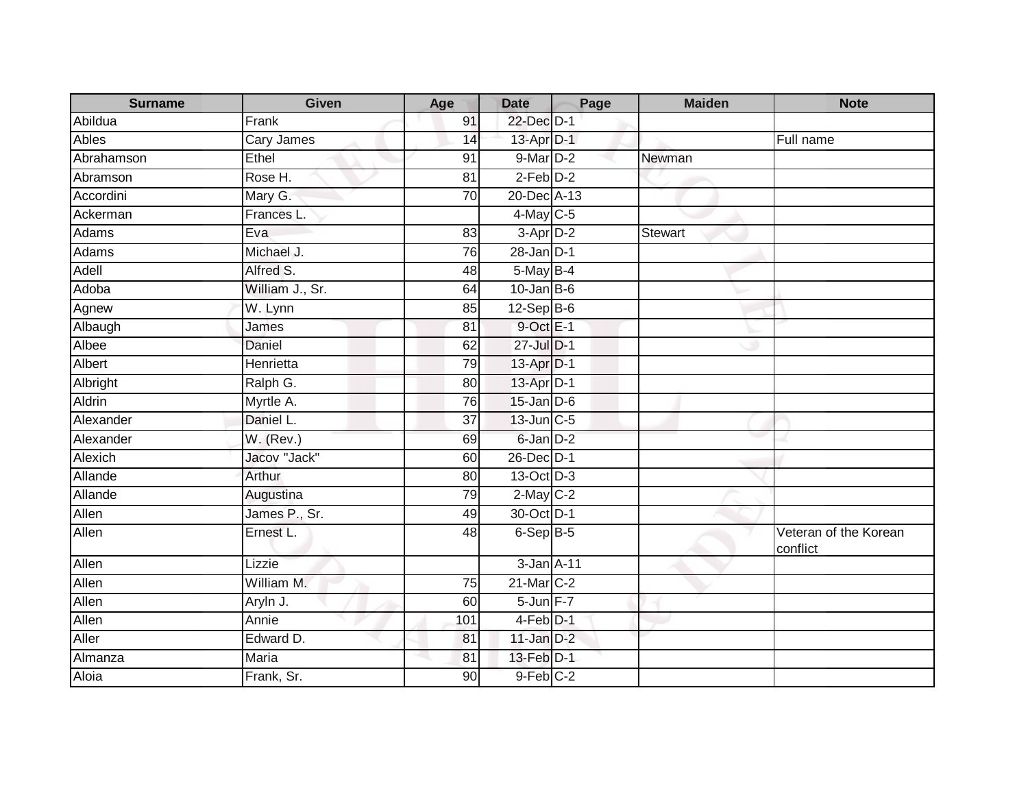| Surname | Given | Age | Date | Page | Maiden | Note |
| --- | --- | --- | --- | --- | --- | --- |
| Abildua | Frank | 91 | 22-Dec | D-1 | | |
| Ables | Cary James | 14 | 13-Apr | D-1 | | Full name |
| Abrahamson | Ethel | 91 | 9-Mar | D-2 | Newman | |
| Abramson | Rose H. | 81 | 2-Feb | D-2 | | |
| Accordini | Mary G. | 70 | 20-Dec | A-13 | | |
| Ackerman | Frances L. | | 4-May | C-5 | | |
| Adams | Eva | 83 | 3-Apr | D-2 | Stewart | |
| Adams | Michael J. | 76 | 28-Jan | D-1 | | |
| Adell | Alfred S. | 48 | 5-May | B-4 | | |
| Adoba | William J., Sr. | 64 | 10-Jan | B-6 | | |
| Agnew | W. Lynn | 85 | 12-Sep | B-6 | | |
| Albaugh | James | 81 | 9-Oct | E-1 | | |
| Albee | Daniel | 62 | 27-Jul | D-1 | | |
| Albert | Henrietta | 79 | 13-Apr | D-1 | | |
| Albright | Ralph G. | 80 | 13-Apr | D-1 | | |
| Aldrin | Myrtle A. | 76 | 15-Jan | D-6 | | |
| Alexander | Daniel L. | 37 | 13-Jun | C-5 | | |
| Alexander | W. (Rev.) | 69 | 6-Jan | D-2 | | |
| Alexich | Jacov "Jack" | 60 | 26-Dec | D-1 | | |
| Allande | Arthur | 80 | 13-Oct | D-3 | | |
| Allande | Augustina | 79 | 2-May | C-2 | | |
| Allen | James P., Sr. | 49 | 30-Oct | D-1 | | |
| Allen | Ernest L. | 48 | 6-Sep | B-5 | | Veteran of the Korean conflict |
| Allen | Lizzie | | 3-Jan | A-11 | | |
| Allen | William M. | 75 | 21-Mar | C-2 | | |
| Allen | Aryln J. | 60 | 5-Jun | F-7 | | |
| Allen | Annie | 101 | 4-Feb | D-1 | | |
| Aller | Edward D. | 81 | 11-Jan | D-2 | | |
| Almanza | Maria | 81 | 13-Feb | D-1 | | |
| Aloia | Frank, Sr. | 90 | 9-Feb | C-2 | | |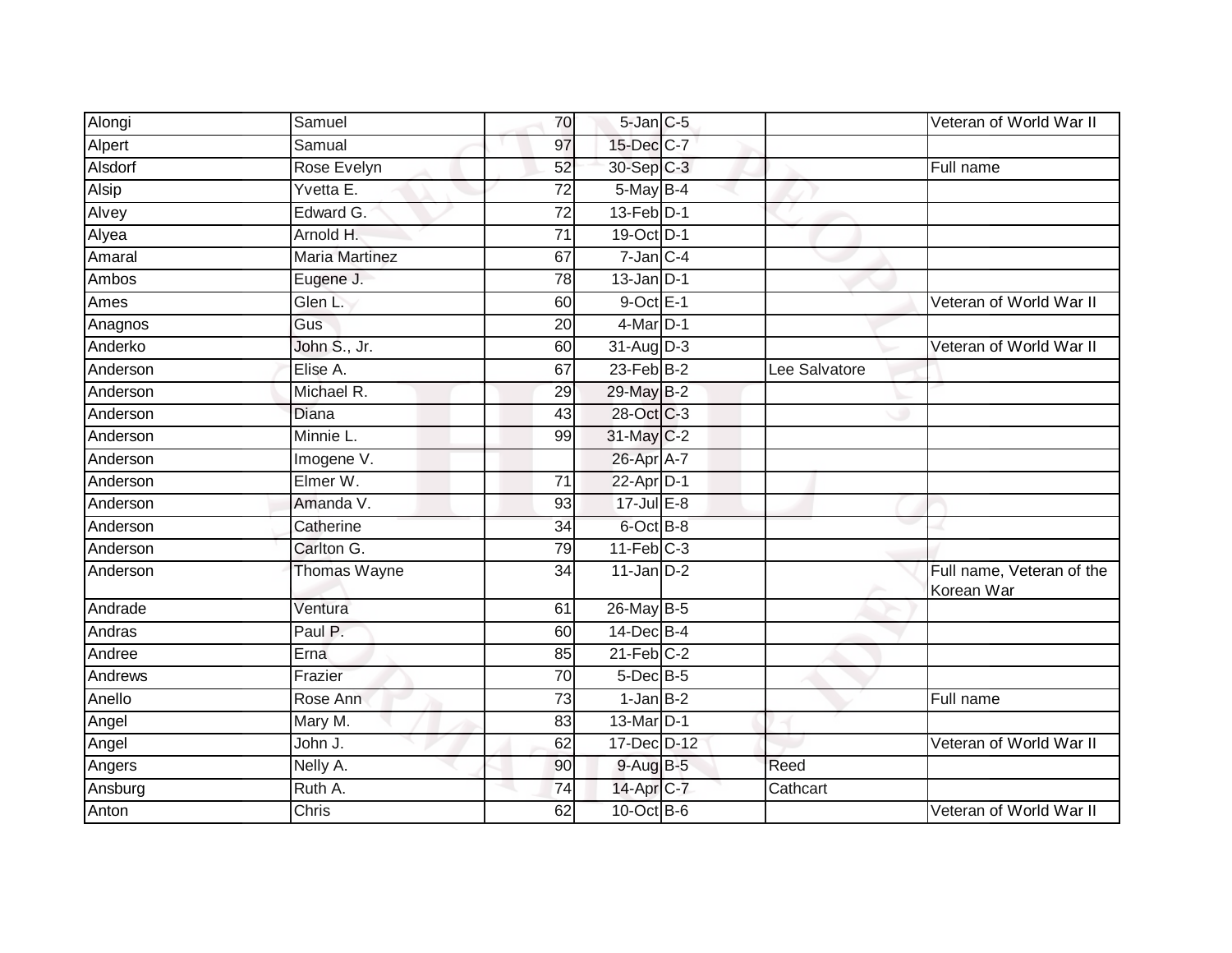| | | | | | | |
|---|---|---|---|---|---|---|
| Alongi | Samuel | 70 | 5-Jan | C-5 | | Veteran of World War II |
| Alpert | Samual | 97 | 15-Dec | C-7 | | |
| Alsdorf | Rose Evelyn | 52 | 30-Sep | C-3 | | Full name |
| Alsip | Yvetta E. | 72 | 5-May | B-4 | | |
| Alvey | Edward G. | 72 | 13-Feb | D-1 | | |
| Alyea | Arnold H. | 71 | 19-Oct | D-1 | | |
| Amaral | Maria Martinez | 67 | 7-Jan | C-4 | | |
| Ambos | Eugene J. | 78 | 13-Jan | D-1 | | |
| Ames | Glen L. | 60 | 9-Oct | E-1 | | Veteran of World War II |
| Anagnos | Gus | 20 | 4-Mar | D-1 | | |
| Anderko | John S., Jr. | 60 | 31-Aug | D-3 | | Veteran of World War II |
| Anderson | Elise A. | 67 | 23-Feb | B-2 | Lee Salvatore | |
| Anderson | Michael R. | 29 | 29-May | B-2 | | |
| Anderson | Diana | 43 | 28-Oct | C-3 | | |
| Anderson | Minnie L. | 99 | 31-May | C-2 | | |
| Anderson | Imogene V. | | 26-Apr | A-7 | | |
| Anderson | Elmer W. | 71 | 22-Apr | D-1 | | |
| Anderson | Amanda V. | 93 | 17-Jul | E-8 | | |
| Anderson | Catherine | 34 | 6-Oct | B-8 | | |
| Anderson | Carlton G. | 79 | 11-Feb | C-3 | | |
| Anderson | Thomas Wayne | 34 | 11-Jan | D-2 | | Full name, Veteran of the Korean War |
| Andrade | Ventura | 61 | 26-May | B-5 | | |
| Andras | Paul P. | 60 | 14-Dec | B-4 | | |
| Andree | Erna | 85 | 21-Feb | C-2 | | |
| Andrews | Frazier | 70 | 5-Dec | B-5 | | |
| Anello | Rose Ann | 73 | 1-Jan | B-2 | | Full name |
| Angel | Mary M. | 83 | 13-Mar | D-1 | | |
| Angel | John J. | 62 | 17-Dec | D-12 | | Veteran of World War II |
| Angers | Nelly A. | 90 | 9-Aug | B-5 | Reed | |
| Ansburg | Ruth A. | 74 | 14-Apr | C-7 | Cathcart | |
| Anton | Chris | 62 | 10-Oct | B-6 | | Veteran of World War II |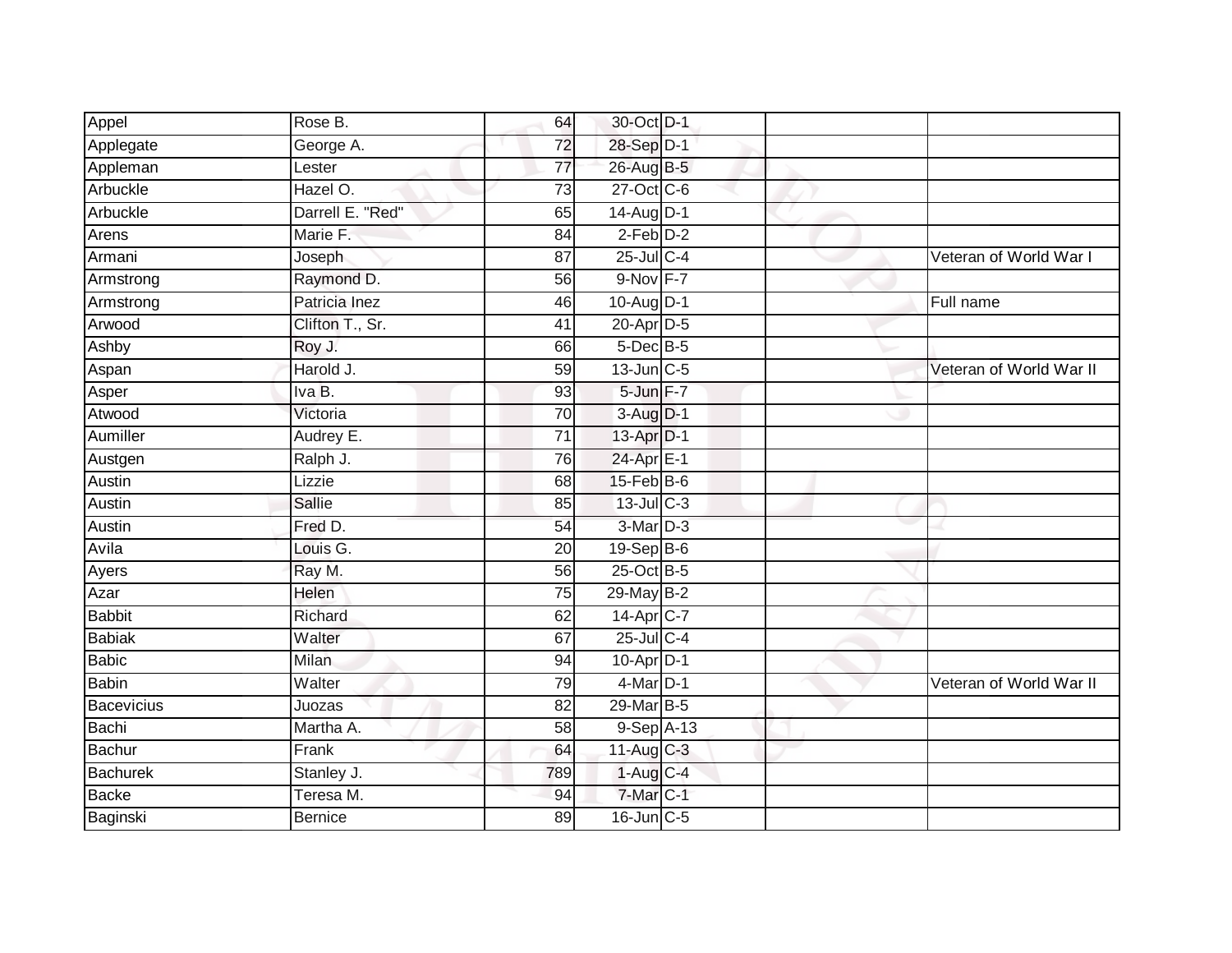| | | | | | | |
|---|---|---|---|---|---|---|
| Appel | Rose B. | 64 | 30-Oct | D-1 | | |
| Applegate | George A. | 72 | 28-Sep | D-1 | | |
| Appleman | Lester | 77 | 26-Aug | B-5 | | |
| Arbuckle | Hazel O. | 73 | 27-Oct | C-6 | | |
| Arbuckle | Darrell E. "Red" | 65 | 14-Aug | D-1 | | |
| Arens | Marie F. | 84 | 2-Feb | D-2 | | |
| Armani | Joseph | 87 | 25-Jul | C-4 | | Veteran of World War I |
| Armstrong | Raymond D. | 56 | 9-Nov | F-7 | | |
| Armstrong | Patricia Inez | 46 | 10-Aug | D-1 | | Full name |
| Arwood | Clifton T., Sr. | 41 | 20-Apr | D-5 | | |
| Ashby | Roy J. | 66 | 5-Dec | B-5 | | |
| Aspan | Harold J. | 59 | 13-Jun | C-5 | | Veteran of World War II |
| Asper | Iva B. | 93 | 5-Jun | F-7 | | |
| Atwood | Victoria | 70 | 3-Aug | D-1 | | |
| Aumiller | Audrey E. | 71 | 13-Apr | D-1 | | |
| Austgen | Ralph J. | 76 | 24-Apr | E-1 | | |
| Austin | Lizzie | 68 | 15-Feb | B-6 | | |
| Austin | Sallie | 85 | 13-Jul | C-3 | | |
| Austin | Fred D. | 54 | 3-Mar | D-3 | | |
| Avila | Louis G. | 20 | 19-Sep | B-6 | | |
| Ayers | Ray M. | 56 | 25-Oct | B-5 | | |
| Azar | Helen | 75 | 29-May | B-2 | | |
| Babbit | Richard | 62 | 14-Apr | C-7 | | |
| Babiak | Walter | 67 | 25-Jul | C-4 | | |
| Babic | Milan | 94 | 10-Apr | D-1 | | |
| Babin | Walter | 79 | 4-Mar | D-1 | | Veteran of World War II |
| Bacevicius | Juozas | 82 | 29-Mar | B-5 | | |
| Bachi | Martha A. | 58 | 9-Sep | A-13 | | |
| Bachur | Frank | 64 | 11-Aug | C-3 | | |
| Bachurek | Stanley J. | 789 | 1-Aug | C-4 | | |
| Backe | Teresa M. | 94 | 7-Mar | C-1 | | |
| Baginski | Bernice | 89 | 16-Jun | C-5 | | |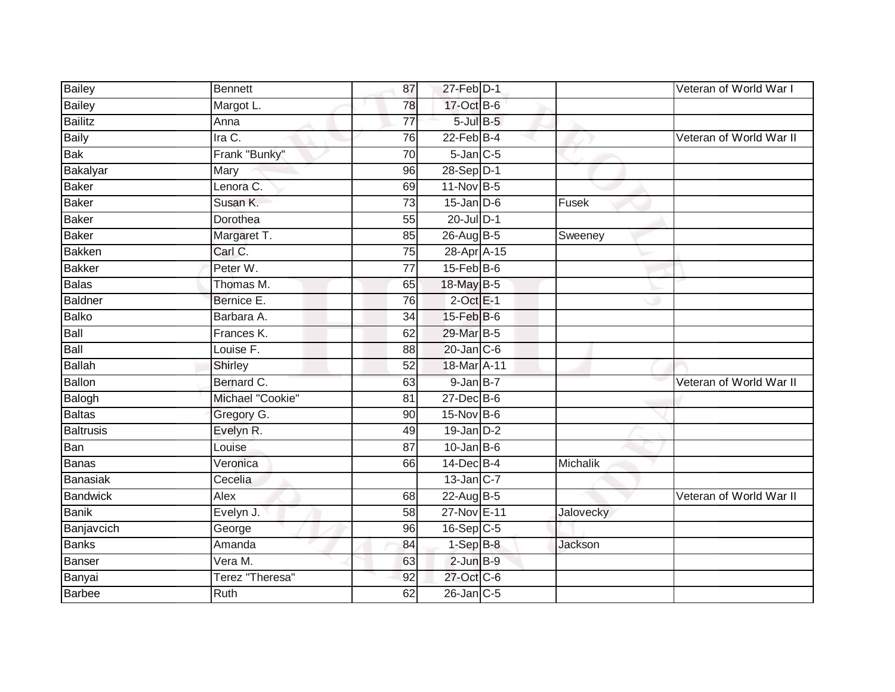| | | | | | | |
|---|---|---|---|---|---|---|
| Bailey | Bennett | 87 | 27-Feb | D-1 | | Veteran of World War I |
| Bailey | Margot L. | 78 | 17-Oct | B-6 | | |
| Bailitz | Anna | 77 | 5-Jul | B-5 | | |
| Baily | Ira C. | 76 | 22-Feb | B-4 | | Veteran of World War II |
| Bak | Frank "Bunky" | 70 | 5-Jan | C-5 | | |
| Bakalyar | Mary | 96 | 28-Sep | D-1 | | |
| Baker | Lenora C. | 69 | 11-Nov | B-5 | | |
| Baker | Susan K. | 73 | 15-Jan | D-6 | Fusek | |
| Baker | Dorothea | 55 | 20-Jul | D-1 | | |
| Baker | Margaret T. | 85 | 26-Aug | B-5 | Sweeney | |
| Bakken | Carl C. | 75 | 28-Apr | A-15 | | |
| Bakker | Peter W. | 77 | 15-Feb | B-6 | | |
| Balas | Thomas M. | 65 | 18-May | B-5 | | |
| Baldner | Bernice E. | 76 | 2-Oct | E-1 | | |
| Balko | Barbara A. | 34 | 15-Feb | B-6 | | |
| Ball | Frances K. | 62 | 29-Mar | B-5 | | |
| Ball | Louise F. | 88 | 20-Jan | C-6 | | |
| Ballah | Shirley | 52 | 18-Mar | A-11 | | |
| Ballon | Bernard C. | 63 | 9-Jan | B-7 | | Veteran of World War II |
| Balogh | Michael "Cookie" | 81 | 27-Dec | B-6 | | |
| Baltas | Gregory G. | 90 | 15-Nov | B-6 | | |
| Baltrusis | Evelyn R. | 49 | 19-Jan | D-2 | | |
| Ban | Louise | 87 | 10-Jan | B-6 | | |
| Banas | Veronica | 66 | 14-Dec | B-4 | Michalik | |
| Banasiak | Cecelia | | 13-Jan | C-7 | | |
| Bandwick | Alex | 68 | 22-Aug | B-5 | | Veteran of World War II |
| Banik | Evelyn J. | 58 | 27-Nov | E-11 | Jalovecky | |
| Banjavcich | George | 96 | 16-Sep | C-5 | | |
| Banks | Amanda | 84 | 1-Sep | B-8 | Jackson | |
| Banser | Vera M. | 63 | 2-Jun | B-9 | | |
| Banyai | Terez "Theresa" | 92 | 27-Oct | C-6 | | |
| Barbee | Ruth | 62 | 26-Jan | C-5 | | |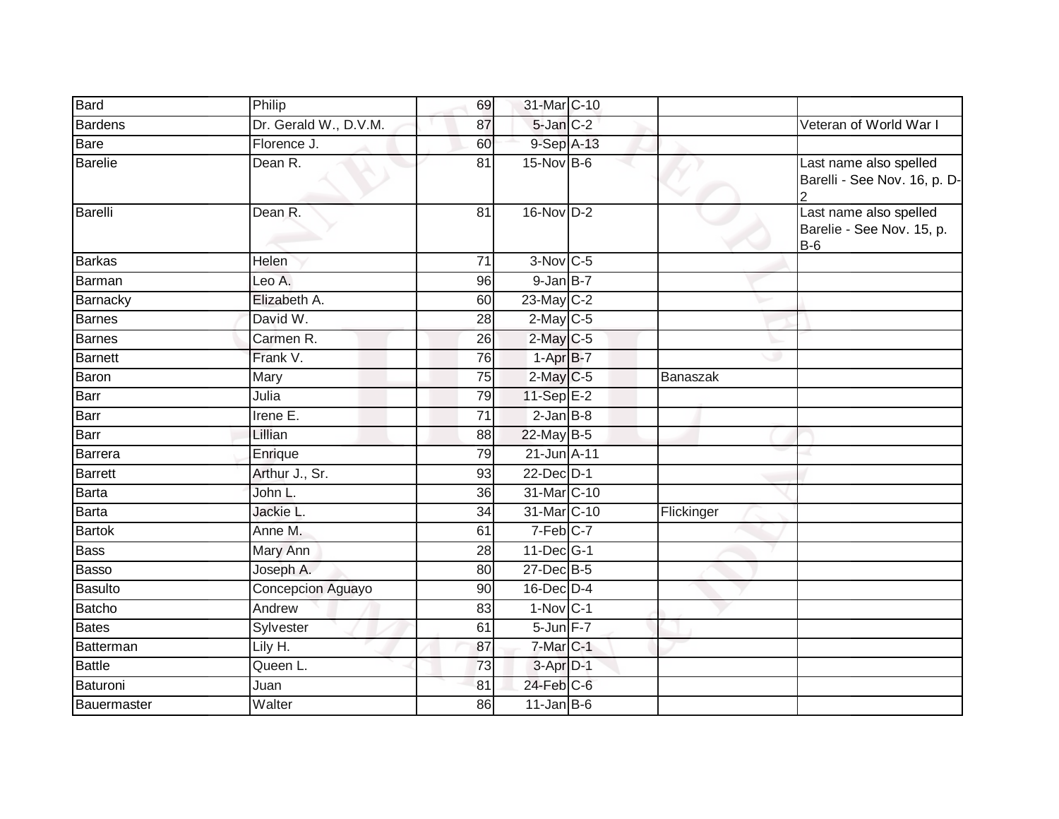| Bard | Philip | 69 | 31-Mar | C-10 | | |
|---|---|---|---|---|---|---|
| Bardens | Dr. Gerald W., D.V.M. | 87 | 5-Jan | C-2 | | Veteran of World War I |
| Bare | Florence J. | 60 | 9-Sep | A-13 | | |
| Barelie | Dean R. | 81 | 15-Nov | B-6 | | Last name also spelled Barelli - See Nov. 16, p. D-2 |
| Barelli | Dean R. | 81 | 16-Nov | D-2 | | Last name also spelled Barelie - See Nov. 15, p. B-6 |
| Barkas | Helen | 71 | 3-Nov | C-5 | | |
| Barman | Leo A. | 96 | 9-Jan | B-7 | | |
| Barnacky | Elizabeth A. | 60 | 23-May | C-2 | | |
| Barnes | David W. | 28 | 2-May | C-5 | | |
| Barnes | Carmen R. | 26 | 2-May | C-5 | | |
| Barnett | Frank V. | 76 | 1-Apr | B-7 | | |
| Baron | Mary | 75 | 2-May | C-5 | Banaszak | |
| Barr | Julia | 79 | 11-Sep | E-2 | | |
| Barr | Irene E. | 71 | 2-Jan | B-8 | | |
| Barr | Lillian | 88 | 22-May | B-5 | | |
| Barrera | Enrique | 79 | 21-Jun | A-11 | | |
| Barrett | Arthur J., Sr. | 93 | 22-Dec | D-1 | | |
| Barta | John L. | 36 | 31-Mar | C-10 | | |
| Barta | Jackie L. | 34 | 31-Mar | C-10 | Flickinger | |
| Bartok | Anne M. | 61 | 7-Feb | C-7 | | |
| Bass | Mary Ann | 28 | 11-Dec | G-1 | | |
| Basso | Joseph A. | 80 | 27-Dec | B-5 | | |
| Basulto | Concepcion Aguayo | 90 | 16-Dec | D-4 | | |
| Batcho | Andrew | 83 | 1-Nov | C-1 | | |
| Bates | Sylvester | 61 | 5-Jun | F-7 | | |
| Batterman | Lily H. | 87 | 7-Mar | C-1 | | |
| Battle | Queen L. | 73 | 3-Apr | D-1 | | |
| Baturoni | Juan | 81 | 24-Feb | C-6 | | |
| Bauermaster | Walter | 86 | 11-Jan | B-6 | | |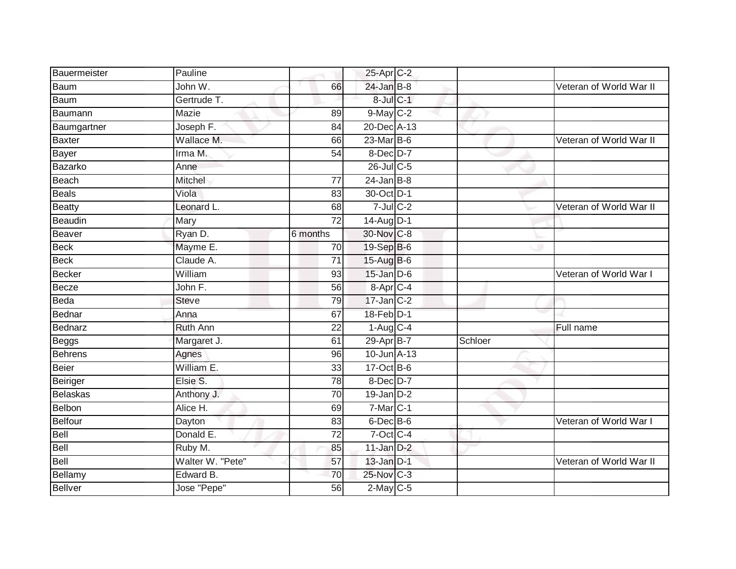| | | | | | | |
|---|---|---|---|---|---|---|
| Bauermeister | Pauline | | 25-Apr | C-2 | | |
| Baum | John W. | 66 | 24-Jan | B-8 | | Veteran of World War II |
| Baum | Gertrude T. | | 8-Jul | C-1 | | |
| Baumann | Mazie | 89 | 9-May | C-2 | | |
| Baumgartner | Joseph F. | 84 | 20-Dec | A-13 | | |
| Baxter | Wallace M. | 66 | 23-Mar | B-6 | | Veteran of World War II |
| Bayer | Irma M. | 54 | 8-Dec | D-7 | | |
| Bazarko | Anne | | 26-Jul | C-5 | | |
| Beach | Mitchel | 77 | 24-Jan | B-8 | | |
| Beals | Viola | 83 | 30-Oct | D-1 | | |
| Beatty | Leonard L. | 68 | 7-Jul | C-2 | | Veteran of World War II |
| Beaudin | Mary | 72 | 14-Aug | D-1 | | |
| Beaver | Ryan D. | 6 months | 30-Nov | C-8 | | |
| Beck | Mayme E. | 70 | 19-Sep | B-6 | | |
| Beck | Claude A. | 71 | 15-Aug | B-6 | | |
| Becker | William | 93 | 15-Jan | D-6 | | Veteran of World War I |
| Becze | John F. | 56 | 8-Apr | C-4 | | |
| Beda | Steve | 79 | 17-Jan | C-2 | | |
| Bednar | Anna | 67 | 18-Feb | D-1 | | |
| Bednarz | Ruth Ann | 22 | 1-Aug | C-4 | | Full name |
| Beggs | Margaret J. | 61 | 29-Apr | B-7 | Schloer | |
| Behrens | Agnes | 96 | 10-Jun | A-13 | | |
| Beier | William E. | 33 | 17-Oct | B-6 | | |
| Beiriger | Elsie S. | 78 | 8-Dec | D-7 | | |
| Belaskas | Anthony J. | 70 | 19-Jan | D-2 | | |
| Belbon | Alice H. | 69 | 7-Mar | C-1 | | |
| Belfour | Dayton | 83 | 6-Dec | B-6 | | Veteran of World War I |
| Bell | Donald E. | 72 | 7-Oct | C-4 | | |
| Bell | Ruby M. | 85 | 11-Jan | D-2 | | |
| Bell | Walter W. "Pete" | 57 | 13-Jan | D-1 | | Veteran of World War II |
| Bellamy | Edward B. | 70 | 25-Nov | C-3 | | |
| Bellver | Jose "Pepe" | 56 | 2-May | C-5 | | |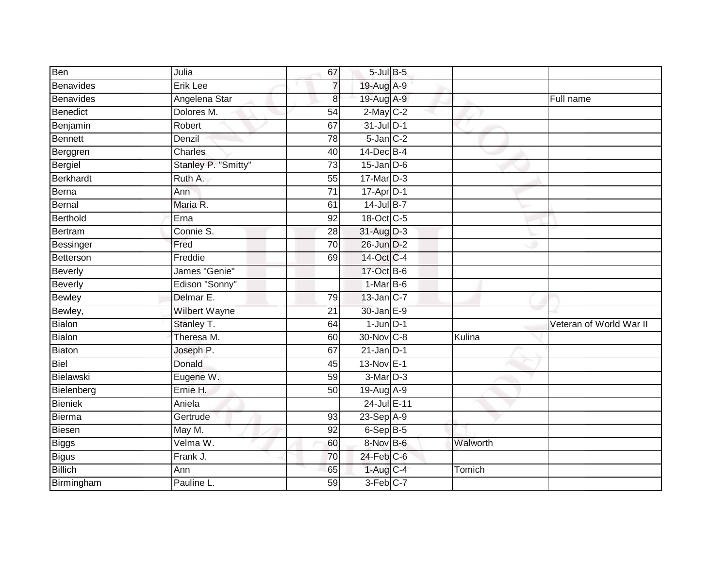| Ben | Julia | 67 | 5-Jul | B-5 | | |
|---|---|---|---|---|---|---|
| Benavides | Erik Lee | 7 | 19-Aug | A-9 | | |
| Benavides | Angelena Star | 8 | 19-Aug | A-9 | | Full name |
| Benedict | Dolores M. | 54 | 2-May | C-2 | | |
| Benjamin | Robert | 67 | 31-Jul | D-1 | | |
| Bennett | Denzil | 78 | 5-Jan | C-2 | | |
| Berggren | Charles | 40 | 14-Dec | B-4 | | |
| Bergiel | Stanley P. "Smitty" | 73 | 15-Jan | D-6 | | |
| Berkhardt | Ruth A. | 55 | 17-Mar | D-3 | | |
| Berna | Ann | 71 | 17-Apr | D-1 | | |
| Bernal | Maria R. | 61 | 14-Jul | B-7 | | |
| Berthold | Erna | 92 | 18-Oct | C-5 | | |
| Bertram | Connie S. | 28 | 31-Aug | D-3 | | |
| Bessinger | Fred | 70 | 26-Jun | D-2 | | |
| Betterson | Freddie | 69 | 14-Oct | C-4 | | |
| Beverly | James "Genie" | | 17-Oct | B-6 | | |
| Beverly | Edison "Sonny" | | 1-Mar | B-6 | | |
| Bewley | Delmar E. | 79 | 13-Jan | C-7 | | |
| Bewley, | Wilbert Wayne | 21 | 30-Jan | E-9 | | |
| Bialon | Stanley T. | 64 | 1-Jun | D-1 | | Veteran of World War II |
| Bialon | Theresa M. | 60 | 30-Nov | C-8 | Kulina | |
| Biaton | Joseph P. | 67 | 21-Jan | D-1 | | |
| Biel | Donald | 45 | 13-Nov | E-1 | | |
| Bielawski | Eugene W. | 59 | 3-Mar | D-3 | | |
| Bielenberg | Ernie H. | 50 | 19-Aug | A-9 | | |
| Bieniek | Aniela | | 24-Jul | E-11 | | |
| Bierma | Gertrude | 93 | 23-Sep | A-9 | | |
| Biesen | May M. | 92 | 6-Sep | B-5 | | |
| Biggs | Velma W. | 60 | 8-Nov | B-6 | Walworth | |
| Bigus | Frank J. | 70 | 24-Feb | C-6 | | |
| Billich | Ann | 65 | 1-Aug | C-4 | Tomich | |
| Birmingham | Pauline L. | 59 | 3-Feb | C-7 | | |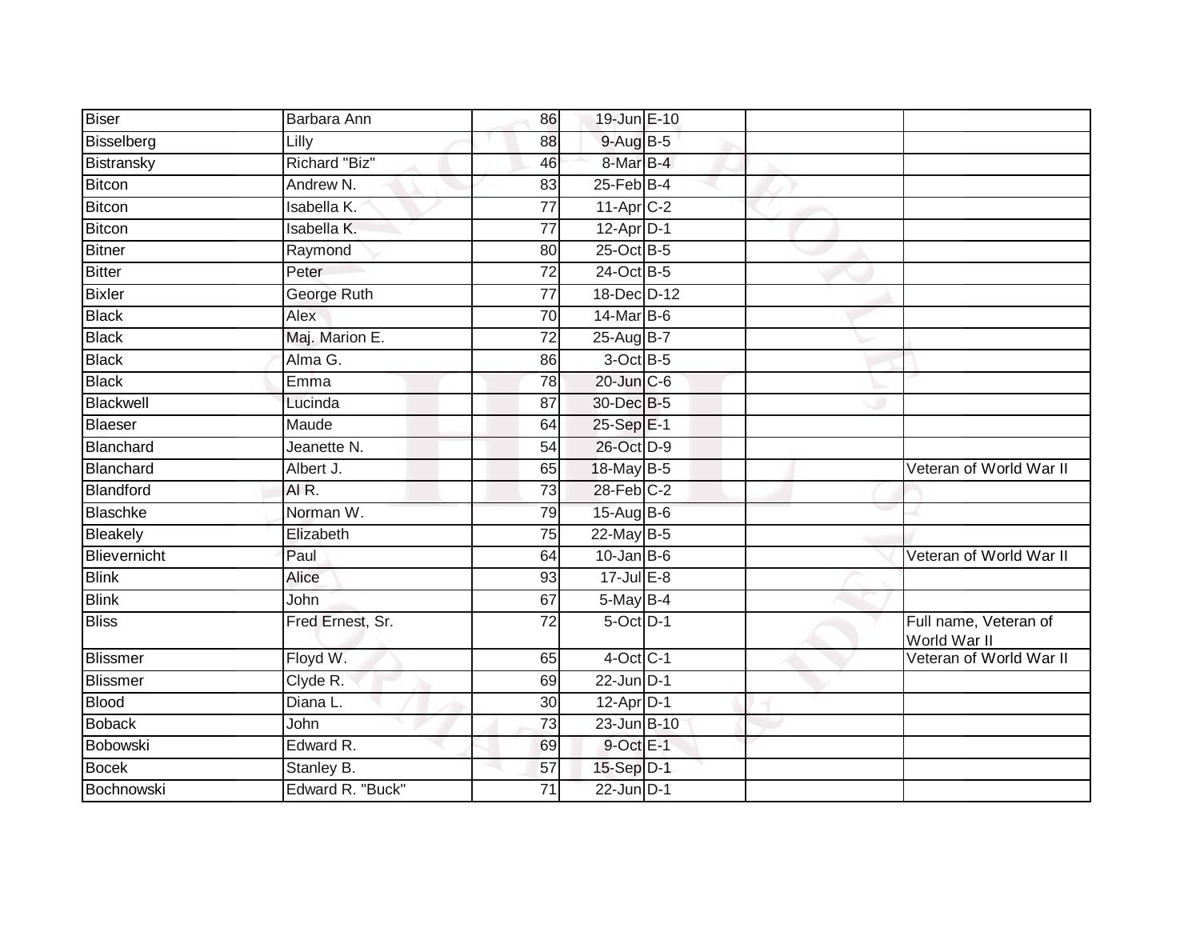| | | | | | | |
|---|---|---|---|---|---|---|
| Biser | Barbara Ann | 86 | 19-Jun | E-10 | | |
| Bisselberg | Lilly | 88 | 9-Aug | B-5 | | |
| Bistransky | Richard "Biz" | 46 | 8-Mar | B-4 | | |
| Bitcon | Andrew N. | 83 | 25-Feb | B-4 | | |
| Bitcon | Isabella K. | 77 | 11-Apr | C-2 | | |
| Bitcon | Isabella K. | 77 | 12-Apr | D-1 | | |
| Bitner | Raymond | 80 | 25-Oct | B-5 | | |
| Bitter | Peter | 72 | 24-Oct | B-5 | | |
| Bixler | George Ruth | 77 | 18-Dec | D-12 | | |
| Black | Alex | 70 | 14-Mar | B-6 | | |
| Black | Maj. Marion E. | 72 | 25-Aug | B-7 | | |
| Black | Alma G. | 86 | 3-Oct | B-5 | | |
| Black | Emma | 78 | 20-Jun | C-6 | | |
| Blackwell | Lucinda | 87 | 30-Dec | B-5 | | |
| Blaeser | Maude | 64 | 25-Sep | E-1 | | |
| Blanchard | Jeanette N. | 54 | 26-Oct | D-9 | | |
| Blanchard | Albert J. | 65 | 18-May | B-5 | | Veteran of World War II |
| Blandford | Al R. | 73 | 28-Feb | C-2 | | |
| Blaschke | Norman W. | 79 | 15-Aug | B-6 | | |
| Bleakely | Elizabeth | 75 | 22-May | B-5 | | |
| Blievernicht | Paul | 64 | 10-Jan | B-6 | | Veteran of World War II |
| Blink | Alice | 93 | 17-Jul | E-8 | | |
| Blink | John | 67 | 5-May | B-4 | | |
| Bliss | Fred Ernest, Sr. | 72 | 5-Oct | D-1 | | Full name, Veteran of World War II |
| Blissmer | Floyd W. | 65 | 4-Oct | C-1 | | Veteran of World War II |
| Blissmer | Clyde R. | 69 | 22-Jun | D-1 | | |
| Blood | Diana L. | 30 | 12-Apr | D-1 | | |
| Boback | John | 73 | 23-Jun | B-10 | | |
| Bobowski | Edward R. | 69 | 9-Oct | E-1 | | |
| Bocek | Stanley B. | 57 | 15-Sep | D-1 | | |
| Bochnowski | Edward R. "Buck" | 71 | 22-Jun | D-1 | | |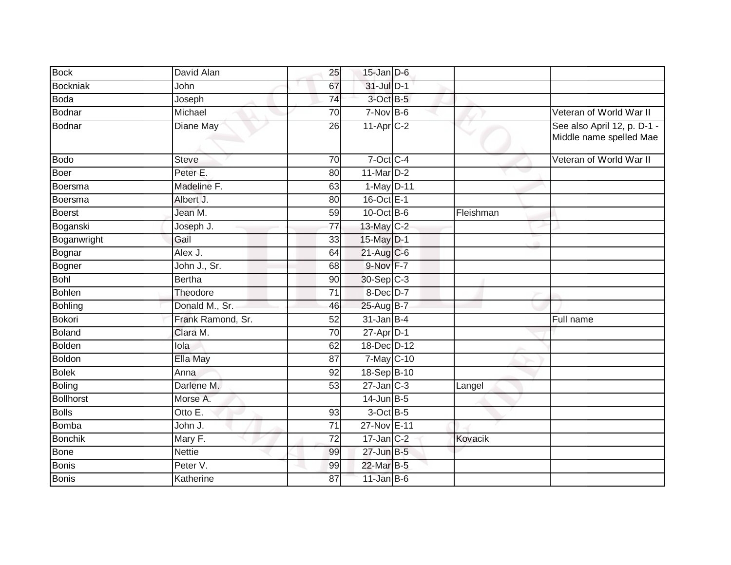| | | | | | | |
|---|---|---|---|---|---|---|
| Bock | David Alan | 25 | 15-Jan | D-6 | | |
| Bockniak | John | 67 | 31-Jul | D-1 | | |
| Boda | Joseph | 74 | 3-Oct | B-5 | | |
| Bodnar | Michael | 70 | 7-Nov | B-6 | | Veteran of World War II |
| Bodnar | Diane May | 26 | 11-Apr | C-2 | | See also April 12, p. D-1 - Middle name spelled Mae |
| Bodo | Steve | 70 | 7-Oct | C-4 | | Veteran of World War II |
| Boer | Peter E. | 80 | 11-Mar | D-2 | | |
| Boersma | Madeline F. | 63 | 1-May | D-11 | | |
| Boersma | Albert J. | 80 | 16-Oct | E-1 | | |
| Boerst | Jean M. | 59 | 10-Oct | B-6 | Fleishman | |
| Boganski | Joseph J. | 77 | 13-May | C-2 | | |
| Boganwright | Gail | 33 | 15-May | D-1 | | |
| Bognar | Alex J. | 64 | 21-Aug | C-6 | | |
| Bogner | John J., Sr. | 68 | 9-Nov | F-7 | | |
| Bohl | Bertha | 90 | 30-Sep | C-3 | | |
| Bohlen | Theodore | 71 | 8-Dec | D-7 | | |
| Bohling | Donald M., Sr. | 46 | 25-Aug | B-7 | | |
| Bokori | Frank Ramond, Sr. | 52 | 31-Jan | B-4 | | Full name |
| Boland | Clara M. | 70 | 27-Apr | D-1 | | |
| Bolden | Iola | 62 | 18-Dec | D-12 | | |
| Boldon | Ella May | 87 | 7-May | C-10 | | |
| Bolek | Anna | 92 | 18-Sep | B-10 | | |
| Boling | Darlene M. | 53 | 27-Jan | C-3 | Langel | |
| Bollhorst | Morse A. | | 14-Jun | B-5 | | |
| Bolls | Otto E. | 93 | 3-Oct | B-5 | | |
| Bomba | John J. | 71 | 27-Nov | E-11 | | |
| Bonchik | Mary F. | 72 | 17-Jan | C-2 | Kovacik | |
| Bone | Nettie | 99 | 27-Jun | B-5 | | |
| Bonis | Peter V. | 99 | 22-Mar | B-5 | | |
| Bonis | Katherine | 87 | 11-Jan | B-6 | | |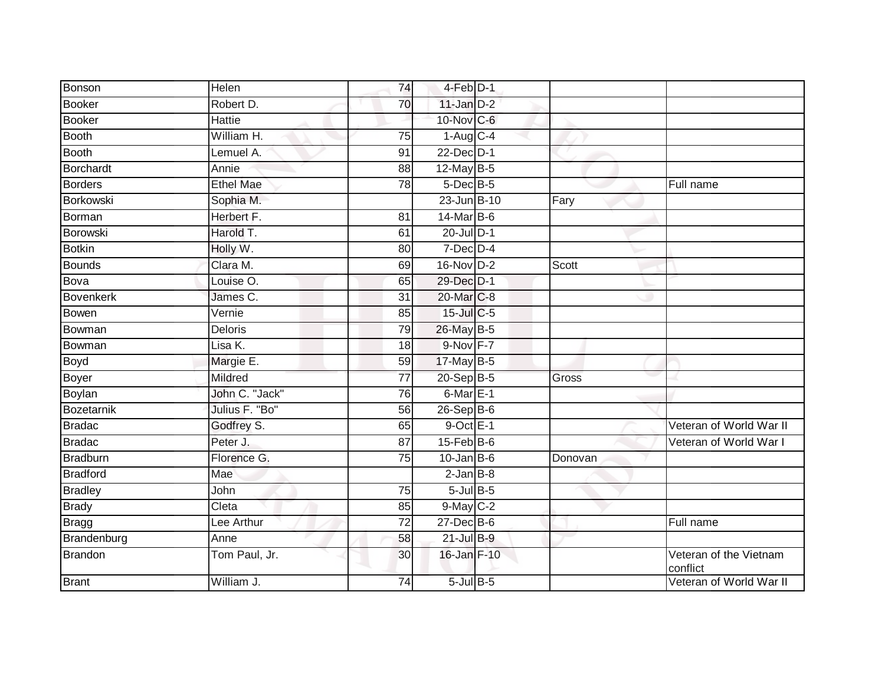| | | | | | | |
|---|---|---|---|---|---|---|
| Bonson | Helen | 74 | 4-Feb | D-1 | | |
| Booker | Robert D. | 70 | 11-Jan | D-2 | | |
| Booker | Hattie | | 10-Nov | C-6 | | |
| Booth | William H. | 75 | 1-Aug | C-4 | | |
| Booth | Lemuel A. | 91 | 22-Dec | D-1 | | |
| Borchardt | Annie | 88 | 12-May | B-5 | | |
| Borders | Ethel Mae | 78 | 5-Dec | B-5 | | Full name |
| Borkowski | Sophia M. | | 23-Jun | B-10 | Fary | |
| Borman | Herbert F. | 81 | 14-Mar | B-6 | | |
| Borowski | Harold T. | 61 | 20-Jul | D-1 | | |
| Botkin | Holly W. | 80 | 7-Dec | D-4 | | |
| Bounds | Clara M. | 69 | 16-Nov | D-2 | Scott | |
| Bova | Louise O. | 65 | 29-Dec | D-1 | | |
| Bovenkerk | James C. | 31 | 20-Mar | C-8 | | |
| Bowen | Vernie | 85 | 15-Jul | C-5 | | |
| Bowman | Deloris | 79 | 26-May | B-5 | | |
| Bowman | Lisa K. | 18 | 9-Nov | F-7 | | |
| Boyd | Margie E. | 59 | 17-May | B-5 | | |
| Boyer | Mildred | 77 | 20-Sep | B-5 | Gross | |
| Boylan | John C. "Jack" | 76 | 6-Mar | E-1 | | |
| Bozetarnik | Julius F. "Bo" | 56 | 26-Sep | B-6 | | |
| Bradac | Godfrey S. | 65 | 9-Oct | E-1 | | Veteran of World War II |
| Bradac | Peter J. | 87 | 15-Feb | B-6 | | Veteran of World War I |
| Bradburn | Florence G. | 75 | 10-Jan | B-6 | Donovan | |
| Bradford | Mae | | 2-Jan | B-8 | | |
| Bradley | John | 75 | 5-Jul | B-5 | | |
| Brady | Cleta | 85 | 9-May | C-2 | | |
| Bragg | Lee Arthur | 72 | 27-Dec | B-6 | | Full name |
| Brandenburg | Anne | 58 | 21-Jul | B-9 | | |
| Brandon | Tom Paul, Jr. | 30 | 16-Jan | F-10 | | Veteran of the Vietnam conflict |
| Brant | William J. | 74 | 5-Jul | B-5 | | Veteran of World War II |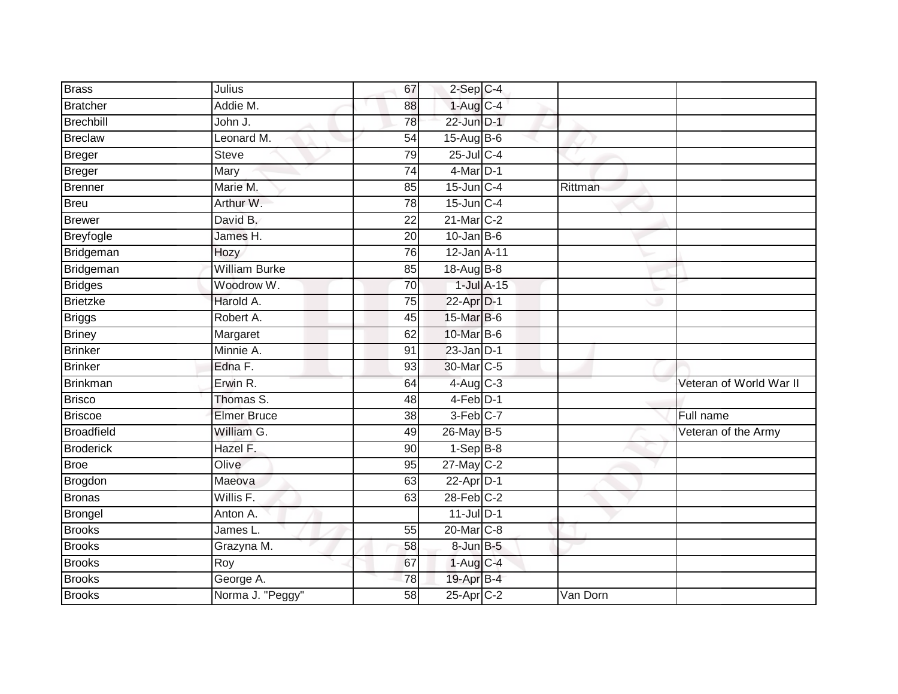| | | | | | | |
|---|---|---|---|---|---|---|
| Brass | Julius | 67 | 2-Sep | C-4 | | |
| Bratcher | Addie M. | 88 | 1-Aug | C-4 | | |
| Brechbill | John J. | 78 | 22-Jun | D-1 | | |
| Breclaw | Leonard M. | 54 | 15-Aug | B-6 | | |
| Breger | Steve | 79 | 25-Jul | C-4 | | |
| Breger | Mary | 74 | 4-Mar | D-1 | | |
| Brenner | Marie M. | 85 | 15-Jun | C-4 | Rittman | |
| Breu | Arthur W. | 78 | 15-Jun | C-4 | | |
| Brewer | David B. | 22 | 21-Mar | C-2 | | |
| Breyfogle | James H. | 20 | 10-Jan | B-6 | | |
| Bridgeman | Hozy | 76 | 12-Jan | A-11 | | |
| Bridgeman | William Burke | 85 | 18-Aug | B-8 | | |
| Bridges | Woodrow W. | 70 | 1-Jul | A-15 | | |
| Brietzke | Harold A. | 75 | 22-Apr | D-1 | | |
| Briggs | Robert A. | 45 | 15-Mar | B-6 | | |
| Briney | Margaret | 62 | 10-Mar | B-6 | | |
| Brinker | Minnie A. | 91 | 23-Jan | D-1 | | |
| Brinker | Edna F. | 93 | 30-Mar | C-5 | | |
| Brinkman | Erwin R. | 64 | 4-Aug | C-3 | | Veteran of World War II |
| Brisco | Thomas S. | 48 | 4-Feb | D-1 | | |
| Briscoe | Elmer Bruce | 38 | 3-Feb | C-7 | | Full name |
| Broadfield | William G. | 49 | 26-May | B-5 | | Veteran of the Army |
| Broderick | Hazel F. | 90 | 1-Sep | B-8 | | |
| Broe | Olive | 95 | 27-May | C-2 | | |
| Brogdon | Maeova | 63 | 22-Apr | D-1 | | |
| Bronas | Willis F. | 63 | 28-Feb | C-2 | | |
| Brongel | Anton A. | | 11-Jul | D-1 | | |
| Brooks | James L. | 55 | 20-Mar | C-8 | | |
| Brooks | Grazyna M. | 58 | 8-Jun | B-5 | | |
| Brooks | Roy | 67 | 1-Aug | C-4 | | |
| Brooks | George A. | 78 | 19-Apr | B-4 | | |
| Brooks | Norma J. "Peggy" | 58 | 25-Apr | C-2 | Van Dorn | |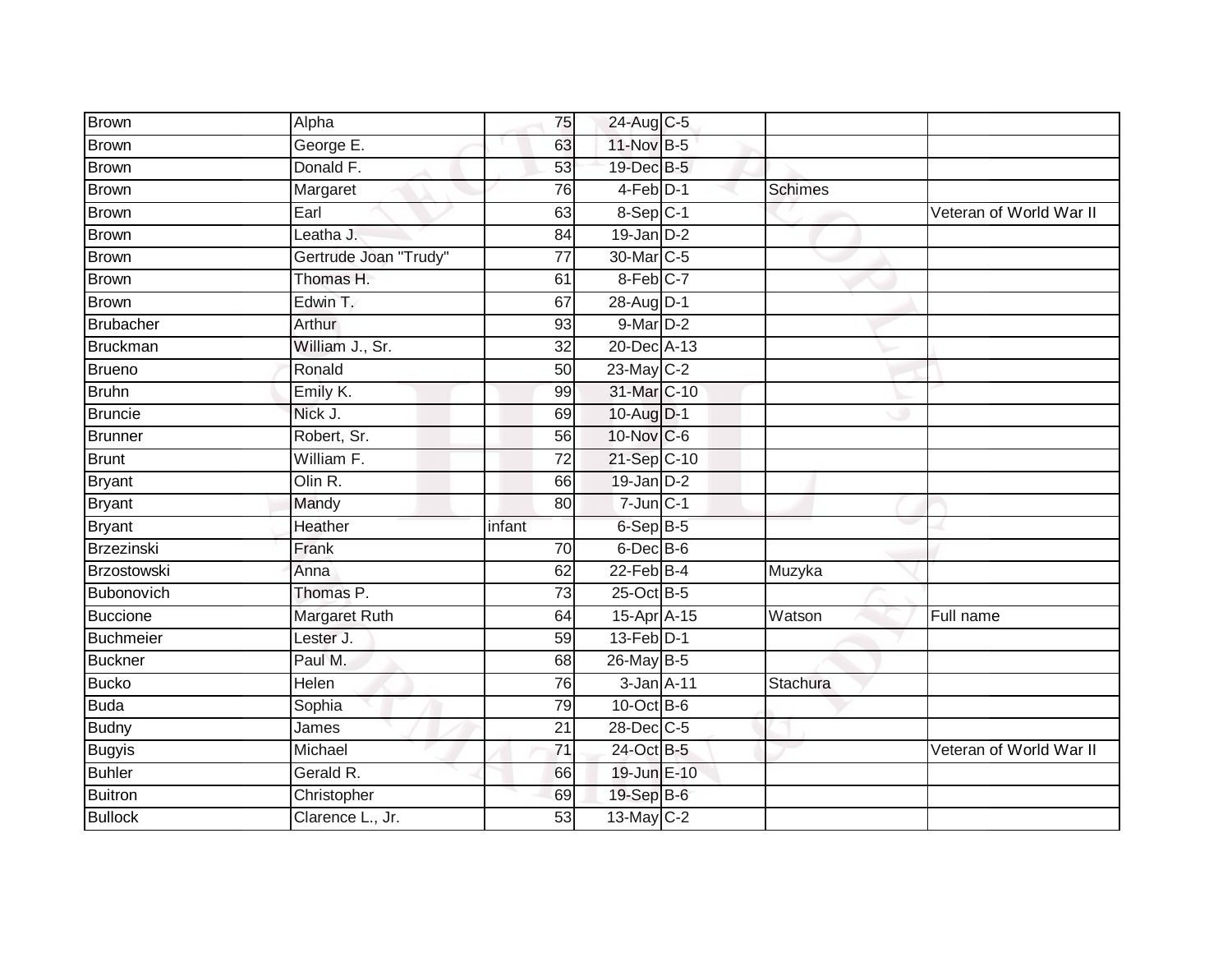| Brown | Alpha | 75 | 24-Aug | C-5 | | |
|---|---|---|---|---|---|---|
| Brown | George E. | 63 | 11-Nov | B-5 | | |
| Brown | Donald F. | 53 | 19-Dec | B-5 | | |
| Brown | Margaret | 76 | 4-Feb | D-1 | Schimes | |
| Brown | Earl | 63 | 8-Sep | C-1 | | Veteran of World War II |
| Brown | Leatha J. | 84 | 19-Jan | D-2 | | |
| Brown | Gertrude Joan "Trudy" | 77 | 30-Mar | C-5 | | |
| Brown | Thomas H. | 61 | 8-Feb | C-7 | | |
| Brown | Edwin T. | 67 | 28-Aug | D-1 | | |
| Brubacher | Arthur | 93 | 9-Mar | D-2 | | |
| Bruckman | William J., Sr. | 32 | 20-Dec | A-13 | | |
| Brueno | Ronald | 50 | 23-May | C-2 | | |
| Bruhn | Emily K. | 99 | 31-Mar | C-10 | | |
| Bruncie | Nick J. | 69 | 10-Aug | D-1 | | |
| Brunner | Robert, Sr. | 56 | 10-Nov | C-6 | | |
| Brunt | William F. | 72 | 21-Sep | C-10 | | |
| Bryant | Olin R. | 66 | 19-Jan | D-2 | | |
| Bryant | Mandy | 80 | 7-Jun | C-1 | | |
| Bryant | Heather | infant | 6-Sep | B-5 | | |
| Brzezinski | Frank | 70 | 6-Dec | B-6 | | |
| Brzostowski | Anna | 62 | 22-Feb | B-4 | Muzyka | |
| Bubonovich | Thomas P. | 73 | 25-Oct | B-5 | | |
| Buccione | Margaret Ruth | 64 | 15-Apr | A-15 | Watson | Full name |
| Buchmeier | Lester J. | 59 | 13-Feb | D-1 | | |
| Buckner | Paul M. | 68 | 26-May | B-5 | | |
| Bucko | Helen | 76 | 3-Jan | A-11 | Stachura | |
| Buda | Sophia | 79 | 10-Oct | B-6 | | |
| Budny | James | 21 | 28-Dec | C-5 | | |
| Bugyis | Michael | 71 | 24-Oct | B-5 | | Veteran of World War II |
| Buhler | Gerald R. | 66 | 19-Jun | E-10 | | |
| Buitron | Christopher | 69 | 19-Sep | B-6 | | |
| Bullock | Clarence L., Jr. | 53 | 13-May | C-2 | | |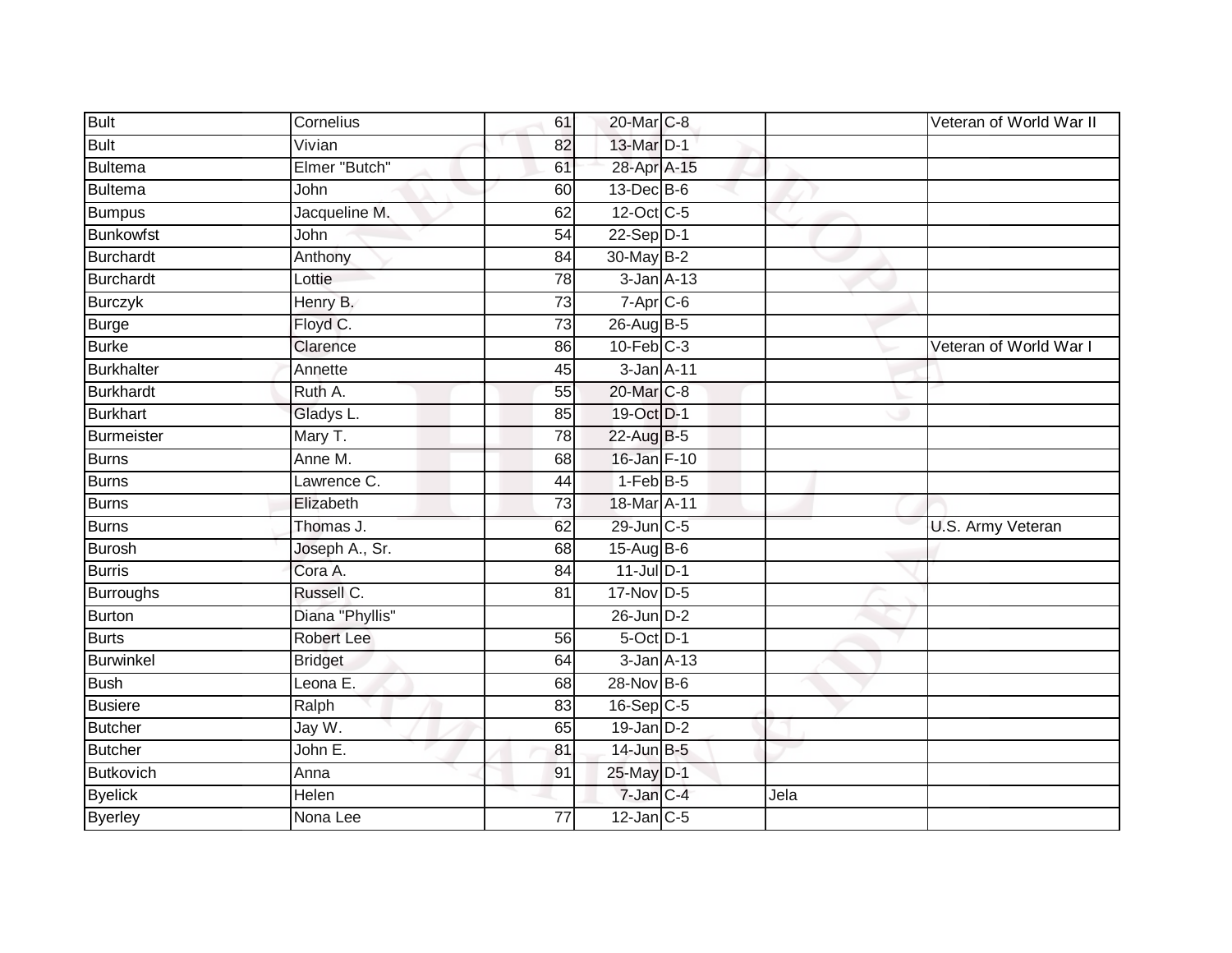| Bult | Cornelius | 61 | 20-Mar | C-8 | | Veteran of World War II |
|---|---|---|---|---|---|---|
| Bult | Vivian | 82 | 13-Mar | D-1 | | |
| Bultema | Elmer "Butch" | 61 | 28-Apr | A-15 | | |
| Bultema | John | 60 | 13-Dec | B-6 | | |
| Bumpus | Jacqueline M. | 62 | 12-Oct | C-5 | | |
| Bunkowfst | John | 54 | 22-Sep | D-1 | | |
| Burchardt | Anthony | 84 | 30-May | B-2 | | |
| Burchardt | Lottie | 78 | 3-Jan | A-13 | | |
| Burczyk | Henry B. | 73 | 7-Apr | C-6 | | |
| Burge | Floyd C. | 73 | 26-Aug | B-5 | | |
| Burke | Clarence | 86 | 10-Feb | C-3 | | Veteran of World War I |
| Burkhalter | Annette | 45 | 3-Jan | A-11 | | |
| Burkhardt | Ruth A. | 55 | 20-Mar | C-8 | | |
| Burkhart | Gladys L. | 85 | 19-Oct | D-1 | | |
| Burmeister | Mary T. | 78 | 22-Aug | B-5 | | |
| Burns | Anne M. | 68 | 16-Jan | F-10 | | |
| Burns | Lawrence C. | 44 | 1-Feb | B-5 | | |
| Burns | Elizabeth | 73 | 18-Mar | A-11 | | |
| Burns | Thomas J. | 62 | 29-Jun | C-5 | | U.S. Army Veteran |
| Burosh | Joseph A., Sr. | 68 | 15-Aug | B-6 | | |
| Burris | Cora A. | 84 | 11-Jul | D-1 | | |
| Burroughs | Russell C. | 81 | 17-Nov | D-5 | | |
| Burton | Diana "Phyllis" | | 26-Jun | D-2 | | |
| Burts | Robert Lee | 56 | 5-Oct | D-1 | | |
| Burwinkel | Bridget | 64 | 3-Jan | A-13 | | |
| Bush | Leona E. | 68 | 28-Nov | B-6 | | |
| Busiere | Ralph | 83 | 16-Sep | C-5 | | |
| Butcher | Jay W. | 65 | 19-Jan | D-2 | | |
| Butcher | John E. | 81 | 14-Jun | B-5 | | |
| Butkovich | Anna | 91 | 25-May | D-1 | | |
| Byelick | Helen | | 7-Jan | C-4 | Jela | |
| Byerley | Nona Lee | 77 | 12-Jan | C-5 | | |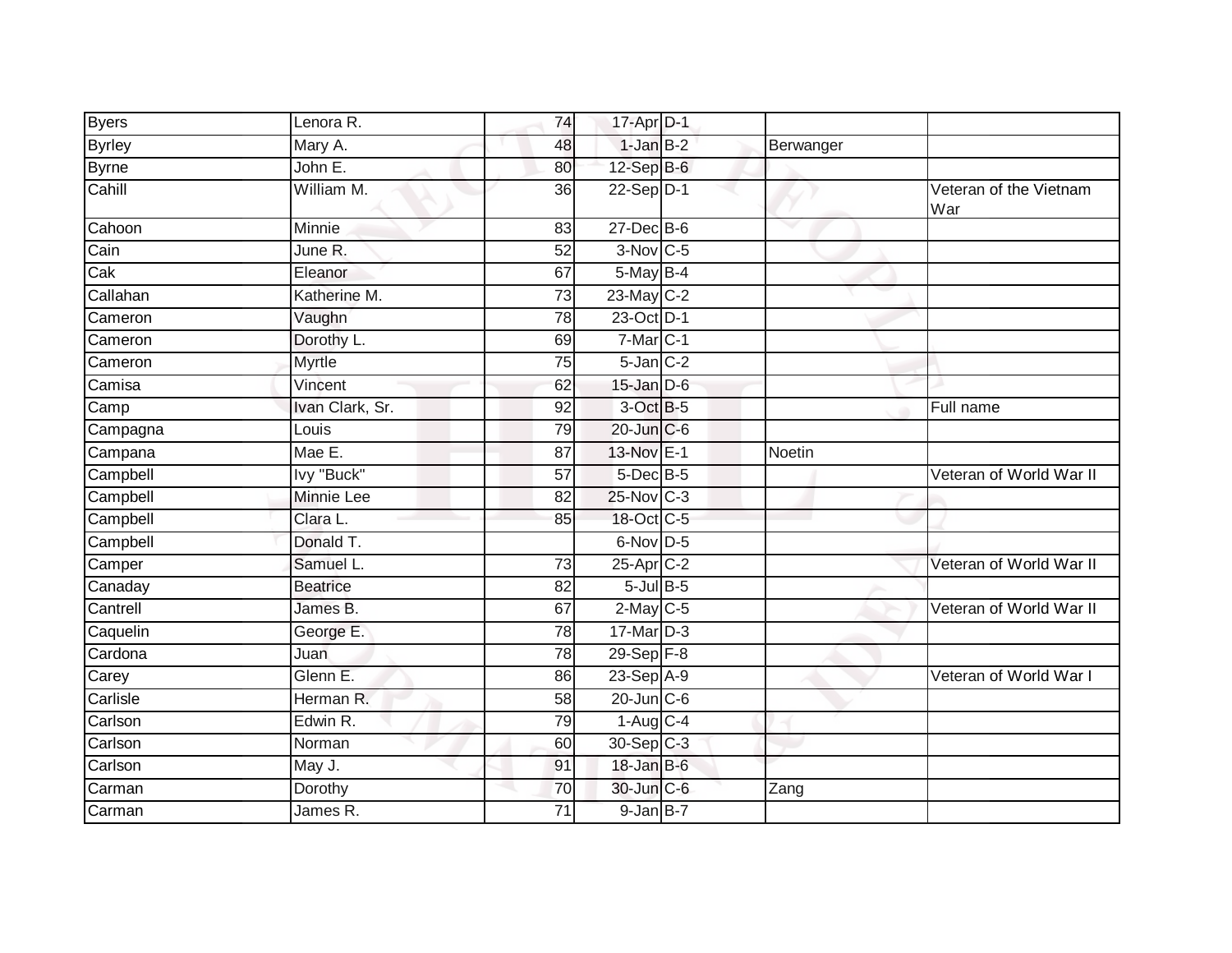| | | | | | | |
|---|---|---|---|---|---|---|
| Byers | Lenora R. | 74 | 17-Apr | D-1 | | |
| Byrley | Mary A. | 48 | 1-Jan | B-2 | Berwanger | |
| Byrne | John E. | 80 | 12-Sep | B-6 | | |
| Cahill | William M. | 36 | 22-Sep | D-1 | | Veteran of the Vietnam War |
| Cahoon | Minnie | 83 | 27-Dec | B-6 | | |
| Cain | June R. | 52 | 3-Nov | C-5 | | |
| Cak | Eleanor | 67 | 5-May | B-4 | | |
| Callahan | Katherine M. | 73 | 23-May | C-2 | | |
| Cameron | Vaughn | 78 | 23-Oct | D-1 | | |
| Cameron | Dorothy L. | 69 | 7-Mar | C-1 | | |
| Cameron | Myrtle | 75 | 5-Jan | C-2 | | |
| Camisa | Vincent | 62 | 15-Jan | D-6 | | |
| Camp | Ivan Clark, Sr. | 92 | 3-Oct | B-5 | | Full name |
| Campagna | Louis | 79 | 20-Jun | C-6 | | |
| Campana | Mae E. | 87 | 13-Nov | E-1 | Noetin | |
| Campbell | Ivy "Buck" | 57 | 5-Dec | B-5 | | Veteran of World War II |
| Campbell | Minnie Lee | 82 | 25-Nov | C-3 | | |
| Campbell | Clara L. | 85 | 18-Oct | C-5 | | |
| Campbell | Donald T. | | 6-Nov | D-5 | | |
| Camper | Samuel L. | 73 | 25-Apr | C-2 | | Veteran of World War II |
| Canaday | Beatrice | 82 | 5-Jul | B-5 | | |
| Cantrell | James B. | 67 | 2-May | C-5 | | Veteran of World War II |
| Caquelin | George E. | 78 | 17-Mar | D-3 | | |
| Cardona | Juan | 78 | 29-Sep | F-8 | | |
| Carey | Glenn E. | 86 | 23-Sep | A-9 | | Veteran of World War I |
| Carlisle | Herman R. | 58 | 20-Jun | C-6 | | |
| Carlson | Edwin R. | 79 | 1-Aug | C-4 | | |
| Carlson | Norman | 60 | 30-Sep | C-3 | | |
| Carlson | May J. | 91 | 18-Jan | B-6 | | |
| Carman | Dorothy | 70 | 30-Jun | C-6 | Zang | |
| Carman | James R. | 71 | 9-Jan | B-7 | | |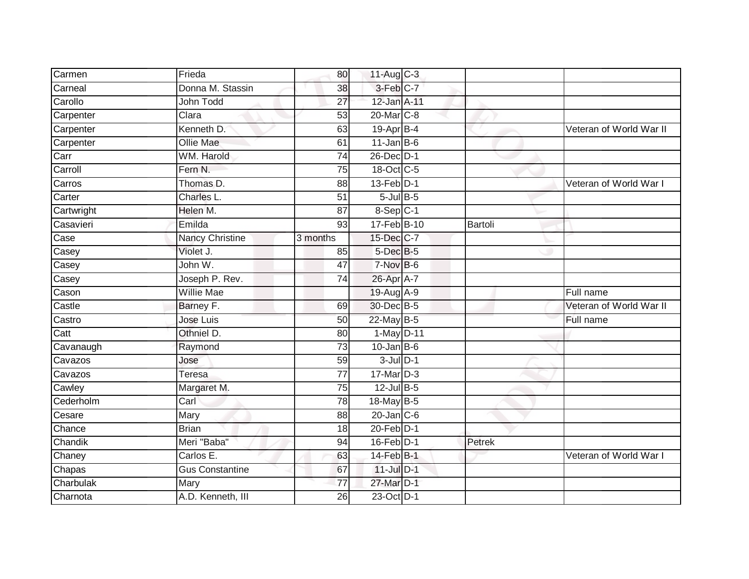| Carmen | Frieda | 80 | 11-Aug | C-3 | | |
|---|---|---|---|---|---|---|
| Carneal | Donna M. Stassin | 38 | 3-Feb | C-7 | | |
| Carollo | John Todd | 27 | 12-Jan | A-11 | | |
| Carpenter | Clara | 53 | 20-Mar | C-8 | | |
| Carpenter | Kenneth D. | 63 | 19-Apr | B-4 | | Veteran of World War II |
| Carpenter | Ollie Mae | 61 | 11-Jan | B-6 | | |
| Carr | WM. Harold | 74 | 26-Dec | D-1 | | |
| Carroll | Fern N. | 75 | 18-Oct | C-5 | | |
| Carros | Thomas D. | 88 | 13-Feb | D-1 | | Veteran of World War I |
| Carter | Charles L. | 51 | 5-Jul | B-5 | | |
| Cartwright | Helen M. | 87 | 8-Sep | C-1 | | |
| Casavieri | Emilda | 93 | 17-Feb | B-10 | Bartoli | |
| Case | Nancy Christine | 3 months | 15-Dec | C-7 | | |
| Casey | Violet J. | 85 | 5-Dec | B-5 | | |
| Casey | John W. | 47 | 7-Nov | B-6 | | |
| Casey | Joseph P. Rev. | 74 | 26-Apr | A-7 | | |
| Cason | Willie Mae | | 19-Aug | A-9 | | Full name |
| Castle | Barney F. | 69 | 30-Dec | B-5 | | Veteran of World War II |
| Castro | Jose Luis | 50 | 22-May | B-5 | | Full name |
| Catt | Othniel D. | 80 | 1-May | D-11 | | |
| Cavanaugh | Raymond | 73 | 10-Jan | B-6 | | |
| Cavazos | Jose | 59 | 3-Jul | D-1 | | |
| Cavazos | Teresa | 77 | 17-Mar | D-3 | | |
| Cawley | Margaret M. | 75 | 12-Jul | B-5 | | |
| Cederholm | Carl | 78 | 18-May | B-5 | | |
| Cesare | Mary | 88 | 20-Jan | C-6 | | |
| Chance | Brian | 18 | 20-Feb | D-1 | | |
| Chandik | Meri "Baba" | 94 | 16-Feb | D-1 | Petrek | |
| Chaney | Carlos E. | 63 | 14-Feb | B-1 | | Veteran of World War I |
| Chapas | Gus Constantine | 67 | 11-Jul | D-1 | | |
| Charbulak | Mary | 77 | 27-Mar | D-1 | | |
| Charnota | A.D. Kenneth, III | 26 | 23-Oct | D-1 | | |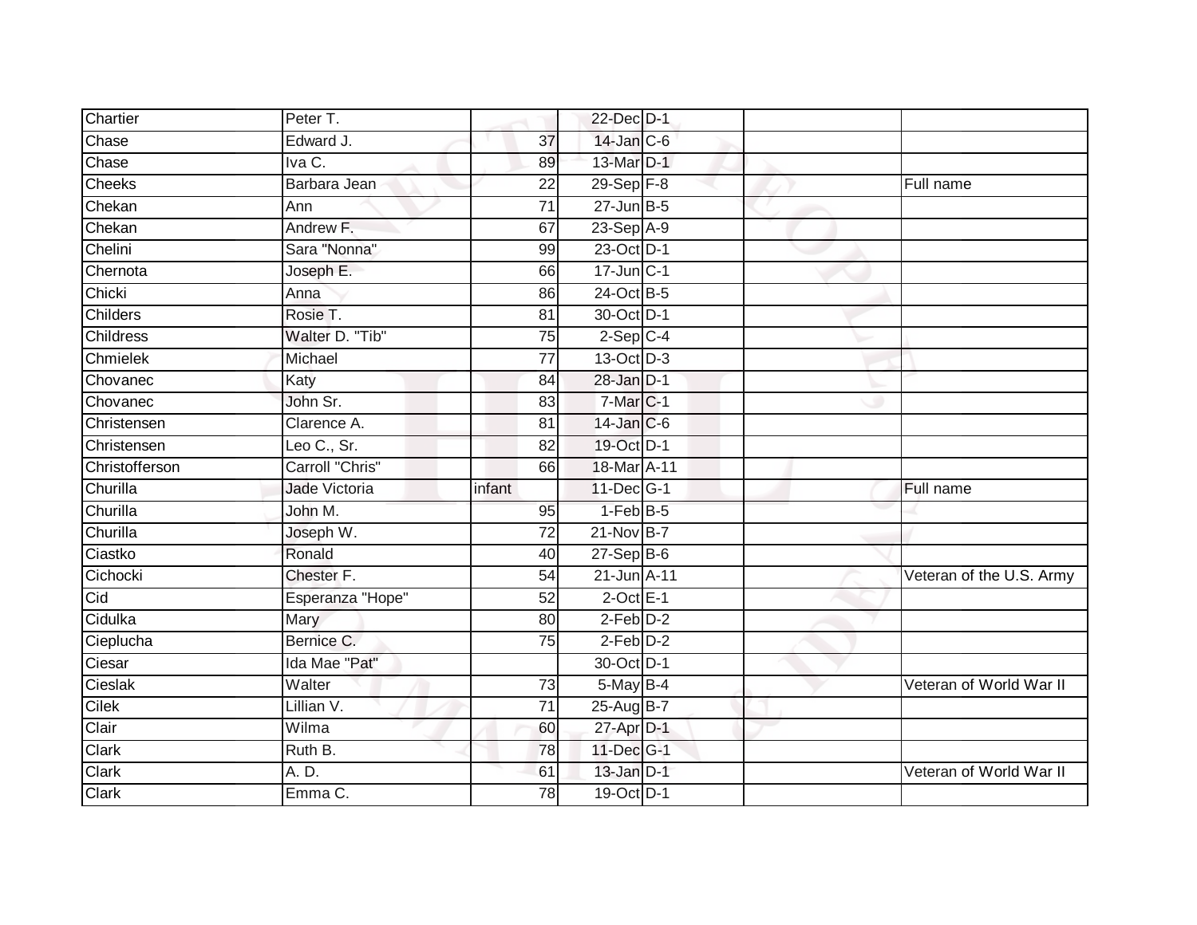| | | | | | | |
|---|---|---|---|---|---|---|
| Chartier | Peter T. | | 22-Dec | D-1 | | |
| Chase | Edward J. | 37 | 14-Jan | C-6 | | |
| Chase | Iva C. | 89 | 13-Mar | D-1 | | |
| Cheeks | Barbara Jean | 22 | 29-Sep | F-8 | | Full name |
| Chekan | Ann | 71 | 27-Jun | B-5 | | |
| Chekan | Andrew F. | 67 | 23-Sep | A-9 | | |
| Chelini | Sara "Nonna" | 99 | 23-Oct | D-1 | | |
| Chernota | Joseph E. | 66 | 17-Jun | C-1 | | |
| Chicki | Anna | 86 | 24-Oct | B-5 | | |
| Childers | Rosie T. | 81 | 30-Oct | D-1 | | |
| Childress | Walter D. "Tib" | 75 | 2-Sep | C-4 | | |
| Chmielek | Michael | 77 | 13-Oct | D-3 | | |
| Chovanec | Katy | 84 | 28-Jan | D-1 | | |
| Chovanec | John Sr. | 83 | 7-Mar | C-1 | | |
| Christensen | Clarence A. | 81 | 14-Jan | C-6 | | |
| Christensen | Leo C., Sr. | 82 | 19-Oct | D-1 | | |
| Christofferson | Carroll "Chris" | 66 | 18-Mar | A-11 | | |
| Churilla | Jade Victoria | infant | 11-Dec | G-1 | | Full name |
| Churilla | John M. | 95 | 1-Feb | B-5 | | |
| Churilla | Joseph W. | 72 | 21-Nov | B-7 | | |
| Ciastko | Ronald | 40 | 27-Sep | B-6 | | |
| Cichocki | Chester F. | 54 | 21-Jun | A-11 | | Veteran of the U.S. Army |
| Cid | Esperanza "Hope" | 52 | 2-Oct | E-1 | | |
| Cidulka | Mary | 80 | 2-Feb | D-2 | | |
| Cieplucha | Bernice C. | 75 | 2-Feb | D-2 | | |
| Ciesar | Ida Mae "Pat" | | 30-Oct | D-1 | | |
| Cieslak | Walter | 73 | 5-May | B-4 | | Veteran of World War II |
| Cilek | Lillian V. | 71 | 25-Aug | B-7 | | |
| Clair | Wilma | 60 | 27-Apr | D-1 | | |
| Clark | Ruth B. | 78 | 11-Dec | G-1 | | |
| Clark | A. D. | 61 | 13-Jan | D-1 | | Veteran of World War II |
| Clark | Emma C. | 78 | 19-Oct | D-1 | | |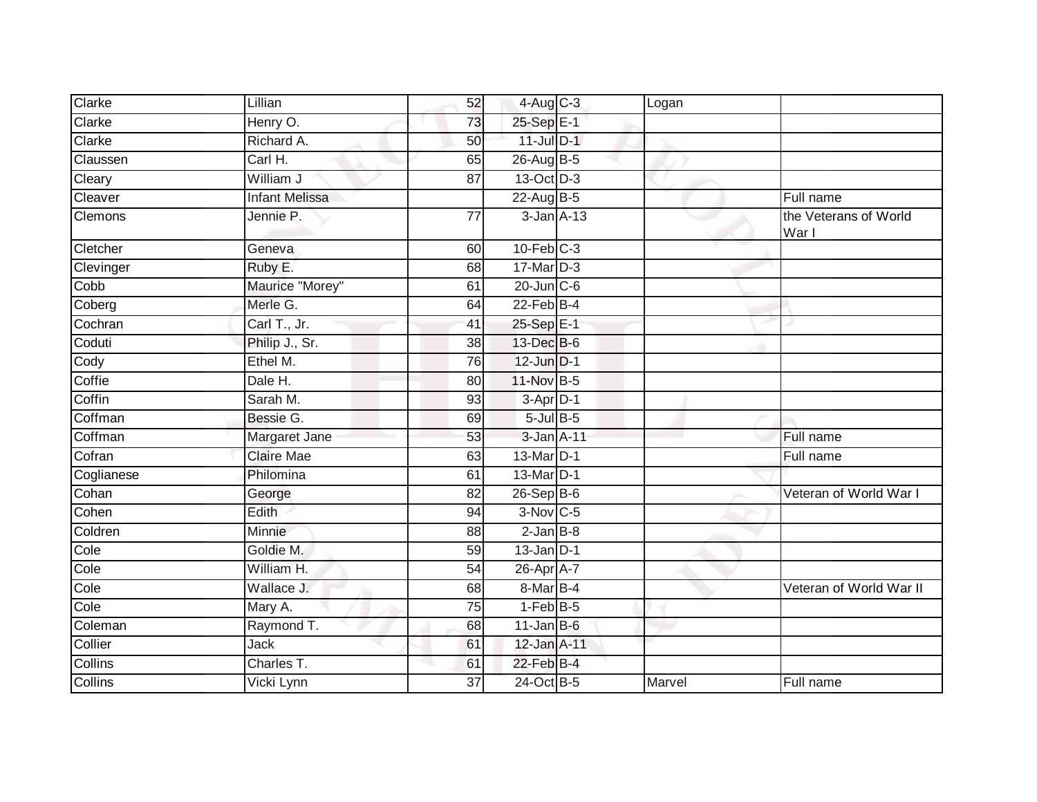| | | | | | | |
|---|---|---|---|---|---|---|
| Clarke | Lillian | 52 | 4-Aug | C-3 | Logan | |
| Clarke | Henry O. | 73 | 25-Sep | E-1 | | |
| Clarke | Richard A. | 50 | 11-Jul | D-1 | | |
| Claussen | Carl H. | 65 | 26-Aug | B-5 | | |
| Cleary | William J | 87 | 13-Oct | D-3 | | |
| Cleaver | Infant Melissa | | 22-Aug | B-5 | | Full name |
| Clemons | Jennie P. | 77 | 3-Jan | A-13 | | the Veterans of World War I |
| Cletcher | Geneva | 60 | 10-Feb | C-3 | | |
| Clevinger | Ruby E. | 68 | 17-Mar | D-3 | | |
| Cobb | Maurice "Morey" | 61 | 20-Jun | C-6 | | |
| Coberg | Merle G. | 64 | 22-Feb | B-4 | | |
| Cochran | Carl T., Jr. | 41 | 25-Sep | E-1 | | |
| Coduti | Philip J., Sr. | 38 | 13-Dec | B-6 | | |
| Cody | Ethel M. | 76 | 12-Jun | D-1 | | |
| Coffie | Dale H. | 80 | 11-Nov | B-5 | | |
| Coffin | Sarah M. | 93 | 3-Apr | D-1 | | |
| Coffman | Bessie G. | 69 | 5-Jul | B-5 | | |
| Coffman | Margaret Jane | 53 | 3-Jan | A-11 | | Full name |
| Cofran | Claire Mae | 63 | 13-Mar | D-1 | | Full name |
| Coglianese | Philomina | 61 | 13-Mar | D-1 | | |
| Cohan | George | 82 | 26-Sep | B-6 | | Veteran of World War I |
| Cohen | Edith | 94 | 3-Nov | C-5 | | |
| Coldren | Minnie | 88 | 2-Jan | B-8 | | |
| Cole | Goldie M. | 59 | 13-Jan | D-1 | | |
| Cole | William H. | 54 | 26-Apr | A-7 | | |
| Cole | Wallace J. | 68 | 8-Mar | B-4 | | Veteran of World War II |
| Cole | Mary A. | 75 | 1-Feb | B-5 | | |
| Coleman | Raymond T. | 68 | 11-Jan | B-6 | | |
| Collier | Jack | 61 | 12-Jan | A-11 | | |
| Collins | Charles T. | 61 | 22-Feb | B-4 | | |
| Collins | Vicki Lynn | 37 | 24-Oct | B-5 | Marvel | Full name |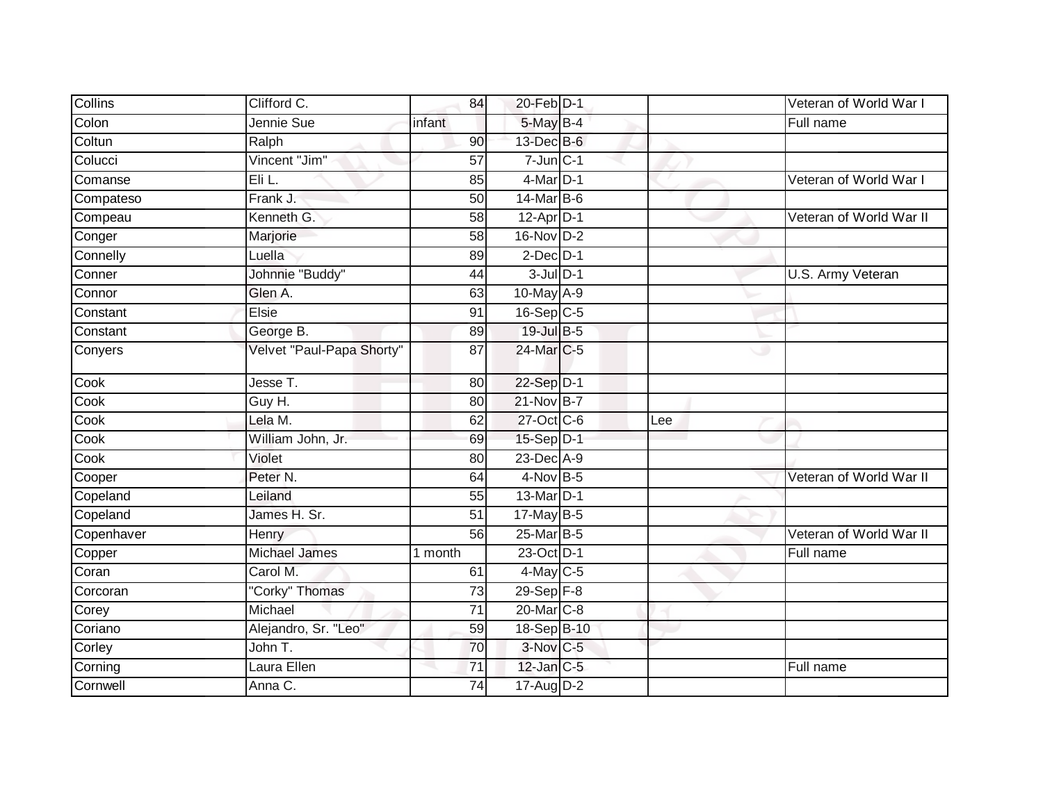| | | | | | | |
|---|---|---|---|---|---|---|
| Collins | Clifford C. | 84 | 20-Feb | D-1 | | Veteran of World War I |
| Colon | Jennie Sue | infant | 5-May | B-4 | | Full name |
| Coltun | Ralph | 90 | 13-Dec | B-6 | | |
| Colucci | Vincent "Jim" | 57 | 7-Jun | C-1 | | |
| Comanse | Eli L. | 85 | 4-Mar | D-1 | | Veteran of World War I |
| Compateso | Frank J. | 50 | 14-Mar | B-6 | | |
| Compeau | Kenneth G. | 58 | 12-Apr | D-1 | | Veteran of World War II |
| Conger | Marjorie | 58 | 16-Nov | D-2 | | |
| Connelly | Luella | 89 | 2-Dec | D-1 | | |
| Conner | Johnnie "Buddy" | 44 | 3-Jul | D-1 | | U.S. Army Veteran |
| Connor | Glen A. | 63 | 10-May | A-9 | | |
| Constant | Elsie | 91 | 16-Sep | C-5 | | |
| Constant | George B. | 89 | 19-Jul | B-5 | | |
| Conyers | Velvet "Paul-Papa Shorty" | 87 | 24-Mar | C-5 | | |
| Cook | Jesse T. | 80 | 22-Sep | D-1 | | |
| Cook | Guy H. | 80 | 21-Nov | B-7 | | |
| Cook | Lela M. | 62 | 27-Oct | C-6 | Lee | |
| Cook | William John, Jr. | 69 | 15-Sep | D-1 | | |
| Cook | Violet | 80 | 23-Dec | A-9 | | |
| Cooper | Peter N. | 64 | 4-Nov | B-5 | | Veteran of World War II |
| Copeland | Leiland | 55 | 13-Mar | D-1 | | |
| Copeland | James H. Sr. | 51 | 17-May | B-5 | | |
| Copenhaver | Henry | 56 | 25-Mar | B-5 | | Veteran of World War II |
| Copper | Michael James | 1 month | 23-Oct | D-1 | | Full name |
| Coran | Carol M. | 61 | 4-May | C-5 | | |
| Corcoran | "Corky" Thomas | 73 | 29-Sep | F-8 | | |
| Corey | Michael | 71 | 20-Mar | C-8 | | |
| Coriano | Alejandro, Sr. "Leo" | 59 | 18-Sep | B-10 | | |
| Corley | John T. | 70 | 3-Nov | C-5 | | |
| Corning | Laura Ellen | 71 | 12-Jan | C-5 | | Full name |
| Cornwell | Anna C. | 74 | 17-Aug | D-2 | | |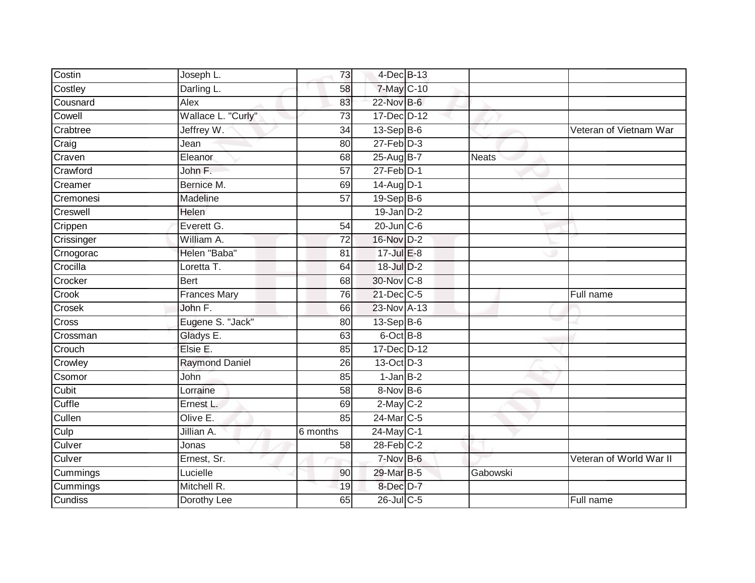| Costin | Joseph L. | 73 | 4-Dec | B-13 | | |
|---|---|---|---|---|---|---|
| Costley | Darling L. | 58 | 7-May | C-10 | | |
| Cousnard | Alex | 83 | 22-Nov | B-6 | | |
| Cowell | Wallace L. "Curly" | 73 | 17-Dec | D-12 | | |
| Crabtree | Jeffrey W. | 34 | 13-Sep | B-6 | | Veteran of Vietnam War |
| Craig | Jean | 80 | 27-Feb | D-3 | | |
| Craven | Eleanor | 68 | 25-Aug | B-7 | Neats | |
| Crawford | John F. | 57 | 27-Feb | D-1 | | |
| Creamer | Bernice M. | 69 | 14-Aug | D-1 | | |
| Cremonesi | Madeline | 57 | 19-Sep | B-6 | | |
| Creswell | Helen | | 19-Jan | D-2 | | |
| Crippen | Everett G. | 54 | 20-Jun | C-6 | | |
| Crissinger | William A. | 72 | 16-Nov | D-2 | | |
| Crnogorac | Helen "Baba" | 81 | 17-Jul | E-8 | | |
| Crocilla | Loretta T. | 64 | 18-Jul | D-2 | | |
| Crocker | Bert | 68 | 30-Nov | C-8 | | |
| Crook | Frances Mary | 76 | 21-Dec | C-5 | | Full name |
| Crosek | John F. | 66 | 23-Nov | A-13 | | |
| Cross | Eugene S. "Jack" | 80 | 13-Sep | B-6 | | |
| Crossman | Gladys E. | 63 | 6-Oct | B-8 | | |
| Crouch | Elsie E. | 85 | 17-Dec | D-12 | | |
| Crowley | Raymond Daniel | 26 | 13-Oct | D-3 | | |
| Csomor | John | 85 | 1-Jan | B-2 | | |
| Cubit | Lorraine | 58 | 8-Nov | B-6 | | |
| Cuffle | Ernest L. | 69 | 2-May | C-2 | | |
| Cullen | Olive E. | 85 | 24-Mar | C-5 | | |
| Culp | Jillian A. | 6 months | 24-May | C-1 | | |
| Culver | Jonas | 58 | 28-Feb | C-2 | | |
| Culver | Ernest, Sr. | | 7-Nov | B-6 | | Veteran of World War II |
| Cummings | Lucielle | 90 | 29-Mar | B-5 | Gabowski | |
| Cummings | Mitchell R. | 19 | 8-Dec | D-7 | | |
| Cundiss | Dorothy Lee | 65 | 26-Jul | C-5 | | Full name |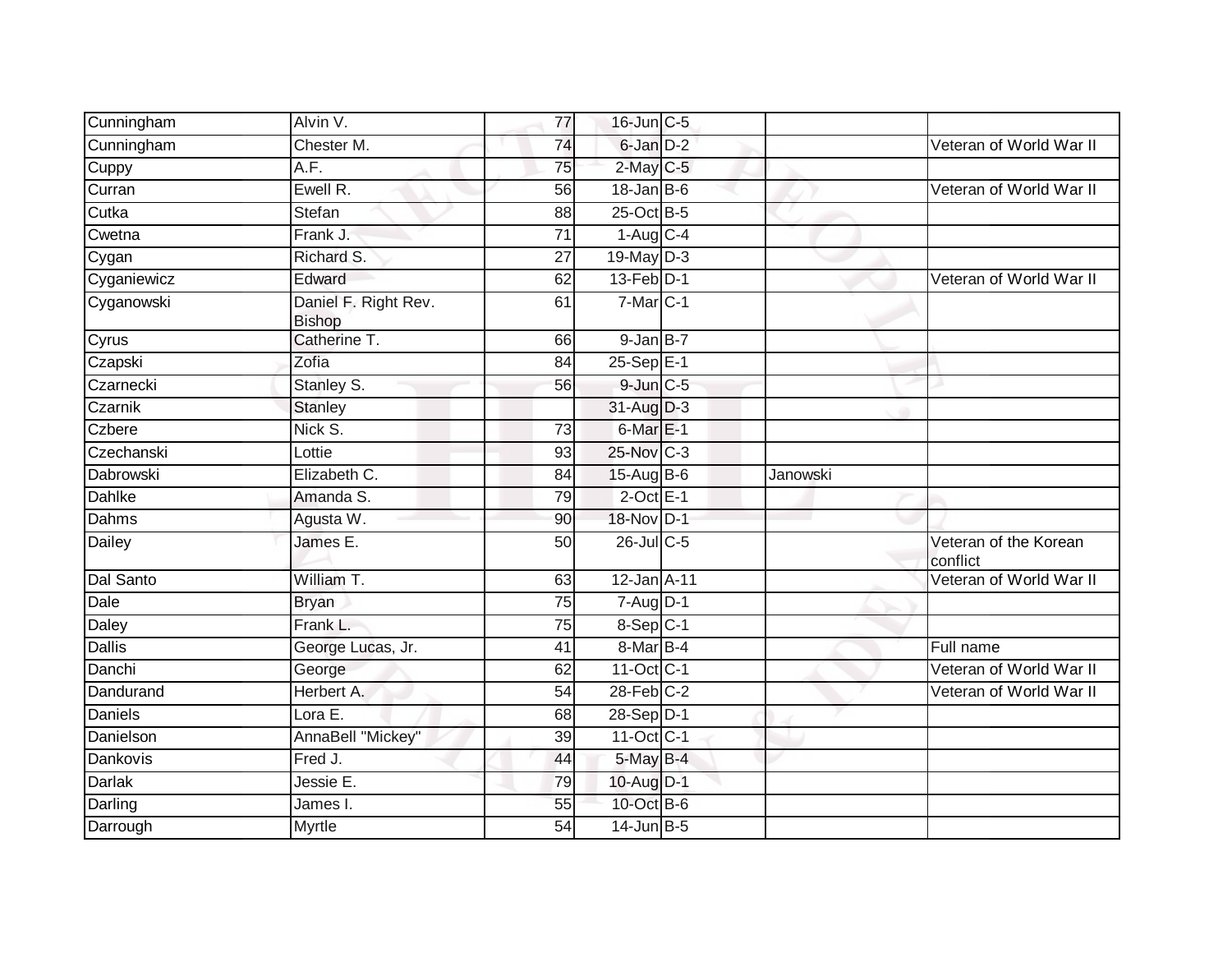| | | | | | | |
|---|---|---|---|---|---|---|
| Cunningham | Alvin V. | 77 | 16-Jun | C-5 | | |
| Cunningham | Chester M. | 74 | 6-Jan | D-2 | | Veteran of World War II |
| Cuppy | A.F. | 75 | 2-May | C-5 | | |
| Curran | Ewell R. | 56 | 18-Jan | B-6 | | Veteran of World War II |
| Cutka | Stefan | 88 | 25-Oct | B-5 | | |
| Cwetna | Frank J. | 71 | 1-Aug | C-4 | | |
| Cygan | Richard S. | 27 | 19-May | D-3 | | |
| Cyganiewicz | Edward | 62 | 13-Feb | D-1 | | Veteran of World War II |
| Cyganowski | Daniel F. Right Rev. Bishop | 61 | 7-Mar | C-1 | | |
| Cyrus | Catherine T. | 66 | 9-Jan | B-7 | | |
| Czapski | Zofia | 84 | 25-Sep | E-1 | | |
| Czarnecki | Stanley S. | 56 | 9-Jun | C-5 | | |
| Czarnik | Stanley | | 31-Aug | D-3 | | |
| Czbere | Nick S. | 73 | 6-Mar | E-1 | | |
| Czechanski | Lottie | 93 | 25-Nov | C-3 | | |
| Dabrowski | Elizabeth C. | 84 | 15-Aug | B-6 | Janowski | |
| Dahlke | Amanda S. | 79 | 2-Oct | E-1 | | |
| Dahms | Agusta W. | 90 | 18-Nov | D-1 | | |
| Dailey | James E. | 50 | 26-Jul | C-5 | | Veteran of the Korean conflict |
| Dal Santo | William T. | 63 | 12-Jan | A-11 | | Veteran of World War II |
| Dale | Bryan | 75 | 7-Aug | D-1 | | |
| Daley | Frank L. | 75 | 8-Sep | C-1 | | |
| Dallis | George Lucas, Jr. | 41 | 8-Mar | B-4 | | Full name |
| Danchi | George | 62 | 11-Oct | C-1 | | Veteran of World War II |
| Dandurand | Herbert A. | 54 | 28-Feb | C-2 | | Veteran of World War II |
| Daniels | Lora E. | 68 | 28-Sep | D-1 | | |
| Danielson | AnnaBell "Mickey" | 39 | 11-Oct | C-1 | | |
| Dankovis | Fred J. | 44 | 5-May | B-4 | | |
| Darlak | Jessie E. | 79 | 10-Aug | D-1 | | |
| Darling | James I. | 55 | 10-Oct | B-6 | | |
| Darrough | Myrtle | 54 | 14-Jun | B-5 | | |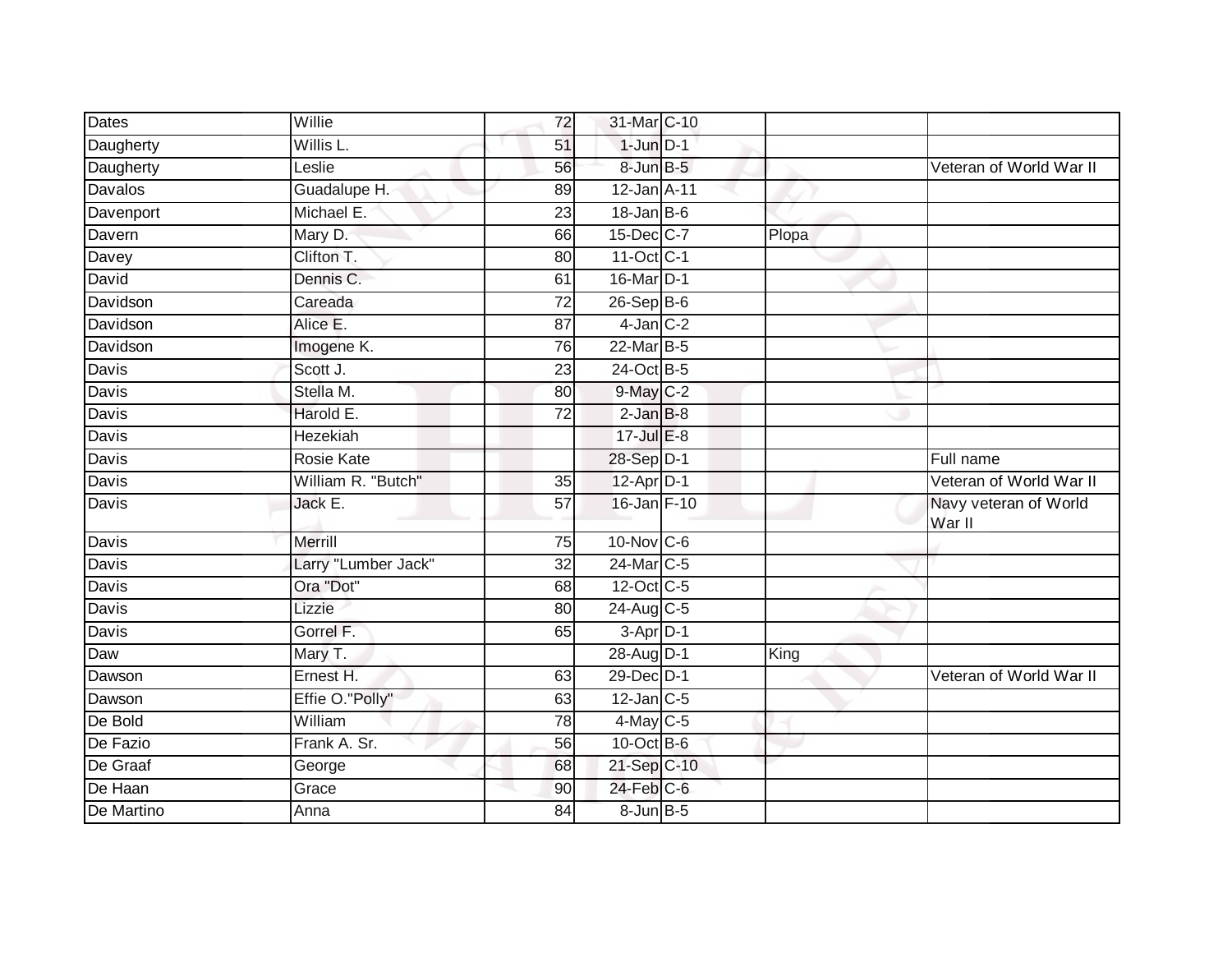| | | | | | | |
|---|---|---|---|---|---|---|
| Dates | Willie | 72 | 31-Mar | C-10 | | |
| Daugherty | Willis L. | 51 | 1-Jun | D-1 | | |
| Daugherty | Leslie | 56 | 8-Jun | B-5 | | Veteran of World War II |
| Davalos | Guadalupe H. | 89 | 12-Jan | A-11 | | |
| Davenport | Michael E. | 23 | 18-Jan | B-6 | | |
| Davern | Mary D. | 66 | 15-Dec | C-7 | Plopa | |
| Davey | Clifton T. | 80 | 11-Oct | C-1 | | |
| David | Dennis C. | 61 | 16-Mar | D-1 | | |
| Davidson | Careada | 72 | 26-Sep | B-6 | | |
| Davidson | Alice E. | 87 | 4-Jan | C-2 | | |
| Davidson | Imogene K. | 76 | 22-Mar | B-5 | | |
| Davis | Scott J. | 23 | 24-Oct | B-5 | | |
| Davis | Stella M. | 80 | 9-May | C-2 | | |
| Davis | Harold E. | 72 | 2-Jan | B-8 | | |
| Davis | Hezekiah | | 17-Jul | E-8 | | |
| Davis | Rosie Kate | | 28-Sep | D-1 | | Full name |
| Davis | William R. "Butch" | 35 | 12-Apr | D-1 | | Veteran of World War II |
| Davis | Jack E. | 57 | 16-Jan | F-10 | | Navy veteran of World War II |
| Davis | Merrill | 75 | 10-Nov | C-6 | | |
| Davis | Larry "Lumber Jack" | 32 | 24-Mar | C-5 | | |
| Davis | Ora "Dot" | 68 | 12-Oct | C-5 | | |
| Davis | Lizzie | 80 | 24-Aug | C-5 | | |
| Davis | Gorrel F. | 65 | 3-Apr | D-1 | | |
| Daw | Mary T. | | 28-Aug | D-1 | King | |
| Dawson | Ernest H. | 63 | 29-Dec | D-1 | | Veteran of World War II |
| Dawson | Effie O."Polly" | 63 | 12-Jan | C-5 | | |
| De Bold | William | 78 | 4-May | C-5 | | |
| De Fazio | Frank A. Sr. | 56 | 10-Oct | B-6 | | |
| De Graaf | George | 68 | 21-Sep | C-10 | | |
| De Haan | Grace | 90 | 24-Feb | C-6 | | |
| De Martino | Anna | 84 | 8-Jun | B-5 | | |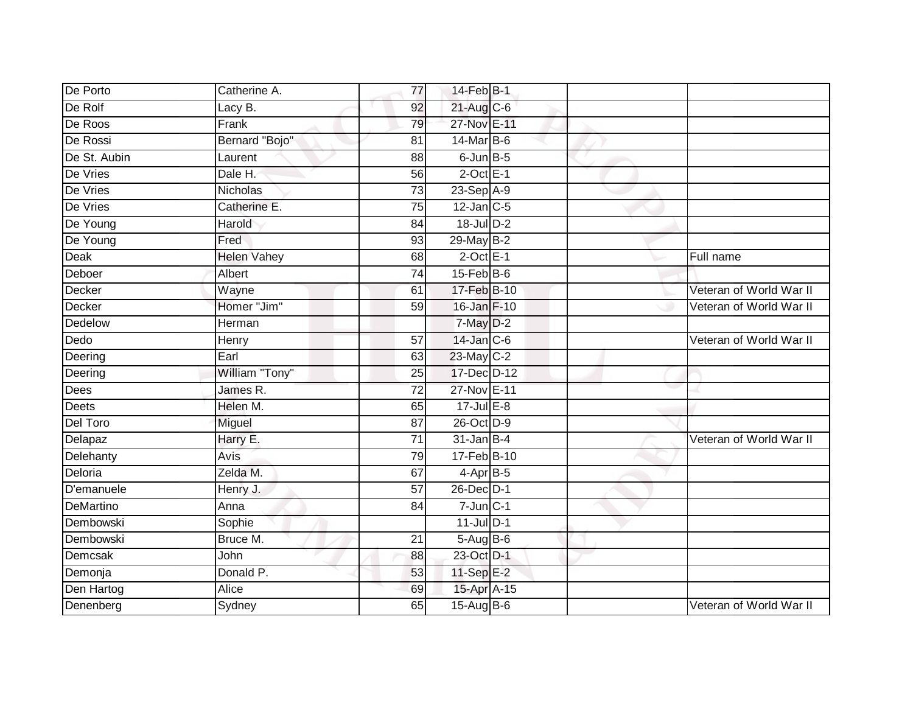| | | | | | | |
|---|---|---|---|---|---|---|
| De Porto | Catherine A. | 77 | 14-Feb | B-1 | | |
| De Rolf | Lacy B. | 92 | 21-Aug | C-6 | | |
| De Roos | Frank | 79 | 27-Nov | E-11 | | |
| De Rossi | Bernard "Bojo" | 81 | 14-Mar | B-6 | | |
| De St. Aubin | Laurent | 88 | 6-Jun | B-5 | | |
| De Vries | Dale H. | 56 | 2-Oct | E-1 | | |
| De Vries | Nicholas | 73 | 23-Sep | A-9 | | |
| De Vries | Catherine E. | 75 | 12-Jan | C-5 | | |
| De Young | Harold | 84 | 18-Jul | D-2 | | |
| De Young | Fred | 93 | 29-May | B-2 | | |
| Deak | Helen Vahey | 68 | 2-Oct | E-1 | | Full name |
| Deboer | Albert | 74 | 15-Feb | B-6 | | |
| Decker | Wayne | 61 | 17-Feb | B-10 | | Veteran of World War II |
| Decker | Homer "Jim" | 59 | 16-Jan | F-10 | | Veteran of World War II |
| Dedelow | Herman | | 7-May | D-2 | | |
| Dedo | Henry | 57 | 14-Jan | C-6 | | Veteran of World War II |
| Deering | Earl | 63 | 23-May | C-2 | | |
| Deering | William "Tony" | 25 | 17-Dec | D-12 | | |
| Dees | James R. | 72 | 27-Nov | E-11 | | |
| Deets | Helen M. | 65 | 17-Jul | E-8 | | |
| Del Toro | Miguel | 87 | 26-Oct | D-9 | | |
| Delapaz | Harry E. | 71 | 31-Jan | B-4 | | Veteran of World War II |
| Delehanty | Avis | 79 | 17-Feb | B-10 | | |
| Deloria | Zelda M. | 67 | 4-Apr | B-5 | | |
| D'emanuele | Henry J. | 57 | 26-Dec | D-1 | | |
| DeMartino | Anna | 84 | 7-Jun | C-1 | | |
| Dembowski | Sophie | | 11-Jul | D-1 | | |
| Dembowski | Bruce M. | 21 | 5-Aug | B-6 | | |
| Demcsak | John | 88 | 23-Oct | D-1 | | |
| Demonja | Donald P. | 53 | 11-Sep | E-2 | | |
| Den Hartog | Alice | 69 | 15-Apr | A-15 | | |
| Denenberg | Sydney | 65 | 15-Aug | B-6 | | Veteran of World War II |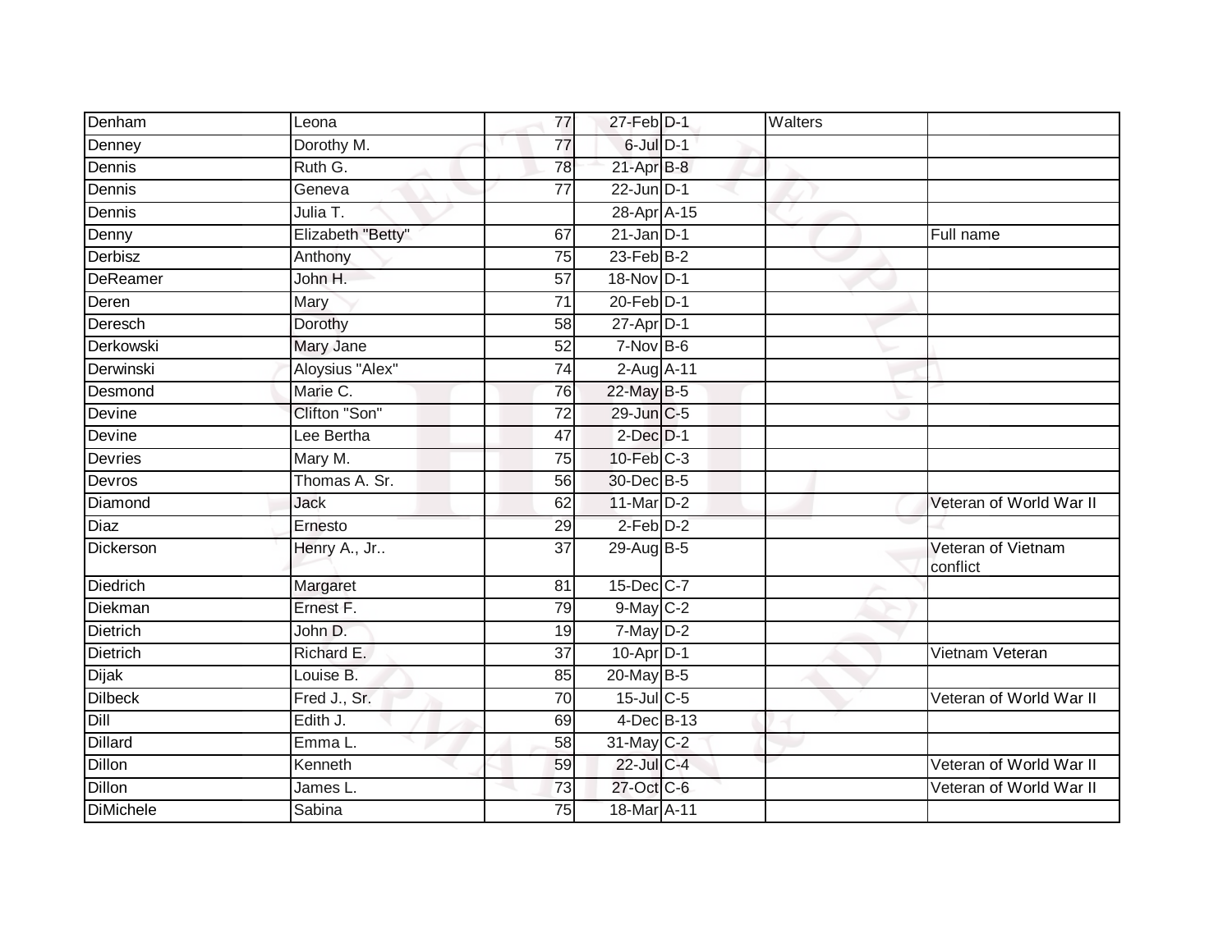| | | | | | | |
|---|---|---|---|---|---|---|
| Denham | Leona | 77 | 27-Feb | D-1 | Walters | |
| Denney | Dorothy M. | 77 | 6-Jul | D-1 | | |
| Dennis | Ruth G. | 78 | 21-Apr | B-8 | | |
| Dennis | Geneva | 77 | 22-Jun | D-1 | | |
| Dennis | Julia T. | | 28-Apr | A-15 | | |
| Denny | Elizabeth "Betty" | 67 | 21-Jan | D-1 | | Full name |
| Derbisz | Anthony | 75 | 23-Feb | B-2 | | |
| DeReamer | John H. | 57 | 18-Nov | D-1 | | |
| Deren | Mary | 71 | 20-Feb | D-1 | | |
| Deresch | Dorothy | 58 | 27-Apr | D-1 | | |
| Derkowski | Mary Jane | 52 | 7-Nov | B-6 | | |
| Derwinski | Aloysius "Alex" | 74 | 2-Aug | A-11 | | |
| Desmond | Marie C. | 76 | 22-May | B-5 | | |
| Devine | Clifton "Son" | 72 | 29-Jun | C-5 | | |
| Devine | Lee Bertha | 47 | 2-Dec | D-1 | | |
| Devries | Mary M. | 75 | 10-Feb | C-3 | | |
| Devros | Thomas A. Sr. | 56 | 30-Dec | B-5 | | |
| Diamond | Jack | 62 | 11-Mar | D-2 | | Veteran of World War II |
| Diaz | Ernesto | 29 | 2-Feb | D-2 | | |
| Dickerson | Henry A., Jr.. | 37 | 29-Aug | B-5 | | Veteran of Vietnam conflict |
| Diedrich | Margaret | 81 | 15-Dec | C-7 | | |
| Diekman | Ernest F. | 79 | 9-May | C-2 | | |
| Dietrich | John D. | 19 | 7-May | D-2 | | |
| Dietrich | Richard E. | 37 | 10-Apr | D-1 | | Vietnam Veteran |
| Dijak | Louise B. | 85 | 20-May | B-5 | | |
| Dilbeck | Fred J., Sr. | 70 | 15-Jul | C-5 | | Veteran of World War II |
| Dill | Edith J. | 69 | 4-Dec | B-13 | | |
| Dillard | Emma L. | 58 | 31-May | C-2 | | |
| Dillon | Kenneth | 59 | 22-Jul | C-4 | | Veteran of World War II |
| Dillon | James L. | 73 | 27-Oct | C-6 | | Veteran of World War II |
| DiMichele | Sabina | 75 | 18-Mar | A-11 | | |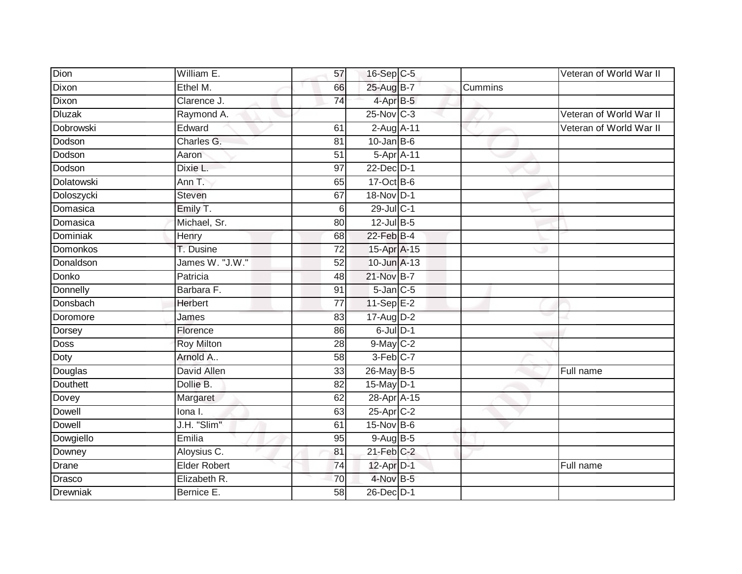| | | | | | | |
|---|---|---|---|---|---|---|
| Dion | William E. | 57 | 16-Sep | C-5 | | Veteran of World War II |
| Dixon | Ethel M. | 66 | 25-Aug | B-7 | Cummins | |
| Dixon | Clarence J. | 74 | 4-Apr | B-5 | | |
| Dluzak | Raymond A. | | 25-Nov | C-3 | | Veteran of World War II |
| Dobrowski | Edward | 61 | 2-Aug | A-11 | | Veteran of World War II |
| Dodson | Charles G. | 81 | 10-Jan | B-6 | | |
| Dodson | Aaron | 51 | 5-Apr | A-11 | | |
| Dodson | Dixie L. | 97 | 22-Dec | D-1 | | |
| Dolatowski | Ann T. | 65 | 17-Oct | B-6 | | |
| Doloszycki | Steven | 67 | 18-Nov | D-1 | | |
| Domasica | Emily T. | 6 | 29-Jul | C-1 | | |
| Domasica | Michael, Sr. | 80 | 12-Jul | B-5 | | |
| Dominiak | Henry | 68 | 22-Feb | B-4 | | |
| Domonkos | T. Dusine | 72 | 15-Apr | A-15 | | |
| Donaldson | James W. "J.W." | 52 | 10-Jun | A-13 | | |
| Donko | Patricia | 48 | 21-Nov | B-7 | | |
| Donnelly | Barbara F. | 91 | 5-Jan | C-5 | | |
| Donsbach | Herbert | 77 | 11-Sep | E-2 | | |
| Doromore | James | 83 | 17-Aug | D-2 | | |
| Dorsey | Florence | 86 | 6-Jul | D-1 | | |
| Doss | Roy Milton | 28 | 9-May | C-2 | | |
| Doty | Arnold A.. | 58 | 3-Feb | C-7 | | |
| Douglas | David Allen | 33 | 26-May | B-5 | | Full name |
| Douthett | Dollie B. | 82 | 15-May | D-1 | | |
| Dovey | Margaret | 62 | 28-Apr | A-15 | | |
| Dowell | Iona I. | 63 | 25-Apr | C-2 | | |
| Dowell | J.H. "Slim" | 61 | 15-Nov | B-6 | | |
| Dowgiello | Emilia | 95 | 9-Aug | B-5 | | |
| Downey | Aloysius C. | 81 | 21-Feb | C-2 | | |
| Drane | Elder Robert | 74 | 12-Apr | D-1 | | Full name |
| Drasco | Elizabeth R. | 70 | 4-Nov | B-5 | | |
| Drewniak | Bernice E. | 58 | 26-Dec | D-1 | | |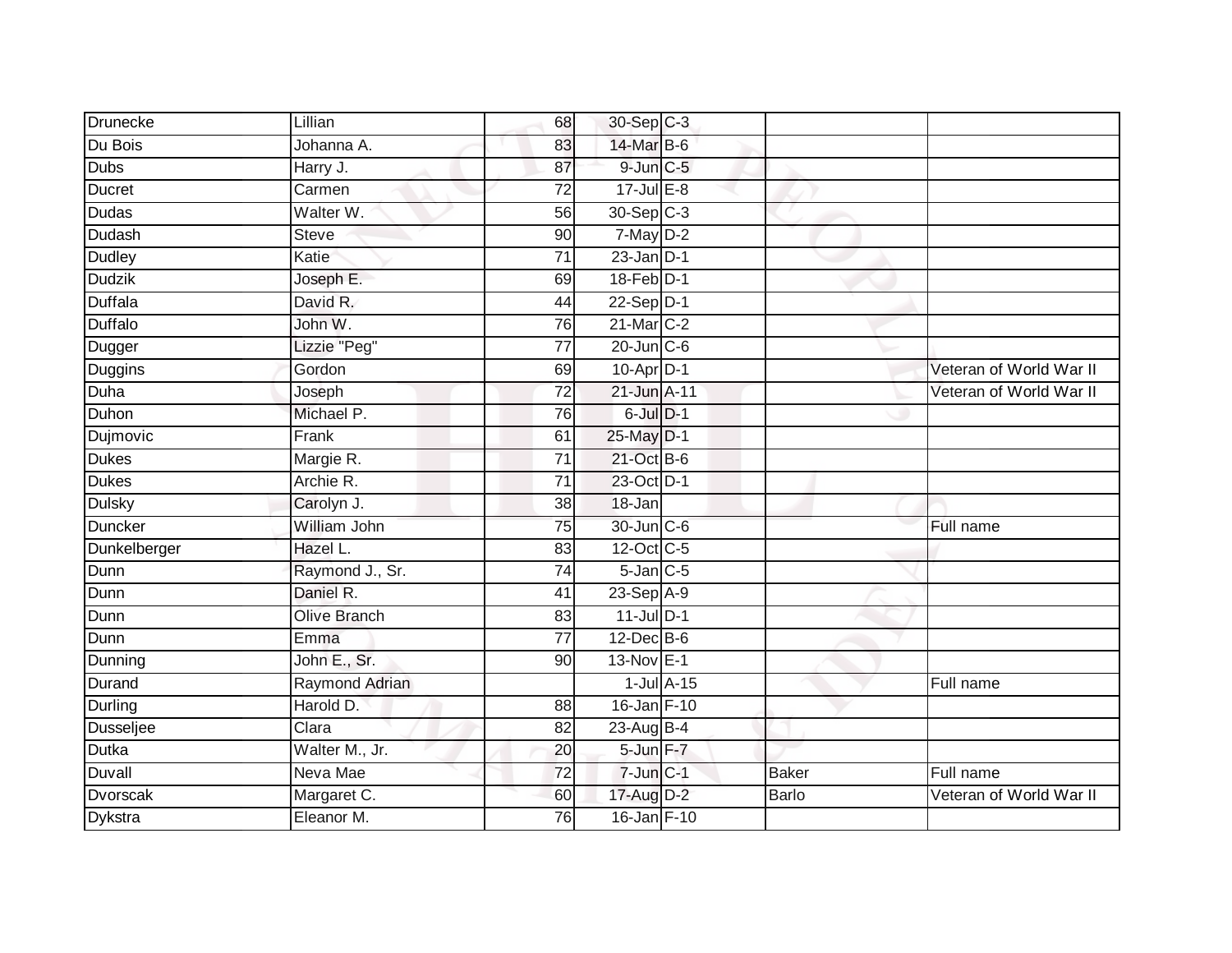| | | | | | | |
|---|---|---|---|---|---|---|
| Drunecke | Lillian | 68 | 30-Sep | C-3 | | |
| Du Bois | Johanna A. | 83 | 14-Mar | B-6 | | |
| Dubs | Harry J. | 87 | 9-Jun | C-5 | | |
| Ducret | Carmen | 72 | 17-Jul | E-8 | | |
| Dudas | Walter W. | 56 | 30-Sep | C-3 | | |
| Dudash | Steve | 90 | 7-May | D-2 | | |
| Dudley | Katie | 71 | 23-Jan | D-1 | | |
| Dudzik | Joseph E. | 69 | 18-Feb | D-1 | | |
| Duffala | David R. | 44 | 22-Sep | D-1 | | |
| Duffalo | John W. | 76 | 21-Mar | C-2 | | |
| Dugger | Lizzie "Peg" | 77 | 20-Jun | C-6 | | |
| Duggins | Gordon | 69 | 10-Apr | D-1 | | Veteran of World War II |
| Duha | Joseph | 72 | 21-Jun | A-11 | | Veteran of World War II |
| Duhon | Michael P. | 76 | 6-Jul | D-1 | | |
| Dujmovic | Frank | 61 | 25-May | D-1 | | |
| Dukes | Margie R. | 71 | 21-Oct | B-6 | | |
| Dukes | Archie R. | 71 | 23-Oct | D-1 | | |
| Dulsky | Carolyn J. | 38 | 18-Jan | | | |
| Duncker | William John | 75 | 30-Jun | C-6 | | Full name |
| Dunkelberger | Hazel L. | 83 | 12-Oct | C-5 | | |
| Dunn | Raymond J., Sr. | 74 | 5-Jan | C-5 | | |
| Dunn | Daniel R. | 41 | 23-Sep | A-9 | | |
| Dunn | Olive Branch | 83 | 11-Jul | D-1 | | |
| Dunn | Emma | 77 | 12-Dec | B-6 | | |
| Dunning | John E., Sr. | 90 | 13-Nov | E-1 | | |
| Durand | Raymond Adrian | | 1-Jul | A-15 | | Full name |
| Durling | Harold D. | 88 | 16-Jan | F-10 | | |
| Dusseljee | Clara | 82 | 23-Aug | B-4 | | |
| Dutka | Walter M., Jr. | 20 | 5-Jun | F-7 | | |
| Duvall | Neva Mae | 72 | 7-Jun | C-1 | Baker | Full name |
| Dvorscak | Margaret C. | 60 | 17-Aug | D-2 | Barlo | Veteran of World War II |
| Dykstra | Eleanor M. | 76 | 16-Jan | F-10 | | |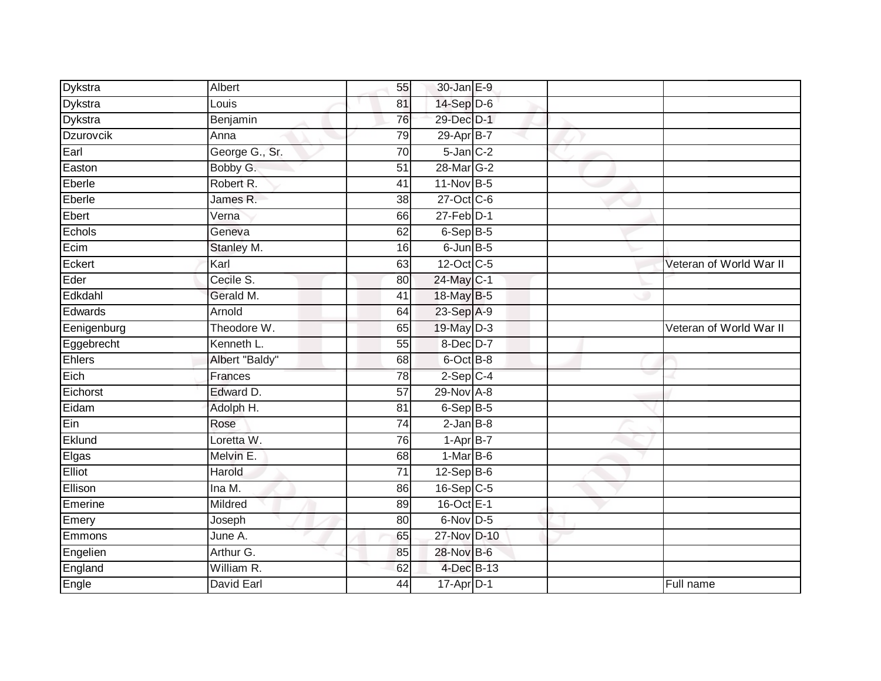| | | | | | | |
|---|---|---|---|---|---|---|
| Dykstra | Albert | 55 | 30-Jan | E-9 | | |
| Dykstra | Louis | 81 | 14-Sep | D-6 | | |
| Dykstra | Benjamin | 76 | 29-Dec | D-1 | | |
| Dzurovcik | Anna | 79 | 29-Apr | B-7 | | |
| Earl | George G., Sr. | 70 | 5-Jan | C-2 | | |
| Easton | Bobby G. | 51 | 28-Mar | G-2 | | |
| Eberle | Robert R. | 41 | 11-Nov | B-5 | | |
| Eberle | James R. | 38 | 27-Oct | C-6 | | |
| Ebert | Verna | 66 | 27-Feb | D-1 | | |
| Echols | Geneva | 62 | 6-Sep | B-5 | | |
| Ecim | Stanley M. | 16 | 6-Jun | B-5 | | |
| Eckert | Karl | 63 | 12-Oct | C-5 | | Veteran of World War II |
| Eder | Cecile S. | 80 | 24-May | C-1 | | |
| Edkdahl | Gerald M. | 41 | 18-May | B-5 | | |
| Edwards | Arnold | 64 | 23-Sep | A-9 | | |
| Eenigenburg | Theodore W. | 65 | 19-May | D-3 | | Veteran of World War II |
| Eggebrecht | Kenneth L. | 55 | 8-Dec | D-7 | | |
| Ehlers | Albert "Baldy" | 68 | 6-Oct | B-8 | | |
| Eich | Frances | 78 | 2-Sep | C-4 | | |
| Eichorst | Edward D. | 57 | 29-Nov | A-8 | | |
| Eidam | Adolph H. | 81 | 6-Sep | B-5 | | |
| Ein | Rose | 74 | 2-Jan | B-8 | | |
| Eklund | Loretta W. | 76 | 1-Apr | B-7 | | |
| Elgas | Melvin E. | 68 | 1-Mar | B-6 | | |
| Elliot | Harold | 71 | 12-Sep | B-6 | | |
| Ellison | Ina M. | 86 | 16-Sep | C-5 | | |
| Emerine | Mildred | 89 | 16-Oct | E-1 | | |
| Emery | Joseph | 80 | 6-Nov | D-5 | | |
| Emmons | June A. | 65 | 27-Nov | D-10 | | |
| Engelien | Arthur G. | 85 | 28-Nov | B-6 | | |
| England | William R. | 62 | 4-Dec | B-13 | | |
| Engle | David Earl | 44 | 17-Apr | D-1 | | Full name |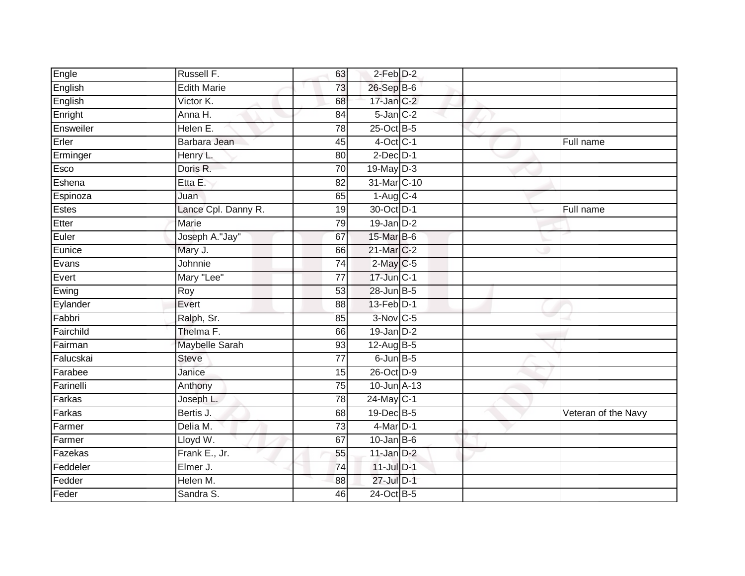| | | | | | | |
|---|---|---|---|---|---|---|
| Engle | Russell F. | 63 | 2-Feb | D-2 | | |
| English | Edith Marie | 73 | 26-Sep | B-6 | | |
| English | Victor K. | 68 | 17-Jan | C-2 | | |
| Enright | Anna H. | 84 | 5-Jan | C-2 | | |
| Ensweiler | Helen E. | 78 | 25-Oct | B-5 | | |
| Erler | Barbara Jean | 45 | 4-Oct | C-1 | | Full name |
| Erminger | Henry L. | 80 | 2-Dec | D-1 | | |
| Esco | Doris R. | 70 | 19-May | D-3 | | |
| Eshena | Etta E. | 82 | 31-Mar | C-10 | | |
| Espinoza | Juan | 65 | 1-Aug | C-4 | | |
| Estes | Lance Cpl. Danny R. | 19 | 30-Oct | D-1 | | Full name |
| Etter | Marie | 79 | 19-Jan | D-2 | | |
| Euler | Joseph A."Jay" | 67 | 15-Mar | B-6 | | |
| Eunice | Mary J. | 66 | 21-Mar | C-2 | | |
| Evans | Johnnie | 74 | 2-May | C-5 | | |
| Evert | Mary "Lee" | 77 | 17-Jun | C-1 | | |
| Ewing | Roy | 53 | 28-Jun | B-5 | | |
| Eylander | Evert | 88 | 13-Feb | D-1 | | |
| Fabbri | Ralph, Sr. | 85 | 3-Nov | C-5 | | |
| Fairchild | Thelma F. | 66 | 19-Jan | D-2 | | |
| Fairman | Maybelle Sarah | 93 | 12-Aug | B-5 | | |
| Falucskai | Steve | 77 | 6-Jun | B-5 | | |
| Farabee | Janice | 15 | 26-Oct | D-9 | | |
| Farinelli | Anthony | 75 | 10-Jun | A-13 | | |
| Farkas | Joseph L. | 78 | 24-May | C-1 | | |
| Farkas | Bertis J. | 68 | 19-Dec | B-5 | | Veteran of the Navy |
| Farmer | Delia M. | 73 | 4-Mar | D-1 | | |
| Farmer | Lloyd W. | 67 | 10-Jan | B-6 | | |
| Fazekas | Frank E., Jr. | 55 | 11-Jan | D-2 | | |
| Feddeler | Elmer J. | 74 | 11-Jul | D-1 | | |
| Fedder | Helen M. | 88 | 27-Jul | D-1 | | |
| Feder | Sandra S. | 46 | 24-Oct | B-5 | | |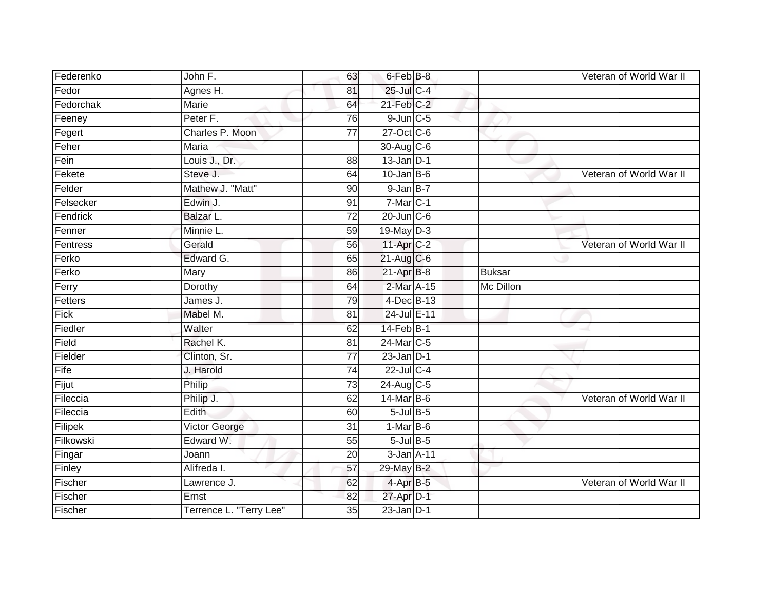| | | | | | | |
|---|---|---|---|---|---|---|
| Federenko | John F. | 63 | 6-Feb | B-8 | | Veteran of World War II |
| Fedor | Agnes H. | 81 | 25-Jul | C-4 | | |
| Fedorchak | Marie | 64 | 21-Feb | C-2 | | |
| Feeney | Peter F. | 76 | 9-Jun | C-5 | | |
| Fegert | Charles P. Moon | 77 | 27-Oct | C-6 | | |
| Feher | Maria | | 30-Aug | C-6 | | |
| Fein | Louis J., Dr. | 88 | 13-Jan | D-1 | | |
| Fekete | Steve J. | 64 | 10-Jan | B-6 | | Veteran of World War II |
| Felder | Mathew J. "Matt" | 90 | 9-Jan | B-7 | | |
| Felsecker | Edwin J. | 91 | 7-Mar | C-1 | | |
| Fendrick | Balzar L. | 72 | 20-Jun | C-6 | | |
| Fenner | Minnie L. | 59 | 19-May | D-3 | | |
| Fentress | Gerald | 56 | 11-Apr | C-2 | | Veteran of World War II |
| Ferko | Edward G. | 65 | 21-Aug | C-6 | | |
| Ferko | Mary | 86 | 21-Apr | B-8 | Buksar | |
| Ferry | Dorothy | 64 | 2-Mar | A-15 | Mc Dillon | |
| Fetters | James J. | 79 | 4-Dec | B-13 | | |
| Fick | Mabel M. | 81 | 24-Jul | E-11 | | |
| Fiedler | Walter | 62 | 14-Feb | B-1 | | |
| Field | Rachel K. | 81 | 24-Mar | C-5 | | |
| Fielder | Clinton, Sr. | 77 | 23-Jan | D-1 | | |
| Fife | J. Harold | 74 | 22-Jul | C-4 | | |
| Fijut | Philip | 73 | 24-Aug | C-5 | | |
| Fileccia | Philip J. | 62 | 14-Mar | B-6 | | Veteran of World War II |
| Fileccia | Edith | 60 | 5-Jul | B-5 | | |
| Filipek | Victor George | 31 | 1-Mar | B-6 | | |
| Filkowski | Edward W. | 55 | 5-Jul | B-5 | | |
| Fingar | Joann | 20 | 3-Jan | A-11 | | |
| Finley | Alifreda I. | 57 | 29-May | B-2 | | |
| Fischer | Lawrence J. | 62 | 4-Apr | B-5 | | Veteran of World War II |
| Fischer | Ernst | 82 | 27-Apr | D-1 | | |
| Fischer | Terrence L. "Terry Lee" | 35 | 23-Jan | D-1 | | |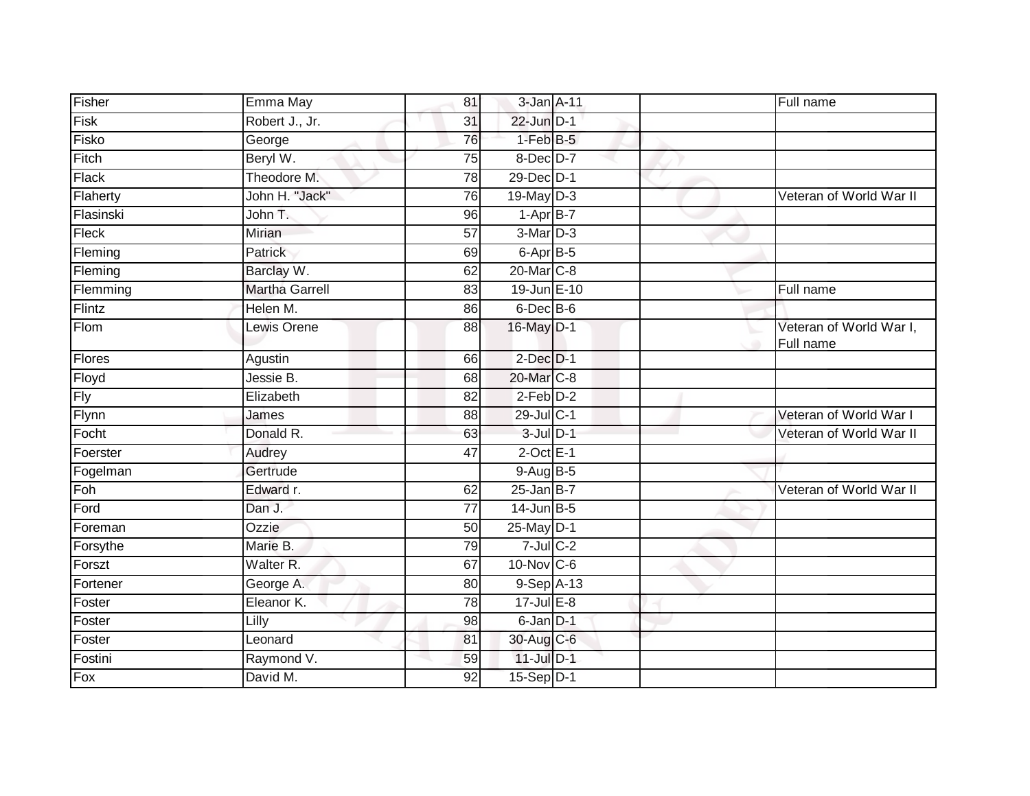| Fisher | Emma May | 81 | 3-Jan | A-11 | | Full name |
|---|---|---|---|---|---|---|
| Fisk | Robert J., Jr. | 31 | 22-Jun | D-1 | | |
| Fisko | George | 76 | 1-Feb | B-5 | | |
| Fitch | Beryl W. | 75 | 8-Dec | D-7 | | |
| Flack | Theodore M. | 78 | 29-Dec | D-1 | | |
| Flaherty | John H. "Jack" | 76 | 19-May | D-3 | | Veteran of World War II |
| Flasinski | John T. | 96 | 1-Apr | B-7 | | |
| Fleck | Mirian | 57 | 3-Mar | D-3 | | |
| Fleming | Patrick | 69 | 6-Apr | B-5 | | |
| Fleming | Barclay W. | 62 | 20-Mar | C-8 | | |
| Flemming | Martha Garrell | 83 | 19-Jun | E-10 | | Full name |
| Flintz | Helen M. | 86 | 6-Dec | B-6 | | |
| Flom | Lewis Orene | 88 | 16-May | D-1 | | Veteran of World War I, Full name |
| Flores | Agustin | 66 | 2-Dec | D-1 | | |
| Floyd | Jessie B. | 68 | 20-Mar | C-8 | | |
| Fly | Elizabeth | 82 | 2-Feb | D-2 | | |
| Flynn | James | 88 | 29-Jul | C-1 | | Veteran of World War I |
| Focht | Donald R. | 63 | 3-Jul | D-1 | | Veteran of World War II |
| Foerster | Audrey | 47 | 2-Oct | E-1 | | |
| Fogelman | Gertrude | | 9-Aug | B-5 | | |
| Foh | Edward r. | 62 | 25-Jan | B-7 | | Veteran of World War II |
| Ford | Dan J. | 77 | 14-Jun | B-5 | | |
| Foreman | Ozzie | 50 | 25-May | D-1 | | |
| Forsythe | Marie B. | 79 | 7-Jul | C-2 | | |
| Forszt | Walter R. | 67 | 10-Nov | C-6 | | |
| Fortener | George A. | 80 | 9-Sep | A-13 | | |
| Foster | Eleanor K. | 78 | 17-Jul | E-8 | | |
| Foster | Lilly | 98 | 6-Jan | D-1 | | |
| Foster | Leonard | 81 | 30-Aug | C-6 | | |
| Fostini | Raymond V. | 59 | 11-Jul | D-1 | | |
| Fox | David M. | 92 | 15-Sep | D-1 | | |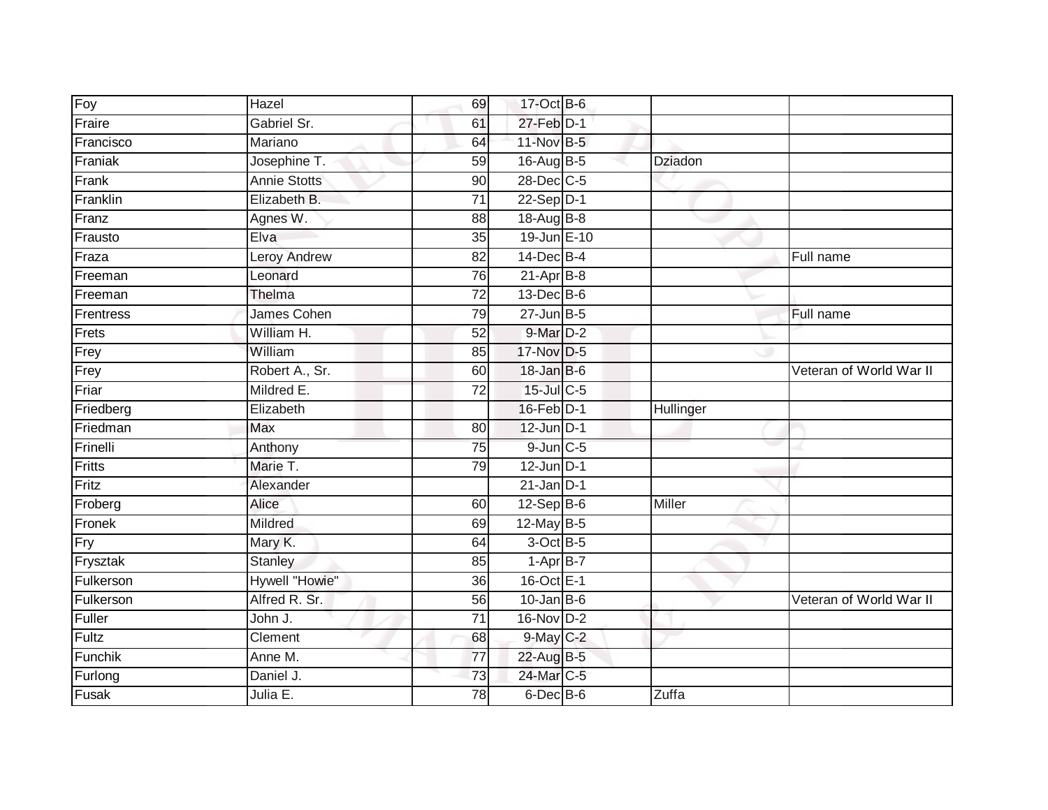| Foy | Hazel | 69 | 17-Oct | B-6 | | |
|---|---|---|---|---|---|---|
| Fraire | Gabriel Sr. | 61 | 27-Feb | D-1 | | |
| Francisco | Mariano | 64 | 11-Nov | B-5 | | |
| Franiak | Josephine T. | 59 | 16-Aug | B-5 | Dziadon | |
| Frank | Annie Stotts | 90 | 28-Dec | C-5 | | |
| Franklin | Elizabeth B. | 71 | 22-Sep | D-1 | | |
| Franz | Agnes W. | 88 | 18-Aug | B-8 | | |
| Frausto | Elva | 35 | 19-Jun | E-10 | | |
| Fraza | Leroy Andrew | 82 | 14-Dec | B-4 | | Full name |
| Freeman | Leonard | 76 | 21-Apr | B-8 | | |
| Freeman | Thelma | 72 | 13-Dec | B-6 | | |
| Frentress | James Cohen | 79 | 27-Jun | B-5 | | Full name |
| Frets | William H. | 52 | 9-Mar | D-2 | | |
| Frey | William | 85 | 17-Nov | D-5 | | |
| Frey | Robert A., Sr. | 60 | 18-Jan | B-6 | | Veteran of World War II |
| Friar | Mildred E. | 72 | 15-Jul | C-5 | | |
| Friedberg | Elizabeth | | 16-Feb | D-1 | Hullinger | |
| Friedman | Max | 80 | 12-Jun | D-1 | | |
| Frinelli | Anthony | 75 | 9-Jun | C-5 | | |
| Fritts | Marie T. | 79 | 12-Jun | D-1 | | |
| Fritz | Alexander | | 21-Jan | D-1 | | |
| Froberg | Alice | 60 | 12-Sep | B-6 | Miller | |
| Fronek | Mildred | 69 | 12-May | B-5 | | |
| Fry | Mary K. | 64 | 3-Oct | B-5 | | |
| Frysztak | Stanley | 85 | 1-Apr | B-7 | | |
| Fulkerson | Hywell "Howie" | 36 | 16-Oct | E-1 | | |
| Fulkerson | Alfred R. Sr. | 56 | 10-Jan | B-6 | | Veteran of World War II |
| Fuller | John J. | 71 | 16-Nov | D-2 | | |
| Fultz | Clement | 68 | 9-May | C-2 | | |
| Funchik | Anne M. | 77 | 22-Aug | B-5 | | |
| Furlong | Daniel J. | 73 | 24-Mar | C-5 | | |
| Fusak | Julia E. | 78 | 6-Dec | B-6 | Zuffa | |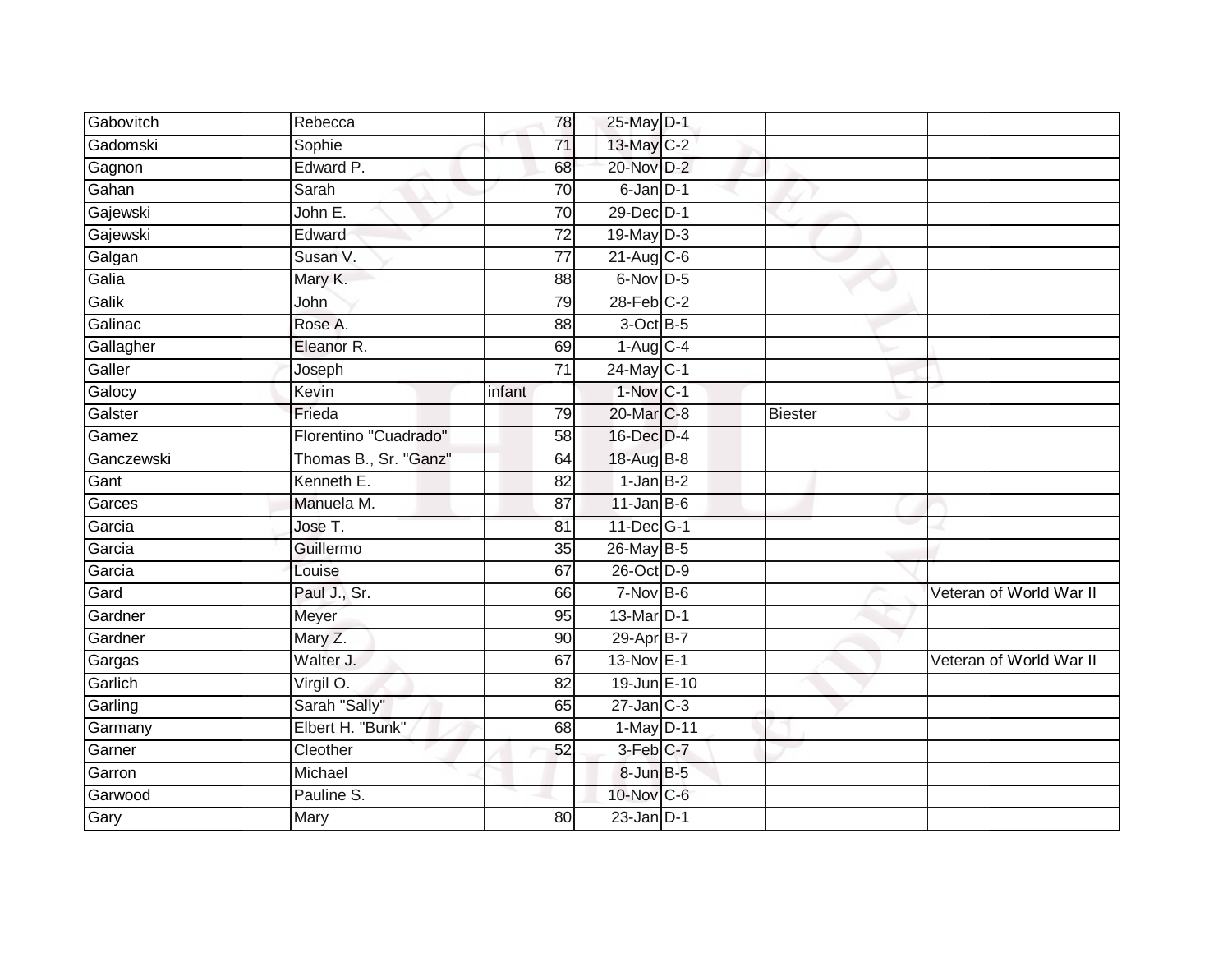| | | | | | | |
|---|---|---|---|---|---|---|
| Gabovitch | Rebecca | 78 | 25-May | D-1 | | |
| Gadomski | Sophie | 71 | 13-May | C-2 | | |
| Gagnon | Edward P. | 68 | 20-Nov | D-2 | | |
| Gahan | Sarah | 70 | 6-Jan | D-1 | | |
| Gajewski | John E. | 70 | 29-Dec | D-1 | | |
| Gajewski | Edward | 72 | 19-May | D-3 | | |
| Galgan | Susan V. | 77 | 21-Aug | C-6 | | |
| Galia | Mary K. | 88 | 6-Nov | D-5 | | |
| Galik | John | 79 | 28-Feb | C-2 | | |
| Galinac | Rose A. | 88 | 3-Oct | B-5 | | |
| Gallagher | Eleanor R. | 69 | 1-Aug | C-4 | | |
| Galler | Joseph | 71 | 24-May | C-1 | | |
| Galocy | Kevin | infant | 1-Nov | C-1 | | |
| Galster | Frieda | 79 | 20-Mar | C-8 | Biester | |
| Gamez | Florentino "Cuadrado" | 58 | 16-Dec | D-4 | | |
| Ganczewski | Thomas B., Sr. "Ganz" | 64 | 18-Aug | B-8 | | |
| Gant | Kenneth E. | 82 | 1-Jan | B-2 | | |
| Garces | Manuela M. | 87 | 11-Jan | B-6 | | |
| Garcia | Jose T. | 81 | 11-Dec | G-1 | | |
| Garcia | Guillermo | 35 | 26-May | B-5 | | |
| Garcia | Louise | 67 | 26-Oct | D-9 | | |
| Gard | Paul J., Sr. | 66 | 7-Nov | B-6 | | Veteran of World War II |
| Gardner | Meyer | 95 | 13-Mar | D-1 | | |
| Gardner | Mary Z. | 90 | 29-Apr | B-7 | | |
| Gargas | Walter J. | 67 | 13-Nov | E-1 | | Veteran of World War II |
| Garlich | Virgil O. | 82 | 19-Jun | E-10 | | |
| Garling | Sarah "Sally" | 65 | 27-Jan | C-3 | | |
| Garmany | Elbert H. "Bunk" | 68 | 1-May | D-11 | | |
| Garner | Cleother | 52 | 3-Feb | C-7 | | |
| Garron | Michael | | 8-Jun | B-5 | | |
| Garwood | Pauline S. | | 10-Nov | C-6 | | |
| Gary | Mary | 80 | 23-Jan | D-1 | | |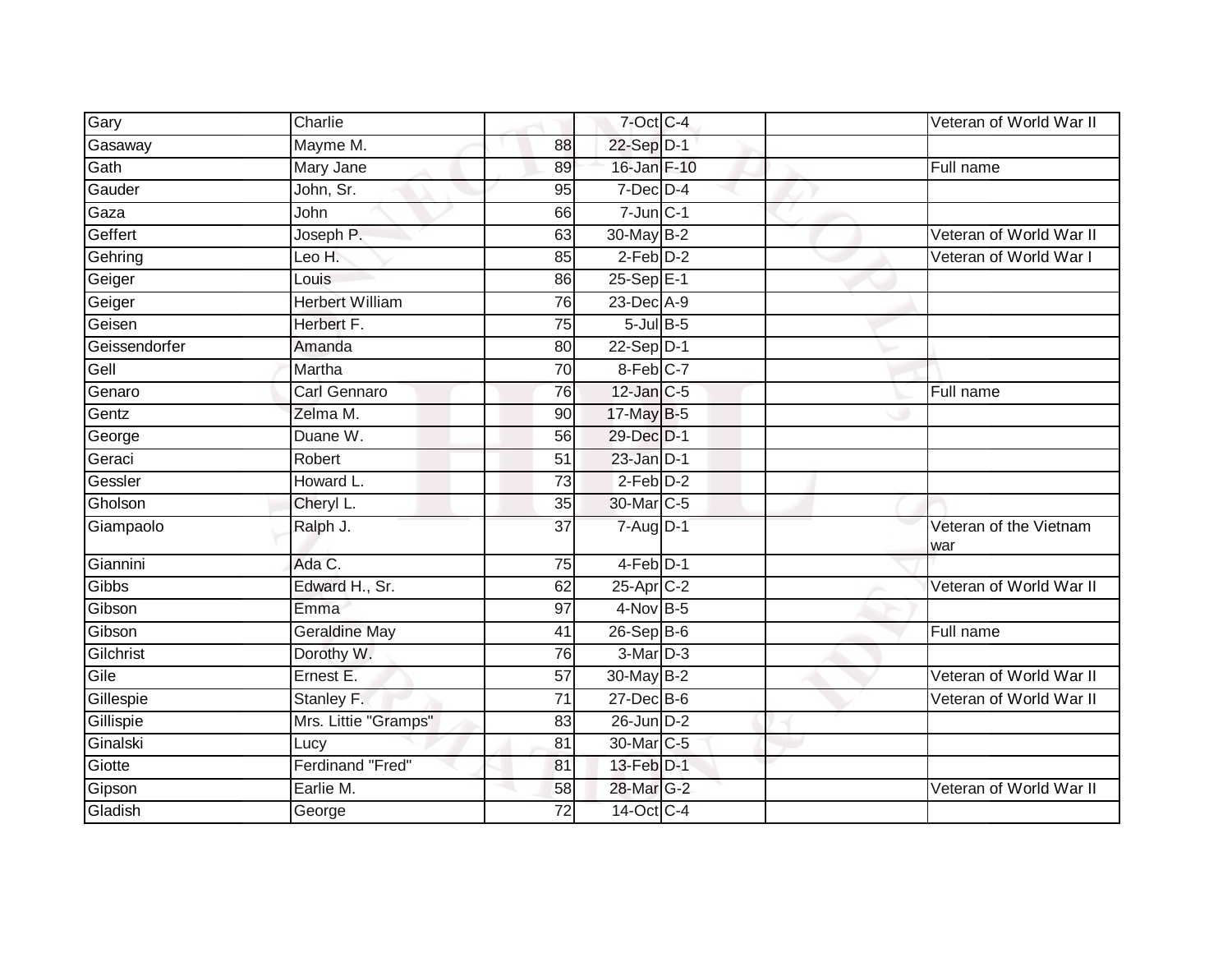| | | | | | | |
|---|---|---|---|---|---|---|
| Gary | Charlie | | 7-Oct | C-4 | | Veteran of World War II |
| Gasaway | Mayme M. | 88 | 22-Sep | D-1 | | |
| Gath | Mary Jane | 89 | 16-Jan | F-10 | | Full name |
| Gauder | John, Sr. | 95 | 7-Dec | D-4 | | |
| Gaza | John | 66 | 7-Jun | C-1 | | |
| Geffert | Joseph P. | 63 | 30-May | B-2 | | Veteran of World War II |
| Gehring | Leo H. | 85 | 2-Feb | D-2 | | Veteran of World War I |
| Geiger | Louis | 86 | 25-Sep | E-1 | | |
| Geiger | Herbert William | 76 | 23-Dec | A-9 | | |
| Geisen | Herbert F. | 75 | 5-Jul | B-5 | | |
| Geissendorfer | Amanda | 80 | 22-Sep | D-1 | | |
| Gell | Martha | 70 | 8-Feb | C-7 | | |
| Genaro | Carl Gennaro | 76 | 12-Jan | C-5 | | Full name |
| Gentz | Zelma M. | 90 | 17-May | B-5 | | |
| George | Duane W. | 56 | 29-Dec | D-1 | | |
| Geraci | Robert | 51 | 23-Jan | D-1 | | |
| Gessler | Howard L. | 73 | 2-Feb | D-2 | | |
| Gholson | Cheryl L. | 35 | 30-Mar | C-5 | | |
| Giampaolo | Ralph J. | 37 | 7-Aug | D-1 | | Veteran of the Vietnam war |
| Giannini | Ada C. | 75 | 4-Feb | D-1 | | |
| Gibbs | Edward H., Sr. | 62 | 25-Apr | C-2 | | Veteran of World War II |
| Gibson | Emma | 97 | 4-Nov | B-5 | | |
| Gibson | Geraldine May | 41 | 26-Sep | B-6 | | Full name |
| Gilchrist | Dorothy W. | 76 | 3-Mar | D-3 | | |
| Gile | Ernest E. | 57 | 30-May | B-2 | | Veteran of World War II |
| Gillespie | Stanley F. | 71 | 27-Dec | B-6 | | Veteran of World War II |
| Gillispie | Mrs. Littie "Gramps" | 83 | 26-Jun | D-2 | | |
| Ginalski | Lucy | 81 | 30-Mar | C-5 | | |
| Giotte | Ferdinand "Fred" | 81 | 13-Feb | D-1 | | |
| Gipson | Earlie M. | 58 | 28-Mar | G-2 | | Veteran of World War II |
| Gladish | George | 72 | 14-Oct | C-4 | | |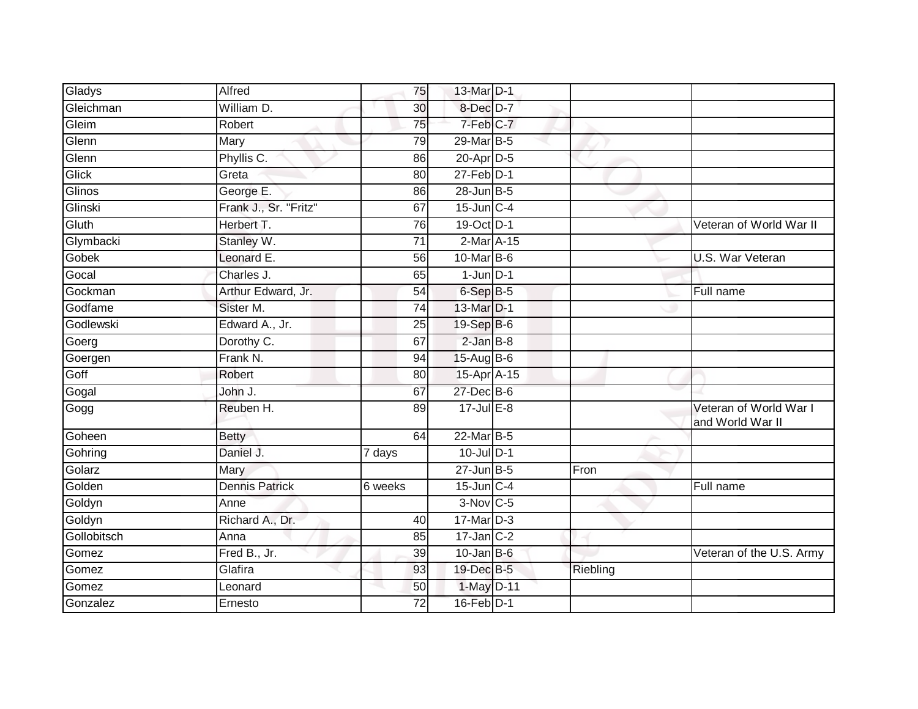| | | | | | | |
|---|---|---|---|---|---|---|
| Gladys | Alfred | 75 | 13-Mar | D-1 | | |
| Gleichman | William D. | 30 | 8-Dec | D-7 | | |
| Gleim | Robert | 75 | 7-Feb | C-7 | | |
| Glenn | Mary | 79 | 29-Mar | B-5 | | |
| Glenn | Phyllis C. | 86 | 20-Apr | D-5 | | |
| Glick | Greta | 80 | 27-Feb | D-1 | | |
| Glinos | George E. | 86 | 28-Jun | B-5 | | |
| Glinski | Frank J., Sr. "Fritz" | 67 | 15-Jun | C-4 | | |
| Gluth | Herbert T. | 76 | 19-Oct | D-1 | | Veteran of World War II |
| Glymbacki | Stanley W. | 71 | 2-Mar | A-15 | | |
| Gobek | Leonard E. | 56 | 10-Mar | B-6 | | U.S. War Veteran |
| Gocal | Charles J. | 65 | 1-Jun | D-1 | | |
| Gockman | Arthur Edward, Jr. | 54 | 6-Sep | B-5 | | Full name |
| Godfame | Sister M. | 74 | 13-Mar | D-1 | | |
| Godlewski | Edward A., Jr. | 25 | 19-Sep | B-6 | | |
| Goerg | Dorothy C. | 67 | 2-Jan | B-8 | | |
| Goergen | Frank N. | 94 | 15-Aug | B-6 | | |
| Goff | Robert | 80 | 15-Apr | A-15 | | |
| Gogal | John J. | 67 | 27-Dec | B-6 | | |
| Gogg | Reuben H. | 89 | 17-Jul | E-8 | | Veteran of World War I and World War II |
| Goheen | Betty | 64 | 22-Mar | B-5 | | |
| Gohring | Daniel J. | 7 days | 10-Jul | D-1 | | |
| Golarz | Mary | | 27-Jun | B-5 | Fron | |
| Golden | Dennis Patrick | 6 weeks | 15-Jun | C-4 | | Full name |
| Goldyn | Anne | | 3-Nov | C-5 | | |
| Goldyn | Richard A., Dr. | 40 | 17-Mar | D-3 | | |
| Gollobitsch | Anna | 85 | 17-Jan | C-2 | | |
| Gomez | Fred B., Jr. | 39 | 10-Jan | B-6 | | Veteran of the U.S. Army |
| Gomez | Glafira | 93 | 19-Dec | B-5 | Riebling | |
| Gomez | Leonard | 50 | 1-May | D-11 | | |
| Gonzalez | Ernesto | 72 | 16-Feb | D-1 | | |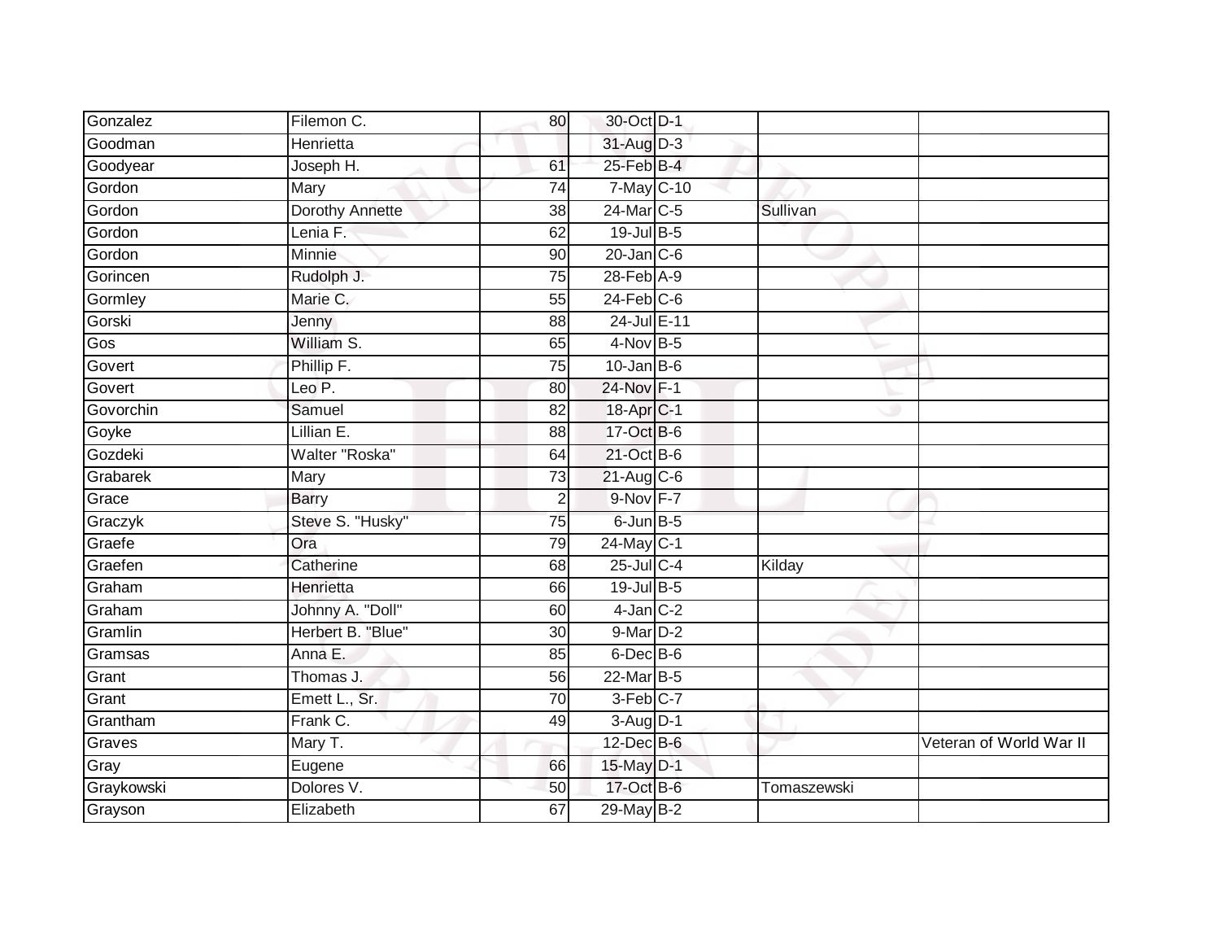| | | | | | | |
|---|---|---|---|---|---|---|
| Gonzalez | Filemon C. | 80 | 30-Oct | D-1 | | |
| Goodman | Henrietta | | 31-Aug | D-3 | | |
| Goodyear | Joseph H. | 61 | 25-Feb | B-4 | | |
| Gordon | Mary | 74 | 7-May | C-10 | | |
| Gordon | Dorothy Annette | 38 | 24-Mar | C-5 | Sullivan | |
| Gordon | Lenia F. | 62 | 19-Jul | B-5 | | |
| Gordon | Minnie | 90 | 20-Jan | C-6 | | |
| Gorincen | Rudolph J. | 75 | 28-Feb | A-9 | | |
| Gormley | Marie C. | 55 | 24-Feb | C-6 | | |
| Gorski | Jenny | 88 | 24-Jul | E-11 | | |
| Gos | William S. | 65 | 4-Nov | B-5 | | |
| Govert | Phillip F. | 75 | 10-Jan | B-6 | | |
| Govert | Leo P. | 80 | 24-Nov | F-1 | | |
| Govorchin | Samuel | 82 | 18-Apr | C-1 | | |
| Goyke | Lillian E. | 88 | 17-Oct | B-6 | | |
| Gozdeki | Walter "Roska" | 64 | 21-Oct | B-6 | | |
| Grabarek | Mary | 73 | 21-Aug | C-6 | | |
| Grace | Barry | 2 | 9-Nov | F-7 | | |
| Graczyk | Steve S. "Husky" | 75 | 6-Jun | B-5 | | |
| Graefe | Ora | 79 | 24-May | C-1 | | |
| Graefen | Catherine | 68 | 25-Jul | C-4 | Kilday | |
| Graham | Henrietta | 66 | 19-Jul | B-5 | | |
| Graham | Johnny A. "Doll" | 60 | 4-Jan | C-2 | | |
| Gramlin | Herbert B. "Blue" | 30 | 9-Mar | D-2 | | |
| Gramsas | Anna E. | 85 | 6-Dec | B-6 | | |
| Grant | Thomas J. | 56 | 22-Mar | B-5 | | |
| Grant | Emett L., Sr. | 70 | 3-Feb | C-7 | | |
| Grantham | Frank C. | 49 | 3-Aug | D-1 | | |
| Graves | Mary T. | | 12-Dec | B-6 | | Veteran of World War II |
| Gray | Eugene | 66 | 15-May | D-1 | | |
| Graykowski | Dolores V. | 50 | 17-Oct | B-6 | Tomaszewski | |
| Grayson | Elizabeth | 67 | 29-May | B-2 | | |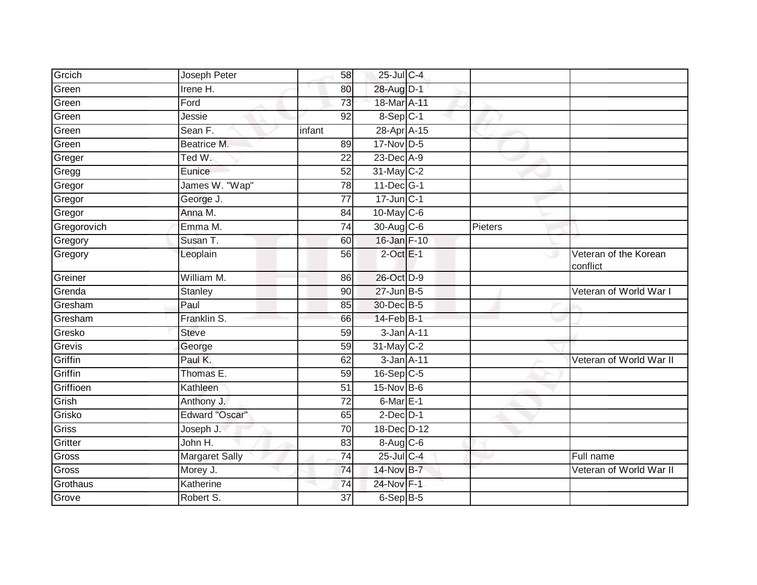| | | | | | | |
|---|---|---|---|---|---|---|
| Grcich | Joseph Peter | 58 | 25-Jul | C-4 | | |
| Green | Irene H. | 80 | 28-Aug | D-1 | | |
| Green | Ford | 73 | 18-Mar | A-11 | | |
| Green | Jessie | 92 | 8-Sep | C-1 | | |
| Green | Sean F. | infant | 28-Apr | A-15 | | |
| Green | Beatrice M. | 89 | 17-Nov | D-5 | | |
| Greger | Ted W. | 22 | 23-Dec | A-9 | | |
| Gregg | Eunice | 52 | 31-May | C-2 | | |
| Gregor | James W. "Wap" | 78 | 11-Dec | G-1 | | |
| Gregor | George J. | 77 | 17-Jun | C-1 | | |
| Gregor | Anna M. | 84 | 10-May | C-6 | | |
| Gregorovich | Emma M. | 74 | 30-Aug | C-6 | Pieters | |
| Gregory | Susan T. | 60 | 16-Jan | F-10 | | |
| Gregory | Leoplain | 56 | 2-Oct | E-1 | | Veteran of the Korean conflict |
| Greiner | William M. | 86 | 26-Oct | D-9 | | |
| Grenda | Stanley | 90 | 27-Jun | B-5 | | Veteran of World War I |
| Gresham | Paul | 85 | 30-Dec | B-5 | | |
| Gresham | Franklin S. | 66 | 14-Feb | B-1 | | |
| Gresko | Steve | 59 | 3-Jan | A-11 | | |
| Grevis | George | 59 | 31-May | C-2 | | |
| Griffin | Paul K. | 62 | 3-Jan | A-11 | | Veteran of World War II |
| Griffin | Thomas E. | 59 | 16-Sep | C-5 | | |
| Griffioen | Kathleen | 51 | 15-Nov | B-6 | | |
| Grish | Anthony J. | 72 | 6-Mar | E-1 | | |
| Grisko | Edward "Oscar" | 65 | 2-Dec | D-1 | | |
| Griss | Joseph J. | 70 | 18-Dec | D-12 | | |
| Gritter | John H. | 83 | 8-Aug | C-6 | | |
| Gross | Margaret Sally | 74 | 25-Jul | C-4 | | Full name |
| Gross | Morey J. | 74 | 14-Nov | B-7 | | Veteran of World War II |
| Grothaus | Katherine | 74 | 24-Nov | F-1 | | |
| Grove | Robert S. | 37 | 6-Sep | B-5 | | |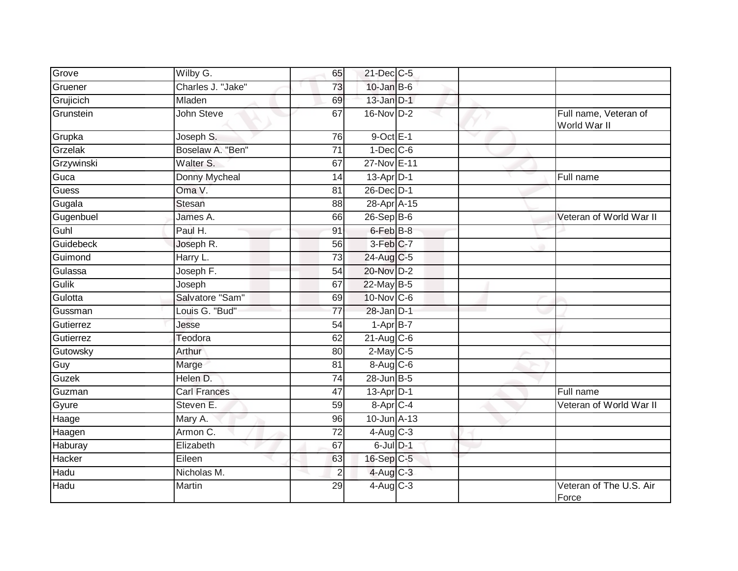| | | | | | | |
|---|---|---|---|---|---|---|
| Grove | Wilby G. | 65 | 21-Dec | C-5 | | |
| Gruener | Charles J. "Jake" | 73 | 10-Jan | B-6 | | |
| Grujicich | Mladen | 69 | 13-Jan | D-1 | | |
| Grunstein | John Steve | 67 | 16-Nov | D-2 | | Full name, Veteran of World War II |
| Grupka | Joseph S. | 76 | 9-Oct | E-1 | | |
| Grzelak | Boselaw A. "Ben" | 71 | 1-Dec | C-6 | | |
| Grzywinski | Walter S. | 67 | 27-Nov | E-11 | | |
| Guca | Donny Mycheal | 14 | 13-Apr | D-1 | | Full name |
| Guess | Oma V. | 81 | 26-Dec | D-1 | | |
| Gugala | Stesan | 88 | 28-Apr | A-15 | | |
| Gugenbuel | James A. | 66 | 26-Sep | B-6 | | Veteran of World War II |
| Guhl | Paul H. | 91 | 6-Feb | B-8 | | |
| Guidebeck | Joseph R. | 56 | 3-Feb | C-7 | | |
| Guimond | Harry L. | 73 | 24-Aug | C-5 | | |
| Gulassa | Joseph F. | 54 | 20-Nov | D-2 | | |
| Gulik | Joseph | 67 | 22-May | B-5 | | |
| Gulotta | Salvatore "Sam" | 69 | 10-Nov | C-6 | | |
| Gussman | Louis G. "Bud" | 77 | 28-Jan | D-1 | | |
| Gutierrez | Jesse | 54 | 1-Apr | B-7 | | |
| Gutierrez | Teodora | 62 | 21-Aug | C-6 | | |
| Gutowsky | Arthur | 80 | 2-May | C-5 | | |
| Guy | Marge | 81 | 8-Aug | C-6 | | |
| Guzek | Helen D. | 74 | 28-Jun | B-5 | | |
| Guzman | Carl Frances | 47 | 13-Apr | D-1 | | Full name |
| Gyure | Steven E. | 59 | 8-Apr | C-4 | | Veteran of World War II |
| Haage | Mary A. | 96 | 10-Jun | A-13 | | |
| Haagen | Armon C. | 72 | 4-Aug | C-3 | | |
| Haburay | Elizabeth | 67 | 6-Jul | D-1 | | |
| Hacker | Eileen | 63 | 16-Sep | C-5 | | |
| Hadu | Nicholas M. | 2 | 4-Aug | C-3 | | |
| Hadu | Martin | 29 | 4-Aug | C-3 | | Veteran of The U.S. Air Force |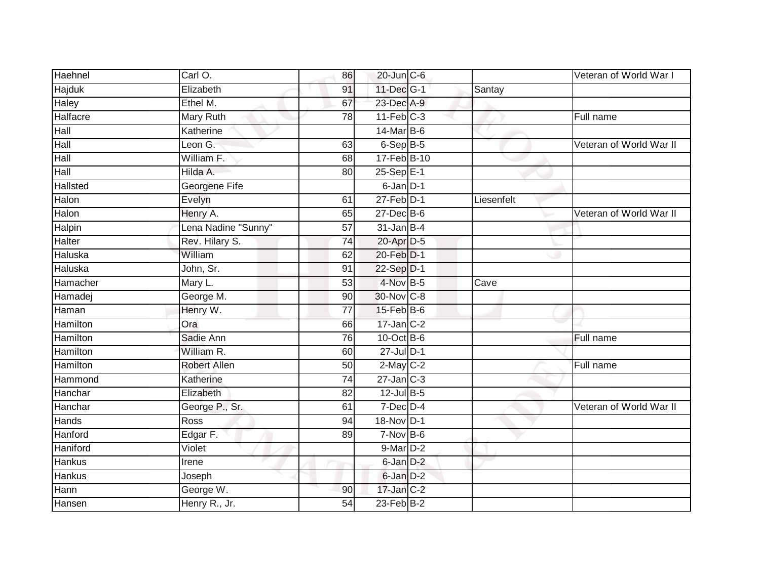| | | | | | | |
|---|---|---|---|---|---|---|
| Haehnel | Carl O. | 86 | 20-Jun | C-6 | | Veteran of World War I |
| Hajduk | Elizabeth | 91 | 11-Dec | G-1 | Santay | |
| Haley | Ethel M. | 67 | 23-Dec | A-9 | | |
| Halfacre | Mary Ruth | 78 | 11-Feb | C-3 | | Full name |
| Hall | Katherine | | 14-Mar | B-6 | | |
| Hall | Leon G. | 63 | 6-Sep | B-5 | | Veteran of World War II |
| Hall | William F. | 68 | 17-Feb | B-10 | | |
| Hall | Hilda A. | 80 | 25-Sep | E-1 | | |
| Hallsted | Georgene Fife | | 6-Jan | D-1 | | |
| Halon | Evelyn | 61 | 27-Feb | D-1 | Liesenfelt | |
| Halon | Henry A. | 65 | 27-Dec | B-6 | | Veteran of World War II |
| Halpin | Lena Nadine "Sunny" | 57 | 31-Jan | B-4 | | |
| Halter | Rev. Hilary S. | 74 | 20-Apr | D-5 | | |
| Haluska | William | 62 | 20-Feb | D-1 | | |
| Haluska | John, Sr. | 91 | 22-Sep | D-1 | | |
| Hamacher | Mary L. | 53 | 4-Nov | B-5 | Cave | |
| Hamadej | George M. | 90 | 30-Nov | C-8 | | |
| Haman | Henry W. | 77 | 15-Feb | B-6 | | |
| Hamilton | Ora | 66 | 17-Jan | C-2 | | |
| Hamilton | Sadie Ann | 76 | 10-Oct | B-6 | | Full name |
| Hamilton | William R. | 60 | 27-Jul | D-1 | | |
| Hamilton | Robert Allen | 50 | 2-May | C-2 | | Full name |
| Hammond | Katherine | 74 | 27-Jan | C-3 | | |
| Hanchar | Elizabeth | 82 | 12-Jul | B-5 | | |
| Hanchar | George P., Sr. | 61 | 7-Dec | D-4 | | Veteran of World War II |
| Hands | Ross | 94 | 18-Nov | D-1 | | |
| Hanford | Edgar F. | 89 | 7-Nov | B-6 | | |
| Haniford | Violet | | 9-Mar | D-2 | | |
| Hankus | Irene | | 6-Jan | D-2 | | |
| Hankus | Joseph | | 6-Jan | D-2 | | |
| Hann | George W. | 90 | 17-Jan | C-2 | | |
| Hansen | Henry R., Jr. | 54 | 23-Feb | B-2 | | |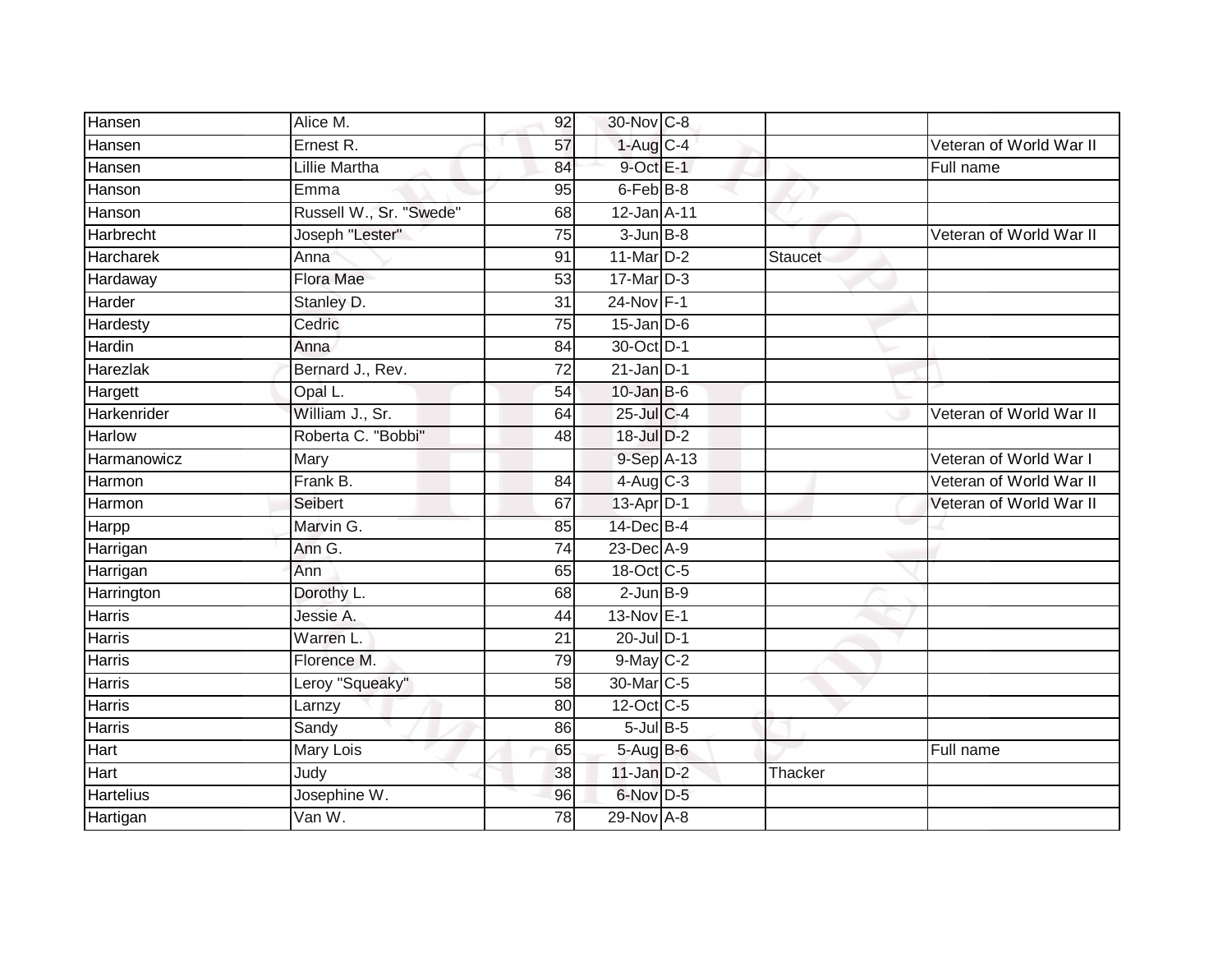| | | | | | | |
|---|---|---|---|---|---|---|
| Hansen | Alice M. | 92 | 30-Nov | C-8 | | |
| Hansen | Ernest R. | 57 | 1-Aug | C-4 | | Veteran of World War II |
| Hansen | Lillie Martha | 84 | 9-Oct | E-1 | | Full name |
| Hanson | Emma | 95 | 6-Feb | B-8 | | |
| Hanson | Russell W., Sr. "Swede" | 68 | 12-Jan | A-11 | | |
| Harbrecht | Joseph "Lester" | 75 | 3-Jun | B-8 | | Veteran of World War II |
| Harcharek | Anna | 91 | 11-Mar | D-2 | Staucet | |
| Hardaway | Flora Mae | 53 | 17-Mar | D-3 | | |
| Harder | Stanley D. | 31 | 24-Nov | F-1 | | |
| Hardesty | Cedric | 75 | 15-Jan | D-6 | | |
| Hardin | Anna | 84 | 30-Oct | D-1 | | |
| Harezlak | Bernard J., Rev. | 72 | 21-Jan | D-1 | | |
| Hargett | Opal L. | 54 | 10-Jan | B-6 | | |
| Harkenrider | William J., Sr. | 64 | 25-Jul | C-4 | | Veteran of World War II |
| Harlow | Roberta C. "Bobbi" | 48 | 18-Jul | D-2 | | |
| Harmanowicz | Mary | | 9-Sep | A-13 | | Veteran of World War I |
| Harmon | Frank B. | 84 | 4-Aug | C-3 | | Veteran of World War II |
| Harmon | Seibert | 67 | 13-Apr | D-1 | | Veteran of World War II |
| Harpp | Marvin G. | 85 | 14-Dec | B-4 | | |
| Harrigan | Ann G. | 74 | 23-Dec | A-9 | | |
| Harrigan | Ann | 65 | 18-Oct | C-5 | | |
| Harrington | Dorothy L. | 68 | 2-Jun | B-9 | | |
| Harris | Jessie A. | 44 | 13-Nov | E-1 | | |
| Harris | Warren L. | 21 | 20-Jul | D-1 | | |
| Harris | Florence M. | 79 | 9-May | C-2 | | |
| Harris | Leroy "Squeaky" | 58 | 30-Mar | C-5 | | |
| Harris | Larnzy | 80 | 12-Oct | C-5 | | |
| Harris | Sandy | 86 | 5-Jul | B-5 | | |
| Hart | Mary Lois | 65 | 5-Aug | B-6 | | Full name |
| Hart | Judy | 38 | 11-Jan | D-2 | Thacker | |
| Hartelius | Josephine W. | 96 | 6-Nov | D-5 | | |
| Hartigan | Van W. | 78 | 29-Nov | A-8 | | |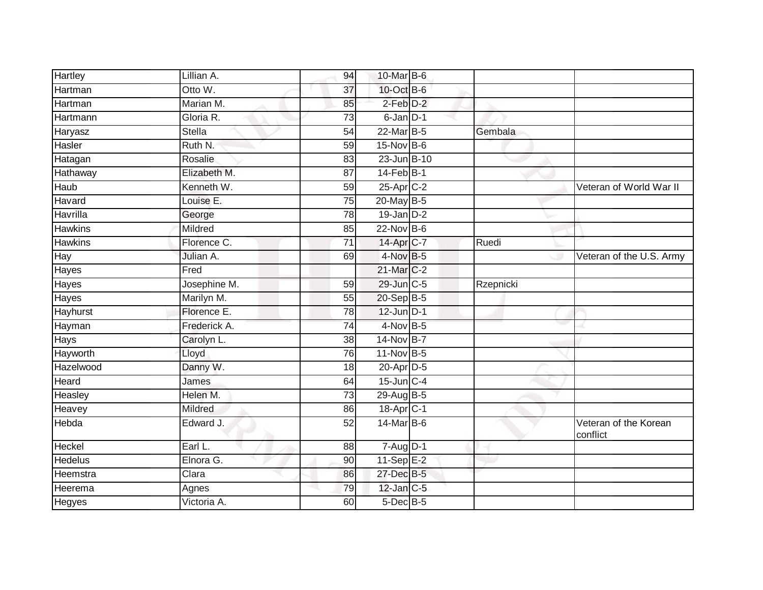| | | | | | | |
|---|---|---|---|---|---|---|
| Hartley | Lillian A. | 94 | 10-Mar | B-6 | | |
| Hartman | Otto W. | 37 | 10-Oct | B-6 | | |
| Hartman | Marian M. | 85 | 2-Feb | D-2 | | |
| Hartmann | Gloria R. | 73 | 6-Jan | D-1 | | |
| Haryasz | Stella | 54 | 22-Mar | B-5 | Gembala | |
| Hasler | Ruth N. | 59 | 15-Nov | B-6 | | |
| Hatagan | Rosalie | 83 | 23-Jun | B-10 | | |
| Hathaway | Elizabeth M. | 87 | 14-Feb | B-1 | | |
| Haub | Kenneth W. | 59 | 25-Apr | C-2 | | Veteran of World War II |
| Havard | Louise E. | 75 | 20-May | B-5 | | |
| Havrilla | George | 78 | 19-Jan | D-2 | | |
| Hawkins | Mildred | 85 | 22-Nov | B-6 | | |
| Hawkins | Florence C. | 71 | 14-Apr | C-7 | Ruedi | |
| Hay | Julian A. | 69 | 4-Nov | B-5 | | Veteran of the U.S. Army |
| Hayes | Fred | | 21-Mar | C-2 | | |
| Hayes | Josephine M. | 59 | 29-Jun | C-5 | Rzepnicki | |
| Hayes | Marilyn M. | 55 | 20-Sep | B-5 | | |
| Hayhurst | Florence E. | 78 | 12-Jun | D-1 | | |
| Hayman | Frederick A. | 74 | 4-Nov | B-5 | | |
| Hays | Carolyn L. | 38 | 14-Nov | B-7 | | |
| Hayworth | Lloyd | 76 | 11-Nov | B-5 | | |
| Hazelwood | Danny W. | 18 | 20-Apr | D-5 | | |
| Heard | James | 64 | 15-Jun | C-4 | | |
| Heasley | Helen M. | 73 | 29-Aug | B-5 | | |
| Heavey | Mildred | 86 | 18-Apr | C-1 | | |
| Hebda | Edward J. | 52 | 14-Mar | B-6 | | Veteran of the Korean conflict |
| Heckel | Earl L. | 88 | 7-Aug | D-1 | | |
| Hedelus | Elnora G. | 90 | 11-Sep | E-2 | | |
| Heemstra | Clara | 86 | 27-Dec | B-5 | | |
| Heerema | Agnes | 79 | 12-Jan | C-5 | | |
| Hegyes | Victoria A. | 60 | 5-Dec | B-5 | | |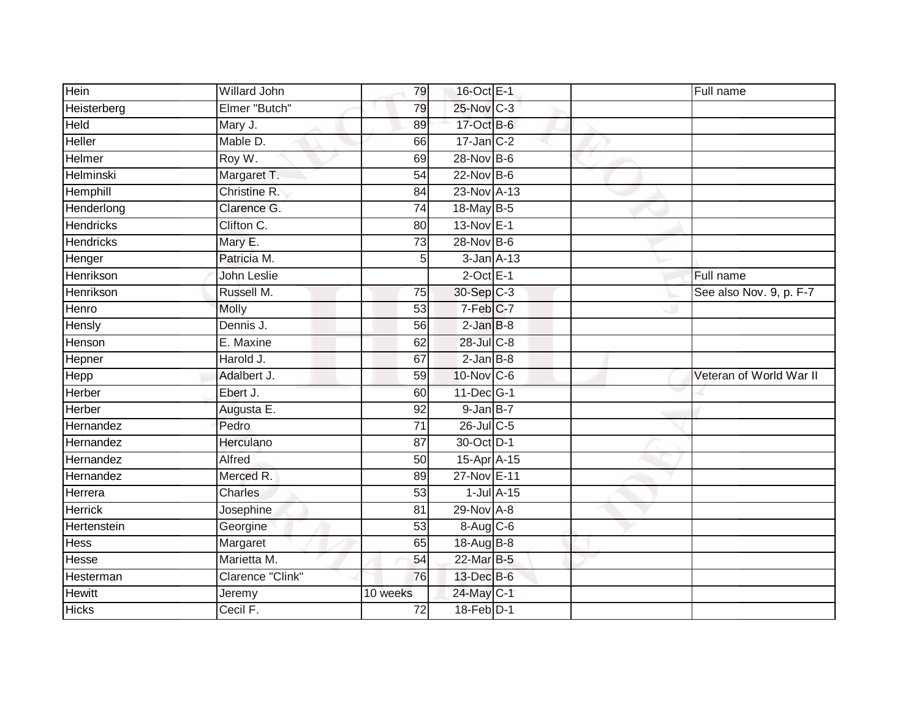| Hein | Willard John | 79 | 16-Oct | E-1 | | Full name |
|---|---|---|---|---|---|---|
| Heisterberg | Elmer "Butch" | 79 | 25-Nov | C-3 | | |
| Held | Mary J. | 89 | 17-Oct | B-6 | | |
| Heller | Mable D. | 66 | 17-Jan | C-2 | | |
| Helmer | Roy W. | 69 | 28-Nov | B-6 | | |
| Helminski | Margaret T. | 54 | 22-Nov | B-6 | | |
| Hemphill | Christine R. | 84 | 23-Nov | A-13 | | |
| Henderlong | Clarence G. | 74 | 18-May | B-5 | | |
| Hendricks | Clifton C. | 80 | 13-Nov | E-1 | | |
| Hendricks | Mary E. | 73 | 28-Nov | B-6 | | |
| Henger | Patricia M. | 5 | 3-Jan | A-13 | | |
| Henrikson | John Leslie | | 2-Oct | E-1 | | Full name |
| Henrikson | Russell M. | 75 | 30-Sep | C-3 | | See also Nov. 9, p. F-7 |
| Henro | Molly | 53 | 7-Feb | C-7 | | |
| Hensly | Dennis J. | 56 | 2-Jan | B-8 | | |
| Henson | E. Maxine | 62 | 28-Jul | C-8 | | |
| Hepner | Harold J. | 67 | 2-Jan | B-8 | | |
| Hepp | Adalbert J. | 59 | 10-Nov | C-6 | | Veteran of World War II |
| Herber | Ebert J. | 60 | 11-Dec | G-1 | | |
| Herber | Augusta E. | 92 | 9-Jan | B-7 | | |
| Hernandez | Pedro | 71 | 26-Jul | C-5 | | |
| Hernandez | Herculano | 87 | 30-Oct | D-1 | | |
| Hernandez | Alfred | 50 | 15-Apr | A-15 | | |
| Hernandez | Merced R. | 89 | 27-Nov | E-11 | | |
| Herrera | Charles | 53 | 1-Jul | A-15 | | |
| Herrick | Josephine | 81 | 29-Nov | A-8 | | |
| Hertenstein | Georgine | 53 | 8-Aug | C-6 | | |
| Hess | Margaret | 65 | 18-Aug | B-8 | | |
| Hesse | Marietta M. | 54 | 22-Mar | B-5 | | |
| Hesterman | Clarence "Clink" | 76 | 13-Dec | B-6 | | |
| Hewitt | Jeremy | 10 weeks | 24-May | C-1 | | |
| Hicks | Cecil F. | 72 | 18-Feb | D-1 | | |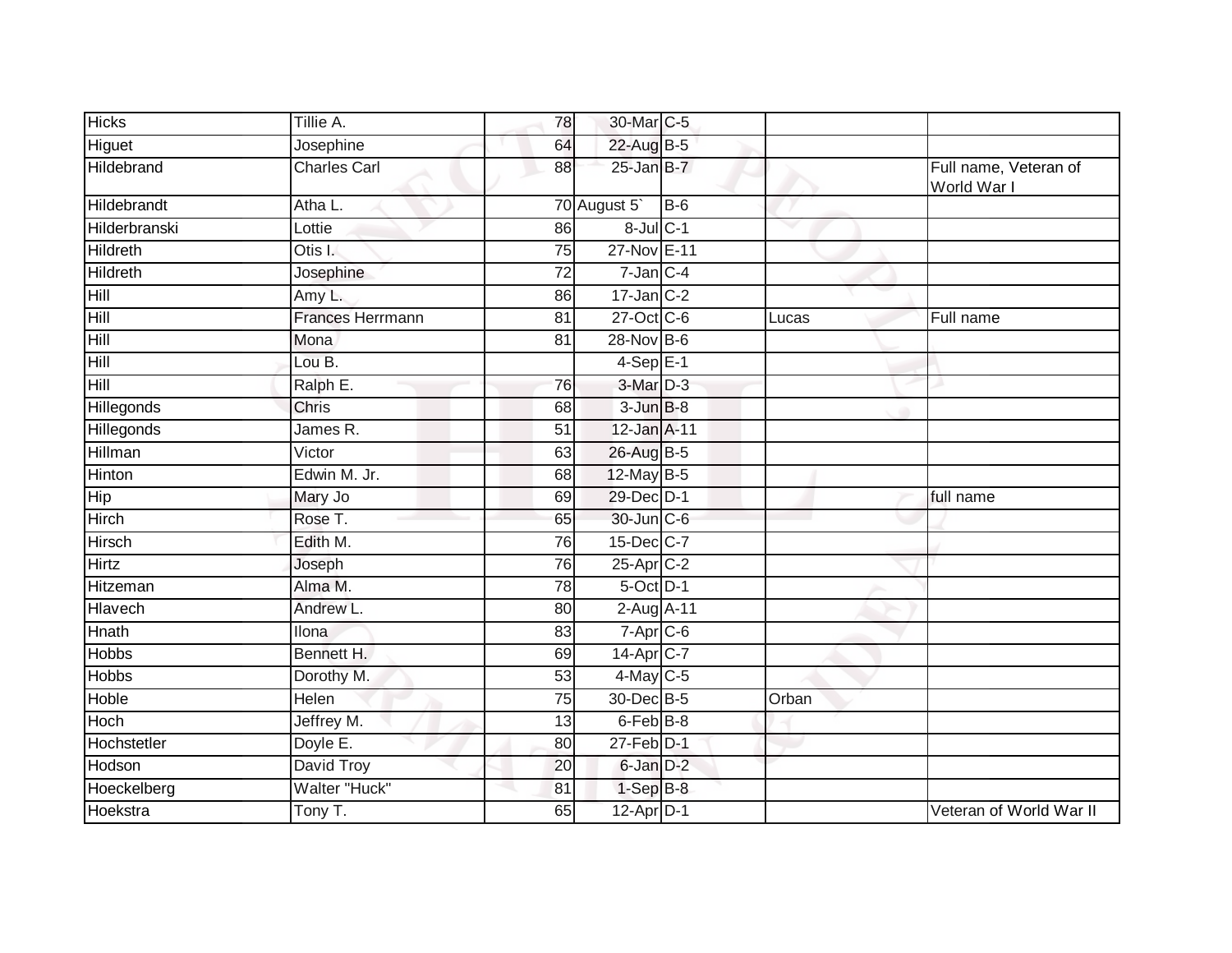| Hicks | Tillie A. | 78 | 30-Mar | C-5 | | |
|---|---|---|---|---|---|---|
| Higuet | Josephine | 64 | 22-Aug | B-5 | | |
| Hildebrand | Charles Carl | 88 | 25-Jan | B-7 | | Full name, Veteran of World War I |
| Hildebrandt | Atha L. | 70 | August 5` | B-6 | | |
| Hilderbranski | Lottie | 86 | 8-Jul | C-1 | | |
| Hildreth | Otis I. | 75 | 27-Nov | E-11 | | |
| Hildreth | Josephine | 72 | 7-Jan | C-4 | | |
| Hill | Amy L. | 86 | 17-Jan | C-2 | | |
| Hill | Frances Herrmann | 81 | 27-Oct | C-6 | Lucas | Full name |
| Hill | Mona | 81 | 28-Nov | B-6 | | |
| Hill | Lou B. | | 4-Sep | E-1 | | |
| Hill | Ralph E. | 76 | 3-Mar | D-3 | | |
| Hillegonds | Chris | 68 | 3-Jun | B-8 | | |
| Hillegonds | James R. | 51 | 12-Jan | A-11 | | |
| Hillman | Victor | 63 | 26-Aug | B-5 | | |
| Hinton | Edwin M. Jr. | 68 | 12-May | B-5 | | |
| Hip | Mary Jo | 69 | 29-Dec | D-1 | | full name |
| Hirch | Rose T. | 65 | 30-Jun | C-6 | | |
| Hirsch | Edith M. | 76 | 15-Dec | C-7 | | |
| Hirtz | Joseph | 76 | 25-Apr | C-2 | | |
| Hitzeman | Alma M. | 78 | 5-Oct | D-1 | | |
| Hlavech | Andrew L. | 80 | 2-Aug | A-11 | | |
| Hnath | Ilona | 83 | 7-Apr | C-6 | | |
| Hobbs | Bennett H. | 69 | 14-Apr | C-7 | | |
| Hobbs | Dorothy M. | 53 | 4-May | C-5 | | |
| Hoble | Helen | 75 | 30-Dec | B-5 | Orban | |
| Hoch | Jeffrey M. | 13 | 6-Feb | B-8 | | |
| Hochstetler | Doyle E. | 80 | 27-Feb | D-1 | | |
| Hodson | David Troy | 20 | 6-Jan | D-2 | | |
| Hoeckelberg | Walter "Huck" | 81 | 1-Sep | B-8 | | |
| Hoekstra | Tony T. | 65 | 12-Apr | D-1 | | Veteran of World War II |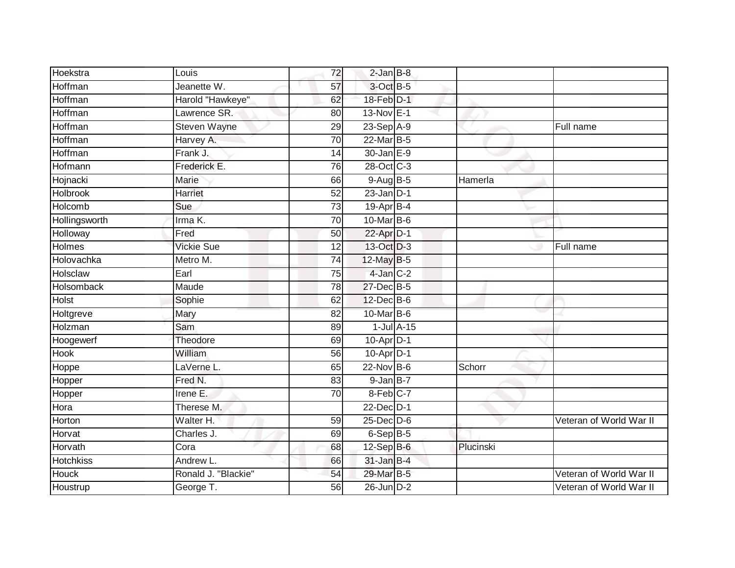| Hoekstra | Louis | 72 | 2-Jan | B-8 | | |
|---|---|---|---|---|---|---|
| Hoffman | Jeanette W. | 57 | 3-Oct | B-5 | | |
| Hoffman | Harold "Hawkeye" | 62 | 18-Feb | D-1 | | |
| Hoffman | Lawrence SR. | 80 | 13-Nov | E-1 | | |
| Hoffman | Steven Wayne | 29 | 23-Sep | A-9 | | Full name |
| Hoffman | Harvey A. | 70 | 22-Mar | B-5 | | |
| Hoffman | Frank J. | 14 | 30-Jan | E-9 | | |
| Hofmann | Frederick E. | 76 | 28-Oct | C-3 | | |
| Hojnacki | Marie | 66 | 9-Aug | B-5 | Hamerla | |
| Holbrook | Harriet | 52 | 23-Jan | D-1 | | |
| Holcomb | Sue | 73 | 19-Apr | B-4 | | |
| Hollingsworth | Irma K. | 70 | 10-Mar | B-6 | | |
| Holloway | Fred | 50 | 22-Apr | D-1 | | |
| Holmes | Vickie Sue | 12 | 13-Oct | D-3 | | Full name |
| Holovachka | Metro M. | 74 | 12-May | B-5 | | |
| Holsclaw | Earl | 75 | 4-Jan | C-2 | | |
| Holsomback | Maude | 78 | 27-Dec | B-5 | | |
| Holst | Sophie | 62 | 12-Dec | B-6 | | |
| Holtgreve | Mary | 82 | 10-Mar | B-6 | | |
| Holzman | Sam | 89 | 1-Jul | A-15 | | |
| Hoogewerf | Theodore | 69 | 10-Apr | D-1 | | |
| Hook | William | 56 | 10-Apr | D-1 | | |
| Hoppe | LaVerne L. | 65 | 22-Nov | B-6 | Schorr | |
| Hopper | Fred N. | 83 | 9-Jan | B-7 | | |
| Hopper | Irene E. | 70 | 8-Feb | C-7 | | |
| Hora | Therese M. | | 22-Dec | D-1 | | |
| Horton | Walter H. | 59 | 25-Dec | D-6 | | Veteran of World War II |
| Horvat | Charles J. | 69 | 6-Sep | B-5 | | |
| Horvath | Cora | 68 | 12-Sep | B-6 | Plucinski | |
| Hotchkiss | Andrew L. | 66 | 31-Jan | B-4 | | |
| Houck | Ronald J. "Blackie" | 54 | 29-Mar | B-5 | | Veteran of World War II |
| Houstrup | George T. | 56 | 26-Jun | D-2 | | Veteran of World War II |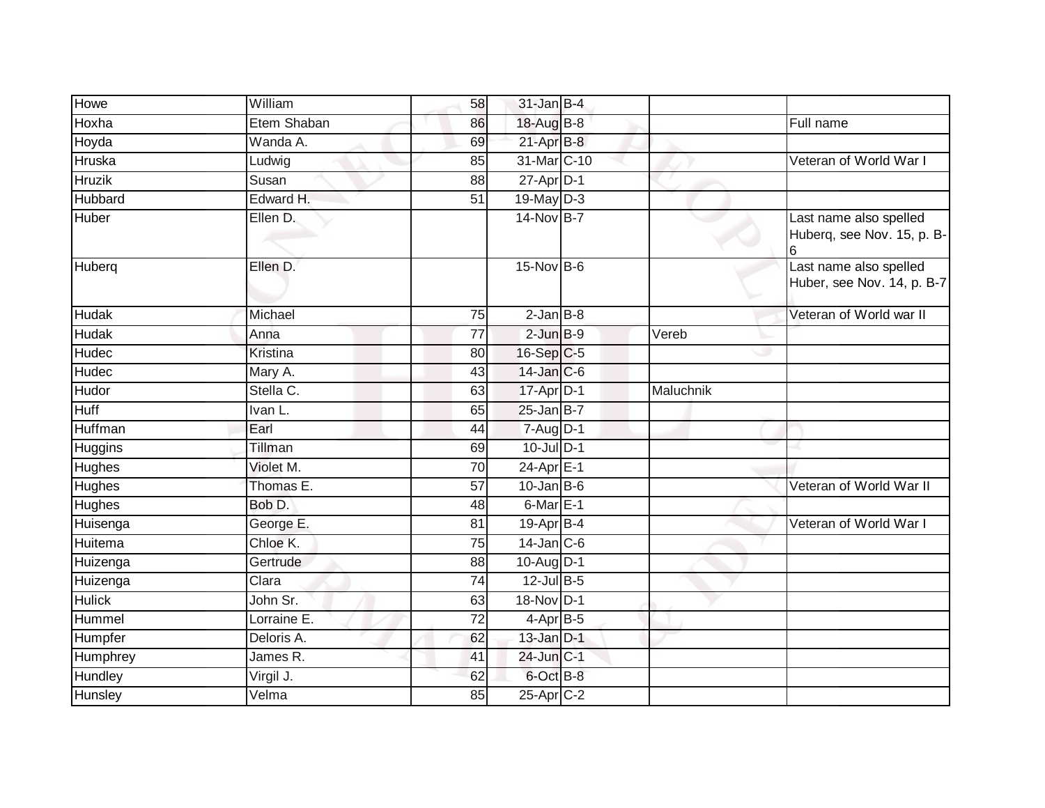| | | | | | | |
|---|---|---|---|---|---|---|
| Howe | William | 58 | 31-Jan | B-4 | | |
| Hoxha | Etem Shaban | 86 | 18-Aug | B-8 | | Full name |
| Hoyda | Wanda A. | 69 | 21-Apr | B-8 | | |
| Hruska | Ludwig | 85 | 31-Mar | C-10 | | Veteran of World War I |
| Hruzik | Susan | 88 | 27-Apr | D-1 | | |
| Hubbard | Edward H. | 51 | 19-May | D-3 | | |
| Huber | Ellen D. | | 14-Nov | B-7 | | Last name also spelled Huberq, see Nov. 15, p. B-6 |
| Huberq | Ellen D. | | 15-Nov | B-6 | | Last name also spelled Huber, see Nov. 14, p. B-7 |
| Hudak | Michael | 75 | 2-Jan | B-8 | | Veteran of World war II |
| Hudak | Anna | 77 | 2-Jun | B-9 | Vereb | |
| Hudec | Kristina | 80 | 16-Sep | C-5 | | |
| Hudec | Mary A. | 43 | 14-Jan | C-6 | | |
| Hudor | Stella C. | 63 | 17-Apr | D-1 | Maluchnik | |
| Huff | Ivan L. | 65 | 25-Jan | B-7 | | |
| Huffman | Earl | 44 | 7-Aug | D-1 | | |
| Huggins | Tillman | 69 | 10-Jul | D-1 | | |
| Hughes | Violet M. | 70 | 24-Apr | E-1 | | |
| Hughes | Thomas E. | 57 | 10-Jan | B-6 | | Veteran of World War II |
| Hughes | Bob D. | 48 | 6-Mar | E-1 | | |
| Huisenga | George E. | 81 | 19-Apr | B-4 | | Veteran of World War I |
| Huitema | Chloe K. | 75 | 14-Jan | C-6 | | |
| Huizenga | Gertrude | 88 | 10-Aug | D-1 | | |
| Huizenga | Clara | 74 | 12-Jul | B-5 | | |
| Hulick | John Sr. | 63 | 18-Nov | D-1 | | |
| Hummel | Lorraine E. | 72 | 4-Apr | B-5 | | |
| Humpfer | Deloris A. | 62 | 13-Jan | D-1 | | |
| Humphrey | James R. | 41 | 24-Jun | C-1 | | |
| Hundley | Virgil J. | 62 | 6-Oct | B-8 | | |
| Hunsley | Velma | 85 | 25-Apr | C-2 | | |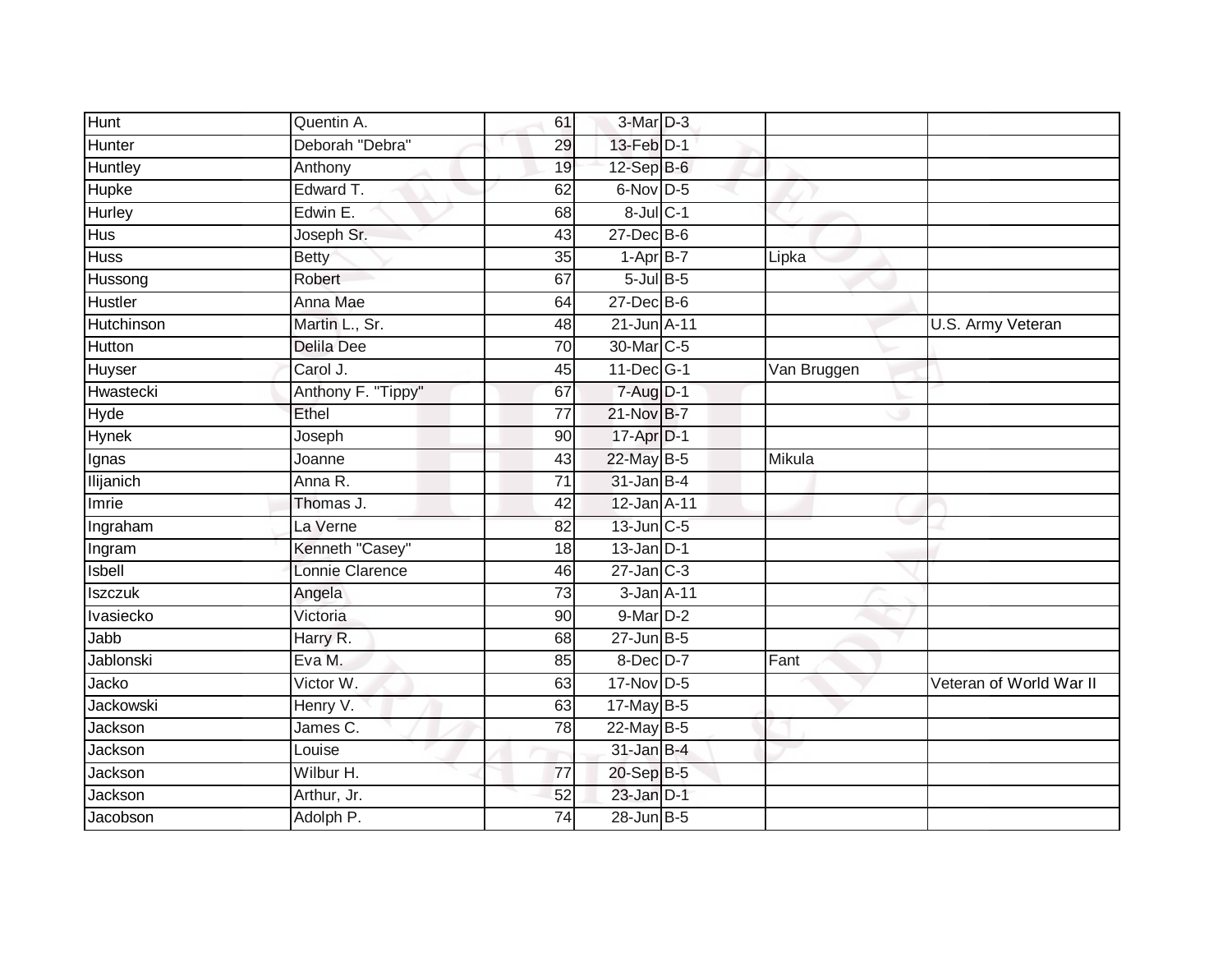| | | | | | | |
|---|---|---|---|---|---|---|
| Hunt | Quentin A. | 61 | 3-Mar | D-3 | | |
| Hunter | Deborah "Debra" | 29 | 13-Feb | D-1 | | |
| Huntley | Anthony | 19 | 12-Sep | B-6 | | |
| Hupke | Edward T. | 62 | 6-Nov | D-5 | | |
| Hurley | Edwin E. | 68 | 8-Jul | C-1 | | |
| Hus | Joseph Sr. | 43 | 27-Dec | B-6 | | |
| Huss | Betty | 35 | 1-Apr | B-7 | Lipka | |
| Hussong | Robert | 67 | 5-Jul | B-5 | | |
| Hustler | Anna Mae | 64 | 27-Dec | B-6 | | |
| Hutchinson | Martin L., Sr. | 48 | 21-Jun | A-11 | | U.S. Army Veteran |
| Hutton | Delila Dee | 70 | 30-Mar | C-5 | | |
| Huyser | Carol J. | 45 | 11-Dec | G-1 | Van Bruggen | |
| Hwastecki | Anthony F. "Tippy" | 67 | 7-Aug | D-1 | | |
| Hyde | Ethel | 77 | 21-Nov | B-7 | | |
| Hynek | Joseph | 90 | 17-Apr | D-1 | | |
| Ignas | Joanne | 43 | 22-May | B-5 | Mikula | |
| Ilijanich | Anna R. | 71 | 31-Jan | B-4 | | |
| Imrie | Thomas J. | 42 | 12-Jan | A-11 | | |
| Ingraham | La Verne | 82 | 13-Jun | C-5 | | |
| Ingram | Kenneth "Casey" | 18 | 13-Jan | D-1 | | |
| Isbell | Lonnie Clarence | 46 | 27-Jan | C-3 | | |
| Iszczuk | Angela | 73 | 3-Jan | A-11 | | |
| Ivasiecko | Victoria | 90 | 9-Mar | D-2 | | |
| Jabb | Harry R. | 68 | 27-Jun | B-5 | | |
| Jablonski | Eva M. | 85 | 8-Dec | D-7 | Fant | |
| Jacko | Victor W. | 63 | 17-Nov | D-5 | | Veteran of World War II |
| Jackowski | Henry V. | 63 | 17-May | B-5 | | |
| Jackson | James C. | 78 | 22-May | B-5 | | |
| Jackson | Louise | | 31-Jan | B-4 | | |
| Jackson | Wilbur H. | 77 | 20-Sep | B-5 | | |
| Jackson | Arthur, Jr. | 52 | 23-Jan | D-1 | | |
| Jacobson | Adolph P. | 74 | 28-Jun | B-5 | | |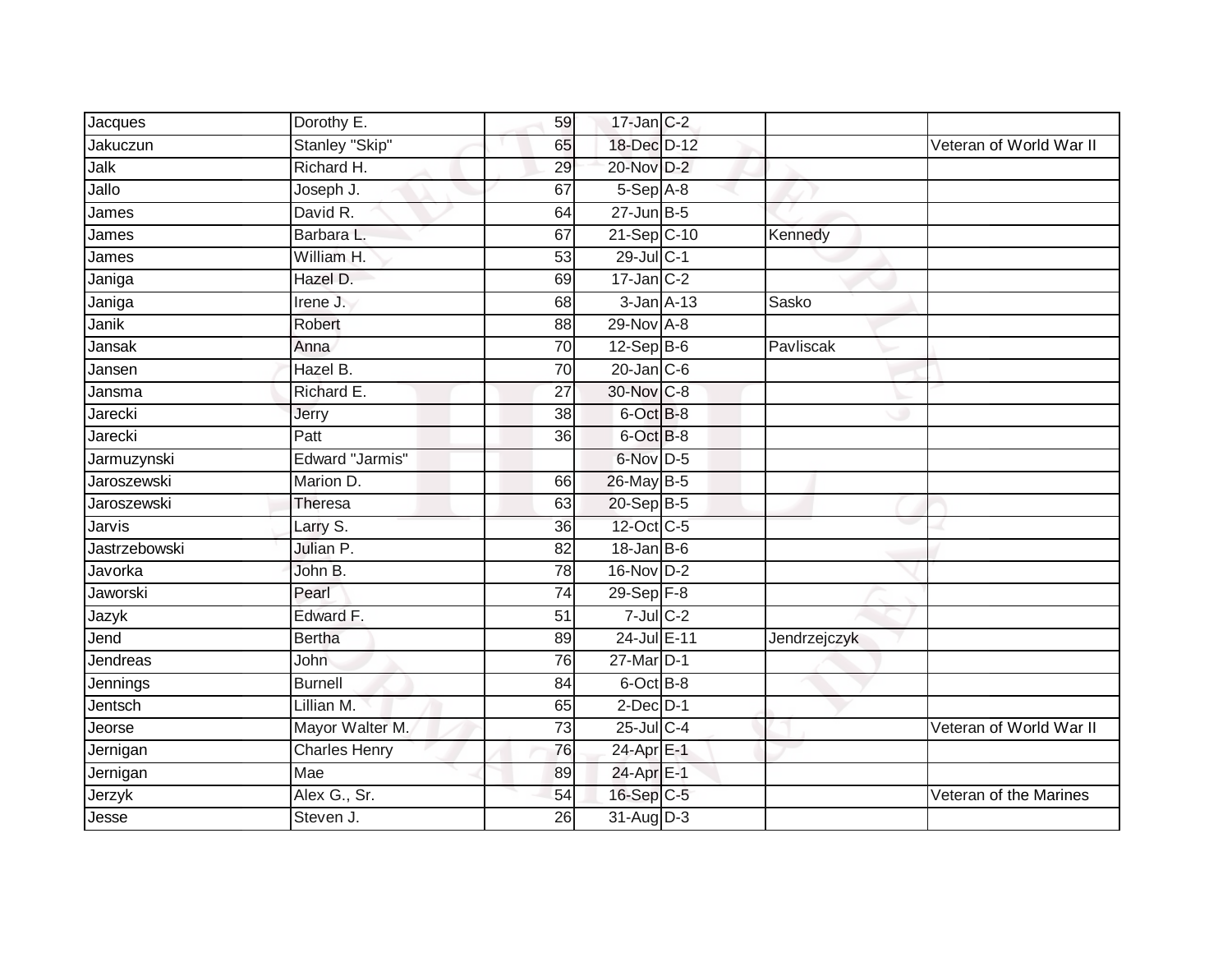| | | | | | | |
|---|---|---|---|---|---|---|
| Jacques | Dorothy E. | 59 | 17-Jan | C-2 | | |
| Jakuczun | Stanley "Skip" | 65 | 18-Dec | D-12 | | Veteran of World War II |
| Jalk | Richard H. | 29 | 20-Nov | D-2 | | |
| Jallo | Joseph J. | 67 | 5-Sep | A-8 | | |
| James | David R. | 64 | 27-Jun | B-5 | | |
| James | Barbara L. | 67 | 21-Sep | C-10 | Kennedy | |
| James | William H. | 53 | 29-Jul | C-1 | | |
| Janiga | Hazel D. | 69 | 17-Jan | C-2 | | |
| Janiga | Irene J. | 68 | 3-Jan | A-13 | Sasko | |
| Janik | Robert | 88 | 29-Nov | A-8 | | |
| Jansak | Anna | 70 | 12-Sep | B-6 | Pavliscak | |
| Jansen | Hazel B. | 70 | 20-Jan | C-6 | | |
| Jansma | Richard E. | 27 | 30-Nov | C-8 | | |
| Jarecki | Jerry | 38 | 6-Oct | B-8 | | |
| Jarecki | Patt | 36 | 6-Oct | B-8 | | |
| Jarmuzynski | Edward "Jarmis" | | 6-Nov | D-5 | | |
| Jaroszewski | Marion D. | 66 | 26-May | B-5 | | |
| Jaroszewski | Theresa | 63 | 20-Sep | B-5 | | |
| Jarvis | Larry S. | 36 | 12-Oct | C-5 | | |
| Jastrzebowski | Julian P. | 82 | 18-Jan | B-6 | | |
| Javorka | John B. | 78 | 16-Nov | D-2 | | |
| Jaworski | Pearl | 74 | 29-Sep | F-8 | | |
| Jazyk | Edward F. | 51 | 7-Jul | C-2 | | |
| Jend | Bertha | 89 | 24-Jul | E-11 | Jendrzejczyk | |
| Jendreas | John | 76 | 27-Mar | D-1 | | |
| Jennings | Burnell | 84 | 6-Oct | B-8 | | |
| Jentsch | Lillian M. | 65 | 2-Dec | D-1 | | |
| Jeorse | Mayor Walter M. | 73 | 25-Jul | C-4 | | Veteran of World War II |
| Jernigan | Charles Henry | 76 | 24-Apr | E-1 | | |
| Jernigan | Mae | 89 | 24-Apr | E-1 | | |
| Jerzyk | Alex G., Sr. | 54 | 16-Sep | C-5 | | Veteran of the Marines |
| Jesse | Steven J. | 26 | 31-Aug | D-3 | | |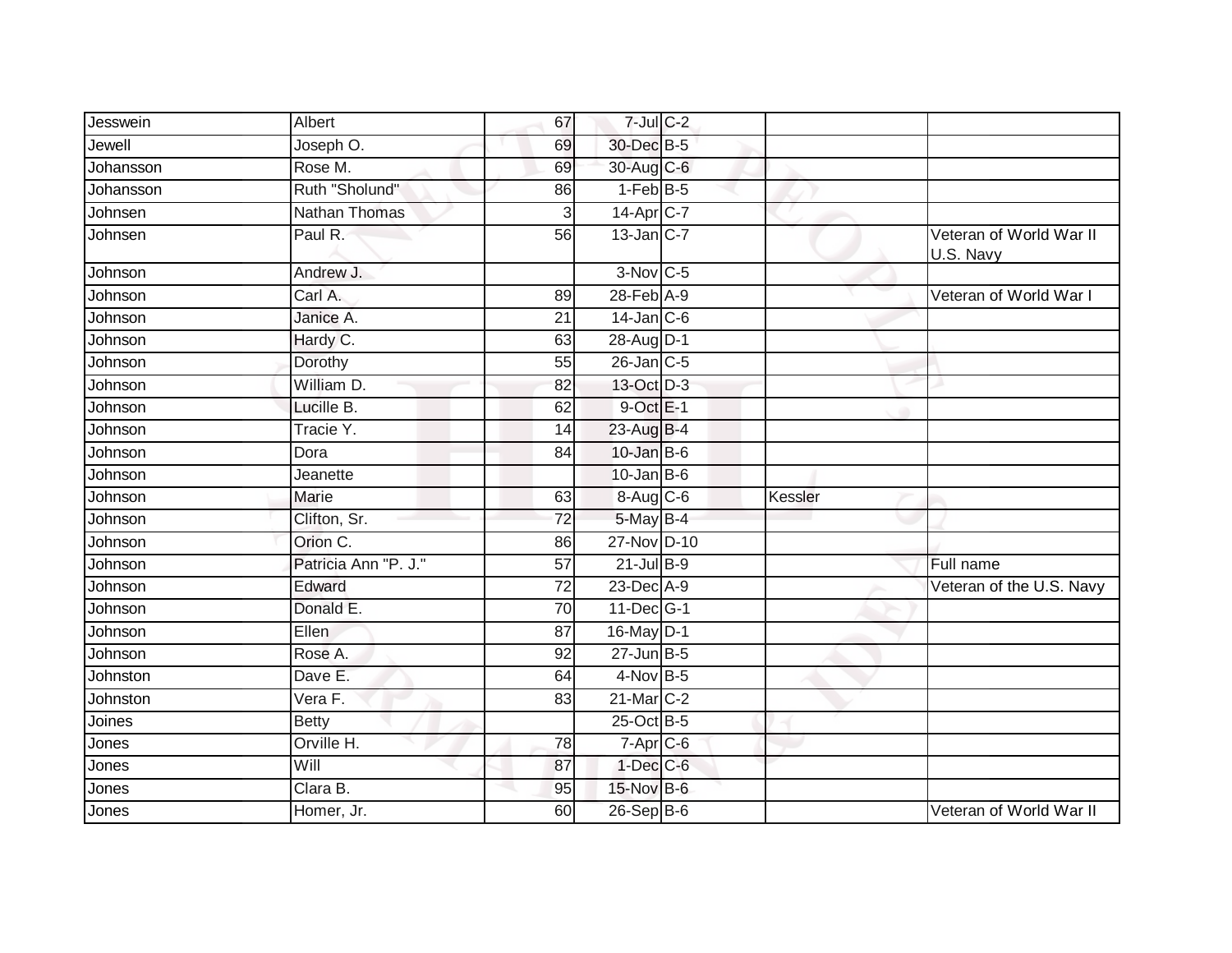| Jesswein | Albert | 67 | 7-Jul | C-2 | | |
|---|---|---|---|---|---|---|
| Jewell | Joseph O. | 69 | 30-Dec | B-5 | | |
| Johansson | Rose M. | 69 | 30-Aug | C-6 | | |
| Johansson | Ruth "Sholund" | 86 | 1-Feb | B-5 | | |
| Johnsen | Nathan Thomas | 3 | 14-Apr | C-7 | | |
| Johnsen | Paul R. | 56 | 13-Jan | C-7 | | Veteran of World War II U.S. Navy |
| Johnson | Andrew J. | | 3-Nov | C-5 | | |
| Johnson | Carl A. | 89 | 28-Feb | A-9 | | Veteran of World War I |
| Johnson | Janice A. | 21 | 14-Jan | C-6 | | |
| Johnson | Hardy C. | 63 | 28-Aug | D-1 | | |
| Johnson | Dorothy | 55 | 26-Jan | C-5 | | |
| Johnson | William D. | 82 | 13-Oct | D-3 | | |
| Johnson | Lucille B. | 62 | 9-Oct | E-1 | | |
| Johnson | Tracie Y. | 14 | 23-Aug | B-4 | | |
| Johnson | Dora | 84 | 10-Jan | B-6 | | |
| Johnson | Jeanette | | 10-Jan | B-6 | | |
| Johnson | Marie | 63 | 8-Aug | C-6 | Kessler | |
| Johnson | Clifton, Sr. | 72 | 5-May | B-4 | | |
| Johnson | Orion C. | 86 | 27-Nov | D-10 | | |
| Johnson | Patricia Ann "P. J." | 57 | 21-Jul | B-9 | | Full name |
| Johnson | Edward | 72 | 23-Dec | A-9 | | Veteran of the U.S. Navy |
| Johnson | Donald E. | 70 | 11-Dec | G-1 | | |
| Johnson | Ellen | 87 | 16-May | D-1 | | |
| Johnson | Rose A. | 92 | 27-Jun | B-5 | | |
| Johnston | Dave E. | 64 | 4-Nov | B-5 | | |
| Johnston | Vera F. | 83 | 21-Mar | C-2 | | |
| Joines | Betty | | 25-Oct | B-5 | | |
| Jones | Orville H. | 78 | 7-Apr | C-6 | | |
| Jones | Will | 87 | 1-Dec | C-6 | | |
| Jones | Clara B. | 95 | 15-Nov | B-6 | | |
| Jones | Homer, Jr. | 60 | 26-Sep | B-6 | | Veteran of World War II |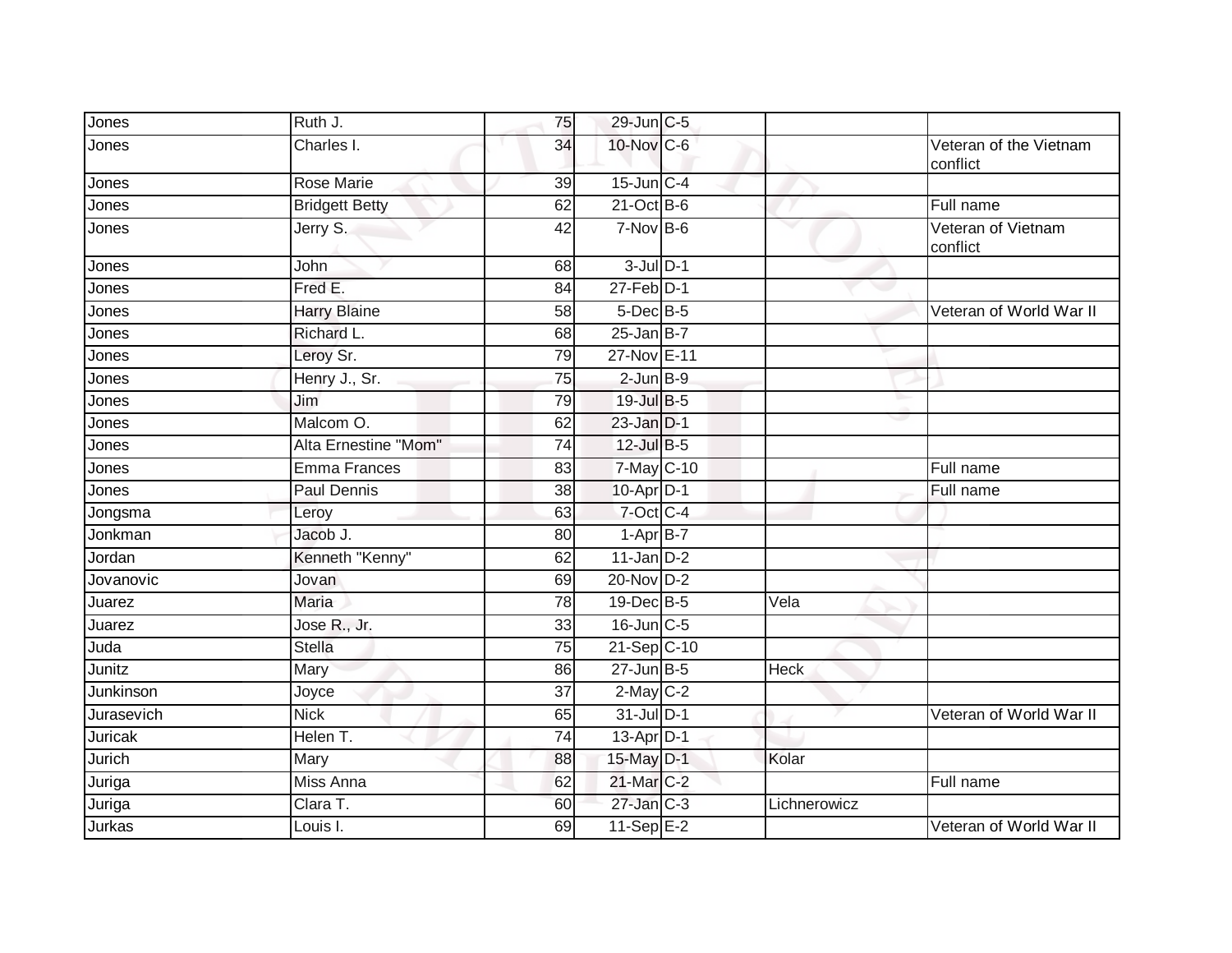| | | | | | | |
|---|---|---|---|---|---|---|
| Jones | Ruth J. | 75 | 29-Jun | C-5 | | |
| Jones | Charles I. | 34 | 10-Nov | C-6 | | Veteran of the Vietnam conflict |
| Jones | Rose Marie | 39 | 15-Jun | C-4 | | |
| Jones | Bridgett Betty | 62 | 21-Oct | B-6 | | Full name |
| Jones | Jerry S. | 42 | 7-Nov | B-6 | | Veteran of Vietnam conflict |
| Jones | John | 68 | 3-Jul | D-1 | | |
| Jones | Fred E. | 84 | 27-Feb | D-1 | | |
| Jones | Harry Blaine | 58 | 5-Dec | B-5 | | Veteran of World War II |
| Jones | Richard L. | 68 | 25-Jan | B-7 | | |
| Jones | Leroy Sr. | 79 | 27-Nov | E-11 | | |
| Jones | Henry J., Sr. | 75 | 2-Jun | B-9 | | |
| Jones | Jim | 79 | 19-Jul | B-5 | | |
| Jones | Malcom O. | 62 | 23-Jan | D-1 | | |
| Jones | Alta Ernestine "Mom" | 74 | 12-Jul | B-5 | | |
| Jones | Emma Frances | 83 | 7-May | C-10 | | Full name |
| Jones | Paul Dennis | 38 | 10-Apr | D-1 | | Full name |
| Jongsma | Leroy | 63 | 7-Oct | C-4 | | |
| Jonkman | Jacob J. | 80 | 1-Apr | B-7 | | |
| Jordan | Kenneth "Kenny" | 62 | 11-Jan | D-2 | | |
| Jovanovic | Jovan | 69 | 20-Nov | D-2 | | |
| Juarez | Maria | 78 | 19-Dec | B-5 | Vela | |
| Juarez | Jose R., Jr. | 33 | 16-Jun | C-5 | | |
| Juda | Stella | 75 | 21-Sep | C-10 | | |
| Junitz | Mary | 86 | 27-Jun | B-5 | Heck | |
| Junkinson | Joyce | 37 | 2-May | C-2 | | |
| Jurasevich | Nick | 65 | 31-Jul | D-1 | | Veteran of World War II |
| Juricak | Helen T. | 74 | 13-Apr | D-1 | | |
| Jurich | Mary | 88 | 15-May | D-1 | Kolar | |
| Juriga | Miss Anna | 62 | 21-Mar | C-2 | | Full name |
| Juriga | Clara T. | 60 | 27-Jan | C-3 | Lichnerowicz | |
| Jurkas | Louis I. | 69 | 11-Sep | E-2 | | Veteran of World War II |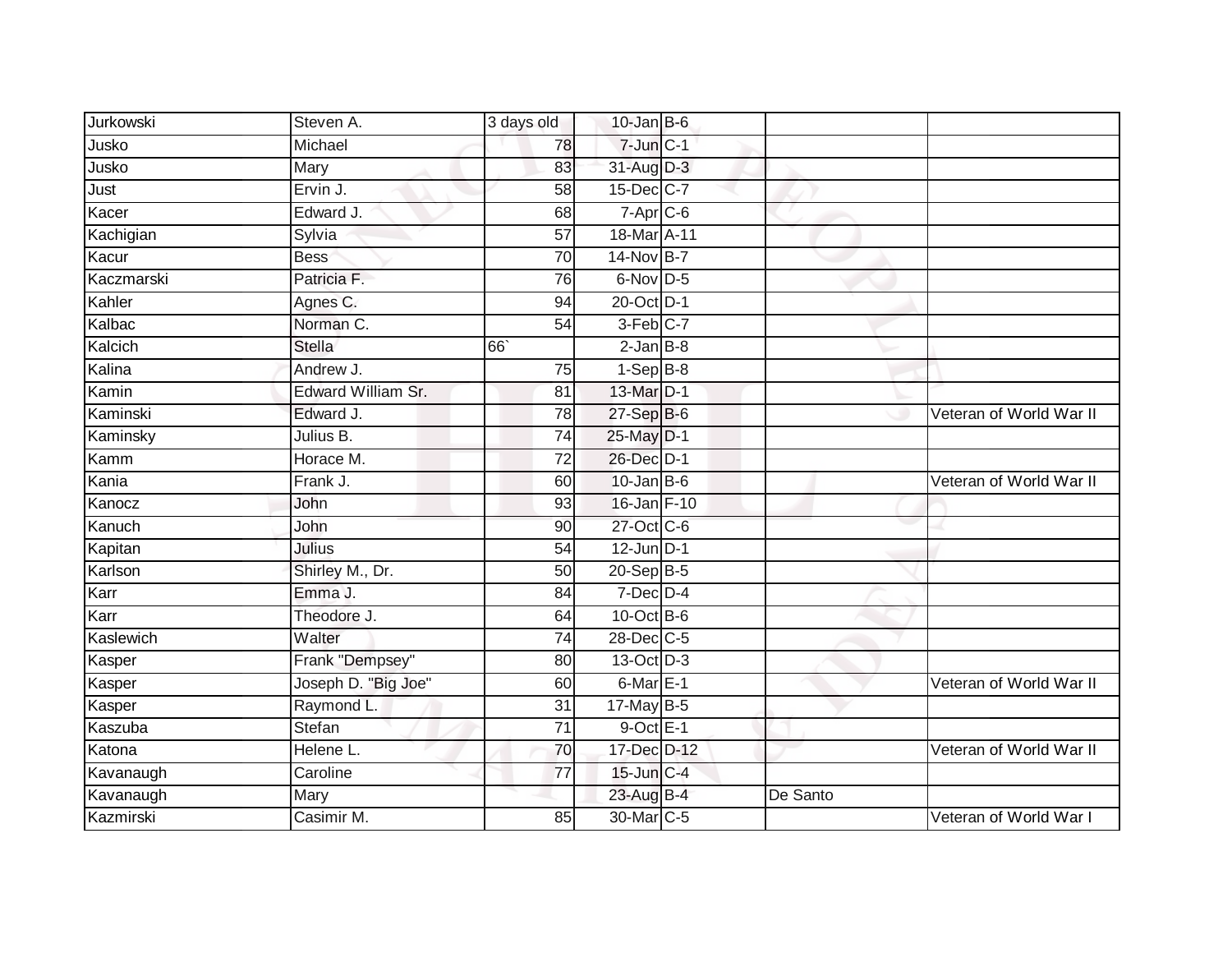| | | | | | | |
|---|---|---|---|---|---|---|
| Jurkowski | Steven A. | 3 days old | 10-Jan | B-6 | | |
| Jusko | Michael | 78 | 7-Jun | C-1 | | |
| Jusko | Mary | 83 | 31-Aug | D-3 | | |
| Just | Ervin J. | 58 | 15-Dec | C-7 | | |
| Kacer | Edward J. | 68 | 7-Apr | C-6 | | |
| Kachigian | Sylvia | 57 | 18-Mar | A-11 | | |
| Kacur | Bess | 70 | 14-Nov | B-7 | | |
| Kaczmarski | Patricia F. | 76 | 6-Nov | D-5 | | |
| Kahler | Agnes C. | 94 | 20-Oct | D-1 | | |
| Kalbac | Norman C. | 54 | 3-Feb | C-7 | | |
| Kalcich | Stella | 66` | 2-Jan | B-8 | | |
| Kalina | Andrew J. | 75 | 1-Sep | B-8 | | |
| Kamin | Edward William Sr. | 81 | 13-Mar | D-1 | | |
| Kaminski | Edward J. | 78 | 27-Sep | B-6 | | Veteran of World War II |
| Kaminsky | Julius B. | 74 | 25-May | D-1 | | |
| Kamm | Horace M. | 72 | 26-Dec | D-1 | | |
| Kania | Frank J. | 60 | 10-Jan | B-6 | | Veteran of World War II |
| Kanocz | John | 93 | 16-Jan | F-10 | | |
| Kanuch | John | 90 | 27-Oct | C-6 | | |
| Kapitan | Julius | 54 | 12-Jun | D-1 | | |
| Karlson | Shirley M., Dr. | 50 | 20-Sep | B-5 | | |
| Karr | Emma J. | 84 | 7-Dec | D-4 | | |
| Karr | Theodore J. | 64 | 10-Oct | B-6 | | |
| Kaslewich | Walter | 74 | 28-Dec | C-5 | | |
| Kasper | Frank "Dempsey" | 80 | 13-Oct | D-3 | | |
| Kasper | Joseph D. "Big Joe" | 60 | 6-Mar | E-1 | | Veteran of World War II |
| Kasper | Raymond L. | 31 | 17-May | B-5 | | |
| Kaszuba | Stefan | 71 | 9-Oct | E-1 | | |
| Katona | Helene L. | 70 | 17-Dec | D-12 | | Veteran of World War II |
| Kavanaugh | Caroline | 77 | 15-Jun | C-4 | | |
| Kavanaugh | Mary | | 23-Aug | B-4 | De Santo | |
| Kazmirski | Casimir M. | 85 | 30-Mar | C-5 | | Veteran of World War I |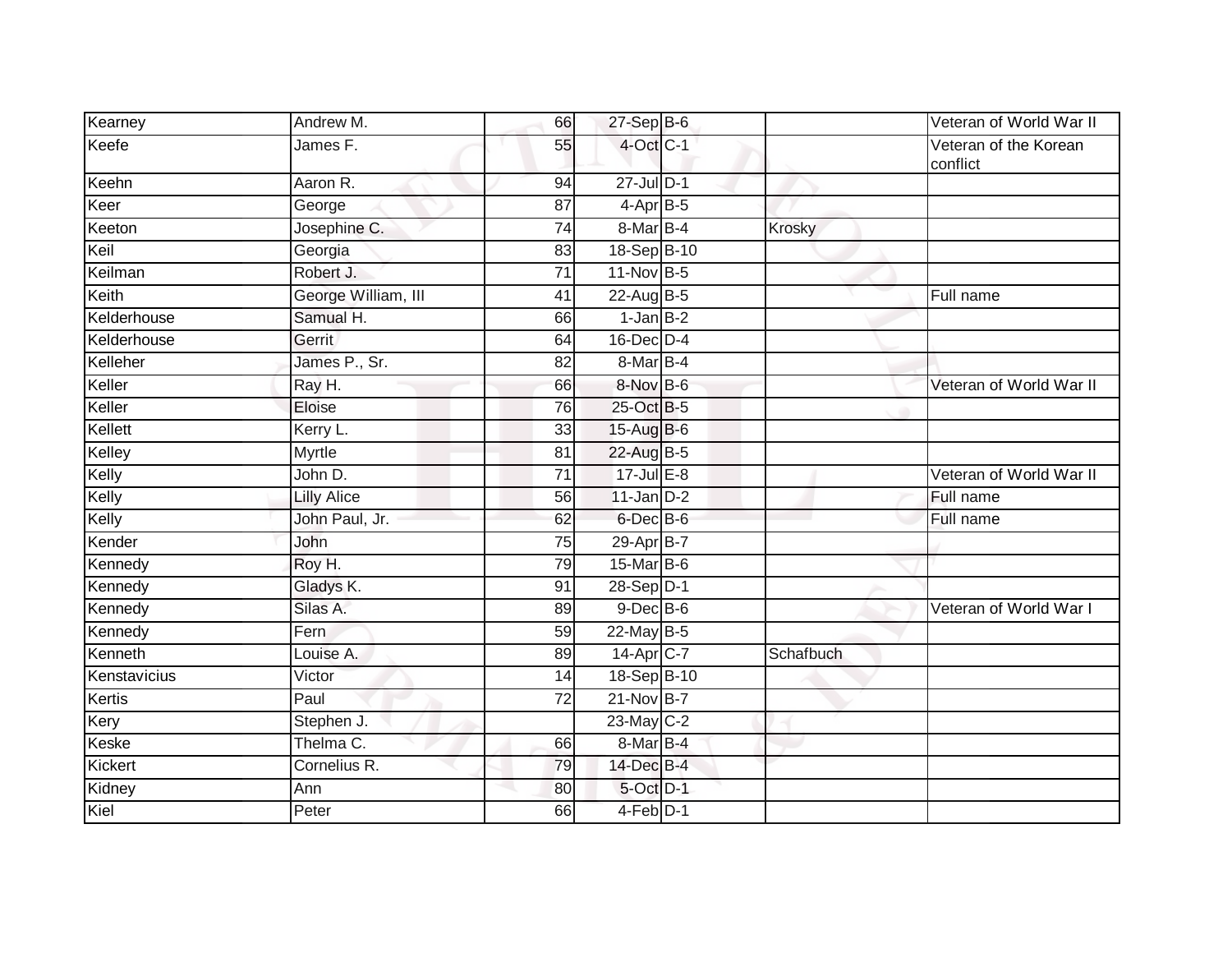| | | | | | | |
|---|---|---|---|---|---|---|
| Kearney | Andrew M. | 66 | 27-Sep | B-6 | | Veteran of World War II |
| Keefe | James F. | 55 | 4-Oct | C-1 | | Veteran of the Korean conflict |
| Keehn | Aaron R. | 94 | 27-Jul | D-1 | | |
| Keer | George | 87 | 4-Apr | B-5 | | |
| Keeton | Josephine C. | 74 | 8-Mar | B-4 | Krosky | |
| Keil | Georgia | 83 | 18-Sep | B-10 | | |
| Keilman | Robert J. | 71 | 11-Nov | B-5 | | |
| Keith | George William, III | 41 | 22-Aug | B-5 | | Full name |
| Kelderhouse | Samual H. | 66 | 1-Jan | B-2 | | |
| Kelderhouse | Gerrit | 64 | 16-Dec | D-4 | | |
| Kelleher | James P., Sr. | 82 | 8-Mar | B-4 | | |
| Keller | Ray H. | 66 | 8-Nov | B-6 | | Veteran of World War II |
| Keller | Eloise | 76 | 25-Oct | B-5 | | |
| Kellett | Kerry L. | 33 | 15-Aug | B-6 | | |
| Kelley | Myrtle | 81 | 22-Aug | B-5 | | |
| Kelly | John D. | 71 | 17-Jul | E-8 | | Veteran of World War II |
| Kelly | Lilly Alice | 56 | 11-Jan | D-2 | | Full name |
| Kelly | John Paul, Jr. | 62 | 6-Dec | B-6 | | Full name |
| Kender | John | 75 | 29-Apr | B-7 | | |
| Kennedy | Roy H. | 79 | 15-Mar | B-6 | | |
| Kennedy | Gladys K. | 91 | 28-Sep | D-1 | | |
| Kennedy | Silas A. | 89 | 9-Dec | B-6 | | Veteran of World War I |
| Kennedy | Fern | 59 | 22-May | B-5 | | |
| Kenneth | Louise A. | 89 | 14-Apr | C-7 | Schafbuch | |
| Kenstavicius | Victor | 14 | 18-Sep | B-10 | | |
| Kertis | Paul | 72 | 21-Nov | B-7 | | |
| Kery | Stephen J. | | 23-May | C-2 | | |
| Keske | Thelma C. | 66 | 8-Mar | B-4 | | |
| Kickert | Cornelius R. | 79 | 14-Dec | B-4 | | |
| Kidney | Ann | 80 | 5-Oct | D-1 | | |
| Kiel | Peter | 66 | 4-Feb | D-1 | | |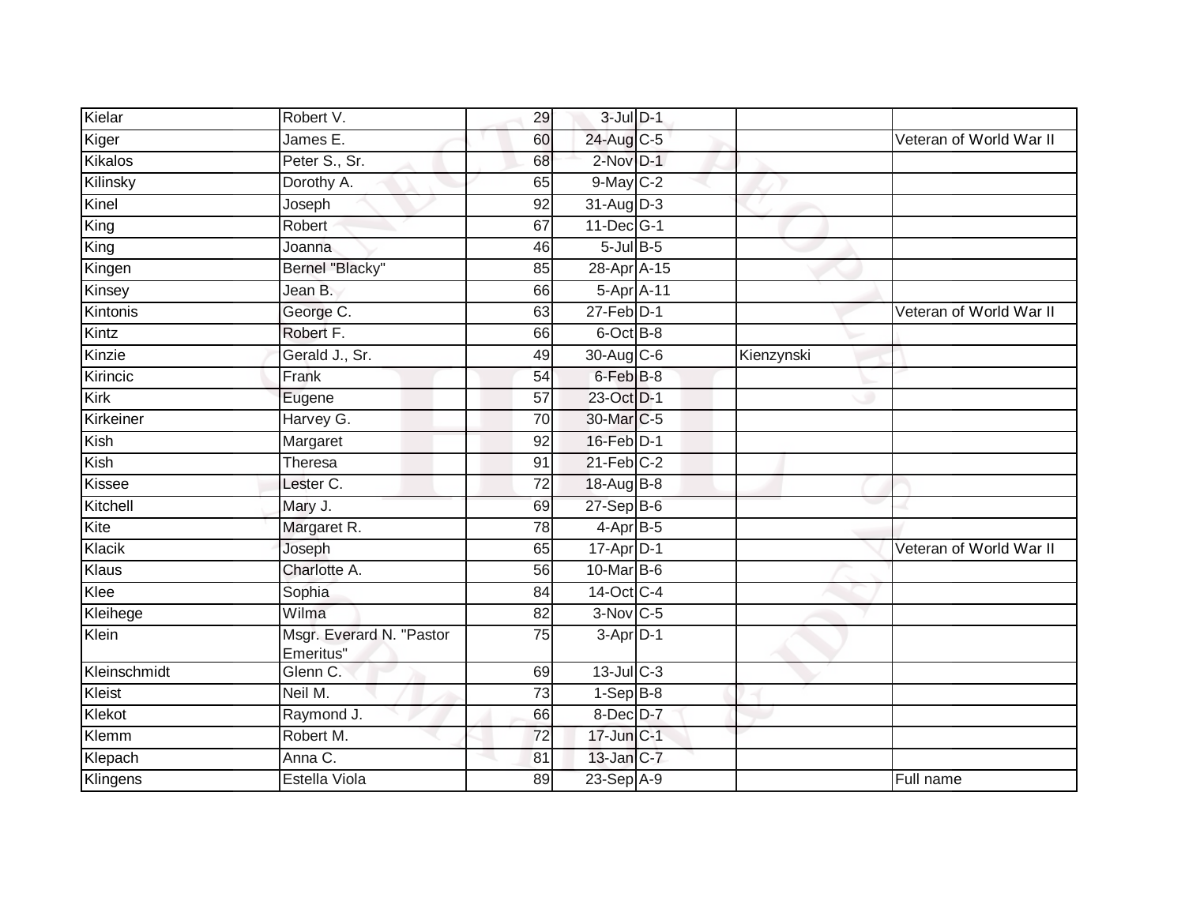| | | | | | | |
|---|---|---|---|---|---|---|
| Kielar | Robert V. | 29 | 3-Jul | D-1 | | |
| Kiger | James E. | 60 | 24-Aug | C-5 | | Veteran of World War II |
| Kikalos | Peter S., Sr. | 68 | 2-Nov | D-1 | | |
| Kilinsky | Dorothy A. | 65 | 9-May | C-2 | | |
| Kinel | Joseph | 92 | 31-Aug | D-3 | | |
| King | Robert | 67 | 11-Dec | G-1 | | |
| King | Joanna | 46 | 5-Jul | B-5 | | |
| Kingen | Bernel "Blacky" | 85 | 28-Apr | A-15 | | |
| Kinsey | Jean B. | 66 | 5-Apr | A-11 | | |
| Kintonis | George C. | 63 | 27-Feb | D-1 | | Veteran of World War II |
| Kintz | Robert F. | 66 | 6-Oct | B-8 | | |
| Kinzie | Gerald J., Sr. | 49 | 30-Aug | C-6 | Kienzynski | |
| Kirincic | Frank | 54 | 6-Feb | B-8 | | |
| Kirk | Eugene | 57 | 23-Oct | D-1 | | |
| Kirkeiner | Harvey G. | 70 | 30-Mar | C-5 | | |
| Kish | Margaret | 92 | 16-Feb | D-1 | | |
| Kish | Theresa | 91 | 21-Feb | C-2 | | |
| Kissee | Lester C. | 72 | 18-Aug | B-8 | | |
| Kitchell | Mary J. | 69 | 27-Sep | B-6 | | |
| Kite | Margaret R. | 78 | 4-Apr | B-5 | | |
| Klacik | Joseph | 65 | 17-Apr | D-1 | | Veteran of World War II |
| Klaus | Charlotte A. | 56 | 10-Mar | B-6 | | |
| Klee | Sophia | 84 | 14-Oct | C-4 | | |
| Kleihege | Wilma | 82 | 3-Nov | C-5 | | |
| Klein | Msgr. Everard N. "Pastor Emeritus" | 75 | 3-Apr | D-1 | | |
| Kleinschmidt | Glenn C. | 69 | 13-Jul | C-3 | | |
| Kleist | Neil M. | 73 | 1-Sep | B-8 | | |
| Klekot | Raymond J. | 66 | 8-Dec | D-7 | | |
| Klemm | Robert M. | 72 | 17-Jun | C-1 | | |
| Klepach | Anna C. | 81 | 13-Jan | C-7 | | |
| Klingens | Estella Viola | 89 | 23-Sep | A-9 | | Full name |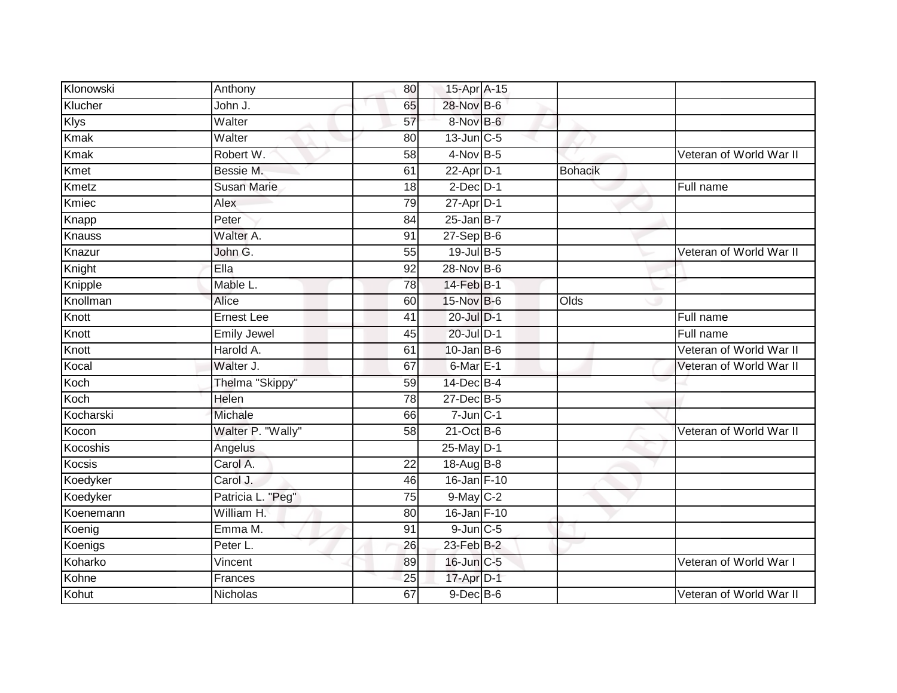| Klonowski | Anthony | 80 | 15-Apr | A-15 | | |
|---|---|---|---|---|---|---|
| Klucher | John J. | 65 | 28-Nov | B-6 | | |
| Klys | Walter | 57 | 8-Nov | B-6 | | |
| Kmak | Walter | 80 | 13-Jun | C-5 | | |
| Kmak | Robert W. | 58 | 4-Nov | B-5 | | Veteran of World War II |
| Kmet | Bessie M. | 61 | 22-Apr | D-1 | Bohacik | |
| Kmetz | Susan Marie | 18 | 2-Dec | D-1 | | Full name |
| Kmiec | Alex | 79 | 27-Apr | D-1 | | |
| Knapp | Peter | 84 | 25-Jan | B-7 | | |
| Knauss | Walter A. | 91 | 27-Sep | B-6 | | |
| Knazur | John G. | 55 | 19-Jul | B-5 | | Veteran of World War II |
| Knight | Ella | 92 | 28-Nov | B-6 | | |
| Knipple | Mable L. | 78 | 14-Feb | B-1 | | |
| Knollman | Alice | 60 | 15-Nov | B-6 | Olds | |
| Knott | Ernest Lee | 41 | 20-Jul | D-1 | | Full name |
| Knott | Emily Jewel | 45 | 20-Jul | D-1 | | Full name |
| Knott | Harold A. | 61 | 10-Jan | B-6 | | Veteran of World War II |
| Kocal | Walter J. | 67 | 6-Mar | E-1 | | Veteran of World War II |
| Koch | Thelma "Skippy" | 59 | 14-Dec | B-4 | | |
| Koch | Helen | 78 | 27-Dec | B-5 | | |
| Kocharski | Michale | 66 | 7-Jun | C-1 | | |
| Kocon | Walter P. "Wally" | 58 | 21-Oct | B-6 | | Veteran of World War II |
| Kocoshis | Angelus | | 25-May | D-1 | | |
| Kocsis | Carol A. | 22 | 18-Aug | B-8 | | |
| Koedyker | Carol J. | 46 | 16-Jan | F-10 | | |
| Koedyker | Patricia L. "Peg" | 75 | 9-May | C-2 | | |
| Koenemann | William H. | 80 | 16-Jan | F-10 | | |
| Koenig | Emma M. | 91 | 9-Jun | C-5 | | |
| Koenigs | Peter L. | 26 | 23-Feb | B-2 | | |
| Koharko | Vincent | 89 | 16-Jun | C-5 | | Veteran of World War I |
| Kohne | Frances | 25 | 17-Apr | D-1 | | |
| Kohut | Nicholas | 67 | 9-Dec | B-6 | | Veteran of World War II |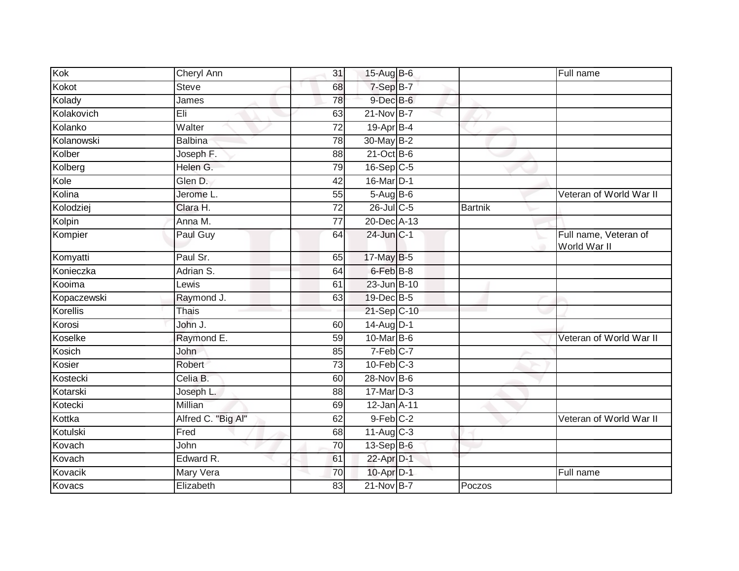| | | | | | | |
|---|---|---|---|---|---|---|
| Kok | Cheryl Ann | 31 | 15-Aug | B-6 | | Full name |
| Kokot | Steve | 68 | 7-Sep | B-7 | | |
| Kolady | James | 78 | 9-Dec | B-6 | | |
| Kolakovich | Eli | 63 | 21-Nov | B-7 | | |
| Kolanko | Walter | 72 | 19-Apr | B-4 | | |
| Kolanowski | Balbina | 78 | 30-May | B-2 | | |
| Kolber | Joseph F. | 88 | 21-Oct | B-6 | | |
| Kolberg | Helen G. | 79 | 16-Sep | C-5 | | |
| Kole | Glen D. | 42 | 16-Mar | D-1 | | |
| Kolina | Jerome L. | 55 | 5-Aug | B-6 | | Veteran of World War II |
| Kolodziej | Clara H. | 72 | 26-Jul | C-5 | Bartnik | |
| Kolpin | Anna M. | 77 | 20-Dec | A-13 | | |
| Kompier | Paul Guy | 64 | 24-Jun | C-1 | | Full name, Veteran of World War II |
| Komyatti | Paul Sr. | 65 | 17-May | B-5 | | |
| Konieczka | Adrian S. | 64 | 6-Feb | B-8 | | |
| Kooima | Lewis | 61 | 23-Jun | B-10 | | |
| Kopaczewski | Raymond J. | 63 | 19-Dec | B-5 | | |
| Korellis | Thais | | 21-Sep | C-10 | | |
| Korosi | John J. | 60 | 14-Aug | D-1 | | |
| Koselke | Raymond E. | 59 | 10-Mar | B-6 | | Veteran of World War II |
| Kosich | John | 85 | 7-Feb | C-7 | | |
| Kosier | Robert | 73 | 10-Feb | C-3 | | |
| Kostecki | Celia B. | 60 | 28-Nov | B-6 | | |
| Kotarski | Joseph L. | 88 | 17-Mar | D-3 | | |
| Kotecki | Millian | 69 | 12-Jan | A-11 | | |
| Kottka | Alfred C. "Big Al" | 62 | 9-Feb | C-2 | | Veteran of World War II |
| Kotulski | Fred | 68 | 11-Aug | C-3 | | |
| Kovach | John | 70 | 13-Sep | B-6 | | |
| Kovach | Edward R. | 61 | 22-Apr | D-1 | | |
| Kovacik | Mary Vera | 70 | 10-Apr | D-1 | | Full name |
| Kovacs | Elizabeth | 83 | 21-Nov | B-7 | Poczos | |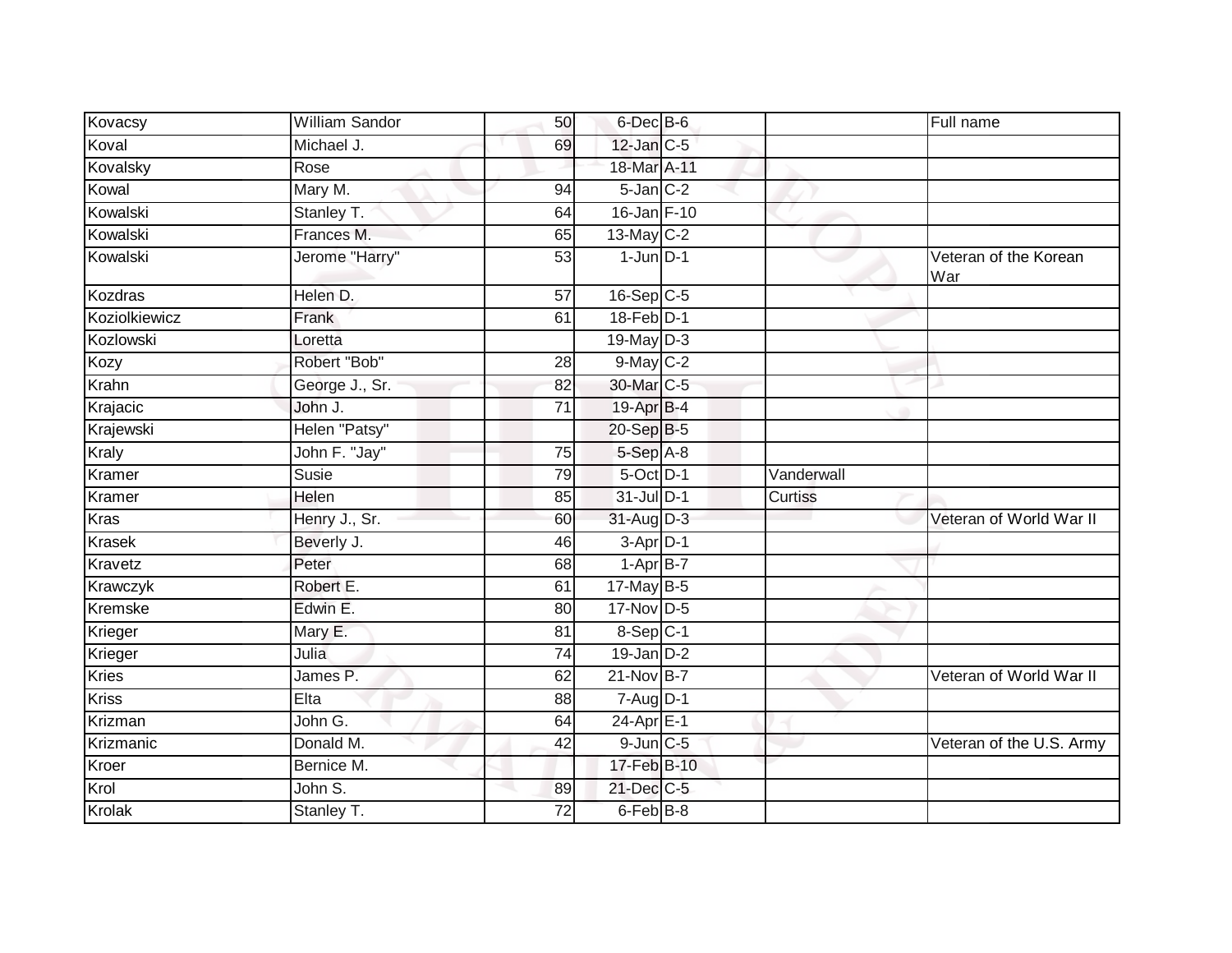| | | | | | | |
|---|---|---|---|---|---|---|
| Kovacsy | William Sandor | 50 | 6-Dec | B-6 | | Full name |
| Koval | Michael J. | 69 | 12-Jan | C-5 | | |
| Kovalsky | Rose | | 18-Mar | A-11 | | |
| Kowal | Mary M. | 94 | 5-Jan | C-2 | | |
| Kowalski | Stanley T. | 64 | 16-Jan | F-10 | | |
| Kowalski | Frances M. | 65 | 13-May | C-2 | | |
| Kowalski | Jerome "Harry" | 53 | 1-Jun | D-1 | | Veteran of the Korean War |
| Kozdras | Helen D. | 57 | 16-Sep | C-5 | | |
| Koziolkiewicz | Frank | 61 | 18-Feb | D-1 | | |
| Kozlowski | Loretta | | 19-May | D-3 | | |
| Kozy | Robert "Bob" | 28 | 9-May | C-2 | | |
| Krahn | George J., Sr. | 82 | 30-Mar | C-5 | | |
| Krajacic | John J. | 71 | 19-Apr | B-4 | | |
| Krajewski | Helen "Patsy" | | 20-Sep | B-5 | | |
| Kraly | John F. "Jay" | 75 | 5-Sep | A-8 | | |
| Kramer | Susie | 79 | 5-Oct | D-1 | Vanderwall | |
| Kramer | Helen | 85 | 31-Jul | D-1 | Curtiss | |
| Kras | Henry J., Sr. | 60 | 31-Aug | D-3 | | Veteran of World War II |
| Krasek | Beverly J. | 46 | 3-Apr | D-1 | | |
| Kravetz | Peter | 68 | 1-Apr | B-7 | | |
| Krawczyk | Robert E. | 61 | 17-May | B-5 | | |
| Kremske | Edwin E. | 80 | 17-Nov | D-5 | | |
| Krieger | Mary E. | 81 | 8-Sep | C-1 | | |
| Krieger | Julia | 74 | 19-Jan | D-2 | | |
| Kries | James P. | 62 | 21-Nov | B-7 | | Veteran of World War II |
| Kriss | Elta | 88 | 7-Aug | D-1 | | |
| Krizman | John G. | 64 | 24-Apr | E-1 | | |
| Krizmanic | Donald M. | 42 | 9-Jun | C-5 | | Veteran of the U.S. Army |
| Kroer | Bernice M. | | 17-Feb | B-10 | | |
| Krol | John S. | 89 | 21-Dec | C-5 | | |
| Krolak | Stanley T. | 72 | 6-Feb | B-8 | | |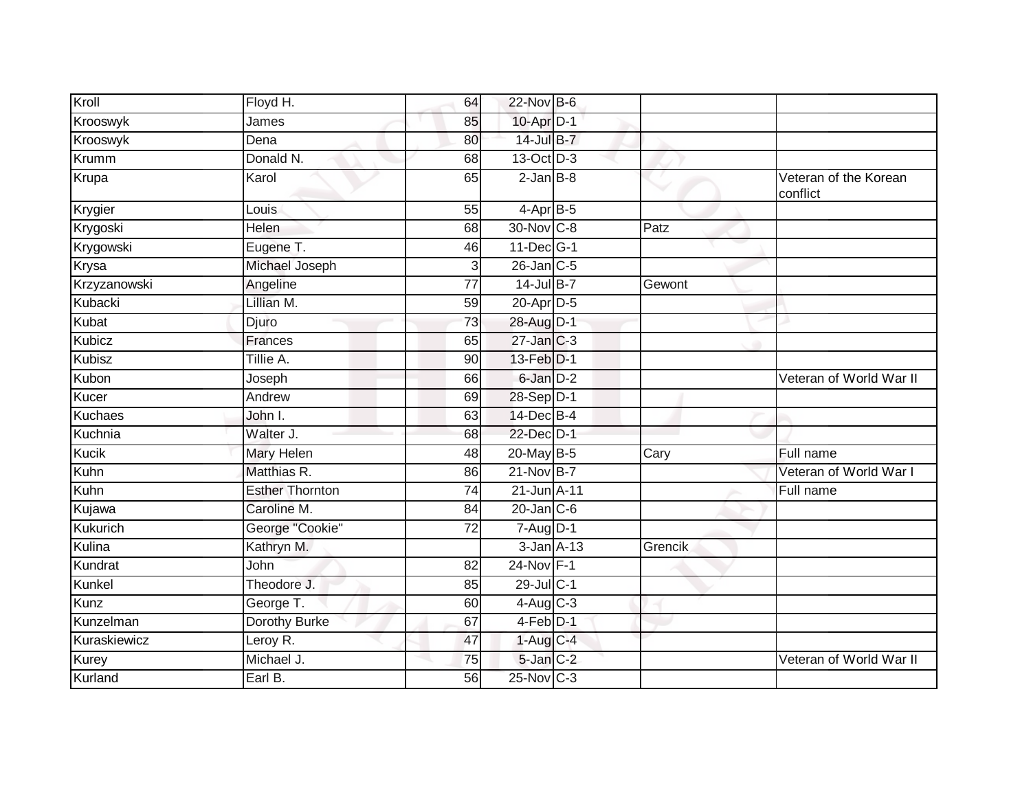| | | | | | | |
|---|---|---|---|---|---|---|
| Kroll | Floyd H. | 64 | 22-Nov | B-6 | | |
| Krooswyk | James | 85 | 10-Apr | D-1 | | |
| Krooswyk | Dena | 80 | 14-Jul | B-7 | | |
| Krumm | Donald N. | 68 | 13-Oct | D-3 | | |
| Krupa | Karol | 65 | 2-Jan | B-8 | | Veteran of the Korean conflict |
| Krygier | Louis | 55 | 4-Apr | B-5 | | |
| Krygoski | Helen | 68 | 30-Nov | C-8 | Patz | |
| Krygowski | Eugene T. | 46 | 11-Dec | G-1 | | |
| Krysa | Michael Joseph | 3 | 26-Jan | C-5 | | |
| Krzyzanowski | Angeline | 77 | 14-Jul | B-7 | Gewont | |
| Kubacki | Lillian M. | 59 | 20-Apr | D-5 | | |
| Kubat | Djuro | 73 | 28-Aug | D-1 | | |
| Kubicz | Frances | 65 | 27-Jan | C-3 | | |
| Kubisz | Tillie A. | 90 | 13-Feb | D-1 | | |
| Kubon | Joseph | 66 | 6-Jan | D-2 | | Veteran of World War II |
| Kucer | Andrew | 69 | 28-Sep | D-1 | | |
| Kuchaes | John I. | 63 | 14-Dec | B-4 | | |
| Kuchnia | Walter J. | 68 | 22-Dec | D-1 | | |
| Kucik | Mary Helen | 48 | 20-May | B-5 | Cary | Full name |
| Kuhn | Matthias R. | 86 | 21-Nov | B-7 | | Veteran of World War I |
| Kuhn | Esther Thornton | 74 | 21-Jun | A-11 | | Full name |
| Kujawa | Caroline M. | 84 | 20-Jan | C-6 | | |
| Kukurich | George "Cookie" | 72 | 7-Aug | D-1 | | |
| Kulina | Kathryn M. | | 3-Jan | A-13 | Grencik | |
| Kundrat | John | 82 | 24-Nov | F-1 | | |
| Kunkel | Theodore J. | 85 | 29-Jul | C-1 | | |
| Kunz | George T. | 60 | 4-Aug | C-3 | | |
| Kunzelman | Dorothy Burke | 67 | 4-Feb | D-1 | | |
| Kuraskiewicz | Leroy R. | 47 | 1-Aug | C-4 | | |
| Kurey | Michael J. | 75 | 5-Jan | C-2 | | Veteran of World War II |
| Kurland | Earl B. | 56 | 25-Nov | C-3 | | |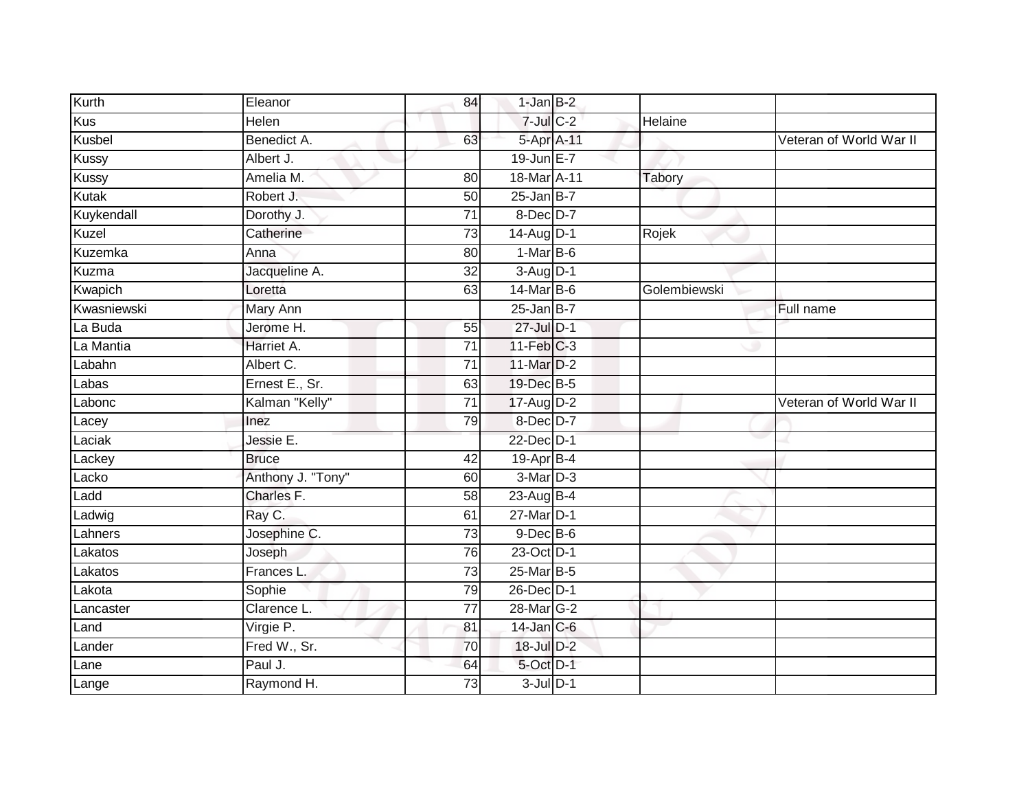| | | | | | | |
|---|---|---|---|---|---|---|
| Kurth | Eleanor | 84 | 1-Jan | B-2 | | |
| Kus | Helen | | 7-Jul | C-2 | Helaine | |
| Kusbel | Benedict A. | 63 | 5-Apr | A-11 | | Veteran of World War II |
| Kussy | Albert J. | | 19-Jun | E-7 | | |
| Kussy | Amelia M. | 80 | 18-Mar | A-11 | Tabory | |
| Kutak | Robert J. | 50 | 25-Jan | B-7 | | |
| Kuykendall | Dorothy J. | 71 | 8-Dec | D-7 | | |
| Kuzel | Catherine | 73 | 14-Aug | D-1 | Rojek | |
| Kuzemka | Anna | 80 | 1-Mar | B-6 | | |
| Kuzma | Jacqueline A. | 32 | 3-Aug | D-1 | | |
| Kwapich | Loretta | 63 | 14-Mar | B-6 | Golembiewski | |
| Kwasniewski | Mary Ann | | 25-Jan | B-7 | | Full name |
| La Buda | Jerome H. | 55 | 27-Jul | D-1 | | |
| La Mantia | Harriet A. | 71 | 11-Feb | C-3 | | |
| Labahn | Albert C. | 71 | 11-Mar | D-2 | | |
| Labas | Ernest E., Sr. | 63 | 19-Dec | B-5 | | |
| Labonc | Kalman "Kelly" | 71 | 17-Aug | D-2 | | Veteran of World War II |
| Lacey | Inez | 79 | 8-Dec | D-7 | | |
| Laciak | Jessie E. | | 22-Dec | D-1 | | |
| Lackey | Bruce | 42 | 19-Apr | B-4 | | |
| Lacko | Anthony J. "Tony" | 60 | 3-Mar | D-3 | | |
| Ladd | Charles F. | 58 | 23-Aug | B-4 | | |
| Ladwig | Ray C. | 61 | 27-Mar | D-1 | | |
| Lahners | Josephine C. | 73 | 9-Dec | B-6 | | |
| Lakatos | Joseph | 76 | 23-Oct | D-1 | | |
| Lakatos | Frances L. | 73 | 25-Mar | B-5 | | |
| Lakota | Sophie | 79 | 26-Dec | D-1 | | |
| Lancaster | Clarence L. | 77 | 28-Mar | G-2 | | |
| Land | Virgie P. | 81 | 14-Jan | C-6 | | |
| Lander | Fred W., Sr. | 70 | 18-Jul | D-2 | | |
| Lane | Paul J. | 64 | 5-Oct | D-1 | | |
| Lange | Raymond H. | 73 | 3-Jul | D-1 | | |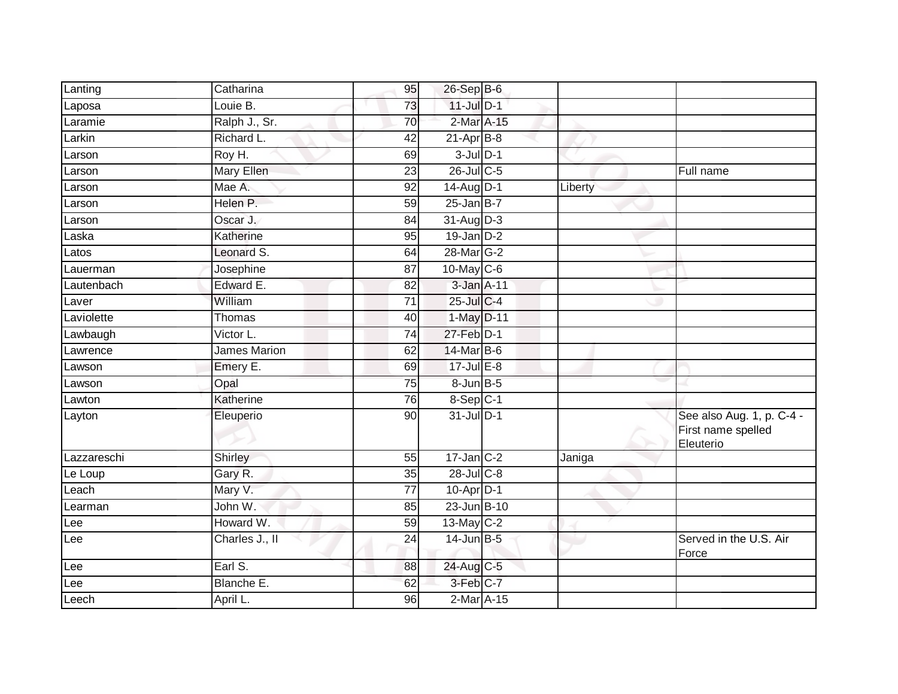| | | | | | | |
|---|---|---|---|---|---|---|
| Lanting | Catharina | 95 | 26-Sep | B-6 | | |
| Laposa | Louie B. | 73 | 11-Jul | D-1 | | |
| Laramie | Ralph J., Sr. | 70 | 2-Mar | A-15 | | |
| Larkin | Richard L. | 42 | 21-Apr | B-8 | | |
| Larson | Roy H. | 69 | 3-Jul | D-1 | | |
| Larson | Mary Ellen | 23 | 26-Jul | C-5 | | Full name |
| Larson | Mae A. | 92 | 14-Aug | D-1 | Liberty | |
| Larson | Helen P. | 59 | 25-Jan | B-7 | | |
| Larson | Oscar J. | 84 | 31-Aug | D-3 | | |
| Laska | Katherine | 95 | 19-Jan | D-2 | | |
| Latos | Leonard S. | 64 | 28-Mar | G-2 | | |
| Lauerman | Josephine | 87 | 10-May | C-6 | | |
| Lautenbach | Edward E. | 82 | 3-Jan | A-11 | | |
| Laver | William | 71 | 25-Jul | C-4 | | |
| Laviolette | Thomas | 40 | 1-May | D-11 | | |
| Lawbaugh | Victor L. | 74 | 27-Feb | D-1 | | |
| Lawrence | James Marion | 62 | 14-Mar | B-6 | | |
| Lawson | Emery E. | 69 | 17-Jul | E-8 | | |
| Lawson | Opal | 75 | 8-Jun | B-5 | | |
| Lawton | Katherine | 76 | 8-Sep | C-1 | | |
| Layton | Eleuperio | 90 | 31-Jul | D-1 | | See also Aug. 1, p. C-4 - First name spelled Eleuterio |
| Lazzareschi | Shirley | 55 | 17-Jan | C-2 | Janiga | |
| Le Loup | Gary R. | 35 | 28-Jul | C-8 | | |
| Leach | Mary V. | 77 | 10-Apr | D-1 | | |
| Learman | John W. | 85 | 23-Jun | B-10 | | |
| Lee | Howard W. | 59 | 13-May | C-2 | | |
| Lee | Charles J., II | 24 | 14-Jun | B-5 | | Served in the U.S. Air Force |
| Lee | Earl S. | 88 | 24-Aug | C-5 | | |
| Lee | Blanche E. | 62 | 3-Feb | C-7 | | |
| Leech | April L. | 96 | 2-Mar | A-15 | | |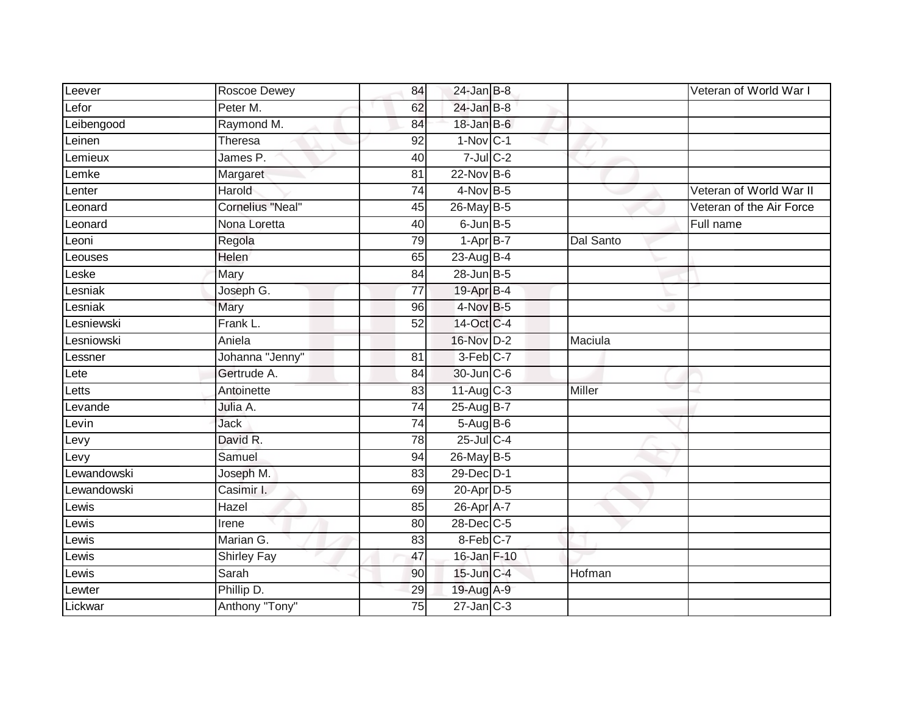| | | | | | | |
|---|---|---|---|---|---|---|
| Leever | Roscoe Dewey | 84 | 24-Jan | B-8 | | Veteran of World War I |
| Lefor | Peter M. | 62 | 24-Jan | B-8 | | |
| Leibengood | Raymond M. | 84 | 18-Jan | B-6 | | |
| Leinen | Theresa | 92 | 1-Nov | C-1 | | |
| Lemieux | James P. | 40 | 7-Jul | C-2 | | |
| Lemke | Margaret | 81 | 22-Nov | B-6 | | |
| Lenter | Harold | 74 | 4-Nov | B-5 | | Veteran of World War II |
| Leonard | Cornelius "Neal" | 45 | 26-May | B-5 | | Veteran of the Air Force |
| Leonard | Nona Loretta | 40 | 6-Jun | B-5 | | Full name |
| Leoni | Regola | 79 | 1-Apr | B-7 | Dal Santo | |
| Leouses | Helen | 65 | 23-Aug | B-4 | | |
| Leske | Mary | 84 | 28-Jun | B-5 | | |
| Lesniak | Joseph G. | 77 | 19-Apr | B-4 | | |
| Lesniak | Mary | 96 | 4-Nov | B-5 | | |
| Lesniewski | Frank L. | 52 | 14-Oct | C-4 | | |
| Lesniowski | Aniela | | 16-Nov | D-2 | Maciula | |
| Lessner | Johanna "Jenny" | 81 | 3-Feb | C-7 | | |
| Lete | Gertrude A. | 84 | 30-Jun | C-6 | | |
| Letts | Antoinette | 83 | 11-Aug | C-3 | Miller | |
| Levande | Julia A. | 74 | 25-Aug | B-7 | | |
| Levin | Jack | 74 | 5-Aug | B-6 | | |
| Levy | David R. | 78 | 25-Jul | C-4 | | |
| Levy | Samuel | 94 | 26-May | B-5 | | |
| Lewandowski | Joseph M. | 83 | 29-Dec | D-1 | | |
| Lewandowski | Casimir I. | 69 | 20-Apr | D-5 | | |
| Lewis | Hazel | 85 | 26-Apr | A-7 | | |
| Lewis | Irene | 80 | 28-Dec | C-5 | | |
| Lewis | Marian G. | 83 | 8-Feb | C-7 | | |
| Lewis | Shirley Fay | 47 | 16-Jan | F-10 | | |
| Lewis | Sarah | 90 | 15-Jun | C-4 | Hofman | |
| Lewter | Phillip D. | 29 | 19-Aug | A-9 | | |
| Lickwar | Anthony "Tony" | 75 | 27-Jan | C-3 | | |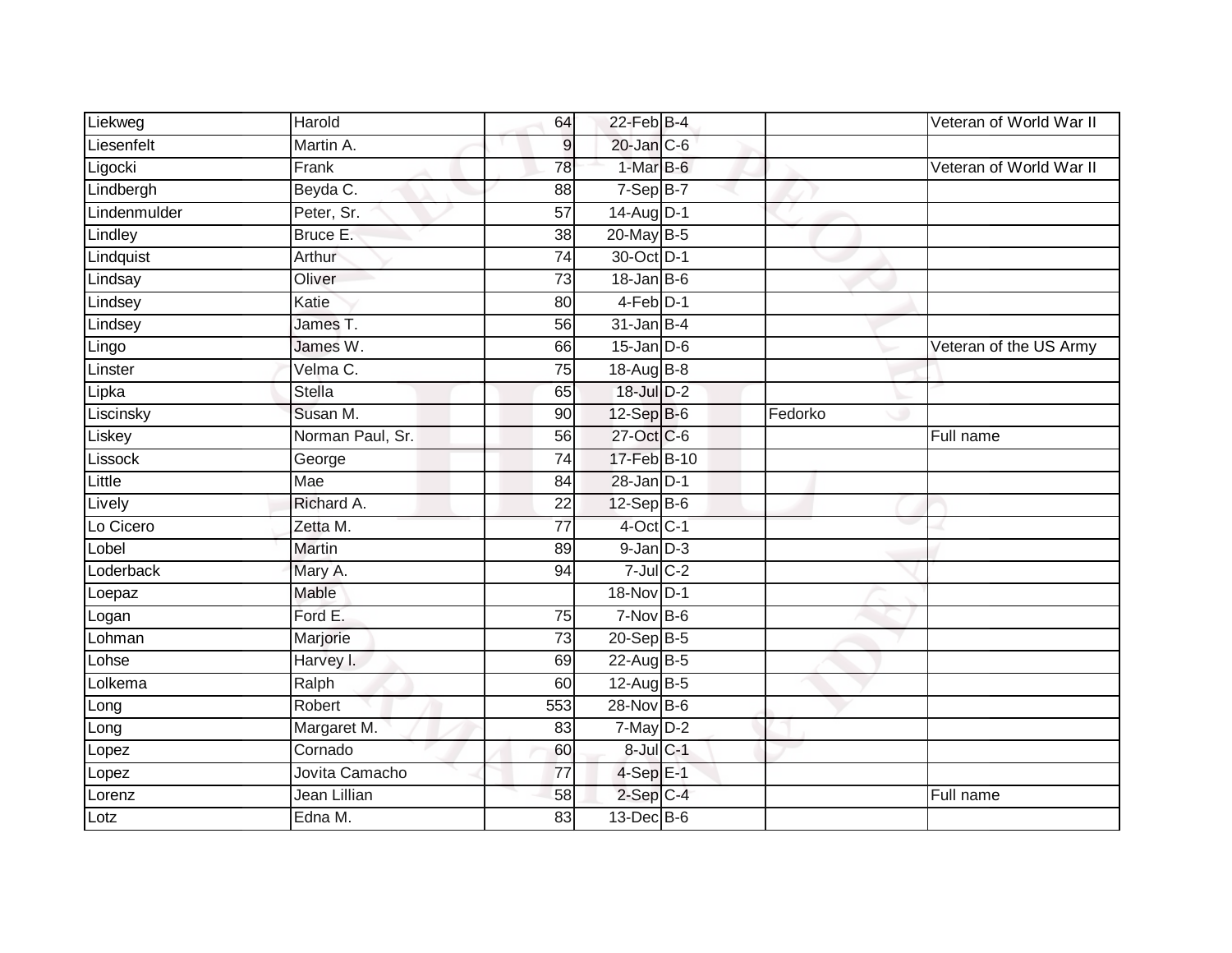| Liekweg | Harold | 64 | 22-Feb | B-4 | | Veteran of World War II |
|---|---|---|---|---|---|---|
| Liesenfelt | Martin A. | 9 | 20-Jan | C-6 | | |
| Ligocki | Frank | 78 | 1-Mar | B-6 | | Veteran of World War II |
| Lindbergh | Beyda C. | 88 | 7-Sep | B-7 | | |
| Lindenmulder | Peter, Sr. | 57 | 14-Aug | D-1 | | |
| Lindley | Bruce E. | 38 | 20-May | B-5 | | |
| Lindquist | Arthur | 74 | 30-Oct | D-1 | | |
| Lindsay | Oliver | 73 | 18-Jan | B-6 | | |
| Lindsey | Katie | 80 | 4-Feb | D-1 | | |
| Lindsey | James T. | 56 | 31-Jan | B-4 | | |
| Lingo | James W. | 66 | 15-Jan | D-6 | | Veteran of the US Army |
| Linster | Velma C. | 75 | 18-Aug | B-8 | | |
| Lipka | Stella | 65 | 18-Jul | D-2 | | |
| Liscinsky | Susan M. | 90 | 12-Sep | B-6 | Fedorko | |
| Liskey | Norman Paul, Sr. | 56 | 27-Oct | C-6 | | Full name |
| Lissock | George | 74 | 17-Feb | B-10 | | |
| Little | Mae | 84 | 28-Jan | D-1 | | |
| Lively | Richard A. | 22 | 12-Sep | B-6 | | |
| Lo Cicero | Zetta M. | 77 | 4-Oct | C-1 | | |
| Lobel | Martin | 89 | 9-Jan | D-3 | | |
| Loderback | Mary A. | 94 | 7-Jul | C-2 | | |
| Loepaz | Mable | | 18-Nov | D-1 | | |
| Logan | Ford E. | 75 | 7-Nov | B-6 | | |
| Lohman | Marjorie | 73 | 20-Sep | B-5 | | |
| Lohse | Harvey I. | 69 | 22-Aug | B-5 | | |
| Lolkema | Ralph | 60 | 12-Aug | B-5 | | |
| Long | Robert | 553 | 28-Nov | B-6 | | |
| Long | Margaret M. | 83 | 7-May | D-2 | | |
| Lopez | Cornado | 60 | 8-Jul | C-1 | | |
| Lopez | Jovita Camacho | 77 | 4-Sep | E-1 | | |
| Lorenz | Jean Lillian | 58 | 2-Sep | C-4 | | Full name |
| Lotz | Edna M. | 83 | 13-Dec | B-6 | | |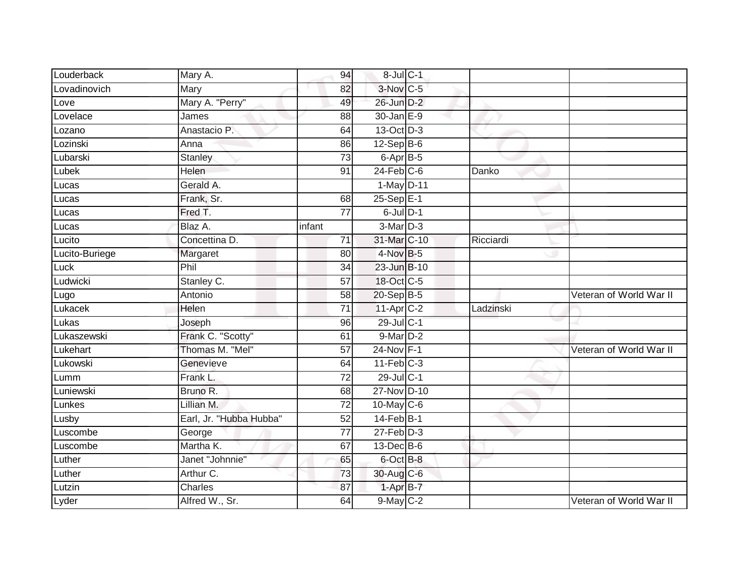| | | | | | | |
|---|---|---|---|---|---|---|
| Louderback | Mary A. | 94 | 8-Jul | C-1 | | |
| Lovadinovich | Mary | 82 | 3-Nov | C-5 | | |
| Love | Mary A. "Perry" | 49 | 26-Jun | D-2 | | |
| Lovelace | James | 88 | 30-Jan | E-9 | | |
| Lozano | Anastacio P. | 64 | 13-Oct | D-3 | | |
| Lozinski | Anna | 86 | 12-Sep | B-6 | | |
| Lubarski | Stanley | 73 | 6-Apr | B-5 | | |
| Lubek | Helen | 91 | 24-Feb | C-6 | Danko | |
| Lucas | Gerald A. | | 1-May | D-11 | | |
| Lucas | Frank, Sr. | 68 | 25-Sep | E-1 | | |
| Lucas | Fred T. | 77 | 6-Jul | D-1 | | |
| Lucas | Blaz A. | infant | 3-Mar | D-3 | | |
| Lucito | Concettina D. | 71 | 31-Mar | C-10 | Ricciardi | |
| Lucito-Buriege | Margaret | 80 | 4-Nov | B-5 | | |
| Luck | Phil | 34 | 23-Jun | B-10 | | |
| Ludwicki | Stanley C. | 57 | 18-Oct | C-5 | | |
| Lugo | Antonio | 58 | 20-Sep | B-5 | | Veteran of World War II |
| Lukacek | Helen | 71 | 11-Apr | C-2 | Ladzinski | |
| Lukas | Joseph | 96 | 29-Jul | C-1 | | |
| Lukaszewski | Frank C. "Scotty" | 61 | 9-Mar | D-2 | | |
| Lukehart | Thomas M. "Mel" | 57 | 24-Nov | F-1 | | Veteran of World War II |
| Lukowski | Genevieve | 64 | 11-Feb | C-3 | | |
| Lumm | Frank L. | 72 | 29-Jul | C-1 | | |
| Luniewski | Bruno R. | 68 | 27-Nov | D-10 | | |
| Lunkes | Lillian M. | 72 | 10-May | C-6 | | |
| Lusby | Earl, Jr. "Hubba Hubba" | 52 | 14-Feb | B-1 | | |
| Luscombe | George | 77 | 27-Feb | D-3 | | |
| Luscombe | Martha K. | 67 | 13-Dec | B-6 | | |
| Luther | Janet "Johnnie" | 65 | 6-Oct | B-8 | | |
| Luther | Arthur C. | 73 | 30-Aug | C-6 | | |
| Lutzin | Charles | 87 | 1-Apr | B-7 | | |
| Lyder | Alfred W., Sr. | 64 | 9-May | C-2 | | Veteran of World War II |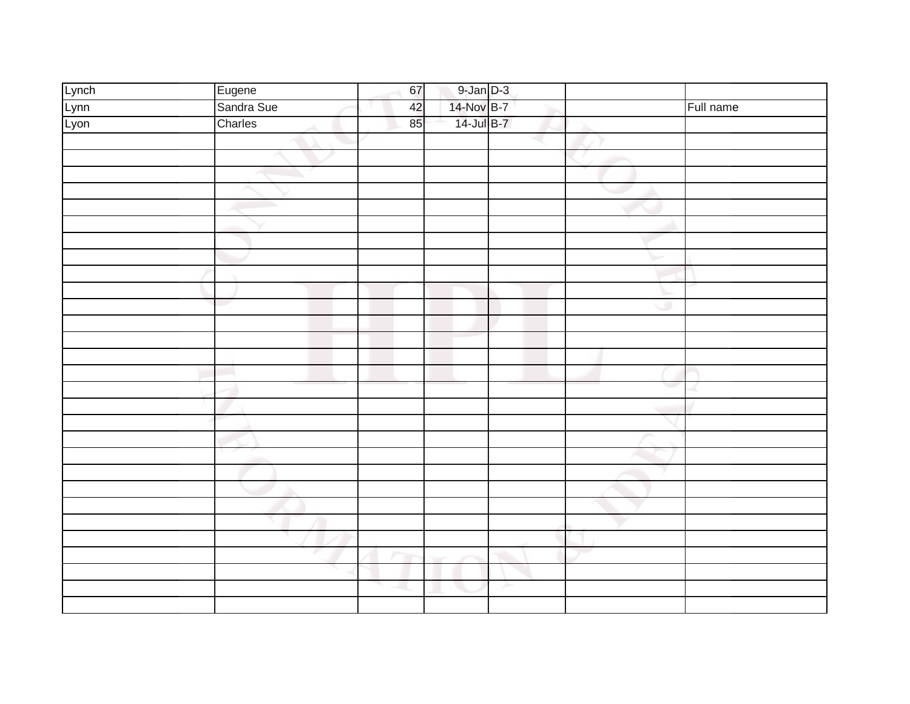| | | | | | | |
|---|---|---|---|---|---|---|
| Lynch | Eugene | 67 | 9-Jan | D-3 | | |
| Lynn | Sandra Sue | 42 | 14-Nov | B-7 | | Full name |
| Lyon | Charles | 85 | 14-Jul | B-7 | | |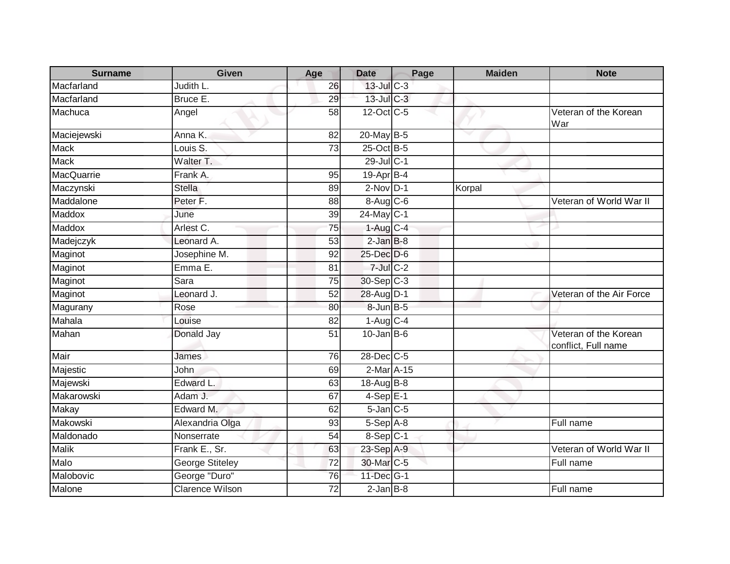| Surname | Given | Age | Date | Page | Maiden | Note |
| --- | --- | --- | --- | --- | --- | --- |
| Macfarland | Judith L. | 26 | 13-Jul | C-3 | | |
| Macfarland | Bruce E. | 29 | 13-Jul | C-3 | | |
| Machuca | Angel | 58 | 12-Oct | C-5 | | Veteran of the Korean War |
| Maciejewski | Anna K. | 82 | 20-May | B-5 | | |
| Mack | Louis S. | 73 | 25-Oct | B-5 | | |
| Mack | Walter T. | | 29-Jul | C-1 | | |
| MacQuarrie | Frank A. | 95 | 19-Apr | B-4 | | |
| Maczynski | Stella | 89 | 2-Nov | D-1 | Korpal | |
| Maddalone | Peter F. | 88 | 8-Aug | C-6 | | Veteran of World War II |
| Maddox | June | 39 | 24-May | C-1 | | |
| Maddox | Arlest C. | 75 | 1-Aug | C-4 | | |
| Madejczyk | Leonard A. | 53 | 2-Jan | B-8 | | |
| Maginot | Josephine M. | 92 | 25-Dec | D-6 | | |
| Maginot | Emma E. | 81 | 7-Jul | C-2 | | |
| Maginot | Sara | 75 | 30-Sep | C-3 | | |
| Maginot | Leonard J. | 52 | 28-Aug | D-1 | | Veteran of the Air Force |
| Magurany | Rose | 80 | 8-Jun | B-5 | | |
| Mahala | Louise | 82 | 1-Aug | C-4 | | |
| Mahan | Donald Jay | 51 | 10-Jan | B-6 | | Veteran of the Korean conflict, Full name |
| Mair | James | 76 | 28-Dec | C-5 | | |
| Majestic | John | 69 | 2-Mar | A-15 | | |
| Majewski | Edward L. | 63 | 18-Aug | B-8 | | |
| Makarowski | Adam J. | 67 | 4-Sep | E-1 | | |
| Makay | Edward M. | 62 | 5-Jan | C-5 | | |
| Makowski | Alexandria Olga | 93 | 5-Sep | A-8 | | Full name |
| Maldonado | Nonserrate | 54 | 8-Sep | C-1 | | |
| Malik | Frank E., Sr. | 63 | 23-Sep | A-9 | | Veteran of World War II |
| Malo | George Stiteley | 72 | 30-Mar | C-5 | | Full name |
| Malobovic | George "Duro" | 76 | 11-Dec | G-1 | | |
| Malone | Clarence Wilson | 72 | 2-Jan | B-8 | | Full name |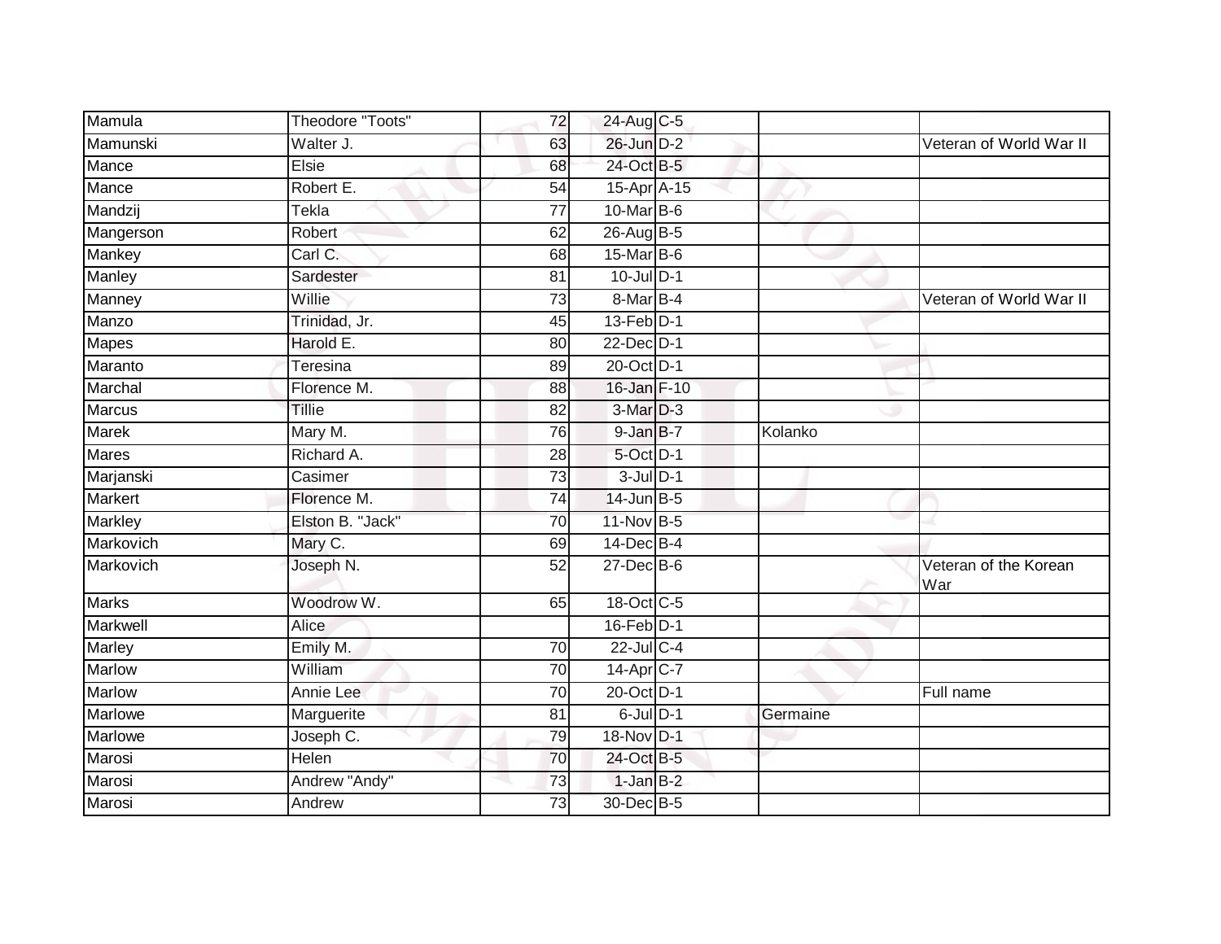| Mamula | Theodore "Toots" | 72 | 24-Aug | C-5 | | |
|---|---|---|---|---|---|---|
| Mamunski | Walter J. | 63 | 26-Jun | D-2 | | Veteran of World War II |
| Mance | Elsie | 68 | 24-Oct | B-5 | | |
| Mance | Robert E. | 54 | 15-Apr | A-15 | | |
| Mandzij | Tekla | 77 | 10-Mar | B-6 | | |
| Mangerson | Robert | 62 | 26-Aug | B-5 | | |
| Mankey | Carl C. | 68 | 15-Mar | B-6 | | |
| Manley | Sardester | 81 | 10-Jul | D-1 | | |
| Manney | Willie | 73 | 8-Mar | B-4 | | Veteran of World War II |
| Manzo | Trinidad, Jr. | 45 | 13-Feb | D-1 | | |
| Mapes | Harold E. | 80 | 22-Dec | D-1 | | |
| Maranto | Teresina | 89 | 20-Oct | D-1 | | |
| Marchal | Florence M. | 88 | 16-Jan | F-10 | | |
| Marcus | Tillie | 82 | 3-Mar | D-3 | | |
| Marek | Mary M. | 76 | 9-Jan | B-7 | Kolanko | |
| Mares | Richard A. | 28 | 5-Oct | D-1 | | |
| Marjanski | Casimer | 73 | 3-Jul | D-1 | | |
| Markert | Florence M. | 74 | 14-Jun | B-5 | | |
| Markley | Elston B. "Jack" | 70 | 11-Nov | B-5 | | |
| Markovich | Mary C. | 69 | 14-Dec | B-4 | | |
| Markovich | Joseph N. | 52 | 27-Dec | B-6 | | Veteran of the Korean War |
| Marks | Woodrow W. | 65 | 18-Oct | C-5 | | |
| Markwell | Alice | | 16-Feb | D-1 | | |
| Marley | Emily M. | 70 | 22-Jul | C-4 | | |
| Marlow | William | 70 | 14-Apr | C-7 | | |
| Marlow | Annie Lee | 70 | 20-Oct | D-1 | | Full name |
| Marlowe | Marguerite | 81 | 6-Jul | D-1 | Germaine | |
| Marlowe | Joseph C. | 79 | 18-Nov | D-1 | | |
| Marosi | Helen | 70 | 24-Oct | B-5 | | |
| Marosi | Andrew "Andy" | 73 | 1-Jan | B-2 | | |
| Marosi | Andrew | 73 | 30-Dec | B-5 | | |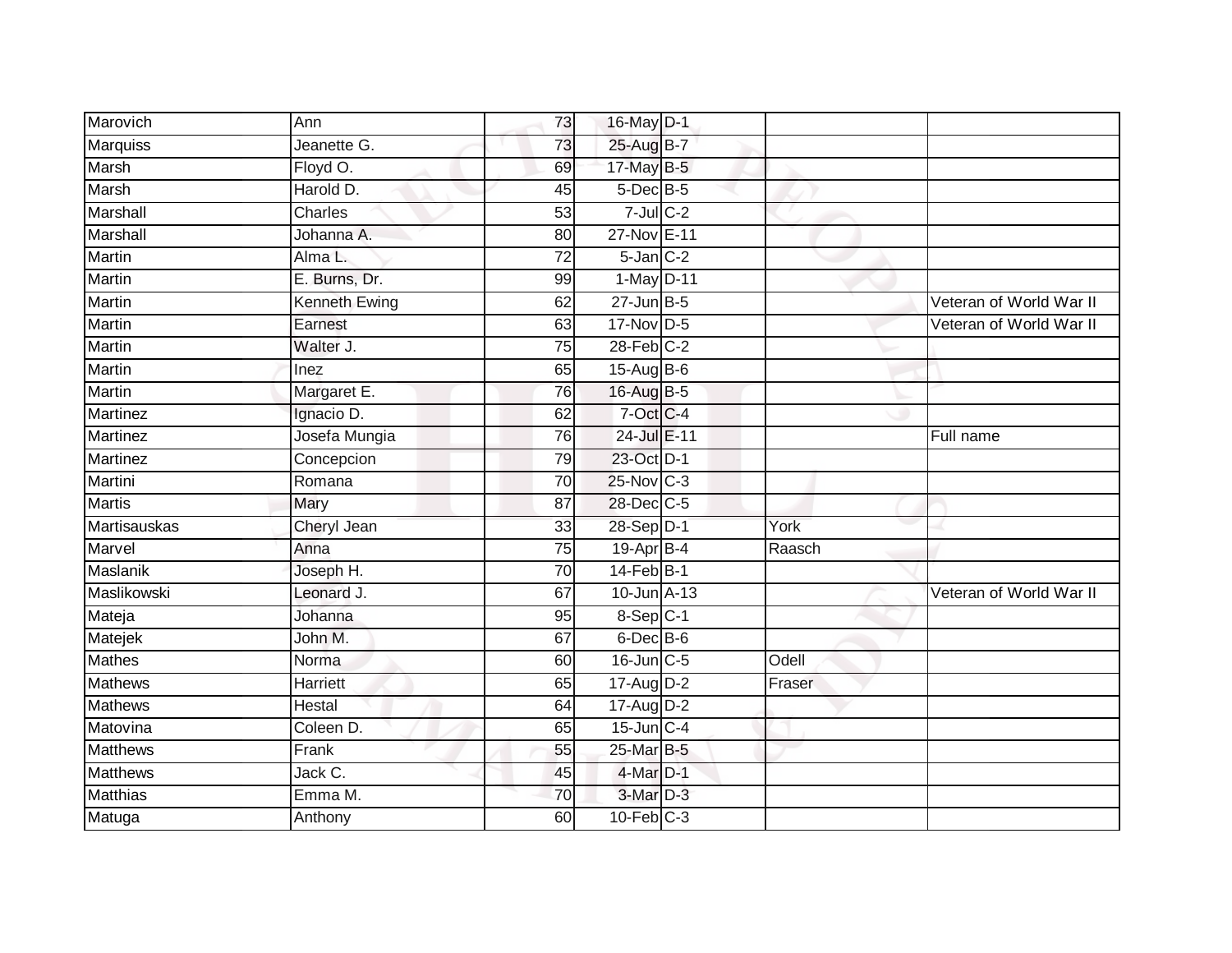| | | | | | | |
|---|---|---|---|---|---|---|
| Marovich | Ann | 73 | 16-May | D-1 | | |
| Marquiss | Jeanette G. | 73 | 25-Aug | B-7 | | |
| Marsh | Floyd O. | 69 | 17-May | B-5 | | |
| Marsh | Harold D. | 45 | 5-Dec | B-5 | | |
| Marshall | Charles | 53 | 7-Jul | C-2 | | |
| Marshall | Johanna A. | 80 | 27-Nov | E-11 | | |
| Martin | Alma L. | 72 | 5-Jan | C-2 | | |
| Martin | E. Burns, Dr. | 99 | 1-May | D-11 | | |
| Martin | Kenneth Ewing | 62 | 27-Jun | B-5 | | Veteran of World War II |
| Martin | Earnest | 63 | 17-Nov | D-5 | | Veteran of World War II |
| Martin | Walter J. | 75 | 28-Feb | C-2 | | |
| Martin | Inez | 65 | 15-Aug | B-6 | | |
| Martin | Margaret E. | 76 | 16-Aug | B-5 | | |
| Martinez | Ignacio D. | 62 | 7-Oct | C-4 | | |
| Martinez | Josefa Mungia | 76 | 24-Jul | E-11 | | Full name |
| Martinez | Concepcion | 79 | 23-Oct | D-1 | | |
| Martini | Romana | 70 | 25-Nov | C-3 | | |
| Martis | Mary | 87 | 28-Dec | C-5 | | |
| Martisauskas | Cheryl Jean | 33 | 28-Sep | D-1 | York | |
| Marvel | Anna | 75 | 19-Apr | B-4 | Raasch | |
| Maslanik | Joseph H. | 70 | 14-Feb | B-1 | | |
| Maslikowski | Leonard J. | 67 | 10-Jun | A-13 | | Veteran of World War II |
| Mateja | Johanna | 95 | 8-Sep | C-1 | | |
| Matejek | John M. | 67 | 6-Dec | B-6 | | |
| Mathes | Norma | 60 | 16-Jun | C-5 | Odell | |
| Mathews | Harriett | 65 | 17-Aug | D-2 | Fraser | |
| Mathews | Hestal | 64 | 17-Aug | D-2 | | |
| Matovina | Coleen D. | 65 | 15-Jun | C-4 | | |
| Matthews | Frank | 55 | 25-Mar | B-5 | | |
| Matthews | Jack C. | 45 | 4-Mar | D-1 | | |
| Matthias | Emma M. | 70 | 3-Mar | D-3 | | |
| Matuga | Anthony | 60 | 10-Feb | C-3 | | |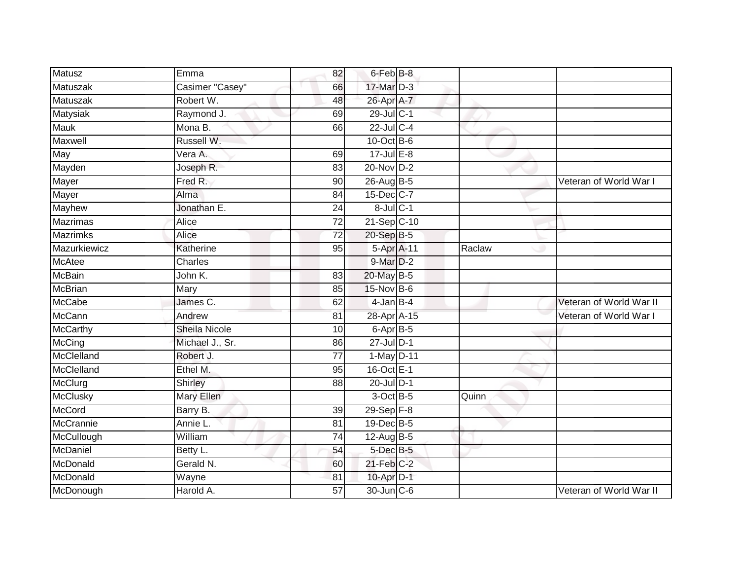| | | | | | | |
|---|---|---|---|---|---|---|
| Matusz | Emma | 82 | 6-Feb | B-8 | | |
| Matuszak | Casimer "Casey" | 66 | 17-Mar | D-3 | | |
| Matuszak | Robert W. | 48 | 26-Apr | A-7 | | |
| Matysiak | Raymond J. | 69 | 29-Jul | C-1 | | |
| Mauk | Mona B. | 66 | 22-Jul | C-4 | | |
| Maxwell | Russell W. | | 10-Oct | B-6 | | |
| May | Vera A. | 69 | 17-Jul | E-8 | | |
| Mayden | Joseph R. | 83 | 20-Nov | D-2 | | |
| Mayer | Fred R. | 90 | 26-Aug | B-5 | | Veteran of World War I |
| Mayer | Alma | 84 | 15-Dec | C-7 | | |
| Mayhew | Jonathan E. | 24 | 8-Jul | C-1 | | |
| Mazrimas | Alice | 72 | 21-Sep | C-10 | | |
| Mazrimks | Alice | 72 | 20-Sep | B-5 | | |
| Mazurkiewicz | Katherine | 95 | 5-Apr | A-11 | Raclaw | |
| McAtee | Charles | | 9-Mar | D-2 | | |
| McBain | John K. | 83 | 20-May | B-5 | | |
| McBrian | Mary | 85 | 15-Nov | B-6 | | |
| McCabe | James C. | 62 | 4-Jan | B-4 | | Veteran of World War II |
| McCann | Andrew | 81 | 28-Apr | A-15 | | Veteran of World War I |
| McCarthy | Sheila Nicole | 10 | 6-Apr | B-5 | | |
| McCing | Michael J., Sr. | 86 | 27-Jul | D-1 | | |
| McClelland | Robert J. | 77 | 1-May | D-11 | | |
| McClelland | Ethel M. | 95 | 16-Oct | E-1 | | |
| McClurg | Shirley | 88 | 20-Jul | D-1 | | |
| McClusky | Mary Ellen | | 3-Oct | B-5 | Quinn | |
| McCord | Barry B. | 39 | 29-Sep | F-8 | | |
| McCrannie | Annie L. | 81 | 19-Dec | B-5 | | |
| McCullough | William | 74 | 12-Aug | B-5 | | |
| McDaniel | Betty L. | 54 | 5-Dec | B-5 | | |
| McDonald | Gerald N. | 60 | 21-Feb | C-2 | | |
| McDonald | Wayne | 81 | 10-Apr | D-1 | | |
| McDonough | Harold A. | 57 | 30-Jun | C-6 | | Veteran of World War II |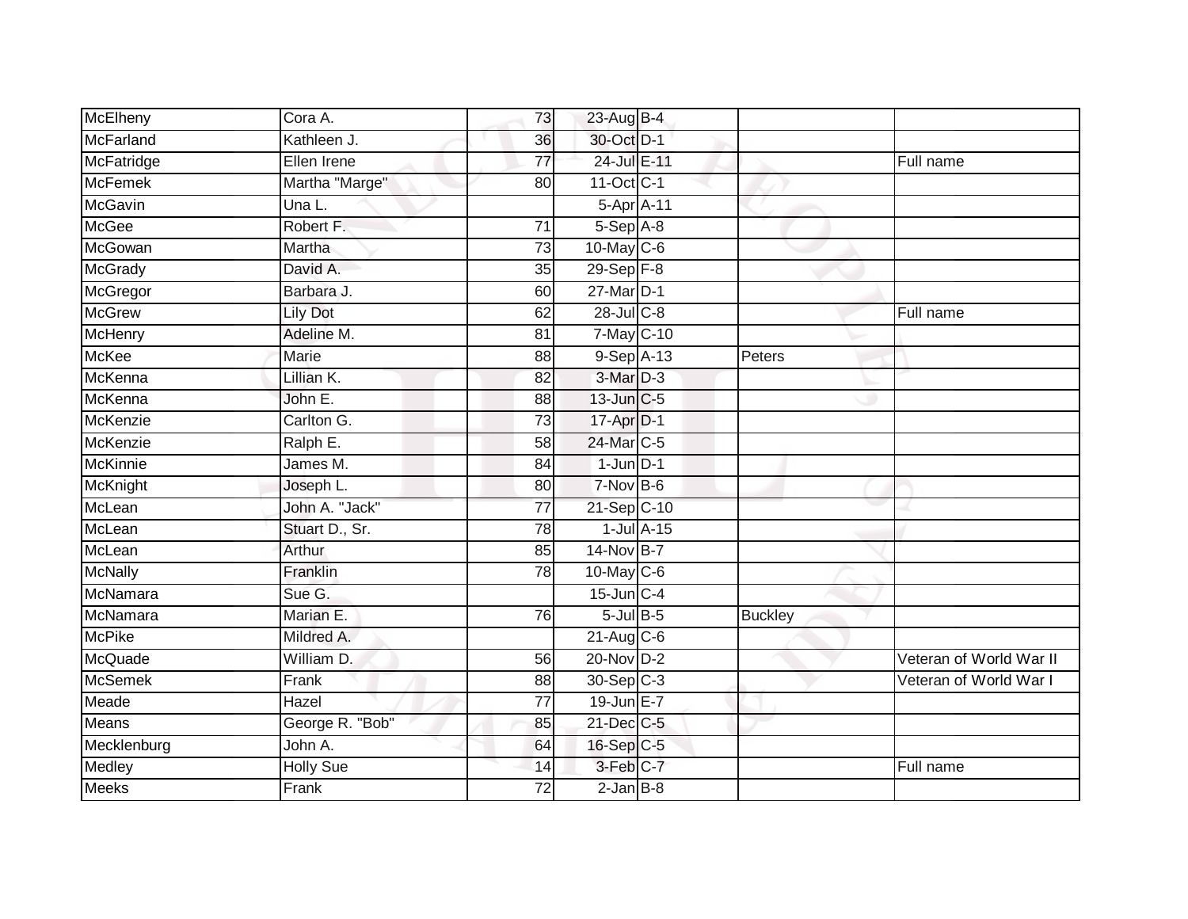| | | | | | | |
|---|---|---|---|---|---|---|
| McElheny | Cora A. | 73 | 23-Aug | B-4 | | |
| McFarland | Kathleen J. | 36 | 30-Oct | D-1 | | |
| McFatridge | Ellen Irene | 77 | 24-Jul | E-11 | | Full name |
| McFemek | Martha "Marge" | 80 | 11-Oct | C-1 | | |
| McGavin | Una L. | | 5-Apr | A-11 | | |
| McGee | Robert F. | 71 | 5-Sep | A-8 | | |
| McGowan | Martha | 73 | 10-May | C-6 | | |
| McGrady | David A. | 35 | 29-Sep | F-8 | | |
| McGregor | Barbara J. | 60 | 27-Mar | D-1 | | |
| McGrew | Lily Dot | 62 | 28-Jul | C-8 | | Full name |
| McHenry | Adeline M. | 81 | 7-May | C-10 | | |
| McKee | Marie | 88 | 9-Sep | A-13 | Peters | |
| McKenna | Lillian K. | 82 | 3-Mar | D-3 | | |
| McKenna | John E. | 88 | 13-Jun | C-5 | | |
| McKenzie | Carlton G. | 73 | 17-Apr | D-1 | | |
| McKenzie | Ralph E. | 58 | 24-Mar | C-5 | | |
| McKinnie | James M. | 84 | 1-Jun | D-1 | | |
| McKnight | Joseph L. | 80 | 7-Nov | B-6 | | |
| McLean | John A. "Jack" | 77 | 21-Sep | C-10 | | |
| McLean | Stuart D., Sr. | 78 | 1-Jul | A-15 | | |
| McLean | Arthur | 85 | 14-Nov | B-7 | | |
| McNally | Franklin | 78 | 10-May | C-6 | | |
| McNamara | Sue G. | | 15-Jun | C-4 | | |
| McNamara | Marian E. | 76 | 5-Jul | B-5 | Buckley | |
| McPike | Mildred A. | | 21-Aug | C-6 | | |
| McQuade | William D. | 56 | 20-Nov | D-2 | | Veteran of World War II |
| McSemek | Frank | 88 | 30-Sep | C-3 | | Veteran of World War I |
| Meade | Hazel | 77 | 19-Jun | E-7 | | |
| Means | George R. "Bob" | 85 | 21-Dec | C-5 | | |
| Mecklenburg | John A. | 64 | 16-Sep | C-5 | | |
| Medley | Holly Sue | 14 | 3-Feb | C-7 | | Full name |
| Meeks | Frank | 72 | 2-Jan | B-8 | | |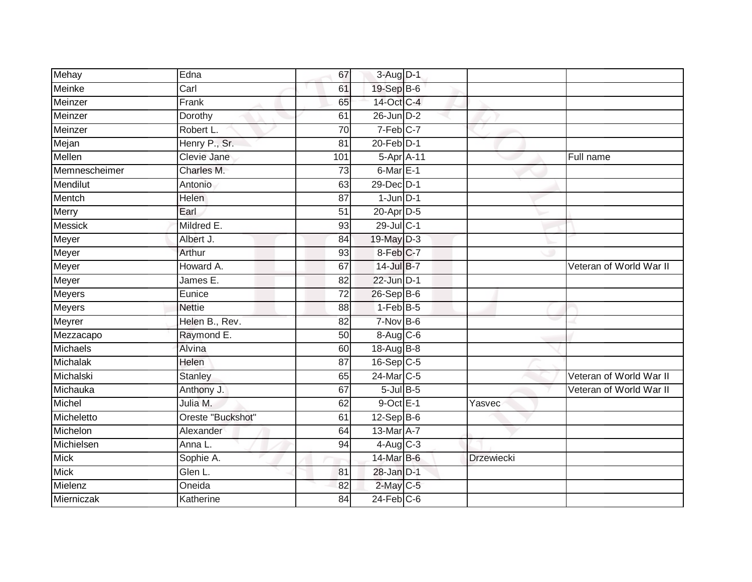| | | | | | | |
|---|---|---|---|---|---|---|
| Mehay | Edna | 67 | 3-Aug | D-1 | | |
| Meinke | Carl | 61 | 19-Sep | B-6 | | |
| Meinzer | Frank | 65 | 14-Oct | C-4 | | |
| Meinzer | Dorothy | 61 | 26-Jun | D-2 | | |
| Meinzer | Robert L. | 70 | 7-Feb | C-7 | | |
| Mejan | Henry P., Sr. | 81 | 20-Feb | D-1 | | |
| Mellen | Clevie Jane | 101 | 5-Apr | A-11 | | Full name |
| Memnescheimer | Charles M. | 73 | 6-Mar | E-1 | | |
| Mendilut | Antonio | 63 | 29-Dec | D-1 | | |
| Mentch | Helen | 87 | 1-Jun | D-1 | | |
| Merry | Earl | 51 | 20-Apr | D-5 | | |
| Messick | Mildred E. | 93 | 29-Jul | C-1 | | |
| Meyer | Albert J. | 84 | 19-May | D-3 | | |
| Meyer | Arthur | 93 | 8-Feb | C-7 | | |
| Meyer | Howard A. | 67 | 14-Jul | B-7 | | Veteran of World War II |
| Meyer | James E. | 82 | 22-Jun | D-1 | | |
| Meyers | Eunice | 72 | 26-Sep | B-6 | | |
| Meyers | Nettie | 88 | 1-Feb | B-5 | | |
| Meyrer | Helen B., Rev. | 82 | 7-Nov | B-6 | | |
| Mezzacapo | Raymond E. | 50 | 8-Aug | C-6 | | |
| Michaels | Alvina | 60 | 18-Aug | B-8 | | |
| Michalak | Helen | 87 | 16-Sep | C-5 | | |
| Michalski | Stanley | 65 | 24-Mar | C-5 | | Veteran of World War II |
| Michauka | Anthony J. | 67 | 5-Jul | B-5 | | Veteran of World War II |
| Michel | Julia M. | 62 | 9-Oct | E-1 | Yasvec | |
| Micheletto | Oreste "Buckshot" | 61 | 12-Sep | B-6 | | |
| Michelon | Alexander | 64 | 13-Mar | A-7 | | |
| Michielsen | Anna L. | 94 | 4-Aug | C-3 | | |
| Mick | Sophie A. | | 14-Mar | B-6 | Drzewiecki | |
| Mick | Glen L. | 81 | 28-Jan | D-1 | | |
| Mielenz | Oneida | 82 | 2-May | C-5 | | |
| Mierniczak | Katherine | 84 | 24-Feb | C-6 | | |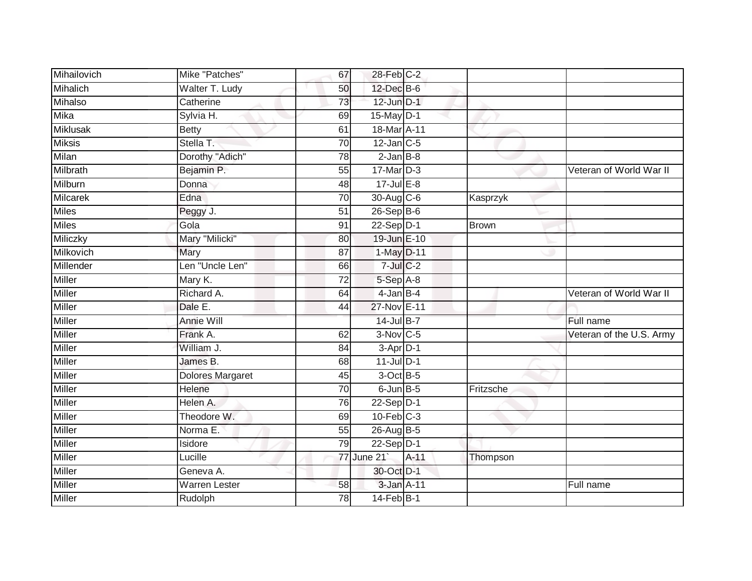| | | | | | | |
|---|---|---|---|---|---|---|
| Mihailovich | Mike "Patches" | 67 | 28-Feb | C-2 | | |
| Mihalich | Walter T. Ludy | 50 | 12-Dec | B-6 | | |
| Mihalso | Catherine | 73 | 12-Jun | D-1 | | |
| Mika | Sylvia H. | 69 | 15-May | D-1 | | |
| Miklusak | Betty | 61 | 18-Mar | A-11 | | |
| Miksis | Stella T. | 70 | 12-Jan | C-5 | | |
| Milan | Dorothy "Adich" | 78 | 2-Jan | B-8 | | |
| Milbrath | Bejamin P. | 55 | 17-Mar | D-3 | | Veteran of World War II |
| Milburn | Donna | 48 | 17-Jul | E-8 | | |
| Milcarek | Edna | 70 | 30-Aug | C-6 | Kasprzyk | |
| Miles | Peggy J. | 51 | 26-Sep | B-6 | | |
| Miles | Gola | 91 | 22-Sep | D-1 | Brown | |
| Miliczky | Mary "Milicki" | 80 | 19-Jun | E-10 | | |
| Milkovich | Mary | 87 | 1-May | D-11 | | |
| Millender | Len "Uncle Len" | 66 | 7-Jul | C-2 | | |
| Miller | Mary K. | 72 | 5-Sep | A-8 | | |
| Miller | Richard A. | 64 | 4-Jan | B-4 | | Veteran of World War II |
| Miller | Dale E. | 44 | 27-Nov | E-11 | | |
| Miller | Annie Will | | 14-Jul | B-7 | | Full name |
| Miller | Frank A. | 62 | 3-Nov | C-5 | | Veteran of the U.S. Army |
| Miller | William J. | 84 | 3-Apr | D-1 | | |
| Miller | James B. | 68 | 11-Jul | D-1 | | |
| Miller | Dolores Margaret | 45 | 3-Oct | B-5 | | |
| Miller | Helene | 70 | 6-Jun | B-5 | Fritzsche | |
| Miller | Helen A. | 76 | 22-Sep | D-1 | | |
| Miller | Theodore W. | 69 | 10-Feb | C-3 | | |
| Miller | Norma E. | 55 | 26-Aug | B-5 | | |
| Miller | Isidore | 79 | 22-Sep | D-1 | | |
| Miller | Lucille | 77 | June 21` | A-11 | Thompson | |
| Miller | Geneva A. | | 30-Oct | D-1 | | |
| Miller | Warren Lester | 58 | 3-Jan | A-11 | | Full name |
| Miller | Rudolph | 78 | 14-Feb | B-1 | | |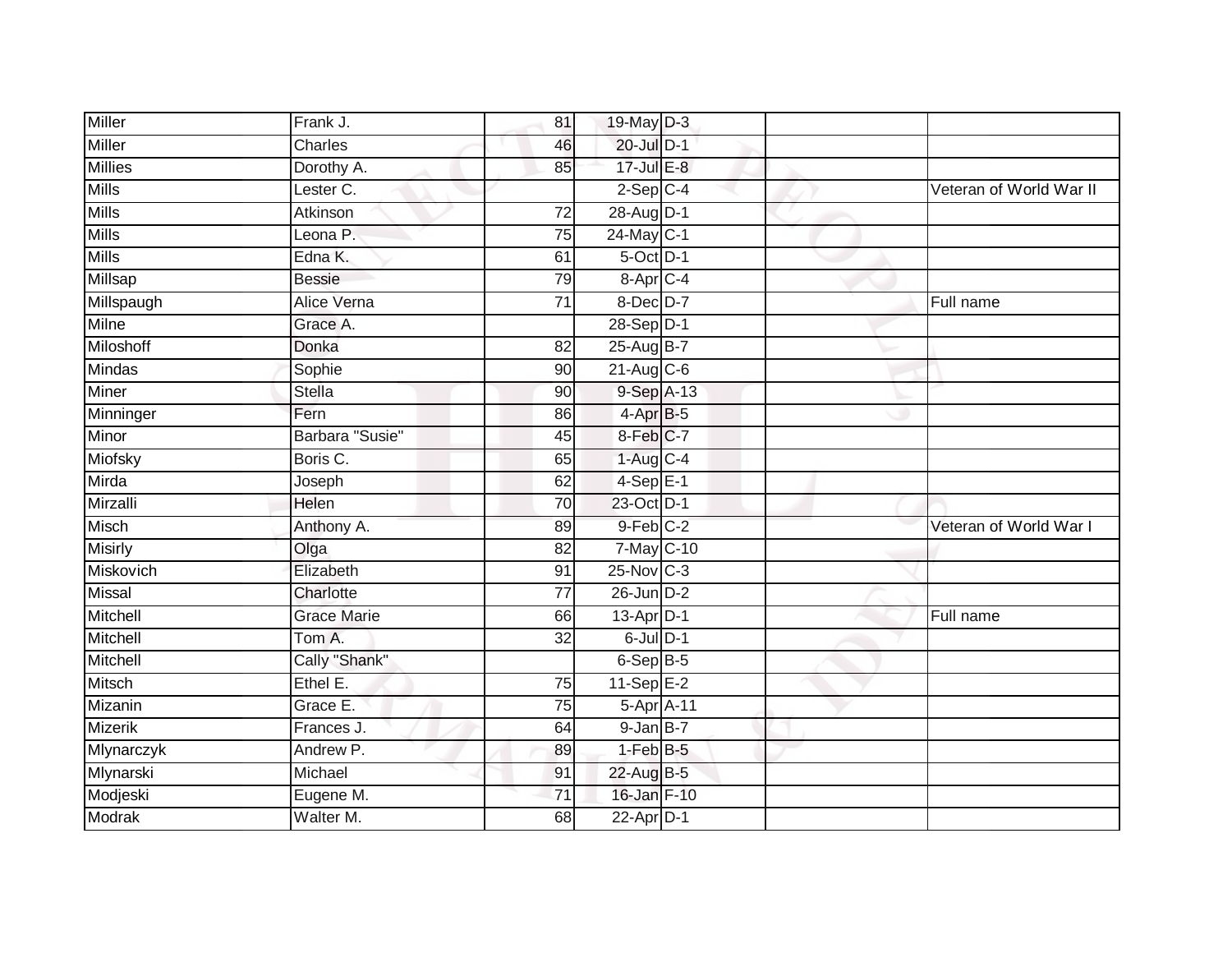| | | | | | | |
|---|---|---|---|---|---|---|
| Miller | Frank J. | 81 | 19-May | D-3 | | |
| Miller | Charles | 46 | 20-Jul | D-1 | | |
| Millies | Dorothy A. | 85 | 17-Jul | E-8 | | |
| Mills | Lester C. | | 2-Sep | C-4 | | Veteran of World War II |
| Mills | Atkinson | 72 | 28-Aug | D-1 | | |
| Mills | Leona P. | 75 | 24-May | C-1 | | |
| Mills | Edna K. | 61 | 5-Oct | D-1 | | |
| Millsap | Bessie | 79 | 8-Apr | C-4 | | |
| Millspaugh | Alice Verna | 71 | 8-Dec | D-7 | | Full name |
| Milne | Grace A. | | 28-Sep | D-1 | | |
| Miloshoff | Donka | 82 | 25-Aug | B-7 | | |
| Mindas | Sophie | 90 | 21-Aug | C-6 | | |
| Miner | Stella | 90 | 9-Sep | A-13 | | |
| Minninger | Fern | 86 | 4-Apr | B-5 | | |
| Minor | Barbara "Susie" | 45 | 8-Feb | C-7 | | |
| Miofsky | Boris C. | 65 | 1-Aug | C-4 | | |
| Mirda | Joseph | 62 | 4-Sep | E-1 | | |
| Mirzalli | Helen | 70 | 23-Oct | D-1 | | |
| Misch | Anthony A. | 89 | 9-Feb | C-2 | | Veteran of World War I |
| Misirly | Olga | 82 | 7-May | C-10 | | |
| Miskovich | Elizabeth | 91 | 25-Nov | C-3 | | |
| Missal | Charlotte | 77 | 26-Jun | D-2 | | |
| Mitchell | Grace Marie | 66 | 13-Apr | D-1 | | Full name |
| Mitchell | Tom A. | 32 | 6-Jul | D-1 | | |
| Mitchell | Cally "Shank" | | 6-Sep | B-5 | | |
| Mitsch | Ethel E. | 75 | 11-Sep | E-2 | | |
| Mizanin | Grace E. | 75 | 5-Apr | A-11 | | |
| Mizerik | Frances J. | 64 | 9-Jan | B-7 | | |
| Mlynarczyk | Andrew P. | 89 | 1-Feb | B-5 | | |
| Mlynarski | Michael | 91 | 22-Aug | B-5 | | |
| Modjeski | Eugene M. | 71 | 16-Jan | F-10 | | |
| Modrak | Walter M. | 68 | 22-Apr | D-1 | | |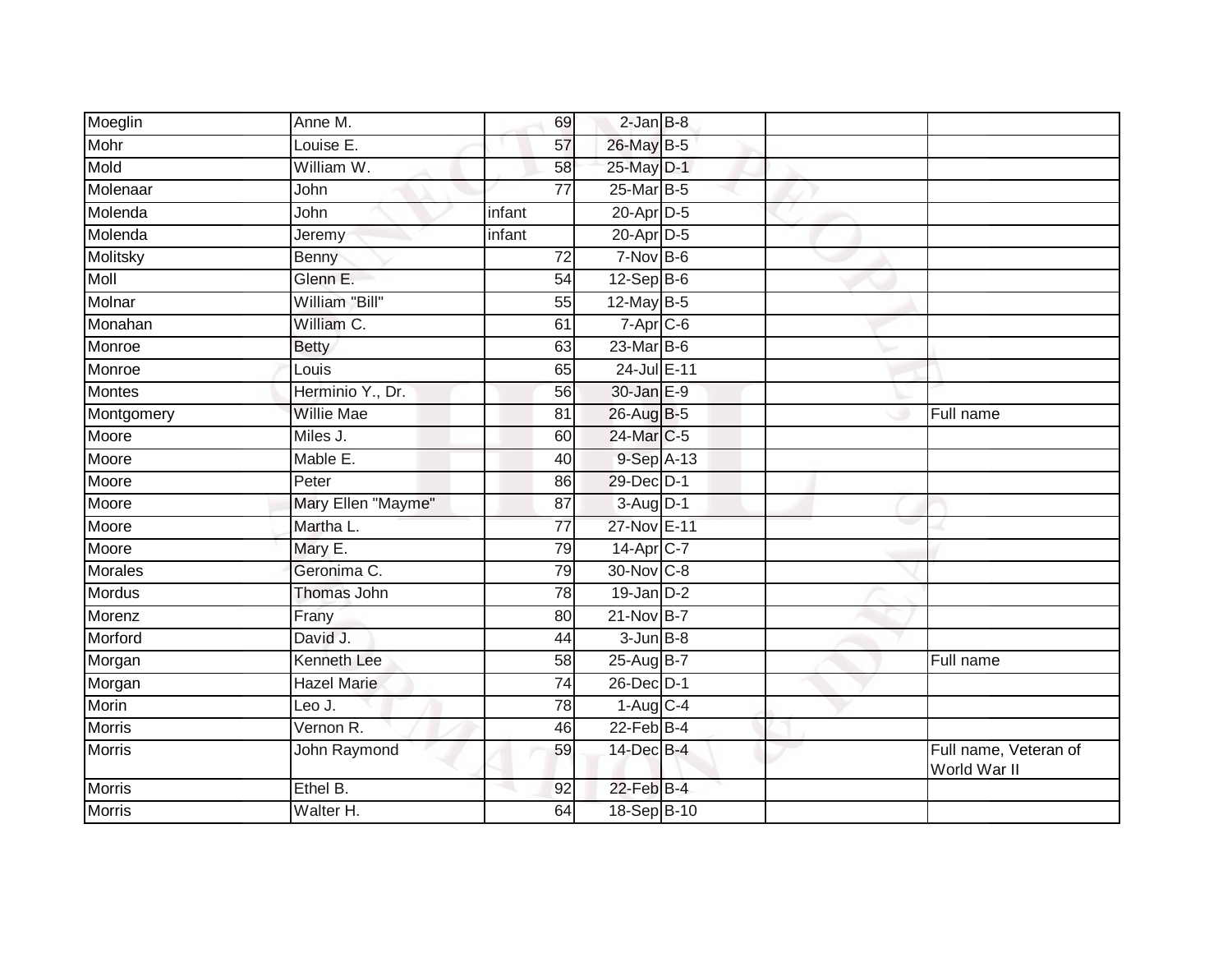| | | | | | | |
|---|---|---|---|---|---|---|
| Moeglin | Anne M. | 69 | 2-Jan | B-8 | | |
| Mohr | Louise E. | 57 | 26-May | B-5 | | |
| Mold | William W. | 58 | 25-May | D-1 | | |
| Molenaar | John | 77 | 25-Mar | B-5 | | |
| Molenda | John | infant | 20-Apr | D-5 | | |
| Molenda | Jeremy | infant | 20-Apr | D-5 | | |
| Molitsky | Benny | 72 | 7-Nov | B-6 | | |
| Moll | Glenn E. | 54 | 12-Sep | B-6 | | |
| Molnar | William "Bill" | 55 | 12-May | B-5 | | |
| Monahan | William C. | 61 | 7-Apr | C-6 | | |
| Monroe | Betty | 63 | 23-Mar | B-6 | | |
| Monroe | Louis | 65 | 24-Jul | E-11 | | |
| Montes | Herminio Y., Dr. | 56 | 30-Jan | E-9 | | |
| Montgomery | Willie Mae | 81 | 26-Aug | B-5 | | Full name |
| Moore | Miles J. | 60 | 24-Mar | C-5 | | |
| Moore | Mable E. | 40 | 9-Sep | A-13 | | |
| Moore | Peter | 86 | 29-Dec | D-1 | | |
| Moore | Mary Ellen "Mayme" | 87 | 3-Aug | D-1 | | |
| Moore | Martha L. | 77 | 27-Nov | E-11 | | |
| Moore | Mary E. | 79 | 14-Apr | C-7 | | |
| Morales | Geronima C. | 79 | 30-Nov | C-8 | | |
| Mordus | Thomas John | 78 | 19-Jan | D-2 | | |
| Morenz | Frany | 80 | 21-Nov | B-7 | | |
| Morford | David J. | 44 | 3-Jun | B-8 | | |
| Morgan | Kenneth Lee | 58 | 25-Aug | B-7 | | Full name |
| Morgan | Hazel Marie | 74 | 26-Dec | D-1 | | |
| Morin | Leo J. | 78 | 1-Aug | C-4 | | |
| Morris | Vernon R. | 46 | 22-Feb | B-4 | | |
| Morris | John Raymond | 59 | 14-Dec | B-4 | | Full name, Veteran of World War II |
| Morris | Ethel B. | 92 | 22-Feb | B-4 | | |
| Morris | Walter H. | 64 | 18-Sep | B-10 | | |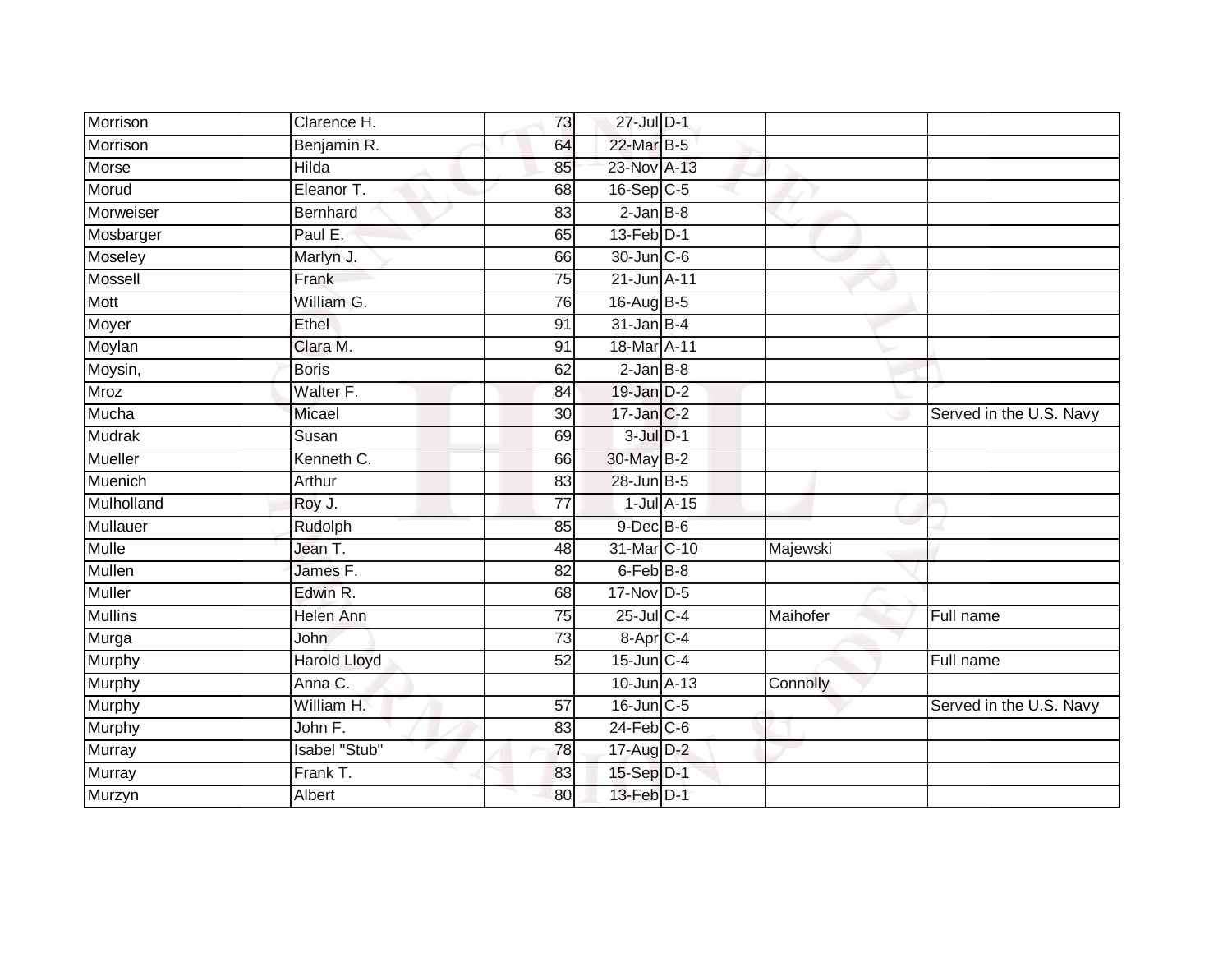| | | | | | | |
|---|---|---|---|---|---|---|
| Morrison | Clarence H. | 73 | 27-Jul | D-1 | | |
| Morrison | Benjamin R. | 64 | 22-Mar | B-5 | | |
| Morse | Hilda | 85 | 23-Nov | A-13 | | |
| Morud | Eleanor T. | 68 | 16-Sep | C-5 | | |
| Morweiser | Bernhard | 83 | 2-Jan | B-8 | | |
| Mosbarger | Paul E. | 65 | 13-Feb | D-1 | | |
| Moseley | Marlyn J. | 66 | 30-Jun | C-6 | | |
| Mossell | Frank | 75 | 21-Jun | A-11 | | |
| Mott | William G. | 76 | 16-Aug | B-5 | | |
| Moyer | Ethel | 91 | 31-Jan | B-4 | | |
| Moylan | Clara M. | 91 | 18-Mar | A-11 | | |
| Moysin, | Boris | 62 | 2-Jan | B-8 | | |
| Mroz | Walter F. | 84 | 19-Jan | D-2 | | |
| Mucha | Micael | 30 | 17-Jan | C-2 | | Served in the U.S. Navy |
| Mudrak | Susan | 69 | 3-Jul | D-1 | | |
| Mueller | Kenneth C. | 66 | 30-May | B-2 | | |
| Muenich | Arthur | 83 | 28-Jun | B-5 | | |
| Mulholland | Roy J. | 77 | 1-Jul | A-15 | | |
| Mullauer | Rudolph | 85 | 9-Dec | B-6 | | |
| Mulle | Jean T. | 48 | 31-Mar | C-10 | Majewski | |
| Mullen | James F. | 82 | 6-Feb | B-8 | | |
| Muller | Edwin R. | 68 | 17-Nov | D-5 | | |
| Mullins | Helen Ann | 75 | 25-Jul | C-4 | Maihofer | Full name |
| Murga | John | 73 | 8-Apr | C-4 | | |
| Murphy | Harold Lloyd | 52 | 15-Jun | C-4 | | Full name |
| Murphy | Anna C. | | 10-Jun | A-13 | Connolly | |
| Murphy | William H. | 57 | 16-Jun | C-5 | | Served in the U.S. Navy |
| Murphy | John F. | 83 | 24-Feb | C-6 | | |
| Murray | Isabel "Stub" | 78 | 17-Aug | D-2 | | |
| Murray | Frank T. | 83 | 15-Sep | D-1 | | |
| Murzyn | Albert | 80 | 13-Feb | D-1 | | |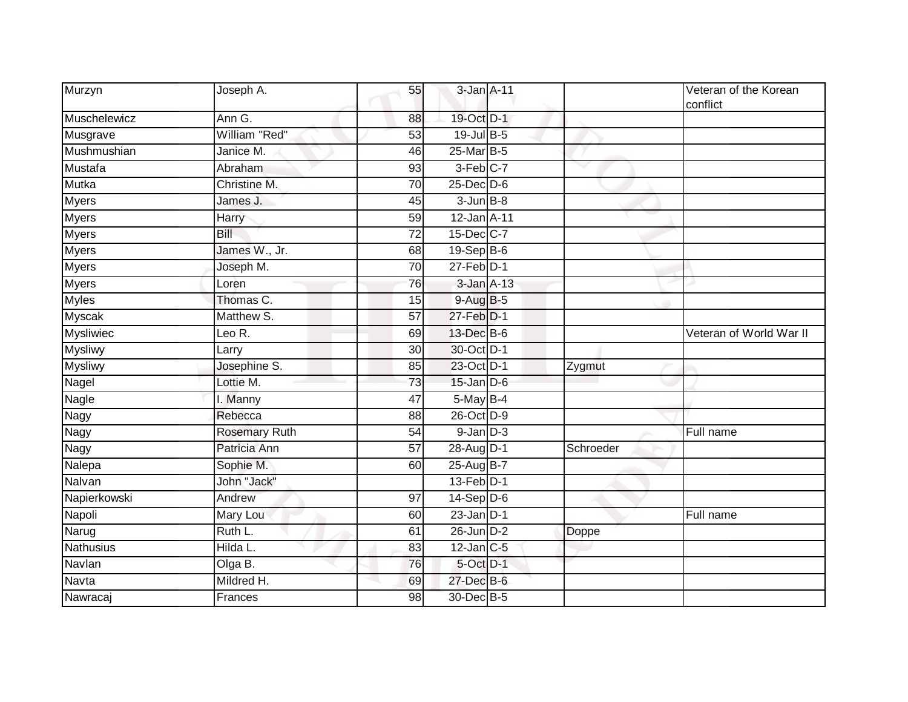| | | | | | | |
|---|---|---|---|---|---|---|
| Murzyn | Joseph A. | 55 | 3-Jan | A-11 | | Veteran of the Korean conflict |
| Muschelewicz | Ann G. | 88 | 19-Oct | D-1 | | |
| Musgrave | William "Red" | 53 | 19-Jul | B-5 | | |
| Mushmushian | Janice M. | 46 | 25-Mar | B-5 | | |
| Mustafa | Abraham | 93 | 3-Feb | C-7 | | |
| Mutka | Christine M. | 70 | 25-Dec | D-6 | | |
| Myers | James J. | 45 | 3-Jun | B-8 | | |
| Myers | Harry | 59 | 12-Jan | A-11 | | |
| Myers | Bill | 72 | 15-Dec | C-7 | | |
| Myers | James W., Jr. | 68 | 19-Sep | B-6 | | |
| Myers | Joseph M. | 70 | 27-Feb | D-1 | | |
| Myers | Loren | 76 | 3-Jan | A-13 | | |
| Myles | Thomas C. | 15 | 9-Aug | B-5 | | |
| Myscak | Matthew S. | 57 | 27-Feb | D-1 | | |
| Mysliwiec | Leo R. | 69 | 13-Dec | B-6 | | Veteran of World War II |
| Mysliwy | Larry | 30 | 30-Oct | D-1 | | |
| Mysliwy | Josephine S. | 85 | 23-Oct | D-1 | Zygmut | |
| Nagel | Lottie M. | 73 | 15-Jan | D-6 | | |
| Nagle | I. Manny | 47 | 5-May | B-4 | | |
| Nagy | Rebecca | 88 | 26-Oct | D-9 | | |
| Nagy | Rosemary Ruth | 54 | 9-Jan | D-3 | | Full name |
| Nagy | Patricia Ann | 57 | 28-Aug | D-1 | Schroeder | |
| Nalepa | Sophie M. | 60 | 25-Aug | B-7 | | |
| Nalvan | John "Jack" | | 13-Feb | D-1 | | |
| Napierkowski | Andrew | 97 | 14-Sep | D-6 | | |
| Napoli | Mary Lou | 60 | 23-Jan | D-1 | | Full name |
| Narug | Ruth L. | 61 | 26-Jun | D-2 | Doppe | |
| Nathusius | Hilda L. | 83 | 12-Jan | C-5 | | |
| Navlan | Olga B. | 76 | 5-Oct | D-1 | | |
| Navta | Mildred H. | 69 | 27-Dec | B-6 | | |
| Nawracaj | Frances | 98 | 30-Dec | B-5 | | |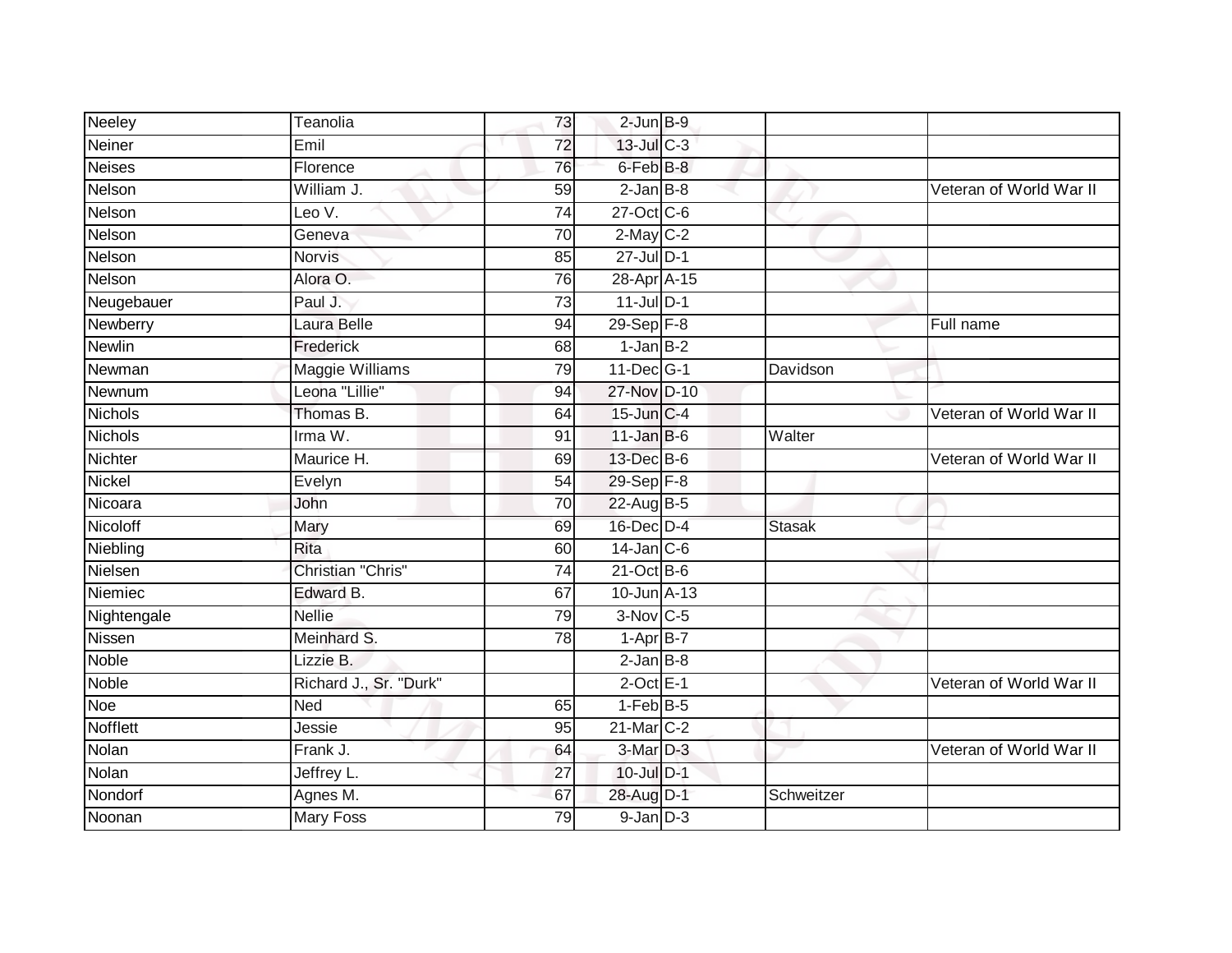| | | | | | | |
|---|---|---|---|---|---|---|
| Neeley | Teanolia | 73 | 2-Jun | B-9 | | |
| Neiner | Emil | 72 | 13-Jul | C-3 | | |
| Neises | Florence | 76 | 6-Feb | B-8 | | |
| Nelson | William J. | 59 | 2-Jan | B-8 | | Veteran of World War II |
| Nelson | Leo V. | 74 | 27-Oct | C-6 | | |
| Nelson | Geneva | 70 | 2-May | C-2 | | |
| Nelson | Norvis | 85 | 27-Jul | D-1 | | |
| Nelson | Alora O. | 76 | 28-Apr | A-15 | | |
| Neugebauer | Paul J. | 73 | 11-Jul | D-1 | | |
| Newberry | Laura Belle | 94 | 29-Sep | F-8 | | Full name |
| Newlin | Frederick | 68 | 1-Jan | B-2 | | |
| Newman | Maggie Williams | 79 | 11-Dec | G-1 | Davidson | |
| Newnum | Leona "Lillie" | 94 | 27-Nov | D-10 | | |
| Nichols | Thomas B. | 64 | 15-Jun | C-4 | | Veteran of World War II |
| Nichols | Irma W. | 91 | 11-Jan | B-6 | Walter | |
| Nichter | Maurice H. | 69 | 13-Dec | B-6 | | Veteran of World War II |
| Nickel | Evelyn | 54 | 29-Sep | F-8 | | |
| Nicoara | John | 70 | 22-Aug | B-5 | | |
| Nicoloff | Mary | 69 | 16-Dec | D-4 | Stasak | |
| Niebling | Rita | 60 | 14-Jan | C-6 | | |
| Nielsen | Christian "Chris" | 74 | 21-Oct | B-6 | | |
| Niemiec | Edward B. | 67 | 10-Jun | A-13 | | |
| Nightengale | Nellie | 79 | 3-Nov | C-5 | | |
| Nissen | Meinhard S. | 78 | 1-Apr | B-7 | | |
| Noble | Lizzie B. | | 2-Jan | B-8 | | |
| Noble | Richard J., Sr. "Durk" | | 2-Oct | E-1 | | Veteran of World War II |
| Noe | Ned | 65 | 1-Feb | B-5 | | |
| Nofflett | Jessie | 95 | 21-Mar | C-2 | | |
| Nolan | Frank J. | 64 | 3-Mar | D-3 | | Veteran of World War II |
| Nolan | Jeffrey L. | 27 | 10-Jul | D-1 | | |
| Nondorf | Agnes M. | 67 | 28-Aug | D-1 | Schweitzer | |
| Noonan | Mary Foss | 79 | 9-Jan | D-3 | | |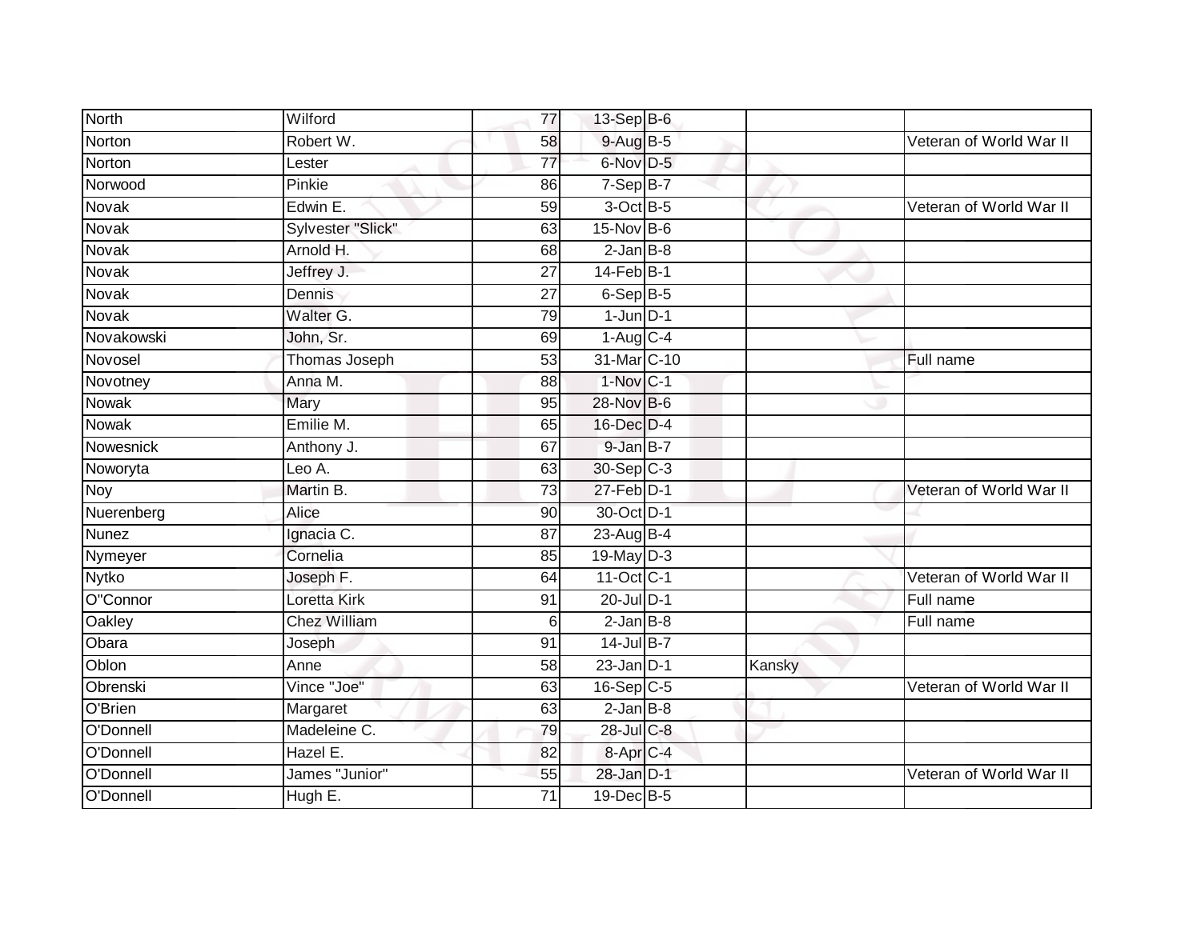| North | Wilford | 77 | 13-Sep | B-6 | | |
|---|---|---|---|---|---|---|
| Norton | Robert W. | 58 | 9-Aug | B-5 | | Veteran of World War II |
| Norton | Lester | 77 | 6-Nov | D-5 | | |
| Norwood | Pinkie | 86 | 7-Sep | B-7 | | |
| Novak | Edwin E. | 59 | 3-Oct | B-5 | | Veteran of World War II |
| Novak | Sylvester "Slick" | 63 | 15-Nov | B-6 | | |
| Novak | Arnold H. | 68 | 2-Jan | B-8 | | |
| Novak | Jeffrey J. | 27 | 14-Feb | B-1 | | |
| Novak | Dennis | 27 | 6-Sep | B-5 | | |
| Novak | Walter G. | 79 | 1-Jun | D-1 | | |
| Novakowski | John, Sr. | 69 | 1-Aug | C-4 | | |
| Novosel | Thomas Joseph | 53 | 31-Mar | C-10 | | Full name |
| Novotney | Anna M. | 88 | 1-Nov | C-1 | | |
| Nowak | Mary | 95 | 28-Nov | B-6 | | |
| Nowak | Emilie M. | 65 | 16-Dec | D-4 | | |
| Nowesnick | Anthony J. | 67 | 9-Jan | B-7 | | |
| Noworyta | Leo A. | 63 | 30-Sep | C-3 | | |
| Noy | Martin B. | 73 | 27-Feb | D-1 | | Veteran of World War II |
| Nuerenberg | Alice | 90 | 30-Oct | D-1 | | |
| Nunez | Ignacia C. | 87 | 23-Aug | B-4 | | |
| Nymeyer | Cornelia | 85 | 19-May | D-3 | | |
| Nytko | Joseph F. | 64 | 11-Oct | C-1 | | Veteran of World War II |
| O"Connor | Loretta Kirk | 91 | 20-Jul | D-1 | | Full name |
| Oakley | Chez William | 6 | 2-Jan | B-8 | | Full name |
| Obara | Joseph | 91 | 14-Jul | B-7 | | |
| Oblon | Anne | 58 | 23-Jan | D-1 | Kansky | |
| Obrenski | Vince "Joe" | 63 | 16-Sep | C-5 | | Veteran of World War II |
| O'Brien | Margaret | 63 | 2-Jan | B-8 | | |
| O'Donnell | Madeleine C. | 79 | 28-Jul | C-8 | | |
| O'Donnell | Hazel E. | 82 | 8-Apr | C-4 | | |
| O'Donnell | James "Junior" | 55 | 28-Jan | D-1 | | Veteran of World War II |
| O'Donnell | Hugh E. | 71 | 19-Dec | B-5 | | |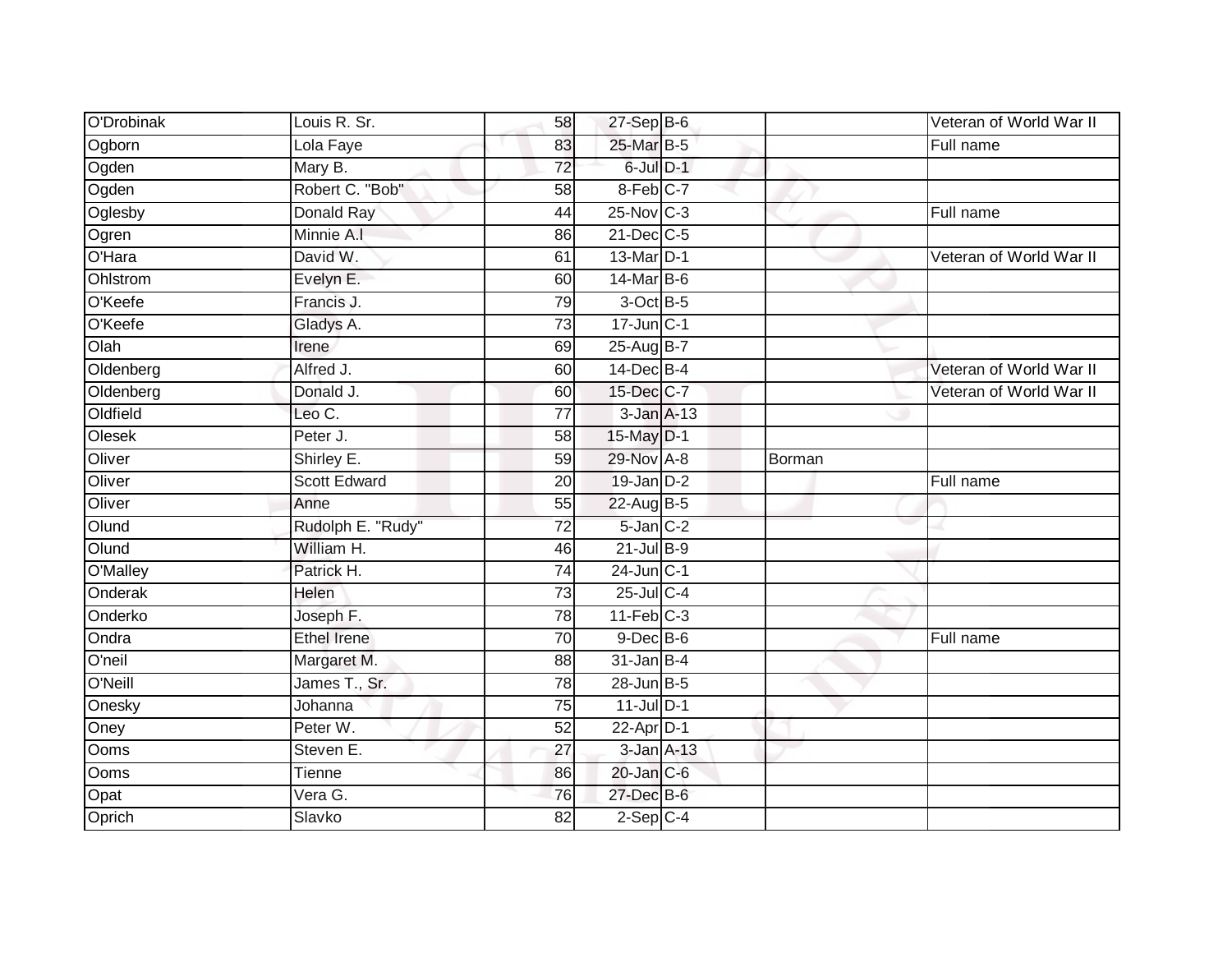| | | | | | | |
|---|---|---|---|---|---|---|
| O'Drobinak | Louis R. Sr. | 58 | 27-Sep | B-6 | | Veteran of World War II |
| Ogborn | Lola Faye | 83 | 25-Mar | B-5 | | Full name |
| Ogden | Mary B. | 72 | 6-Jul | D-1 | | |
| Ogden | Robert C. "Bob" | 58 | 8-Feb | C-7 | | |
| Oglesby | Donald Ray | 44 | 25-Nov | C-3 | | Full name |
| Ogren | Minnie A.l | 86 | 21-Dec | C-5 | | |
| O'Hara | David W. | 61 | 13-Mar | D-1 | | Veteran of World War II |
| Ohlstrom | Evelyn E. | 60 | 14-Mar | B-6 | | |
| O'Keefe | Francis J. | 79 | 3-Oct | B-5 | | |
| O'Keefe | Gladys A. | 73 | 17-Jun | C-1 | | |
| Olah | Irene | 69 | 25-Aug | B-7 | | |
| Oldenberg | Alfred J. | 60 | 14-Dec | B-4 | | Veteran of World War II |
| Oldenberg | Donald J. | 60 | 15-Dec | C-7 | | Veteran of World War II |
| Oldfield | Leo C. | 77 | 3-Jan | A-13 | | |
| Olesek | Peter J. | 58 | 15-May | D-1 | | |
| Oliver | Shirley E. | 59 | 29-Nov | A-8 | Borman | |
| Oliver | Scott Edward | 20 | 19-Jan | D-2 | | Full name |
| Oliver | Anne | 55 | 22-Aug | B-5 | | |
| Olund | Rudolph E. "Rudy" | 72 | 5-Jan | C-2 | | |
| Olund | William H. | 46 | 21-Jul | B-9 | | |
| O'Malley | Patrick H. | 74 | 24-Jun | C-1 | | |
| Onderak | Helen | 73 | 25-Jul | C-4 | | |
| Onderko | Joseph F. | 78 | 11-Feb | C-3 | | |
| Ondra | Ethel Irene | 70 | 9-Dec | B-6 | | Full name |
| O'neil | Margaret M. | 88 | 31-Jan | B-4 | | |
| O'Neill | James T., Sr. | 78 | 28-Jun | B-5 | | |
| Onesky | Johanna | 75 | 11-Jul | D-1 | | |
| Oney | Peter W. | 52 | 22-Apr | D-1 | | |
| Ooms | Steven E. | 27 | 3-Jan | A-13 | | |
| Ooms | Tienne | 86 | 20-Jan | C-6 | | |
| Opat | Vera G. | 76 | 27-Dec | B-6 | | |
| Oprich | Slavko | 82 | 2-Sep | C-4 | | |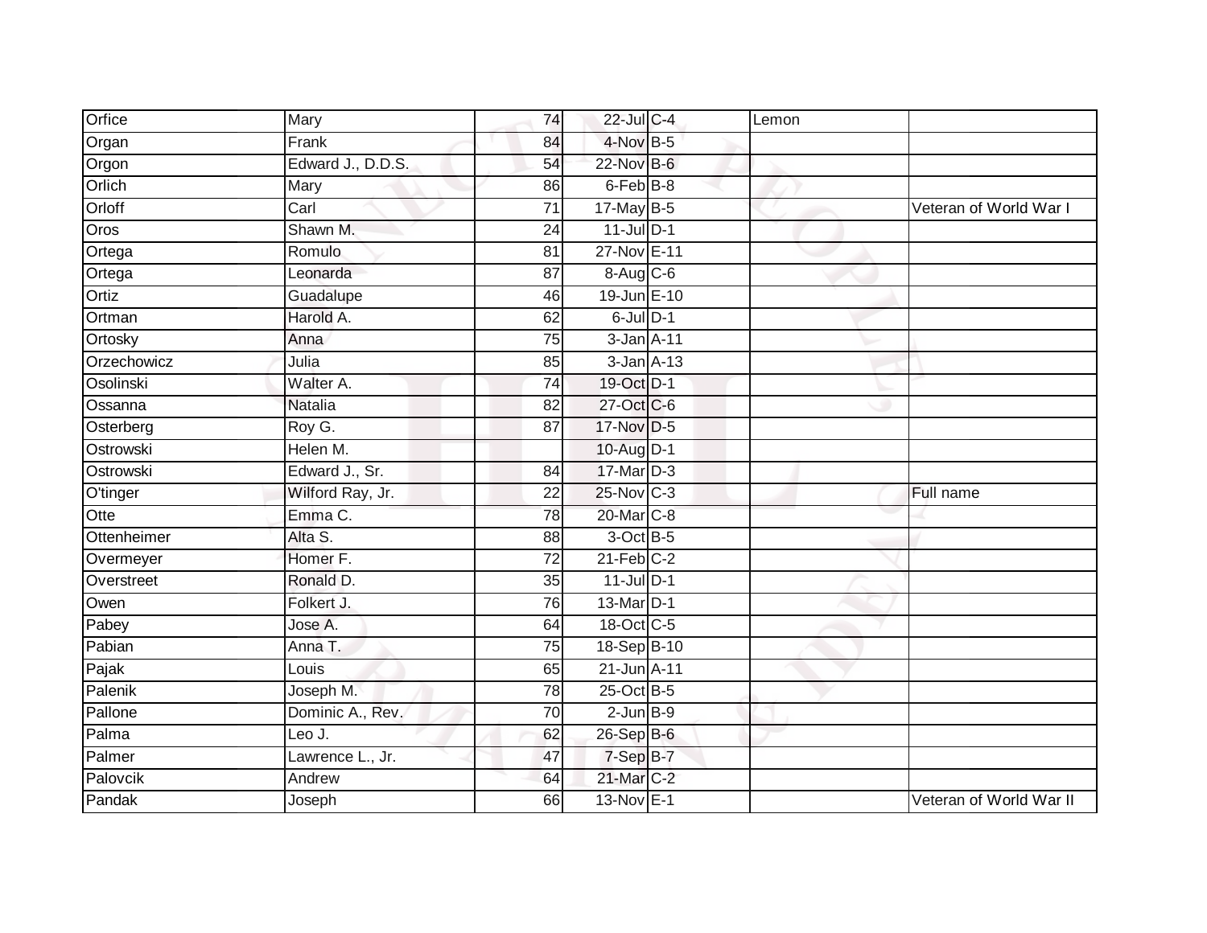| Orfice | Mary | 74 | 22-Jul | C-4 | Lemon | |
|---|---|---|---|---|---|---|
| Organ | Frank | 84 | 4-Nov | B-5 | | |
| Orgon | Edward J., D.D.S. | 54 | 22-Nov | B-6 | | |
| Orlich | Mary | 86 | 6-Feb | B-8 | | |
| Orloff | Carl | 71 | 17-May | B-5 | | Veteran of World War I |
| Oros | Shawn M. | 24 | 11-Jul | D-1 | | |
| Ortega | Romulo | 81 | 27-Nov | E-11 | | |
| Ortega | Leonarda | 87 | 8-Aug | C-6 | | |
| Ortiz | Guadalupe | 46 | 19-Jun | E-10 | | |
| Ortman | Harold A. | 62 | 6-Jul | D-1 | | |
| Ortosky | Anna | 75 | 3-Jan | A-11 | | |
| Orzechowicz | Julia | 85 | 3-Jan | A-13 | | |
| Osolinski | Walter A. | 74 | 19-Oct | D-1 | | |
| Ossanna | Natalia | 82 | 27-Oct | C-6 | | |
| Osterberg | Roy G. | 87 | 17-Nov | D-5 | | |
| Ostrowski | Helen M. | | 10-Aug | D-1 | | |
| Ostrowski | Edward J., Sr. | 84 | 17-Mar | D-3 | | |
| O'tinger | Wilford Ray, Jr. | 22 | 25-Nov | C-3 | | Full name |
| Otte | Emma C. | 78 | 20-Mar | C-8 | | |
| Ottenheimer | Alta S. | 88 | 3-Oct | B-5 | | |
| Overmeyer | Homer F. | 72 | 21-Feb | C-2 | | |
| Overstreet | Ronald D. | 35 | 11-Jul | D-1 | | |
| Owen | Folkert J. | 76 | 13-Mar | D-1 | | |
| Pabey | Jose A. | 64 | 18-Oct | C-5 | | |
| Pabian | Anna T. | 75 | 18-Sep | B-10 | | |
| Pajak | Louis | 65 | 21-Jun | A-11 | | |
| Palenik | Joseph M. | 78 | 25-Oct | B-5 | | |
| Pallone | Dominic A., Rev. | 70 | 2-Jun | B-9 | | |
| Palma | Leo J. | 62 | 26-Sep | B-6 | | |
| Palmer | Lawrence L., Jr. | 47 | 7-Sep | B-7 | | |
| Palovcik | Andrew | 64 | 21-Mar | C-2 | | |
| Pandak | Joseph | 66 | 13-Nov | E-1 | | Veteran of World War II |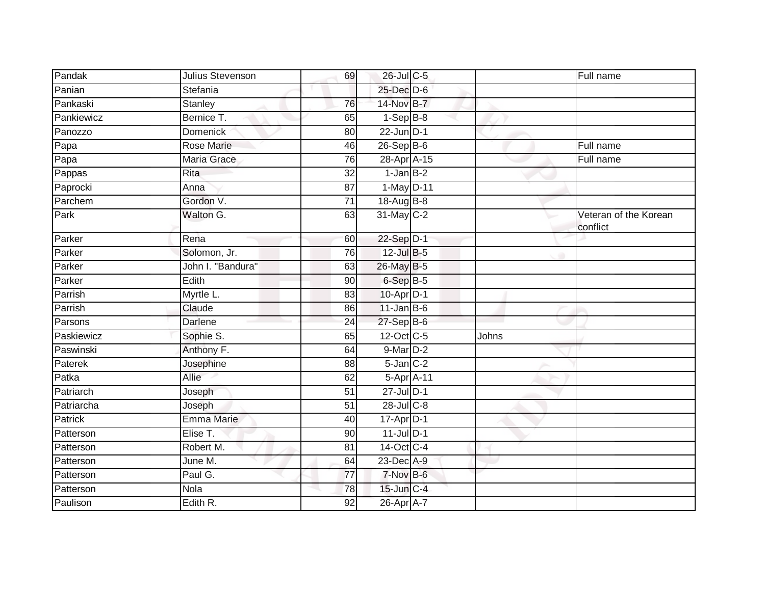| | | | | | | |
|---|---|---|---|---|---|---|
| Pandak | Julius Stevenson | 69 | 26-Jul | C-5 | | Full name |
| Panian | Stefania | | 25-Dec | D-6 | | |
| Pankaski | Stanley | 76 | 14-Nov | B-7 | | |
| Pankiewicz | Bernice T. | 65 | 1-Sep | B-8 | | |
| Panozzo | Domenick | 80 | 22-Jun | D-1 | | |
| Papa | Rose Marie | 46 | 26-Sep | B-6 | | Full name |
| Papa | Maria Grace | 76 | 28-Apr | A-15 | | Full name |
| Pappas | Rita | 32 | 1-Jan | B-2 | | |
| Paprocki | Anna | 87 | 1-May | D-11 | | |
| Parchem | Gordon V. | 71 | 18-Aug | B-8 | | |
| Park | Walton G. | 63 | 31-May | C-2 | | Veteran of the Korean conflict |
| Parker | Rena | 60 | 22-Sep | D-1 | | |
| Parker | Solomon, Jr. | 76 | 12-Jul | B-5 | | |
| Parker | John I. "Bandura" | 63 | 26-May | B-5 | | |
| Parker | Edith | 90 | 6-Sep | B-5 | | |
| Parrish | Myrtle L. | 83 | 10-Apr | D-1 | | |
| Parrish | Claude | 86 | 11-Jan | B-6 | | |
| Parsons | Darlene | 24 | 27-Sep | B-6 | | |
| Paskiewicz | Sophie S. | 65 | 12-Oct | C-5 | Johns | |
| Paswinski | Anthony F. | 64 | 9-Mar | D-2 | | |
| Paterek | Josephine | 88 | 5-Jan | C-2 | | |
| Patka | Allie | 62 | 5-Apr | A-11 | | |
| Patriarch | Joseph | 51 | 27-Jul | D-1 | | |
| Patriarcha | Joseph | 51 | 28-Jul | C-8 | | |
| Patrick | Emma Marie | 40 | 17-Apr | D-1 | | |
| Patterson | Elise T. | 90 | 11-Jul | D-1 | | |
| Patterson | Robert M. | 81 | 14-Oct | C-4 | | |
| Patterson | June M. | 64 | 23-Dec | A-9 | | |
| Patterson | Paul G. | 77 | 7-Nov | B-6 | | |
| Patterson | Nola | 78 | 15-Jun | C-4 | | |
| Paulison | Edith R. | 92 | 26-Apr | A-7 | | |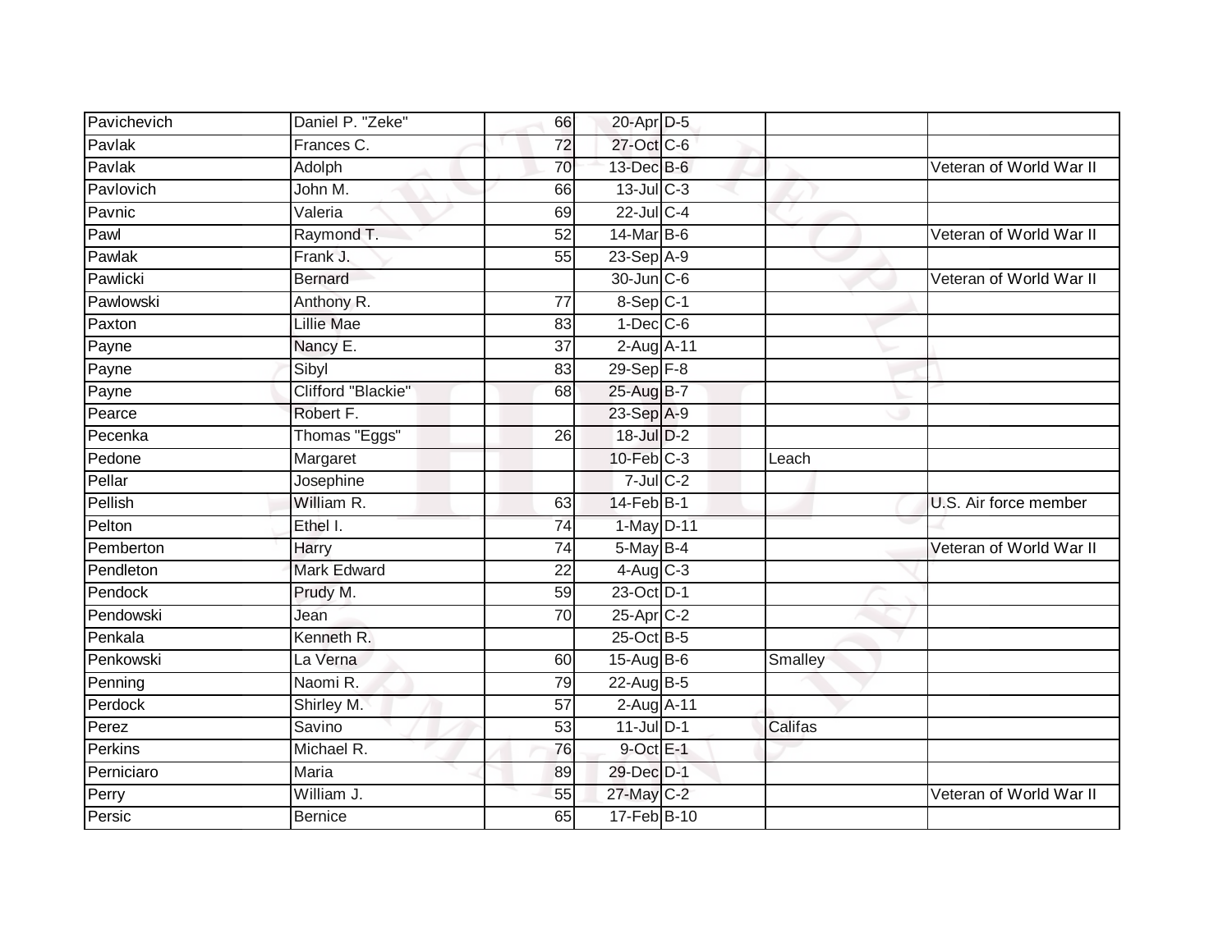| | | | | | | |
|---|---|---|---|---|---|---|
| Pavichevich | Daniel P. "Zeke" | 66 | 20-Apr | D-5 | | |
| Pavlak | Frances C. | 72 | 27-Oct | C-6 | | |
| Pavlak | Adolph | 70 | 13-Dec | B-6 | | Veteran of World War II |
| Pavlovich | John M. | 66 | 13-Jul | C-3 | | |
| Pavnic | Valeria | 69 | 22-Jul | C-4 | | |
| Pawl | Raymond T. | 52 | 14-Mar | B-6 | | Veteran of World War II |
| Pawlak | Frank J. | 55 | 23-Sep | A-9 | | |
| Pawlicki | Bernard | | 30-Jun | C-6 | | Veteran of World War II |
| Pawlowski | Anthony R. | 77 | 8-Sep | C-1 | | |
| Paxton | Lillie Mae | 83 | 1-Dec | C-6 | | |
| Payne | Nancy E. | 37 | 2-Aug | A-11 | | |
| Payne | Sibyl | 83 | 29-Sep | F-8 | | |
| Payne | Clifford "Blackie" | 68 | 25-Aug | B-7 | | |
| Pearce | Robert F. | | 23-Sep | A-9 | | |
| Pecenka | Thomas "Eggs" | 26 | 18-Jul | D-2 | | |
| Pedone | Margaret | | 10-Feb | C-3 | Leach | |
| Pellar | Josephine | | 7-Jul | C-2 | | |
| Pellish | William R. | 63 | 14-Feb | B-1 | | U.S. Air force member |
| Pelton | Ethel I. | 74 | 1-May | D-11 | | |
| Pemberton | Harry | 74 | 5-May | B-4 | | Veteran of World War II |
| Pendleton | Mark Edward | 22 | 4-Aug | C-3 | | |
| Pendock | Prudy M. | 59 | 23-Oct | D-1 | | |
| Pendowski | Jean | 70 | 25-Apr | C-2 | | |
| Penkala | Kenneth R. | | 25-Oct | B-5 | | |
| Penkowski | La Verna | 60 | 15-Aug | B-6 | Smalley | |
| Penning | Naomi R. | 79 | 22-Aug | B-5 | | |
| Perdock | Shirley M. | 57 | 2-Aug | A-11 | | |
| Perez | Savino | 53 | 11-Jul | D-1 | Califas | |
| Perkins | Michael R. | 76 | 9-Oct | E-1 | | |
| Perniciaro | Maria | 89 | 29-Dec | D-1 | | |
| Perry | William J. | 55 | 27-May | C-2 | | Veteran of World War II |
| Persic | Bernice | 65 | 17-Feb | B-10 | | |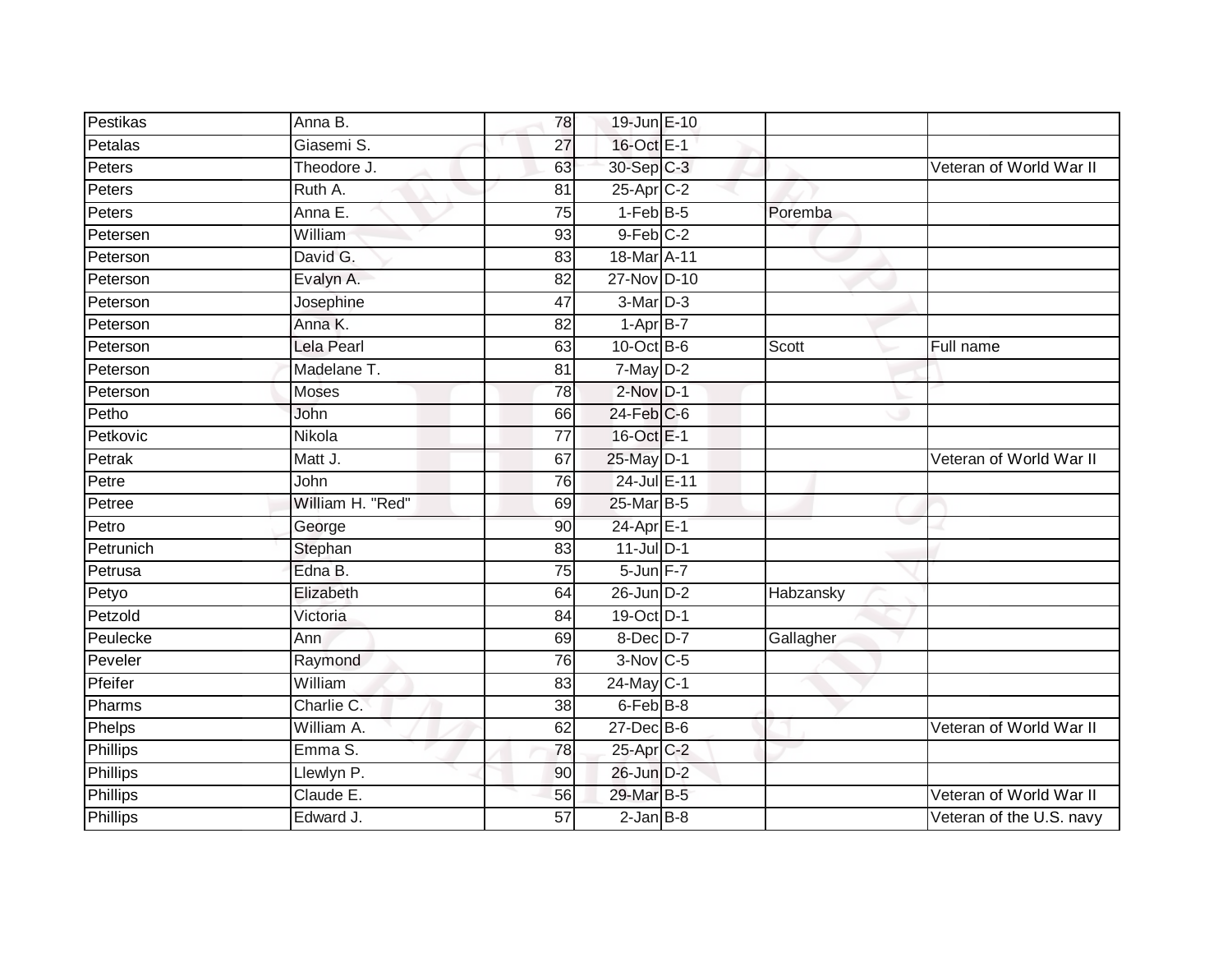| | | | | | | |
|---|---|---|---|---|---|---|
| Pestikas | Anna B. | 78 | 19-Jun | E-10 | | |
| Petalas | Giasemi S. | 27 | 16-Oct | E-1 | | |
| Peters | Theodore J. | 63 | 30-Sep | C-3 | | Veteran of World War II |
| Peters | Ruth A. | 81 | 25-Apr | C-2 | | |
| Peters | Anna E. | 75 | 1-Feb | B-5 | Poremba | |
| Petersen | William | 93 | 9-Feb | C-2 | | |
| Peterson | David G. | 83 | 18-Mar | A-11 | | |
| Peterson | Evalyn A. | 82 | 27-Nov | D-10 | | |
| Peterson | Josephine | 47 | 3-Mar | D-3 | | |
| Peterson | Anna K. | 82 | 1-Apr | B-7 | | |
| Peterson | Lela Pearl | 63 | 10-Oct | B-6 | Scott | Full name |
| Peterson | Madelane T. | 81 | 7-May | D-2 | | |
| Peterson | Moses | 78 | 2-Nov | D-1 | | |
| Petho | John | 66 | 24-Feb | C-6 | | |
| Petkovic | Nikola | 77 | 16-Oct | E-1 | | |
| Petrak | Matt J. | 67 | 25-May | D-1 | | Veteran of World War II |
| Petre | John | 76 | 24-Jul | E-11 | | |
| Petree | William H. "Red" | 69 | 25-Mar | B-5 | | |
| Petro | George | 90 | 24-Apr | E-1 | | |
| Petrunich | Stephan | 83 | 11-Jul | D-1 | | |
| Petrusa | Edna B. | 75 | 5-Jun | F-7 | | |
| Petyo | Elizabeth | 64 | 26-Jun | D-2 | Habzansky | |
| Petzold | Victoria | 84 | 19-Oct | D-1 | | |
| Peulecke | Ann | 69 | 8-Dec | D-7 | Gallagher | |
| Peveler | Raymond | 76 | 3-Nov | C-5 | | |
| Pfeifer | William | 83 | 24-May | C-1 | | |
| Pharms | Charlie C. | 38 | 6-Feb | B-8 | | |
| Phelps | William A. | 62 | 27-Dec | B-6 | | Veteran of World War II |
| Phillips | Emma S. | 78 | 25-Apr | C-2 | | |
| Phillips | Llewlyn P. | 90 | 26-Jun | D-2 | | |
| Phillips | Claude E. | 56 | 29-Mar | B-5 | | Veteran of World War II |
| Phillips | Edward J. | 57 | 2-Jan | B-8 | | Veteran of the U.S. navy |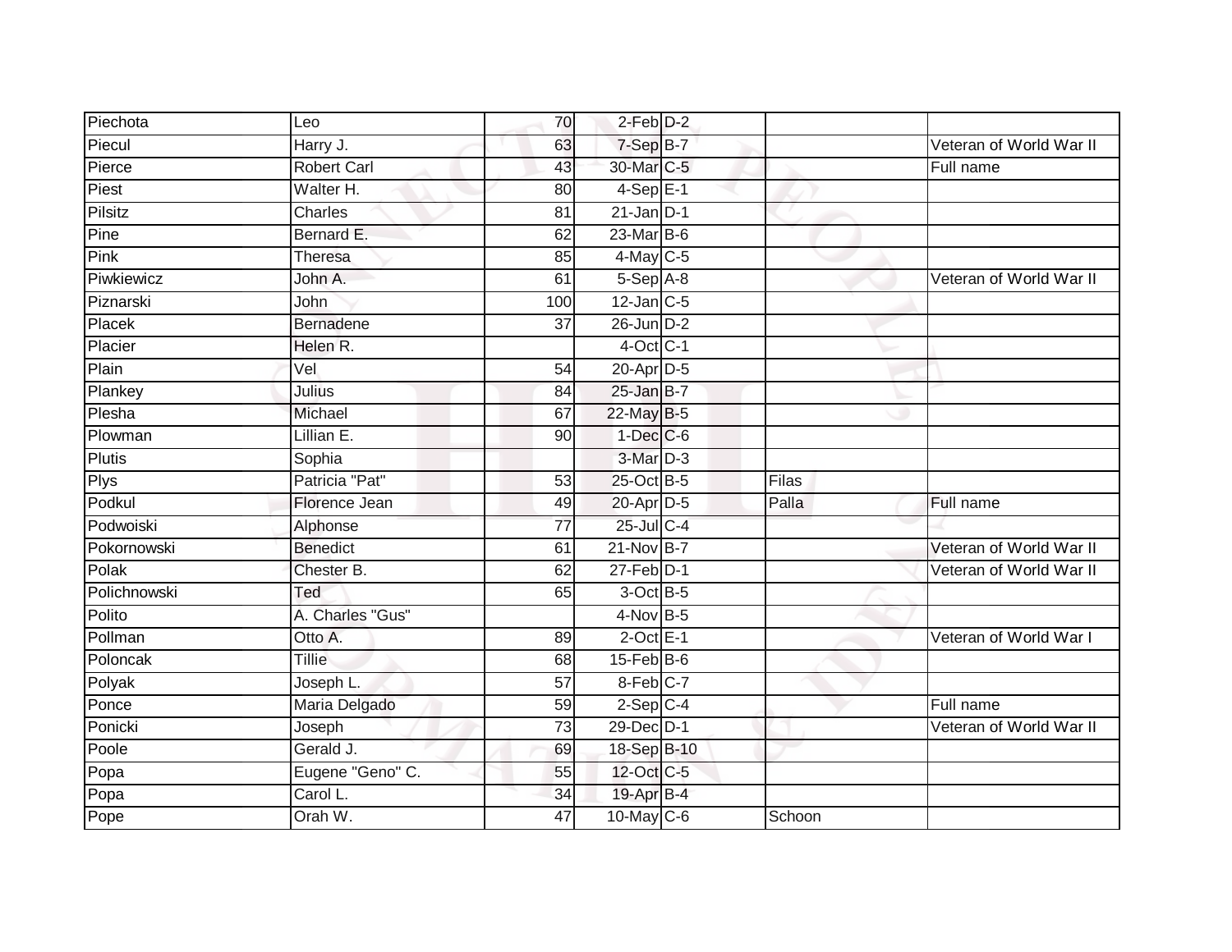| | | | | | | |
|---|---|---|---|---|---|---|
| Piechota | Leo | 70 | 2-Feb | D-2 | | |
| Piecul | Harry J. | 63 | 7-Sep | B-7 | | Veteran of World War II |
| Pierce | Robert Carl | 43 | 30-Mar | C-5 | | Full name |
| Piest | Walter H. | 80 | 4-Sep | E-1 | | |
| Pilsitz | Charles | 81 | 21-Jan | D-1 | | |
| Pine | Bernard E. | 62 | 23-Mar | B-6 | | |
| Pink | Theresa | 85 | 4-May | C-5 | | |
| Piwkiewicz | John A. | 61 | 5-Sep | A-8 | | Veteran of World War II |
| Piznarski | John | 100 | 12-Jan | C-5 | | |
| Placek | Bernadene | 37 | 26-Jun | D-2 | | |
| Placier | Helen R. | | 4-Oct | C-1 | | |
| Plain | Vel | 54 | 20-Apr | D-5 | | |
| Plankey | Julius | 84 | 25-Jan | B-7 | | |
| Plesha | Michael | 67 | 22-May | B-5 | | |
| Plowman | Lillian E. | 90 | 1-Dec | C-6 | | |
| Plutis | Sophia | | 3-Mar | D-3 | | |
| Plys | Patricia "Pat" | 53 | 25-Oct | B-5 | Filas | |
| Podkul | Florence Jean | 49 | 20-Apr | D-5 | Palla | Full name |
| Podwoiski | Alphonse | 77 | 25-Jul | C-4 | | |
| Pokornowski | Benedict | 61 | 21-Nov | B-7 | | Veteran of World War II |
| Polak | Chester B. | 62 | 27-Feb | D-1 | | Veteran of World War II |
| Polichnowski | Ted | 65 | 3-Oct | B-5 | | |
| Polito | A. Charles "Gus" | | 4-Nov | B-5 | | |
| Pollman | Otto A. | 89 | 2-Oct | E-1 | | Veteran of World War I |
| Poloncak | Tillie | 68 | 15-Feb | B-6 | | |
| Polyak | Joseph L. | 57 | 8-Feb | C-7 | | |
| Ponce | Maria Delgado | 59 | 2-Sep | C-4 | | Full name |
| Ponicki | Joseph | 73 | 29-Dec | D-1 | | Veteran of World War II |
| Poole | Gerald J. | 69 | 18-Sep | B-10 | | |
| Popa | Eugene "Geno" C. | 55 | 12-Oct | C-5 | | |
| Popa | Carol L. | 34 | 19-Apr | B-4 | | |
| Pope | Orah W. | 47 | 10-May | C-6 | Schoon | |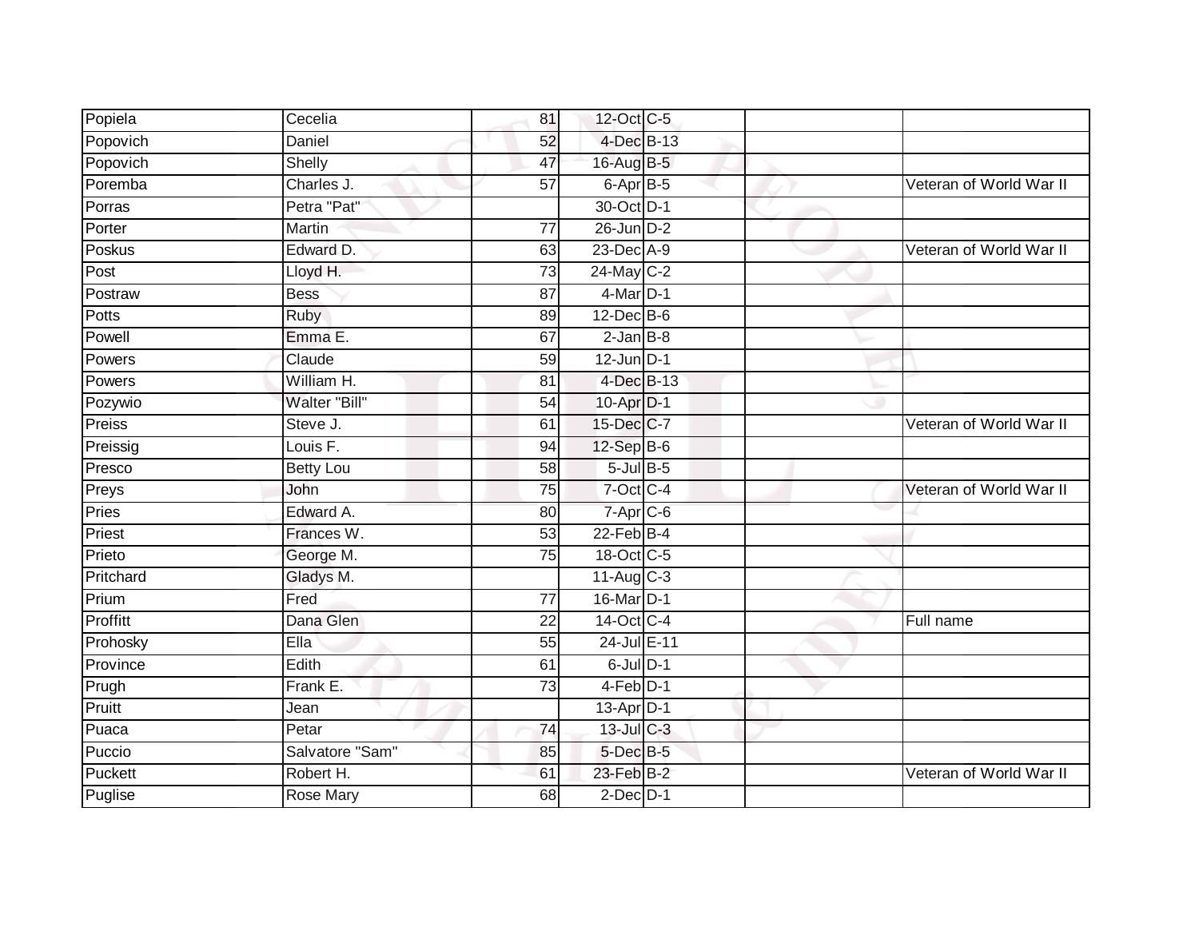| Popiela | Cecelia | 81 | 12-Oct | C-5 | | |
|---|---|---|---|---|---|---|
| Popovich | Daniel | 52 | 4-Dec | B-13 | | |
| Popovich | Shelly | 47 | 16-Aug | B-5 | | |
| Poremba | Charles J. | 57 | 6-Apr | B-5 | | Veteran of World War II |
| Porras | Petra "Pat" | | 30-Oct | D-1 | | |
| Porter | Martin | 77 | 26-Jun | D-2 | | |
| Poskus | Edward D. | 63 | 23-Dec | A-9 | | Veteran of World War II |
| Post | Lloyd H. | 73 | 24-May | C-2 | | |
| Postraw | Bess | 87 | 4-Mar | D-1 | | |
| Potts | Ruby | 89 | 12-Dec | B-6 | | |
| Powell | Emma E. | 67 | 2-Jan | B-8 | | |
| Powers | Claude | 59 | 12-Jun | D-1 | | |
| Powers | William H. | 81 | 4-Dec | B-13 | | |
| Pozywio | Walter "Bill" | 54 | 10-Apr | D-1 | | |
| Preiss | Steve J. | 61 | 15-Dec | C-7 | | Veteran of World War II |
| Preissig | Louis F. | 94 | 12-Sep | B-6 | | |
| Presco | Betty Lou | 58 | 5-Jul | B-5 | | |
| Preys | John | 75 | 7-Oct | C-4 | | Veteran of World War II |
| Pries | Edward A. | 80 | 7-Apr | C-6 | | |
| Priest | Frances W. | 53 | 22-Feb | B-4 | | |
| Prieto | George M. | 75 | 18-Oct | C-5 | | |
| Pritchard | Gladys M. | | 11-Aug | C-3 | | |
| Prium | Fred | 77 | 16-Mar | D-1 | | |
| Proffitt | Dana Glen | 22 | 14-Oct | C-4 | | Full name |
| Prohosky | Ella | 55 | 24-Jul | E-11 | | |
| Province | Edith | 61 | 6-Jul | D-1 | | |
| Prugh | Frank E. | 73 | 4-Feb | D-1 | | |
| Pruitt | Jean | | 13-Apr | D-1 | | |
| Puaca | Petar | 74 | 13-Jul | C-3 | | |
| Puccio | Salvatore "Sam" | 85 | 5-Dec | B-5 | | |
| Puckett | Robert H. | 61 | 23-Feb | B-2 | | Veteran of World War II |
| Puglise | Rose Mary | 68 | 2-Dec | D-1 | | |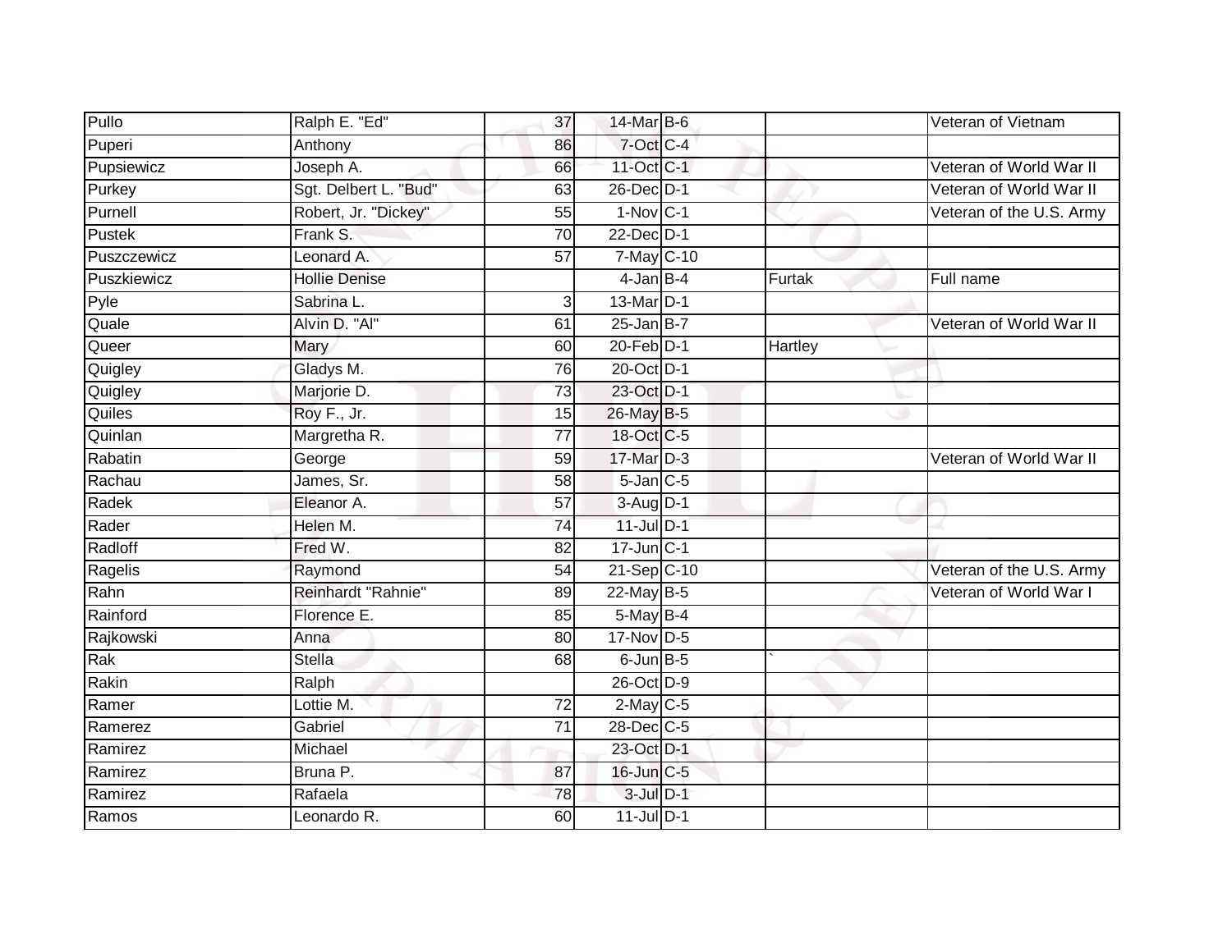| | | | | | | |
|---|---|---|---|---|---|---|
| Pullo | Ralph E. "Ed" | 37 | 14-Mar | B-6 | | Veteran of Vietnam |
| Puperi | Anthony | 86 | 7-Oct | C-4 | | |
| Pupsiewicz | Joseph A. | 66 | 11-Oct | C-1 | | Veteran of World War II |
| Purkey | Sgt. Delbert L. "Bud" | 63 | 26-Dec | D-1 | | Veteran of World War II |
| Purnell | Robert, Jr. "Dickey" | 55 | 1-Nov | C-1 | | Veteran of the U.S. Army |
| Pustek | Frank S. | 70 | 22-Dec | D-1 | | |
| Puszczewicz | Leonard A. | 57 | 7-May | C-10 | | |
| Puszkiewicz | Hollie Denise | | 4-Jan | B-4 | Furtak | Full name |
| Pyle | Sabrina L. | 3 | 13-Mar | D-1 | | |
| Quale | Alvin D. "Al" | 61 | 25-Jan | B-7 | | Veteran of World War II |
| Queer | Mary | 60 | 20-Feb | D-1 | Hartley | |
| Quigley | Gladys M. | 76 | 20-Oct | D-1 | | |
| Quigley | Marjorie D. | 73 | 23-Oct | D-1 | | |
| Quiles | Roy F., Jr. | 15 | 26-May | B-5 | | |
| Quinlan | Margretha R. | 77 | 18-Oct | C-5 | | |
| Rabatin | George | 59 | 17-Mar | D-3 | | Veteran of World War II |
| Rachau | James, Sr. | 58 | 5-Jan | C-5 | | |
| Radek | Eleanor A. | 57 | 3-Aug | D-1 | | |
| Rader | Helen M. | 74 | 11-Jul | D-1 | | |
| Radloff | Fred W. | 82 | 17-Jun | C-1 | | |
| Ragelis | Raymond | 54 | 21-Sep | C-10 | | Veteran of the U.S. Army |
| Rahn | Reinhardt "Rahnie" | 89 | 22-May | B-5 | | Veteran of World War I |
| Rainford | Florence E. | 85 | 5-May | B-4 | | |
| Rajkowski | Anna | 80 | 17-Nov | D-5 | | |
| Rak | Stella | 68 | 6-Jun | B-5 | ` | |
| Rakin | Ralph | | 26-Oct | D-9 | | |
| Ramer | Lottie M. | 72 | 2-May | C-5 | | |
| Ramerez | Gabriel | 71 | 28-Dec | C-5 | | |
| Ramirez | Michael | | 23-Oct | D-1 | | |
| Ramirez | Bruna P. | 87 | 16-Jun | C-5 | | |
| Ramirez | Rafaela | 78 | 3-Jul | D-1 | | |
| Ramos | Leonardo R. | 60 | 11-Jul | D-1 | | |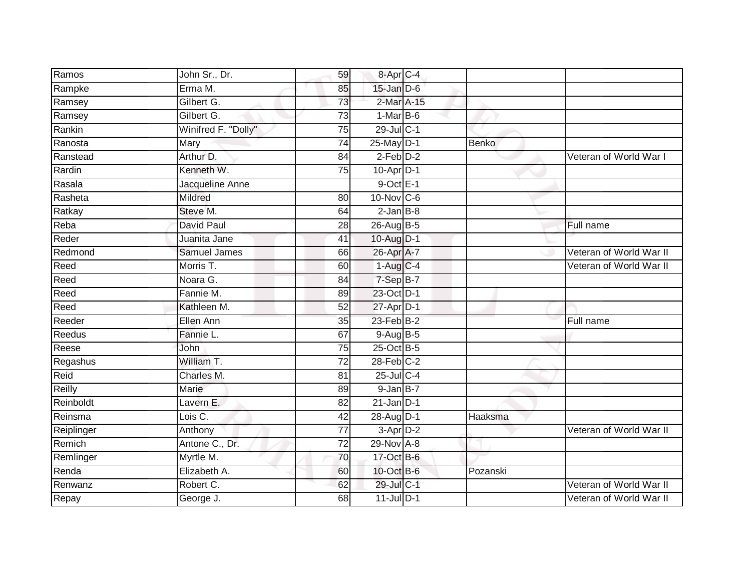| | | | | | | |
|---|---|---|---|---|---|---|
| Ramos | John Sr., Dr. | 59 | 8-Apr | C-4 | | |
| Rampke | Erma M. | 85 | 15-Jan | D-6 | | |
| Ramsey | Gilbert G. | 73 | 2-Mar | A-15 | | |
| Ramsey | Gilbert G. | 73 | 1-Mar | B-6 | | |
| Rankin | Winifred F. "Dolly" | 75 | 29-Jul | C-1 | | |
| Ranosta | Mary | 74 | 25-May | D-1 | Benko | |
| Ranstead | Arthur D. | 84 | 2-Feb | D-2 | | Veteran of World War I |
| Rardin | Kenneth W. | 75 | 10-Apr | D-1 | | |
| Rasala | Jacqueline Anne | | 9-Oct | E-1 | | |
| Rasheta | Mildred | 80 | 10-Nov | C-6 | | |
| Ratkay | Steve M. | 64 | 2-Jan | B-8 | | |
| Reba | David Paul | 28 | 26-Aug | B-5 | | Full name |
| Reder | Juanita Jane | 41 | 10-Aug | D-1 | | |
| Redmond | Samuel James | 66 | 26-Apr | A-7 | | Veteran of World War II |
| Reed | Morris T. | 60 | 1-Aug | C-4 | | Veteran of World War II |
| Reed | Noara G. | 84 | 7-Sep | B-7 | | |
| Reed | Fannie M. | 89 | 23-Oct | D-1 | | |
| Reed | Kathleen M. | 52 | 27-Apr | D-1 | | |
| Reeder | Ellen Ann | 35 | 23-Feb | B-2 | | Full name |
| Reedus | Fannie L. | 67 | 9-Aug | B-5 | | |
| Reese | John | 75 | 25-Oct | B-5 | | |
| Regashus | William T. | 72 | 28-Feb | C-2 | | |
| Reid | Charles M. | 81 | 25-Jul | C-4 | | |
| Reilly | Marie | 89 | 9-Jan | B-7 | | |
| Reinboldt | Lavern E. | 82 | 21-Jan | D-1 | | |
| Reinsma | Lois C. | 42 | 28-Aug | D-1 | Haaksma | |
| Reiplinger | Anthony | 77 | 3-Apr | D-2 | | Veteran of World War II |
| Remich | Antone C., Dr. | 72 | 29-Nov | A-8 | | |
| Remlinger | Myrtle M. | 70 | 17-Oct | B-6 | | |
| Renda | Elizabeth A. | 60 | 10-Oct | B-6 | Pozanski | |
| Renwanz | Robert C. | 62 | 29-Jul | C-1 | | Veteran of World War II |
| Repay | George J. | 68 | 11-Jul | D-1 | | Veteran of World War II |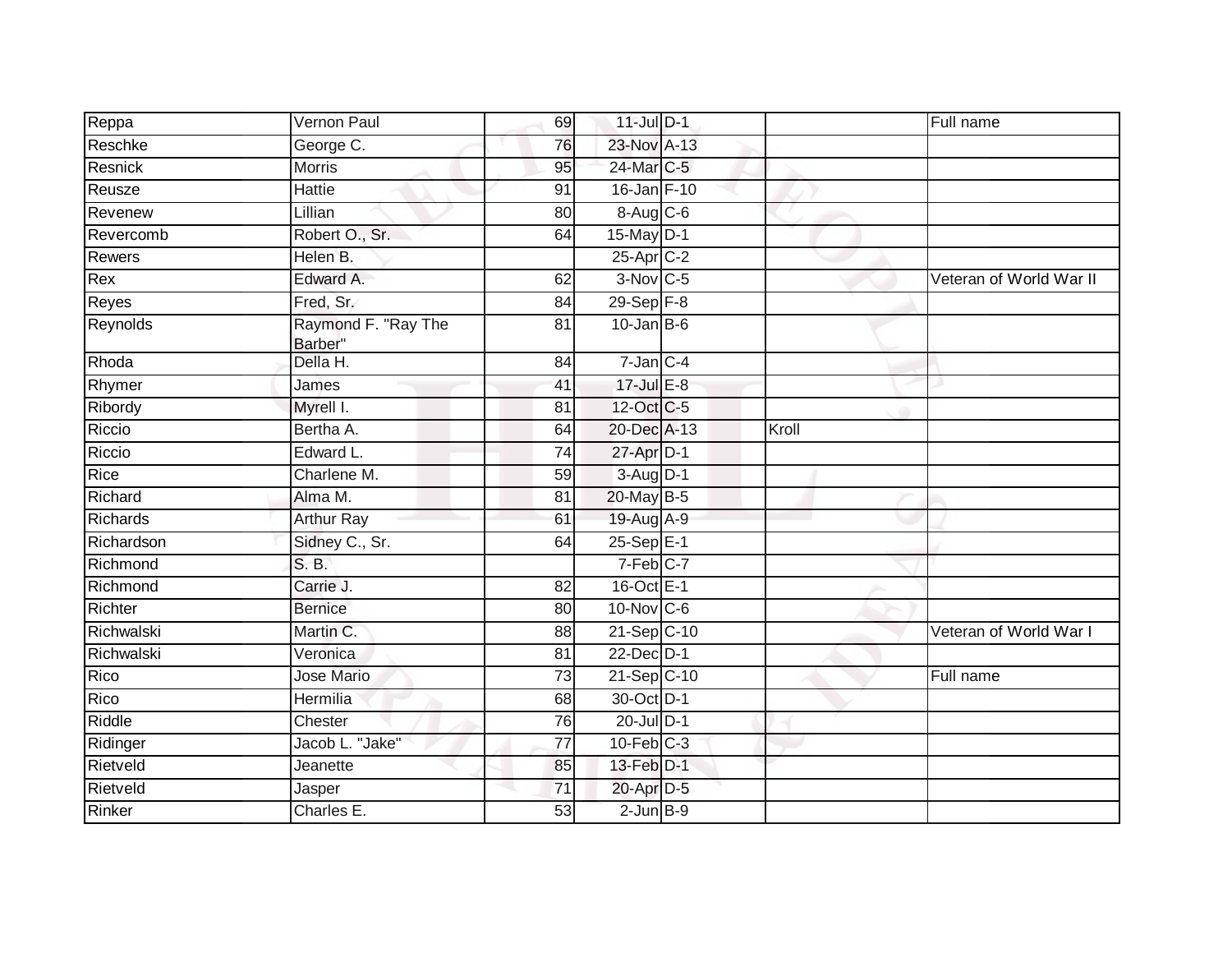| | | | | | | |
|---|---|---|---|---|---|---|
| Reppa | Vernon Paul | 69 | 11-Jul | D-1 | | Full name |
| Reschke | George C. | 76 | 23-Nov | A-13 | | |
| Resnick | Morris | 95 | 24-Mar | C-5 | | |
| Reusze | Hattie | 91 | 16-Jan | F-10 | | |
| Revenew | Lillian | 80 | 8-Aug | C-6 | | |
| Revercomb | Robert O., Sr. | 64 | 15-May | D-1 | | |
| Rewers | Helen B. | | 25-Apr | C-2 | | |
| Rex | Edward A. | 62 | 3-Nov | C-5 | | Veteran of World War II |
| Reyes | Fred, Sr. | 84 | 29-Sep | F-8 | | |
| Reynolds | Raymond F. "Ray The Barber" | 81 | 10-Jan | B-6 | | |
| Rhoda | Della H. | 84 | 7-Jan | C-4 | | |
| Rhymer | James | 41 | 17-Jul | E-8 | | |
| Ribordy | Myrell I. | 81 | 12-Oct | C-5 | | |
| Riccio | Bertha A. | 64 | 20-Dec | A-13 | Kroll | |
| Riccio | Edward L. | 74 | 27-Apr | D-1 | | |
| Rice | Charlene M. | 59 | 3-Aug | D-1 | | |
| Richard | Alma M. | 81 | 20-May | B-5 | | |
| Richards | Arthur Ray | 61 | 19-Aug | A-9 | | |
| Richardson | Sidney C., Sr. | 64 | 25-Sep | E-1 | | |
| Richmond | S. B. | | 7-Feb | C-7 | | |
| Richmond | Carrie J. | 82 | 16-Oct | E-1 | | |
| Richter | Bernice | 80 | 10-Nov | C-6 | | |
| Richwalski | Martin C. | 88 | 21-Sep | C-10 | | Veteran of World War I |
| Richwalski | Veronica | 81 | 22-Dec | D-1 | | |
| Rico | Jose Mario | 73 | 21-Sep | C-10 | | Full name |
| Rico | Hermilia | 68 | 30-Oct | D-1 | | |
| Riddle | Chester | 76 | 20-Jul | D-1 | | |
| Ridinger | Jacob L. "Jake" | 77 | 10-Feb | C-3 | | |
| Rietveld | Jeanette | 85 | 13-Feb | D-1 | | |
| Rietveld | Jasper | 71 | 20-Apr | D-5 | | |
| Rinker | Charles E. | 53 | 2-Jun | B-9 | | |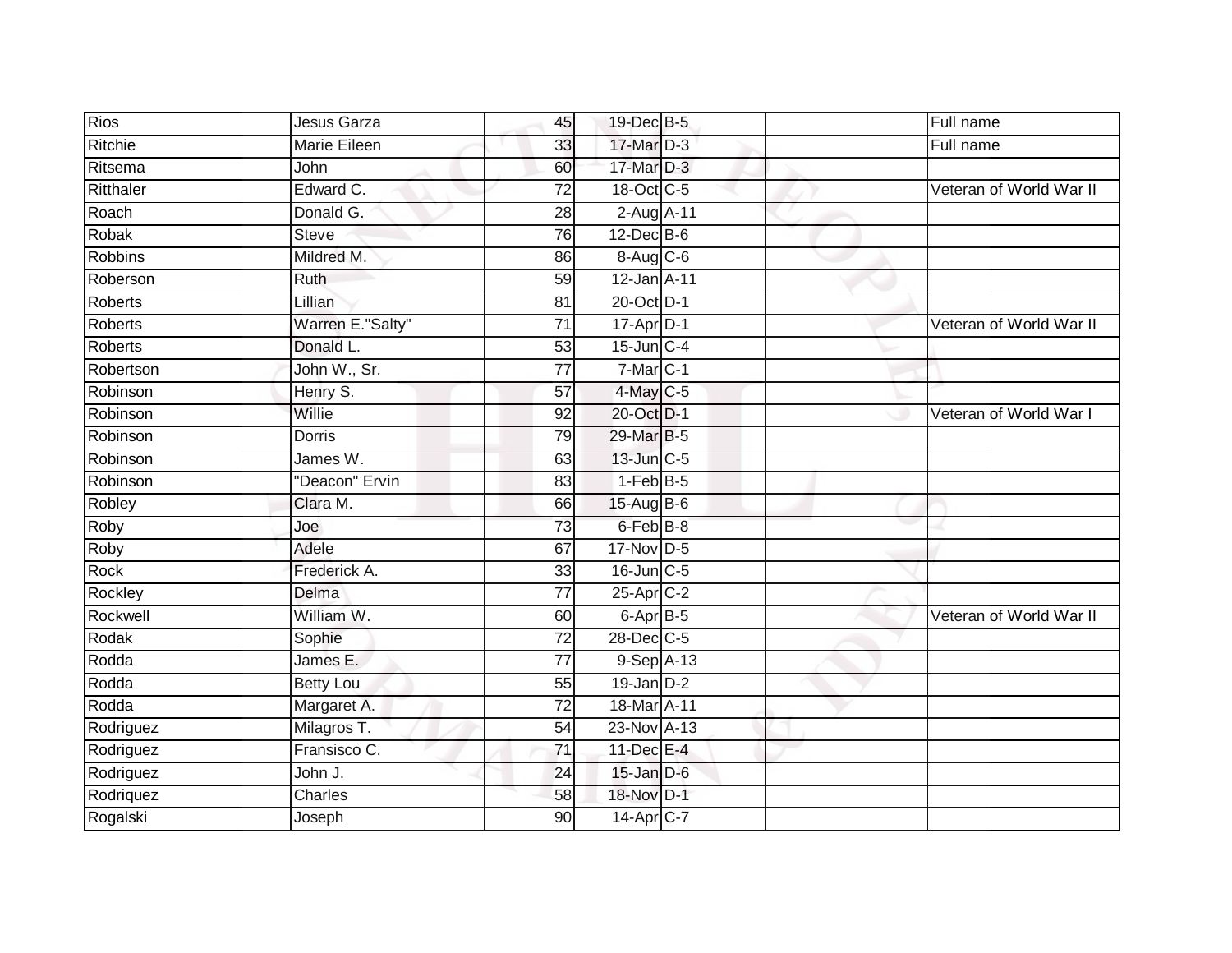| | | | | | | |
|---|---|---|---|---|---|---|
| Rios | Jesus Garza | 45 | 19-Dec | B-5 | | Full name |
| Ritchie | Marie Eileen | 33 | 17-Mar | D-3 | | Full name |
| Ritsema | John | 60 | 17-Mar | D-3 | | |
| Ritthaler | Edward C. | 72 | 18-Oct | C-5 | | Veteran of World War II |
| Roach | Donald G. | 28 | 2-Aug | A-11 | | |
| Robak | Steve | 76 | 12-Dec | B-6 | | |
| Robbins | Mildred M. | 86 | 8-Aug | C-6 | | |
| Roberson | Ruth | 59 | 12-Jan | A-11 | | |
| Roberts | Lillian | 81 | 20-Oct | D-1 | | |
| Roberts | Warren E."Salty" | 71 | 17-Apr | D-1 | | Veteran of World War II |
| Roberts | Donald L. | 53 | 15-Jun | C-4 | | |
| Robertson | John W., Sr. | 77 | 7-Mar | C-1 | | |
| Robinson | Henry S. | 57 | 4-May | C-5 | | |
| Robinson | Willie | 92 | 20-Oct | D-1 | | Veteran of World War I |
| Robinson | Dorris | 79 | 29-Mar | B-5 | | |
| Robinson | James W. | 63 | 13-Jun | C-5 | | |
| Robinson | "Deacon" Ervin | 83 | 1-Feb | B-5 | | |
| Robley | Clara M. | 66 | 15-Aug | B-6 | | |
| Roby | Joe | 73 | 6-Feb | B-8 | | |
| Roby | Adele | 67 | 17-Nov | D-5 | | |
| Rock | Frederick A. | 33 | 16-Jun | C-5 | | |
| Rockley | Delma | 77 | 25-Apr | C-2 | | |
| Rockwell | William W. | 60 | 6-Apr | B-5 | | Veteran of World War II |
| Rodak | Sophie | 72 | 28-Dec | C-5 | | |
| Rodda | James E. | 77 | 9-Sep | A-13 | | |
| Rodda | Betty Lou | 55 | 19-Jan | D-2 | | |
| Rodda | Margaret A. | 72 | 18-Mar | A-11 | | |
| Rodriguez | Milagros T. | 54 | 23-Nov | A-13 | | |
| Rodriguez | Fransisco C. | 71 | 11-Dec | E-4 | | |
| Rodriguez | John J. | 24 | 15-Jan | D-6 | | |
| Rodriquez | Charles | 58 | 18-Nov | D-1 | | |
| Rogalski | Joseph | 90 | 14-Apr | C-7 | | |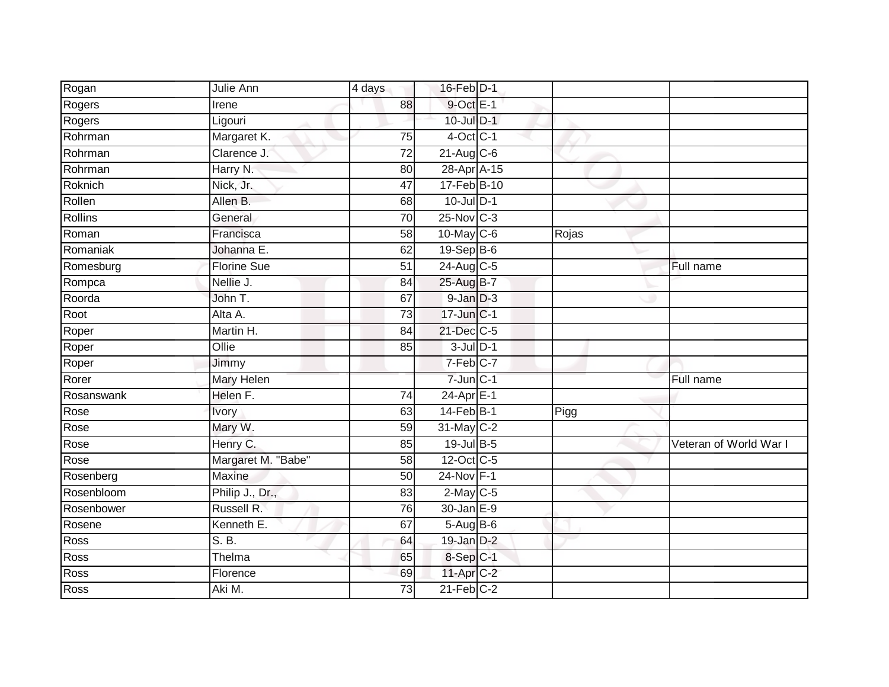| | | | | | | |
|---|---|---|---|---|---|---|
| Rogan | Julie Ann | 4 days | 16-Feb | D-1 | | |
| Rogers | Irene | 88 | 9-Oct | E-1 | | |
| Rogers | Ligouri | | 10-Jul | D-1 | | |
| Rohrman | Margaret K. | 75 | 4-Oct | C-1 | | |
| Rohrman | Clarence J. | 72 | 21-Aug | C-6 | | |
| Rohrman | Harry N. | 80 | 28-Apr | A-15 | | |
| Roknich | Nick, Jr. | 47 | 17-Feb | B-10 | | |
| Rollen | Allen B. | 68 | 10-Jul | D-1 | | |
| Rollins | General | 70 | 25-Nov | C-3 | | |
| Roman | Francisca | 58 | 10-May | C-6 | Rojas | |
| Romaniak | Johanna E. | 62 | 19-Sep | B-6 | | |
| Romesburg | Florine Sue | 51 | 24-Aug | C-5 | | Full name |
| Rompca | Nellie J. | 84 | 25-Aug | B-7 | | |
| Roorda | John T. | 67 | 9-Jan | D-3 | | |
| Root | Alta A. | 73 | 17-Jun | C-1 | | |
| Roper | Martin H. | 84 | 21-Dec | C-5 | | |
| Roper | Ollie | 85 | 3-Jul | D-1 | | |
| Roper | Jimmy | | 7-Feb | C-7 | | |
| Rorer | Mary Helen | | 7-Jun | C-1 | | Full name |
| Rosanswank | Helen F. | 74 | 24-Apr | E-1 | | |
| Rose | Ivory | 63 | 14-Feb | B-1 | Pigg | |
| Rose | Mary W. | 59 | 31-May | C-2 | | |
| Rose | Henry C. | 85 | 19-Jul | B-5 | | Veteran of World War I |
| Rose | Margaret M. "Babe" | 58 | 12-Oct | C-5 | | |
| Rosenberg | Maxine | 50 | 24-Nov | F-1 | | |
| Rosenbloom | Philip J., Dr., | 83 | 2-May | C-5 | | |
| Rosenbower | Russell R. | 76 | 30-Jan | E-9 | | |
| Rosene | Kenneth E. | 67 | 5-Aug | B-6 | | |
| Ross | S. B. | 64 | 19-Jan | D-2 | | |
| Ross | Thelma | 65 | 8-Sep | C-1 | | |
| Ross | Florence | 69 | 11-Apr | C-2 | | |
| Ross | Aki M. | 73 | 21-Feb | C-2 | | |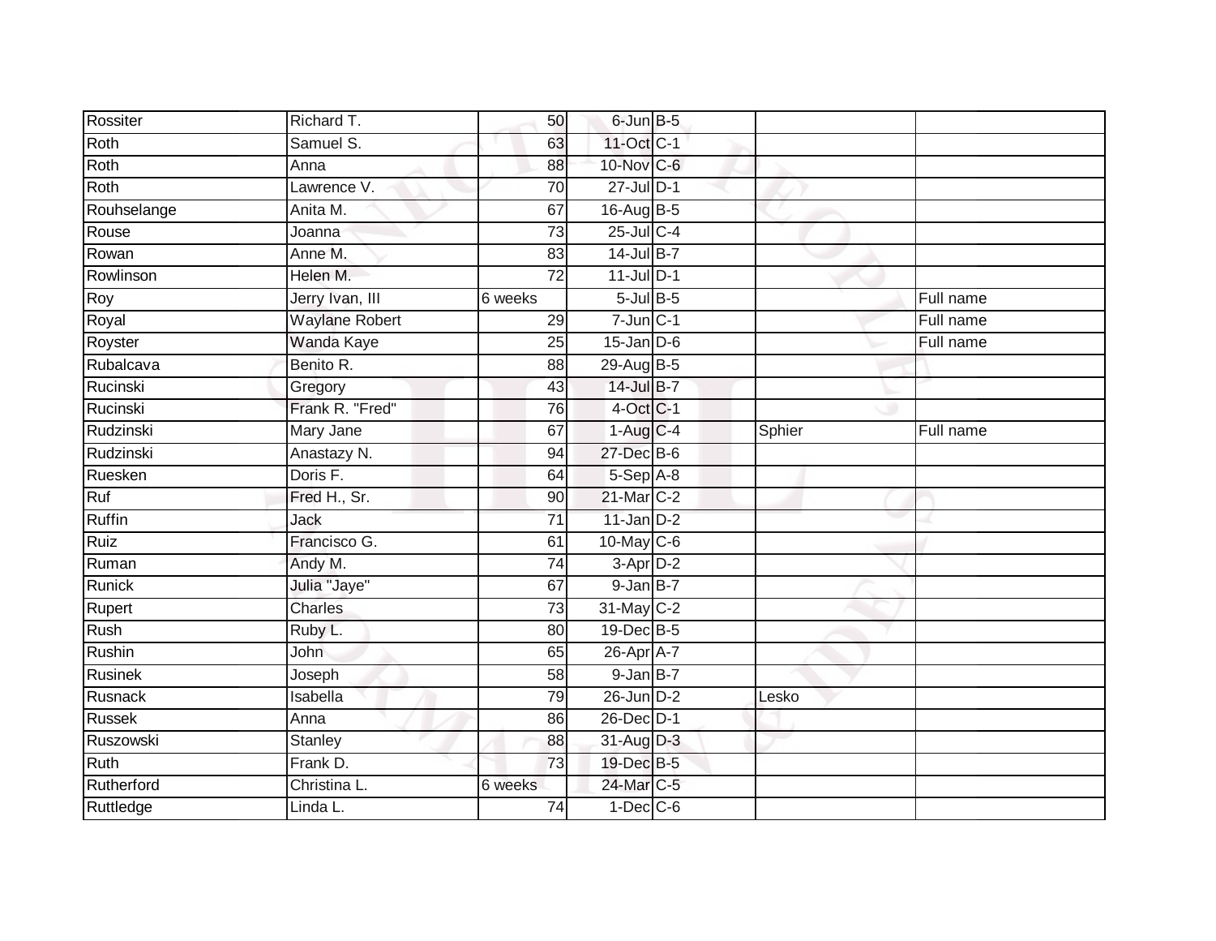| | | | | | | |
|---|---|---|---|---|---|---|
| Rossiter | Richard T. | 50 | 6-Jun | B-5 | | |
| Roth | Samuel S. | 63 | 11-Oct | C-1 | | |
| Roth | Anna | 88 | 10-Nov | C-6 | | |
| Roth | Lawrence V. | 70 | 27-Jul | D-1 | | |
| Rouhselange | Anita M. | 67 | 16-Aug | B-5 | | |
| Rouse | Joanna | 73 | 25-Jul | C-4 | | |
| Rowan | Anne M. | 83 | 14-Jul | B-7 | | |
| Rowlinson | Helen M. | 72 | 11-Jul | D-1 | | |
| Roy | Jerry Ivan, III | 6 weeks | 5-Jul | B-5 | | Full name |
| Royal | Waylane Robert | 29 | 7-Jun | C-1 | | Full name |
| Royster | Wanda Kaye | 25 | 15-Jan | D-6 | | Full name |
| Rubalcava | Benito R. | 88 | 29-Aug | B-5 | | |
| Rucinski | Gregory | 43 | 14-Jul | B-7 | | |
| Rucinski | Frank R. "Fred" | 76 | 4-Oct | C-1 | | |
| Rudzinski | Mary Jane | 67 | 1-Aug | C-4 | Sphier | Full name |
| Rudzinski | Anastazy N. | 94 | 27-Dec | B-6 | | |
| Ruesken | Doris F. | 64 | 5-Sep | A-8 | | |
| Ruf | Fred H., Sr. | 90 | 21-Mar | C-2 | | |
| Ruffin | Jack | 71 | 11-Jan | D-2 | | |
| Ruiz | Francisco G. | 61 | 10-May | C-6 | | |
| Ruman | Andy M. | 74 | 3-Apr | D-2 | | |
| Runick | Julia "Jaye" | 67 | 9-Jan | B-7 | | |
| Rupert | Charles | 73 | 31-May | C-2 | | |
| Rush | Ruby L. | 80 | 19-Dec | B-5 | | |
| Rushin | John | 65 | 26-Apr | A-7 | | |
| Rusinek | Joseph | 58 | 9-Jan | B-7 | | |
| Rusnack | Isabella | 79 | 26-Jun | D-2 | Lesko | |
| Russek | Anna | 86 | 26-Dec | D-1 | | |
| Ruszowski | Stanley | 88 | 31-Aug | D-3 | | |
| Ruth | Frank D. | 73 | 19-Dec | B-5 | | |
| Rutherford | Christina L. | 6 weeks | 24-Mar | C-5 | | |
| Ruttledge | Linda L. | 74 | 1-Dec | C-6 | | |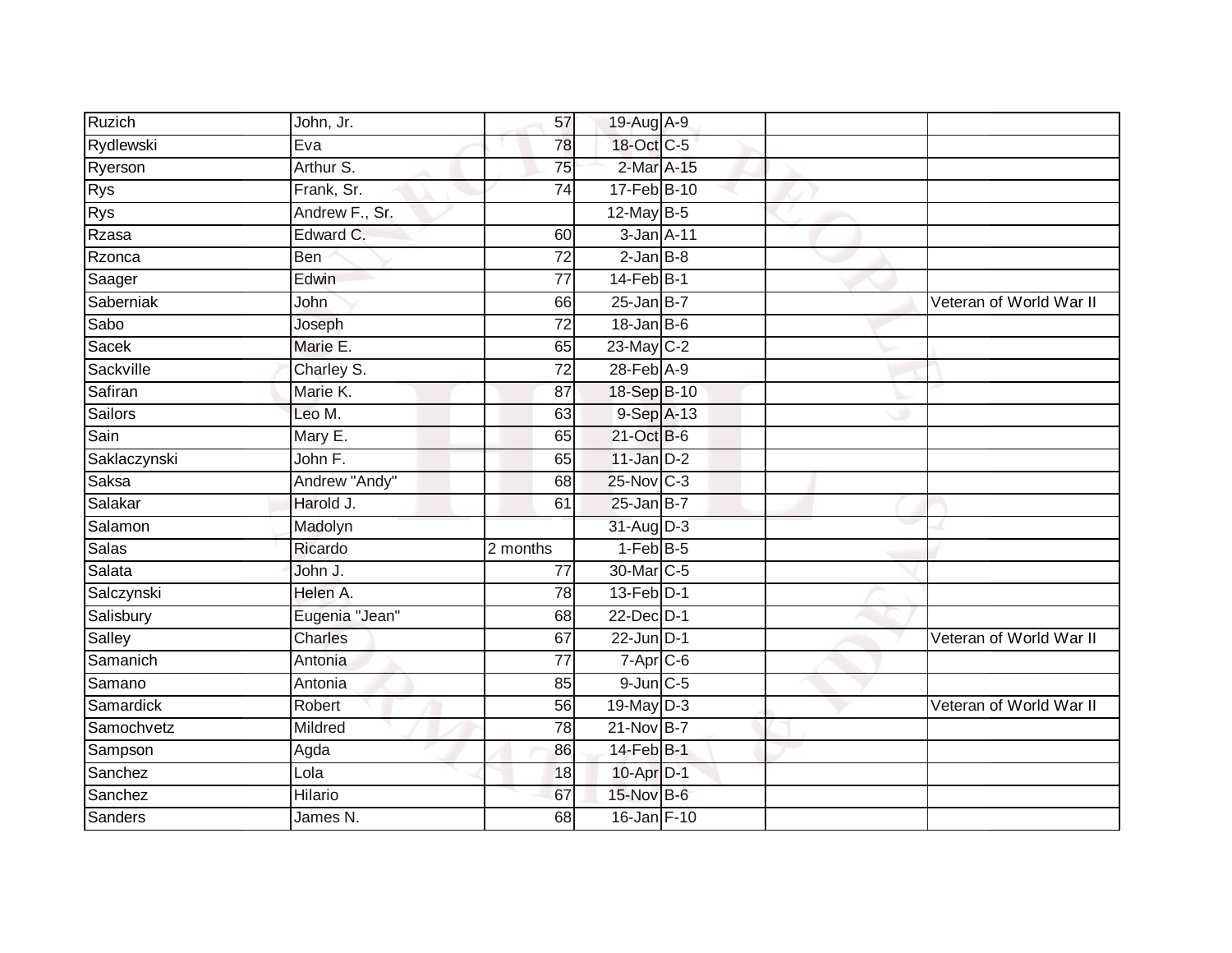| | | | | | | |
|---|---|---|---|---|---|---|
| Ruzich | John, Jr. | 57 | 19-Aug | A-9 | | |
| Rydlewski | Eva | 78 | 18-Oct | C-5 | | |
| Ryerson | Arthur S. | 75 | 2-Mar | A-15 | | |
| Rys | Frank, Sr. | 74 | 17-Feb | B-10 | | |
| Rys | Andrew F., Sr. | | 12-May | B-5 | | |
| Rzasa | Edward C. | 60 | 3-Jan | A-11 | | |
| Rzonca | Ben | 72 | 2-Jan | B-8 | | |
| Saager | Edwin | 77 | 14-Feb | B-1 | | |
| Saberniak | John | 66 | 25-Jan | B-7 | | Veteran of World War II |
| Sabo | Joseph | 72 | 18-Jan | B-6 | | |
| Sacek | Marie E. | 65 | 23-May | C-2 | | |
| Sackville | Charley S. | 72 | 28-Feb | A-9 | | |
| Safiran | Marie K. | 87 | 18-Sep | B-10 | | |
| Sailors | Leo M. | 63 | 9-Sep | A-13 | | |
| Sain | Mary E. | 65 | 21-Oct | B-6 | | |
| Saklaczynski | John F. | 65 | 11-Jan | D-2 | | |
| Saksa | Andrew "Andy" | 68 | 25-Nov | C-3 | | |
| Salakar | Harold J. | 61 | 25-Jan | B-7 | | |
| Salamon | Madolyn | | 31-Aug | D-3 | | |
| Salas | Ricardo | 2 months | 1-Feb | B-5 | | |
| Salata | John J. | 77 | 30-Mar | C-5 | | |
| Salczynski | Helen A. | 78 | 13-Feb | D-1 | | |
| Salisbury | Eugenia "Jean" | 68 | 22-Dec | D-1 | | |
| Salley | Charles | 67 | 22-Jun | D-1 | | Veteran of World War II |
| Samanich | Antonia | 77 | 7-Apr | C-6 | | |
| Samano | Antonia | 85 | 9-Jun | C-5 | | |
| Samardick | Robert | 56 | 19-May | D-3 | | Veteran of World War II |
| Samochvetz | Mildred | 78 | 21-Nov | B-7 | | |
| Sampson | Agda | 86 | 14-Feb | B-1 | | |
| Sanchez | Lola | 18 | 10-Apr | D-1 | | |
| Sanchez | Hilario | 67 | 15-Nov | B-6 | | |
| Sanders | James N. | 68 | 16-Jan | F-10 | | |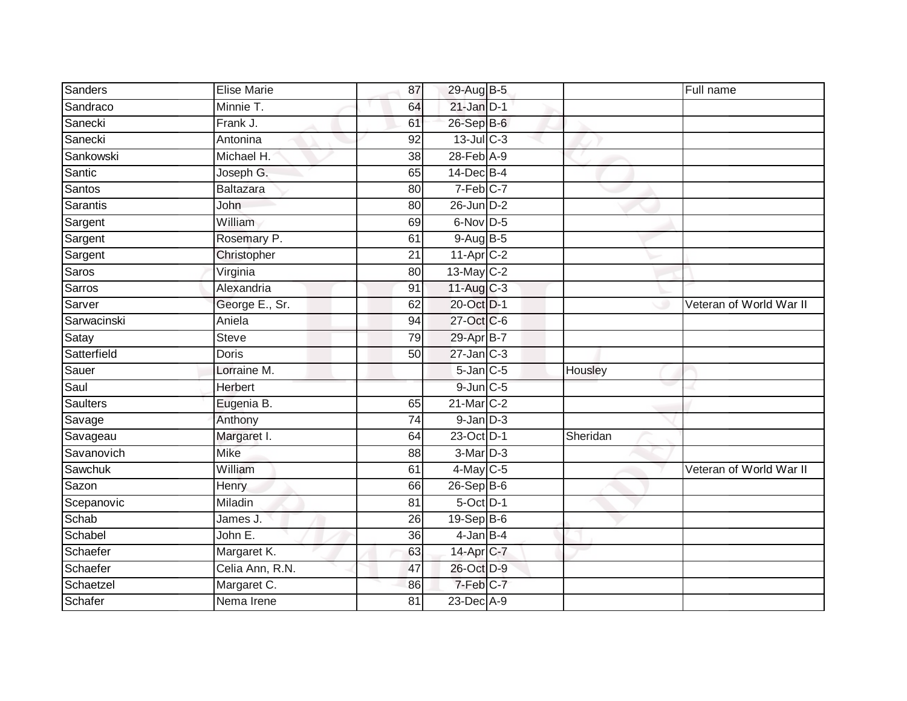| | | | | | | |
|---|---|---|---|---|---|---|
| Sanders | Elise Marie | 87 | 29-Aug | B-5 | | Full name |
| Sandraco | Minnie T. | 64 | 21-Jan | D-1 | | |
| Sanecki | Frank J. | 61 | 26-Sep | B-6 | | |
| Sanecki | Antonina | 92 | 13-Jul | C-3 | | |
| Sankowski | Michael H. | 38 | 28-Feb | A-9 | | |
| Santic | Joseph G. | 65 | 14-Dec | B-4 | | |
| Santos | Baltazara | 80 | 7-Feb | C-7 | | |
| Sarantis | John | 80 | 26-Jun | D-2 | | |
| Sargent | William | 69 | 6-Nov | D-5 | | |
| Sargent | Rosemary P. | 61 | 9-Aug | B-5 | | |
| Sargent | Christopher | 21 | 11-Apr | C-2 | | |
| Saros | Virginia | 80 | 13-May | C-2 | | |
| Sarros | Alexandria | 91 | 11-Aug | C-3 | | |
| Sarver | George E., Sr. | 62 | 20-Oct | D-1 | | Veteran of World War II |
| Sarwacinski | Aniela | 94 | 27-Oct | C-6 | | |
| Satay | Steve | 79 | 29-Apr | B-7 | | |
| Satterfield | Doris | 50 | 27-Jan | C-3 | | |
| Sauer | Lorraine M. | | 5-Jan | C-5 | Housley | |
| Saul | Herbert | | 9-Jun | C-5 | | |
| Saulters | Eugenia B. | 65 | 21-Mar | C-2 | | |
| Savage | Anthony | 74 | 9-Jan | D-3 | | |
| Savageau | Margaret I. | 64 | 23-Oct | D-1 | Sheridan | |
| Savanovich | Mike | 88 | 3-Mar | D-3 | | |
| Sawchuk | William | 61 | 4-May | C-5 | | Veteran of World War II |
| Sazon | Henry | 66 | 26-Sep | B-6 | | |
| Scepanovic | Miladin | 81 | 5-Oct | D-1 | | |
| Schab | James J. | 26 | 19-Sep | B-6 | | |
| Schabel | John E. | 36 | 4-Jan | B-4 | | |
| Schaefer | Margaret K. | 63 | 14-Apr | C-7 | | |
| Schaefer | Celia Ann, R.N. | 47 | 26-Oct | D-9 | | |
| Schaetzel | Margaret C. | 86 | 7-Feb | C-7 | | |
| Schafer | Nema Irene | 81 | 23-Dec | A-9 | | |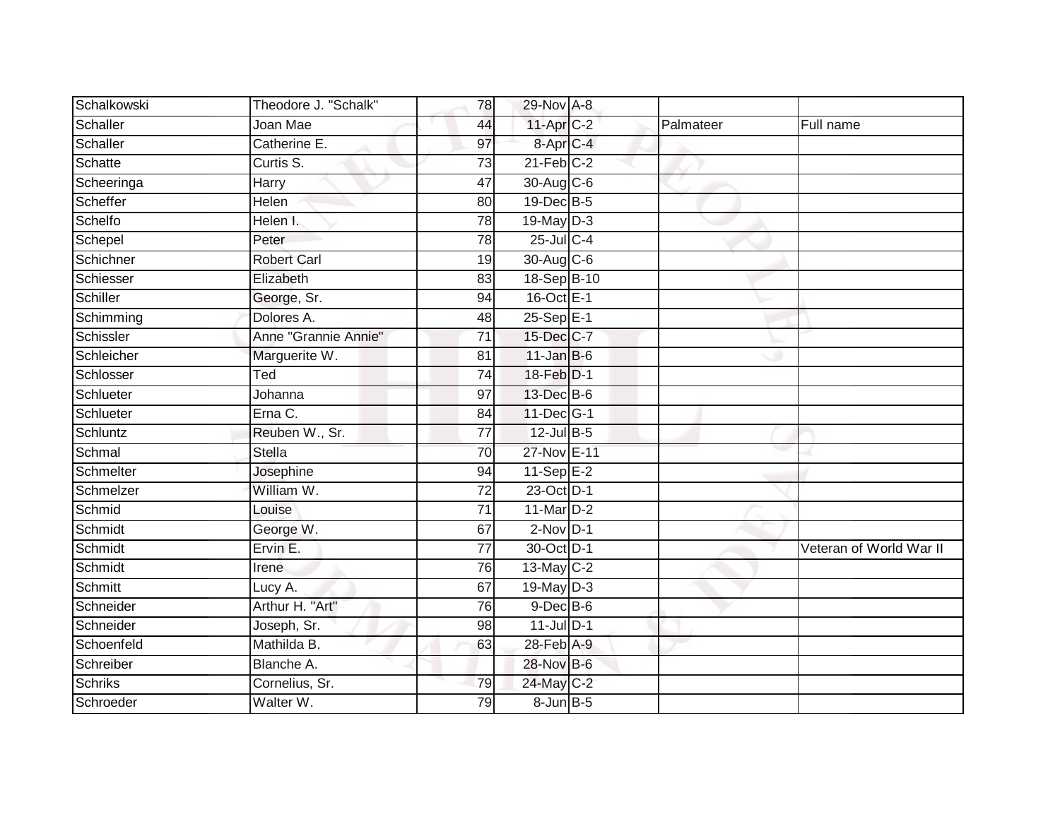| | | | | | | |
|---|---|---|---|---|---|---|
| Schalkowski | Theodore J. "Schalk" | 78 | 29-Nov | A-8 | | |
| Schaller | Joan Mae | 44 | 11-Apr | C-2 | Palmateer | Full name |
| Schaller | Catherine E. | 97 | 8-Apr | C-4 | | |
| Schatte | Curtis S. | 73 | 21-Feb | C-2 | | |
| Scheeringa | Harry | 47 | 30-Aug | C-6 | | |
| Scheffer | Helen | 80 | 19-Dec | B-5 | | |
| Schelfo | Helen I. | 78 | 19-May | D-3 | | |
| Schepel | Peter | 78 | 25-Jul | C-4 | | |
| Schichner | Robert Carl | 19 | 30-Aug | C-6 | | |
| Schiesser | Elizabeth | 83 | 18-Sep | B-10 | | |
| Schiller | George, Sr. | 94 | 16-Oct | E-1 | | |
| Schimming | Dolores A. | 48 | 25-Sep | E-1 | | |
| Schissler | Anne "Grannie Annie" | 71 | 15-Dec | C-7 | | |
| Schleicher | Marguerite W. | 81 | 11-Jan | B-6 | | |
| Schlosser | Ted | 74 | 18-Feb | D-1 | | |
| Schlueter | Johanna | 97 | 13-Dec | B-6 | | |
| Schlueter | Erna C. | 84 | 11-Dec | G-1 | | |
| Schluntz | Reuben W., Sr. | 77 | 12-Jul | B-5 | | |
| Schmal | Stella | 70 | 27-Nov | E-11 | | |
| Schmelter | Josephine | 94 | 11-Sep | E-2 | | |
| Schmelzer | William W. | 72 | 23-Oct | D-1 | | |
| Schmid | Louise | 71 | 11-Mar | D-2 | | |
| Schmidt | George W. | 67 | 2-Nov | D-1 | | |
| Schmidt | Ervin E. | 77 | 30-Oct | D-1 | | Veteran of World War II |
| Schmidt | Irene | 76 | 13-May | C-2 | | |
| Schmitt | Lucy A. | 67 | 19-May | D-3 | | |
| Schneider | Arthur H. "Art" | 76 | 9-Dec | B-6 | | |
| Schneider | Joseph, Sr. | 98 | 11-Jul | D-1 | | |
| Schoenfeld | Mathilda B. | 63 | 28-Feb | A-9 | | |
| Schreiber | Blanche A. | | 28-Nov | B-6 | | |
| Schriks | Cornelius, Sr. | 79 | 24-May | C-2 | | |
| Schroeder | Walter W. | 79 | 8-Jun | B-5 | | |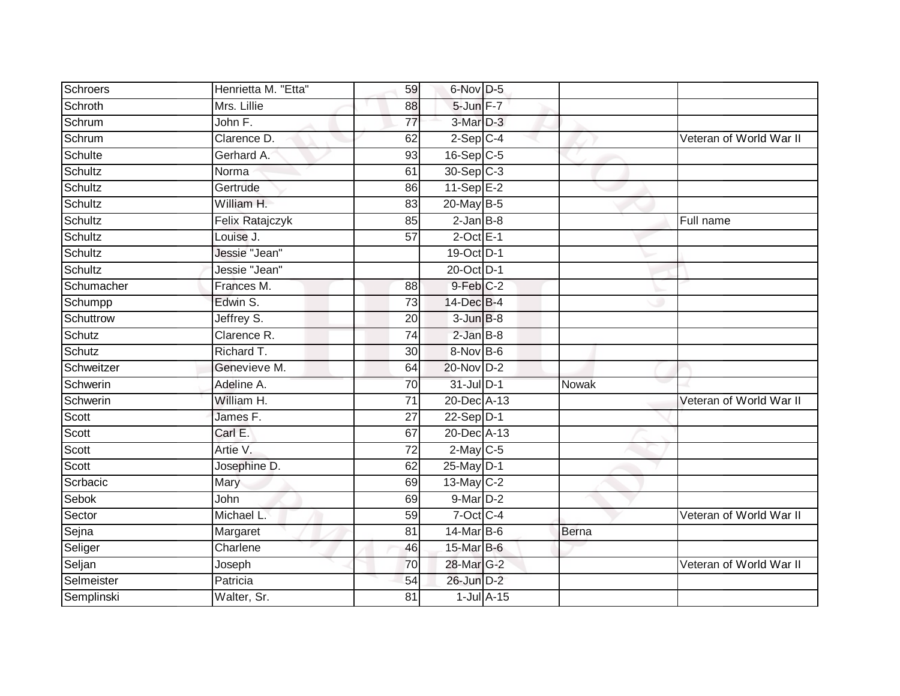| | | | | | | |
|---|---|---|---|---|---|---|
| Schroers | Henrietta M. "Etta" | 59 | 6-Nov | D-5 | | |
| Schroth | Mrs. Lillie | 88 | 5-Jun | F-7 | | |
| Schrum | John F. | 77 | 3-Mar | D-3 | | |
| Schrum | Clarence D. | 62 | 2-Sep | C-4 | | Veteran of World War II |
| Schulte | Gerhard A. | 93 | 16-Sep | C-5 | | |
| Schultz | Norma | 61 | 30-Sep | C-3 | | |
| Schultz | Gertrude | 86 | 11-Sep | E-2 | | |
| Schultz | William H. | 83 | 20-May | B-5 | | |
| Schultz | Felix Ratajczyk | 85 | 2-Jan | B-8 | | Full name |
| Schultz | Louise J. | 57 | 2-Oct | E-1 | | |
| Schultz | Jessie "Jean" | | 19-Oct | D-1 | | |
| Schultz | Jessie "Jean" | | 20-Oct | D-1 | | |
| Schumacher | Frances M. | 88 | 9-Feb | C-2 | | |
| Schumpp | Edwin S. | 73 | 14-Dec | B-4 | | |
| Schuttrow | Jeffrey S. | 20 | 3-Jun | B-8 | | |
| Schutz | Clarence R. | 74 | 2-Jan | B-8 | | |
| Schutz | Richard T. | 30 | 8-Nov | B-6 | | |
| Schweitzer | Genevieve M. | 64 | 20-Nov | D-2 | | |
| Schwerin | Adeline A. | 70 | 31-Jul | D-1 | Nowak | |
| Schwerin | William H. | 71 | 20-Dec | A-13 | | Veteran of World War II |
| Scott | James F. | 27 | 22-Sep | D-1 | | |
| Scott | Carl E. | 67 | 20-Dec | A-13 | | |
| Scott | Artie V. | 72 | 2-May | C-5 | | |
| Scott | Josephine D. | 62 | 25-May | D-1 | | |
| Scrbacic | Mary | 69 | 13-May | C-2 | | |
| Sebok | John | 69 | 9-Mar | D-2 | | |
| Sector | Michael L. | 59 | 7-Oct | C-4 | | Veteran of World War II |
| Sejna | Margaret | 81 | 14-Mar | B-6 | Berna | |
| Seliger | Charlene | 46 | 15-Mar | B-6 | | |
| Seljan | Joseph | 70 | 28-Mar | G-2 | | Veteran of World War II |
| Selmeister | Patricia | 54 | 26-Jun | D-2 | | |
| Semplinski | Walter, Sr. | 81 | 1-Jul | A-15 | | |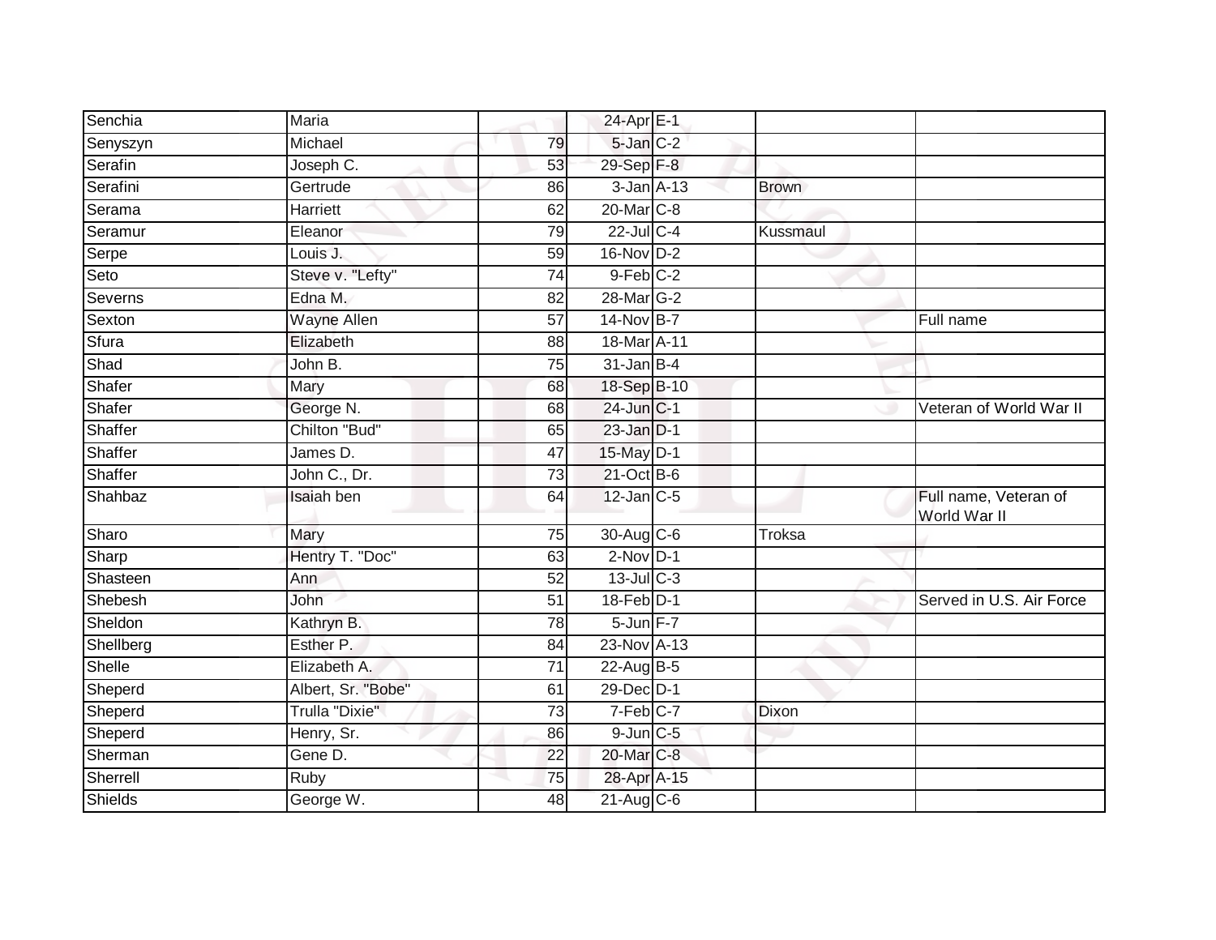| Senchia | Maria | | 24-Apr | E-1 | | |
|---|---|---|---|---|---|---|
| Senyszyn | Michael | 79 | 5-Jan | C-2 | | |
| Serafin | Joseph C. | 53 | 29-Sep | F-8 | | |
| Serafini | Gertrude | 86 | 3-Jan | A-13 | Brown | |
| Serama | Harriett | 62 | 20-Mar | C-8 | | |
| Seramur | Eleanor | 79 | 22-Jul | C-4 | Kussmaul | |
| Serpe | Louis J. | 59 | 16-Nov | D-2 | | |
| Seto | Steve v. "Lefty" | 74 | 9-Feb | C-2 | | |
| Severns | Edna M. | 82 | 28-Mar | G-2 | | |
| Sexton | Wayne Allen | 57 | 14-Nov | B-7 | | Full name |
| Sfura | Elizabeth | 88 | 18-Mar | A-11 | | |
| Shad | John B. | 75 | 31-Jan | B-4 | | |
| Shafer | Mary | 68 | 18-Sep | B-10 | | |
| Shafer | George N. | 68 | 24-Jun | C-1 | | Veteran of World War II |
| Shaffer | Chilton "Bud" | 65 | 23-Jan | D-1 | | |
| Shaffer | James D. | 47 | 15-May | D-1 | | |
| Shaffer | John C., Dr. | 73 | 21-Oct | B-6 | | |
| Shahbaz | Isaiah ben | 64 | 12-Jan | C-5 | | Full name, Veteran of World War II |
| Sharo | Mary | 75 | 30-Aug | C-6 | Troksa | |
| Sharp | Hentry T. "Doc" | 63 | 2-Nov | D-1 | | |
| Shasteen | Ann | 52 | 13-Jul | C-3 | | |
| Shebesh | John | 51 | 18-Feb | D-1 | | Served in U.S. Air Force |
| Sheldon | Kathryn B. | 78 | 5-Jun | F-7 | | |
| Shellberg | Esther P. | 84 | 23-Nov | A-13 | | |
| Shelle | Elizabeth A. | 71 | 22-Aug | B-5 | | |
| Sheperd | Albert, Sr. "Bobe" | 61 | 29-Dec | D-1 | | |
| Sheperd | Trulla "Dixie" | 73 | 7-Feb | C-7 | Dixon | |
| Sheperd | Henry, Sr. | 86 | 9-Jun | C-5 | | |
| Sherman | Gene D. | 22 | 20-Mar | C-8 | | |
| Sherrell | Ruby | 75 | 28-Apr | A-15 | | |
| Shields | George W. | 48 | 21-Aug | C-6 | | |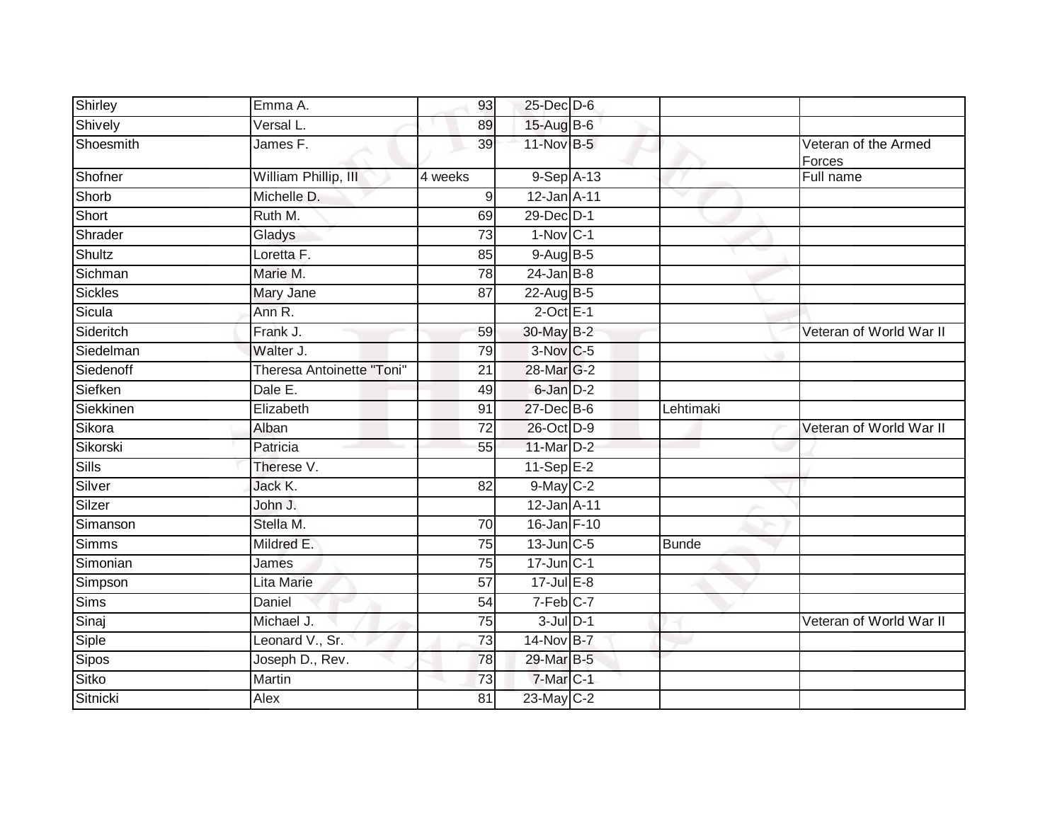| Shirley | Emma A. | 93 | 25-Dec | D-6 | | |
|---|---|---|---|---|---|---|
| Shively | Versal L. | 89 | 15-Aug | B-6 | | |
| Shoesmith | James F. | 39 | 11-Nov | B-5 | | Veteran of the Armed Forces |
| Shofner | William Phillip, III | 4 weeks | 9-Sep | A-13 | | Full name |
| Shorb | Michelle D. | 9 | 12-Jan | A-11 | | |
| Short | Ruth M. | 69 | 29-Dec | D-1 | | |
| Shrader | Gladys | 73 | 1-Nov | C-1 | | |
| Shultz | Loretta F. | 85 | 9-Aug | B-5 | | |
| Sichman | Marie M. | 78 | 24-Jan | B-8 | | |
| Sickles | Mary Jane | 87 | 22-Aug | B-5 | | |
| Sicula | Ann R. | | 2-Oct | E-1 | | |
| Sideritch | Frank J. | 59 | 30-May | B-2 | | Veteran of World War II |
| Siedelman | Walter J. | 79 | 3-Nov | C-5 | | |
| Siedenoff | Theresa Antoinette "Toni" | 21 | 28-Mar | G-2 | | |
| Siefken | Dale E. | 49 | 6-Jan | D-2 | | |
| Siekkinen | Elizabeth | 91 | 27-Dec | B-6 | Lehtimaki | |
| Sikora | Alban | 72 | 26-Oct | D-9 | | Veteran of World War II |
| Sikorski | Patricia | 55 | 11-Mar | D-2 | | |
| Sills | Therese V. | | 11-Sep | E-2 | | |
| Silver | Jack K. | 82 | 9-May | C-2 | | |
| Silzer | John J. | | 12-Jan | A-11 | | |
| Simanson | Stella M. | 70 | 16-Jan | F-10 | | |
| Simms | Mildred E. | 75 | 13-Jun | C-5 | Bunde | |
| Simonian | James | 75 | 17-Jun | C-1 | | |
| Simpson | Lita Marie | 57 | 17-Jul | E-8 | | |
| Sims | Daniel | 54 | 7-Feb | C-7 | | |
| Sinaj | Michael J. | 75 | 3-Jul | D-1 | | Veteran of World War II |
| Siple | Leonard V., Sr. | 73 | 14-Nov | B-7 | | |
| Sipos | Joseph D., Rev. | 78 | 29-Mar | B-5 | | |
| Sitko | Martin | 73 | 7-Mar | C-1 | | |
| Sitnicki | Alex | 81 | 23-May | C-2 | | |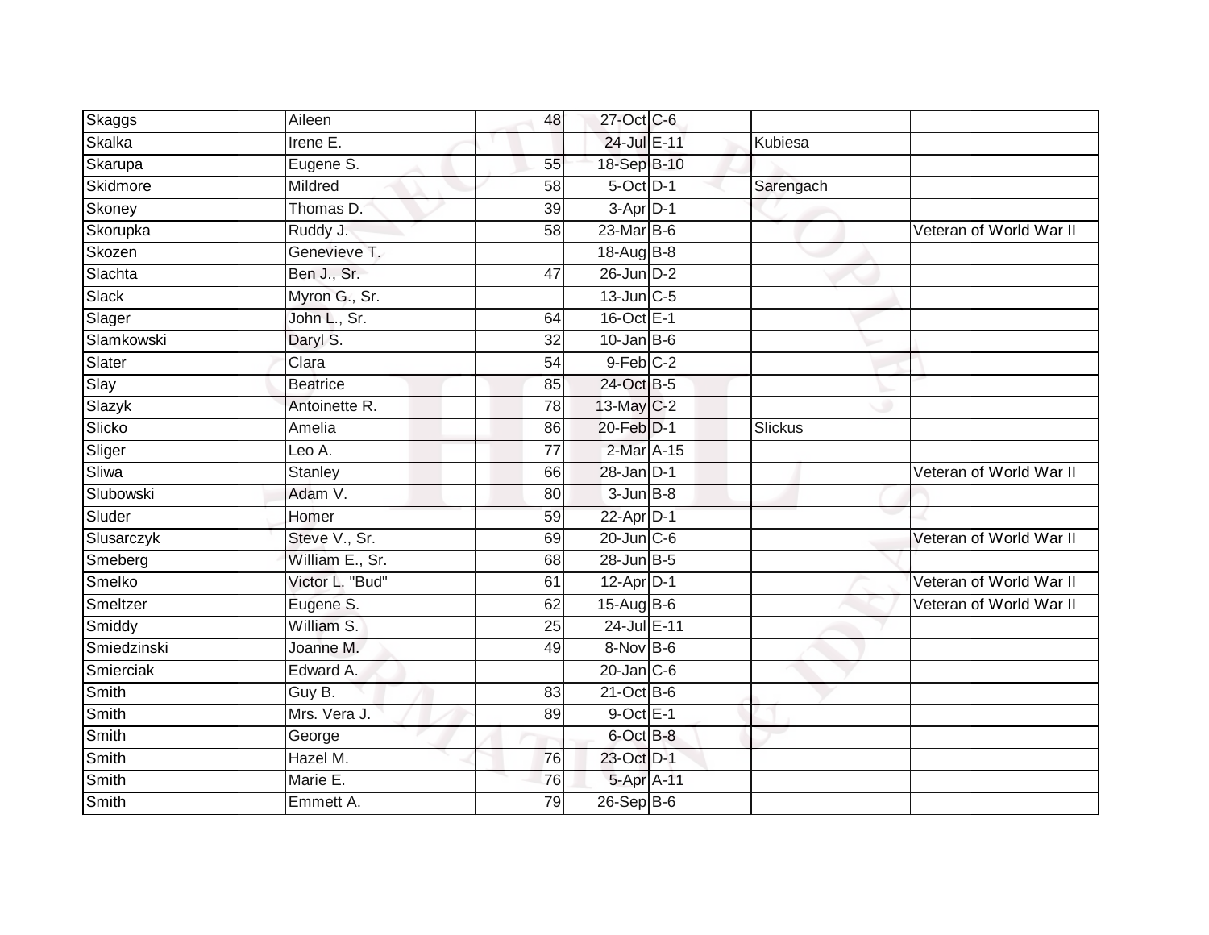| Skaggs | Aileen | 48 | 27-Oct | C-6 | | |
|---|---|---|---|---|---|---|
| Skalka | Irene E. | | 24-Jul | E-11 | Kubiesa | |
| Skarupa | Eugene S. | 55 | 18-Sep | B-10 | | |
| Skidmore | Mildred | 58 | 5-Oct | D-1 | Sarengach | |
| Skoney | Thomas D. | 39 | 3-Apr | D-1 | | |
| Skorupka | Ruddy J. | 58 | 23-Mar | B-6 | | Veteran of World War II |
| Skozen | Genevieve T. | | 18-Aug | B-8 | | |
| Slachta | Ben J., Sr. | 47 | 26-Jun | D-2 | | |
| Slack | Myron G., Sr. | | 13-Jun | C-5 | | |
| Slager | John L., Sr. | 64 | 16-Oct | E-1 | | |
| Slamkowski | Daryl S. | 32 | 10-Jan | B-6 | | |
| Slater | Clara | 54 | 9-Feb | C-2 | | |
| Slay | Beatrice | 85 | 24-Oct | B-5 | | |
| Slazyk | Antoinette R. | 78 | 13-May | C-2 | | |
| Slicko | Amelia | 86 | 20-Feb | D-1 | Slickus | |
| Sliger | Leo A. | 77 | 2-Mar | A-15 | | |
| Sliwa | Stanley | 66 | 28-Jan | D-1 | | Veteran of World War II |
| Slubowski | Adam V. | 80 | 3-Jun | B-8 | | |
| Sluder | Homer | 59 | 22-Apr | D-1 | | |
| Slusarczyk | Steve V., Sr. | 69 | 20-Jun | C-6 | | Veteran of World War II |
| Smeberg | William E., Sr. | 68 | 28-Jun | B-5 | | |
| Smelko | Victor L. "Bud" | 61 | 12-Apr | D-1 | | Veteran of World War II |
| Smeltzer | Eugene S. | 62 | 15-Aug | B-6 | | Veteran of World War II |
| Smiddy | William S. | 25 | 24-Jul | E-11 | | |
| Smiedzinski | Joanne M. | 49 | 8-Nov | B-6 | | |
| Smierciak | Edward A. | | 20-Jan | C-6 | | |
| Smith | Guy B. | 83 | 21-Oct | B-6 | | |
| Smith | Mrs. Vera J. | 89 | 9-Oct | E-1 | | |
| Smith | George | | 6-Oct | B-8 | | |
| Smith | Hazel M. | 76 | 23-Oct | D-1 | | |
| Smith | Marie E. | 76 | 5-Apr | A-11 | | |
| Smith | Emmett A. | 79 | 26-Sep | B-6 | | |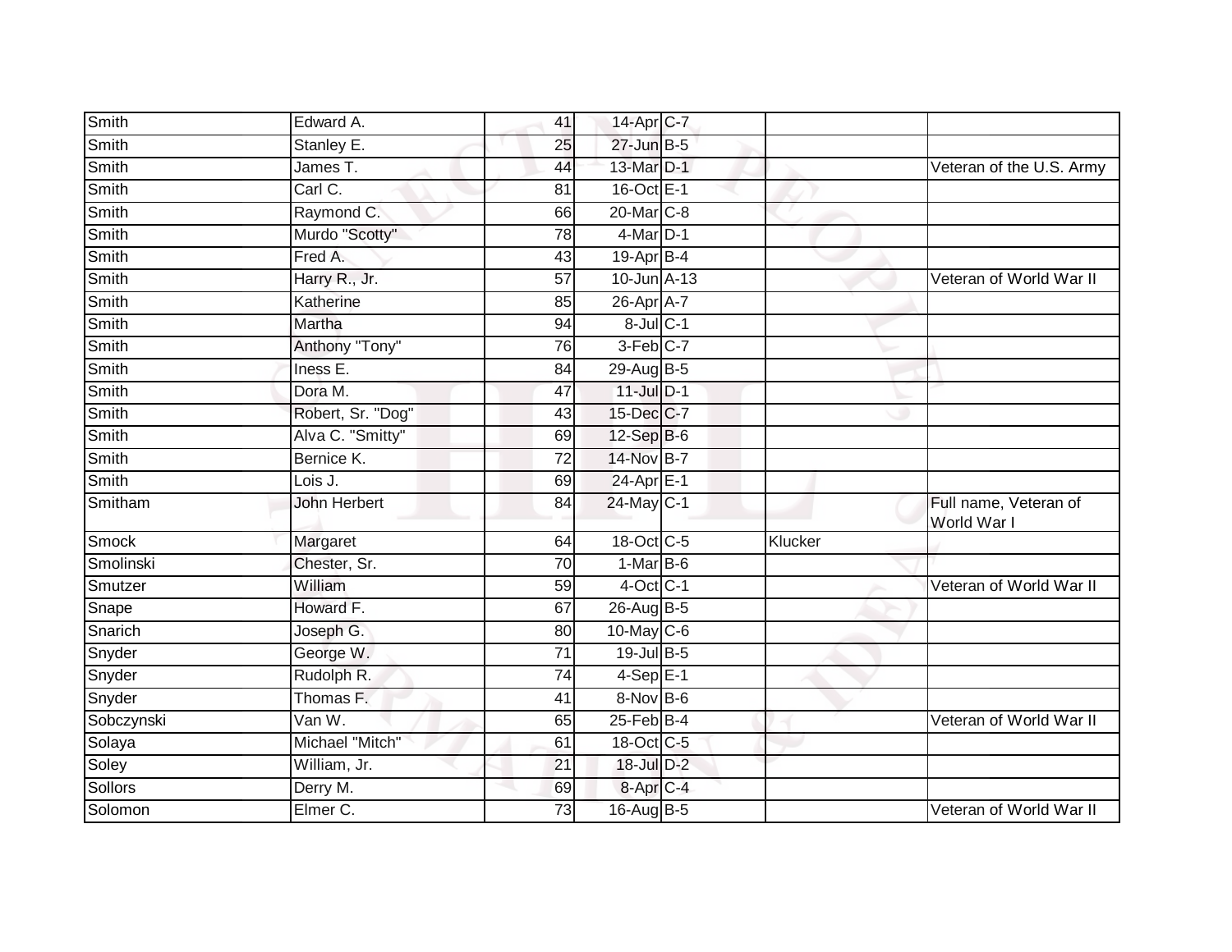| | | | | | | |
|---|---|---|---|---|---|---|
| Smith | Edward A. | 41 | 14-Apr | C-7 | | |
| Smith | Stanley E. | 25 | 27-Jun | B-5 | | |
| Smith | James T. | 44 | 13-Mar | D-1 | | Veteran of the U.S. Army |
| Smith | Carl C. | 81 | 16-Oct | E-1 | | |
| Smith | Raymond C. | 66 | 20-Mar | C-8 | | |
| Smith | Murdo "Scotty" | 78 | 4-Mar | D-1 | | |
| Smith | Fred A. | 43 | 19-Apr | B-4 | | |
| Smith | Harry R., Jr. | 57 | 10-Jun | A-13 | | Veteran of World War II |
| Smith | Katherine | 85 | 26-Apr | A-7 | | |
| Smith | Martha | 94 | 8-Jul | C-1 | | |
| Smith | Anthony "Tony" | 76 | 3-Feb | C-7 | | |
| Smith | Iness E. | 84 | 29-Aug | B-5 | | |
| Smith | Dora M. | 47 | 11-Jul | D-1 | | |
| Smith | Robert, Sr. "Dog" | 43 | 15-Dec | C-7 | | |
| Smith | Alva C. "Smitty" | 69 | 12-Sep | B-6 | | |
| Smith | Bernice K. | 72 | 14-Nov | B-7 | | |
| Smith | Lois J. | 69 | 24-Apr | E-1 | | |
| Smitham | John Herbert | 84 | 24-May | C-1 | | Full name, Veteran of World War I |
| Smock | Margaret | 64 | 18-Oct | C-5 | Klucker | |
| Smolinski | Chester, Sr. | 70 | 1-Mar | B-6 | | |
| Smutzer | William | 59 | 4-Oct | C-1 | | Veteran of World War II |
| Snape | Howard F. | 67 | 26-Aug | B-5 | | |
| Snarich | Joseph G. | 80 | 10-May | C-6 | | |
| Snyder | George W. | 71 | 19-Jul | B-5 | | |
| Snyder | Rudolph R. | 74 | 4-Sep | E-1 | | |
| Snyder | Thomas F. | 41 | 8-Nov | B-6 | | |
| Sobczynski | Van W. | 65 | 25-Feb | B-4 | | Veteran of World War II |
| Solaya | Michael "Mitch" | 61 | 18-Oct | C-5 | | |
| Soley | William, Jr. | 21 | 18-Jul | D-2 | | |
| Sollors | Derry M. | 69 | 8-Apr | C-4 | | |
| Solomon | Elmer C. | 73 | 16-Aug | B-5 | | Veteran of World War II |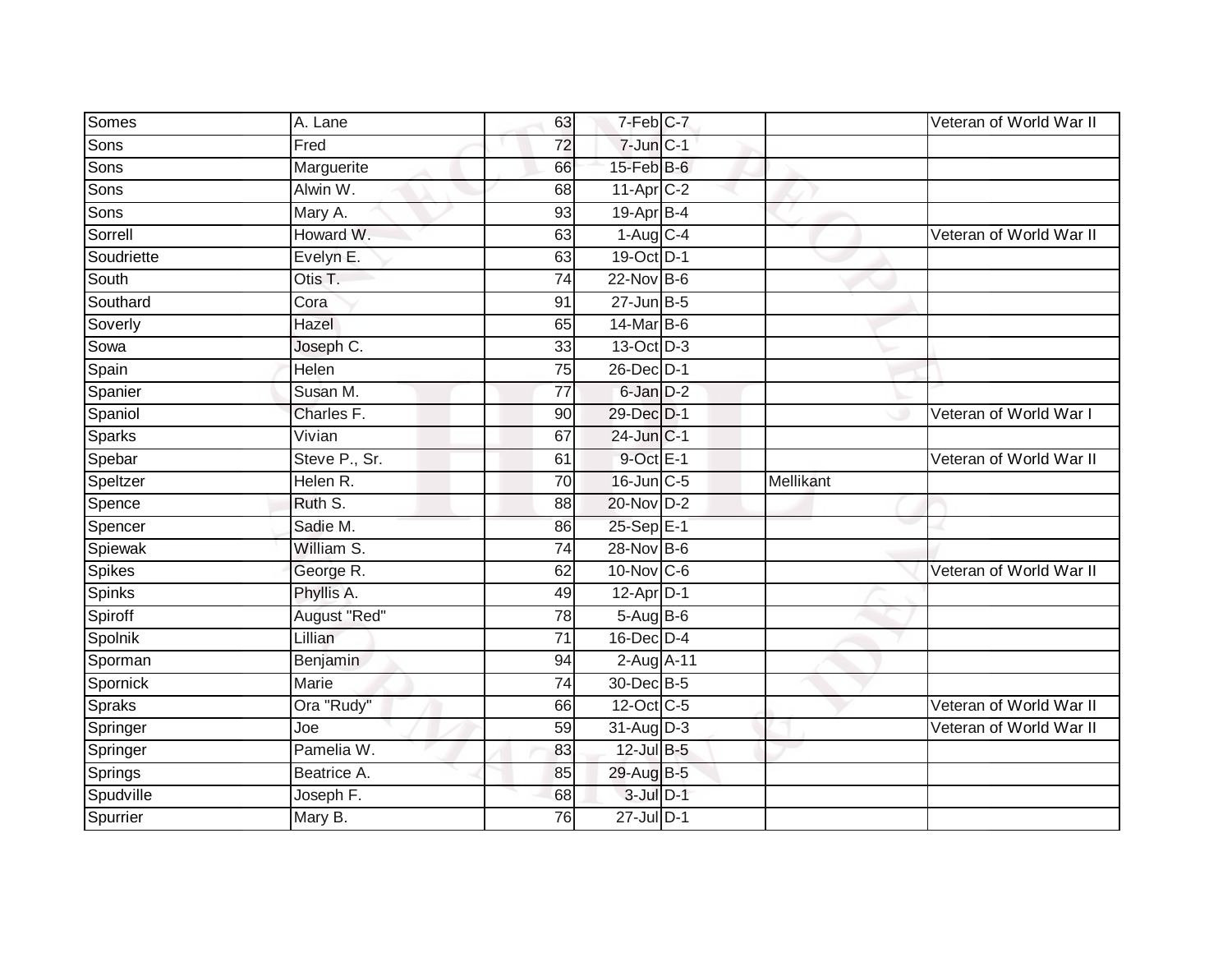| | | | | | | |
|---|---|---|---|---|---|---|
| Somes | A. Lane | 63 | 7-Feb | C-7 | | Veteran of World War II |
| Sons | Fred | 72 | 7-Jun | C-1 | | |
| Sons | Marguerite | 66 | 15-Feb | B-6 | | |
| Sons | Alwin W. | 68 | 11-Apr | C-2 | | |
| Sons | Mary A. | 93 | 19-Apr | B-4 | | |
| Sorrell | Howard W. | 63 | 1-Aug | C-4 | | Veteran of World War II |
| Soudriette | Evelyn E. | 63 | 19-Oct | D-1 | | |
| South | Otis T. | 74 | 22-Nov | B-6 | | |
| Southard | Cora | 91 | 27-Jun | B-5 | | |
| Soverly | Hazel | 65 | 14-Mar | B-6 | | |
| Sowa | Joseph C. | 33 | 13-Oct | D-3 | | |
| Spain | Helen | 75 | 26-Dec | D-1 | | |
| Spanier | Susan M. | 77 | 6-Jan | D-2 | | |
| Spaniol | Charles F. | 90 | 29-Dec | D-1 | | Veteran of World War I |
| Sparks | Vivian | 67 | 24-Jun | C-1 | | |
| Spebar | Steve P., Sr. | 61 | 9-Oct | E-1 | | Veteran of World War II |
| Speltzer | Helen R. | 70 | 16-Jun | C-5 | Mellikant | |
| Spence | Ruth S. | 88 | 20-Nov | D-2 | | |
| Spencer | Sadie M. | 86 | 25-Sep | E-1 | | |
| Spiewak | William S. | 74 | 28-Nov | B-6 | | |
| Spikes | George R. | 62 | 10-Nov | C-6 | | Veteran of World War II |
| Spinks | Phyllis A. | 49 | 12-Apr | D-1 | | |
| Spiroff | August "Red" | 78 | 5-Aug | B-6 | | |
| Spolnik | Lillian | 71 | 16-Dec | D-4 | | |
| Sporman | Benjamin | 94 | 2-Aug | A-11 | | |
| Spornick | Marie | 74 | 30-Dec | B-5 | | |
| Spraks | Ora "Rudy" | 66 | 12-Oct | C-5 | | Veteran of World War II |
| Springer | Joe | 59 | 31-Aug | D-3 | | Veteran of World War II |
| Springer | Pamelia W. | 83 | 12-Jul | B-5 | | |
| Springs | Beatrice A. | 85 | 29-Aug | B-5 | | |
| Spudville | Joseph F. | 68 | 3-Jul | D-1 | | |
| Spurrier | Mary B. | 76 | 27-Jul | D-1 | | |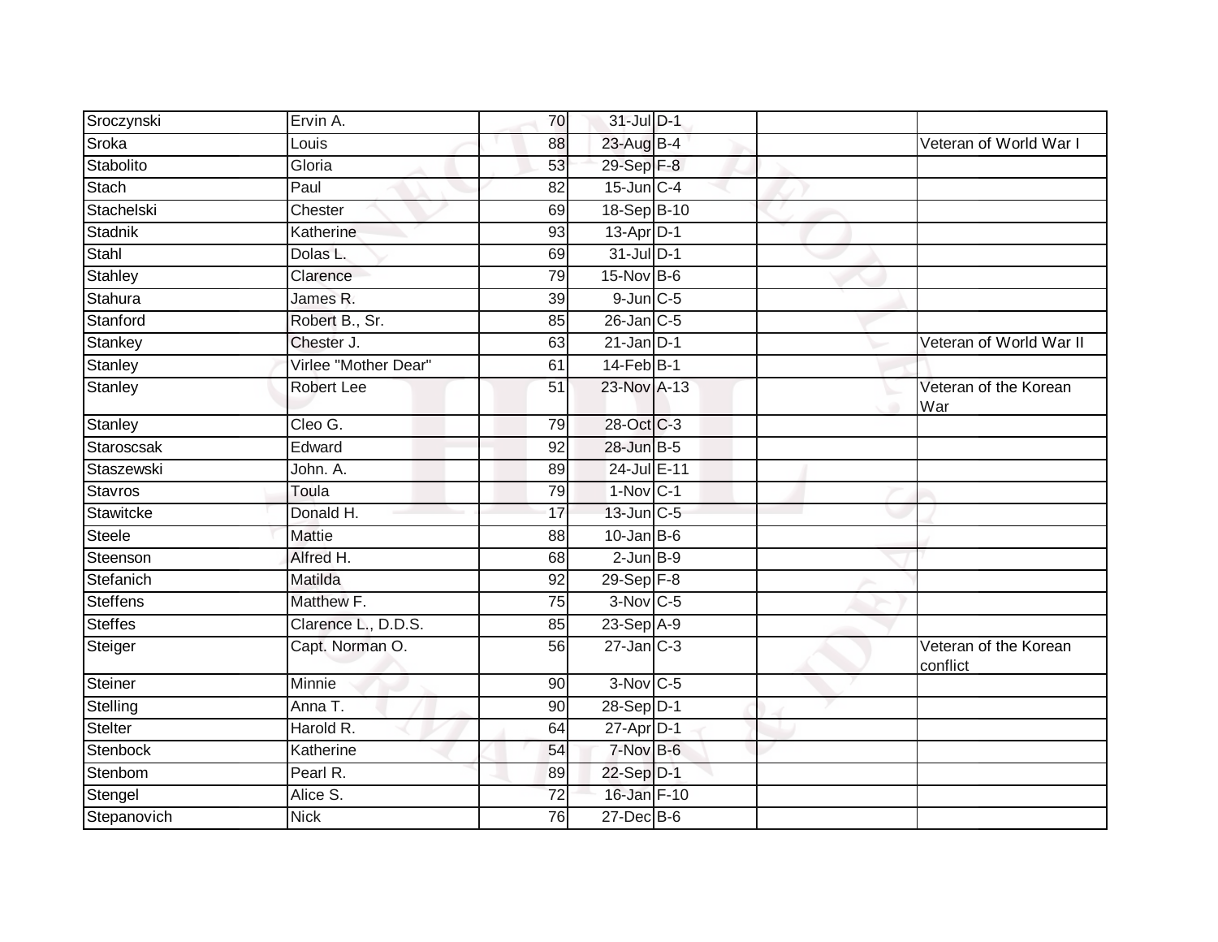| Sroczynski | Ervin A. | 70 | 31-Jul | D-1 | | |
|---|---|---|---|---|---|---|
| Sroka | Louis | 88 | 23-Aug | B-4 | | Veteran of World War I |
| Stabolito | Gloria | 53 | 29-Sep | F-8 | | |
| Stach | Paul | 82 | 15-Jun | C-4 | | |
| Stachelski | Chester | 69 | 18-Sep | B-10 | | |
| Stadnik | Katherine | 93 | 13-Apr | D-1 | | |
| Stahl | Dolas L. | 69 | 31-Jul | D-1 | | |
| Stahley | Clarence | 79 | 15-Nov | B-6 | | |
| Stahura | James R. | 39 | 9-Jun | C-5 | | |
| Stanford | Robert B., Sr. | 85 | 26-Jan | C-5 | | |
| Stankey | Chester J. | 63 | 21-Jan | D-1 | | Veteran of World War II |
| Stanley | Virlee "Mother Dear" | 61 | 14-Feb | B-1 | | |
| Stanley | Robert Lee | 51 | 23-Nov | A-13 | | Veteran of the Korean War |
| Stanley | Cleo G. | 79 | 28-Oct | C-3 | | |
| Staroscsak | Edward | 92 | 28-Jun | B-5 | | |
| Staszewski | John. A. | 89 | 24-Jul | E-11 | | |
| Stavros | Toula | 79 | 1-Nov | C-1 | | |
| Stawitcke | Donald H. | 17 | 13-Jun | C-5 | | |
| Steele | Mattie | 88 | 10-Jan | B-6 | | |
| Steenson | Alfred H. | 68 | 2-Jun | B-9 | | |
| Stefanich | Matilda | 92 | 29-Sep | F-8 | | |
| Steffens | Matthew F. | 75 | 3-Nov | C-5 | | |
| Steffes | Clarence L., D.D.S. | 85 | 23-Sep | A-9 | | |
| Steiger | Capt. Norman O. | 56 | 27-Jan | C-3 | | Veteran of the Korean conflict |
| Steiner | Minnie | 90 | 3-Nov | C-5 | | |
| Stelling | Anna T. | 90 | 28-Sep | D-1 | | |
| Stelter | Harold R. | 64 | 27-Apr | D-1 | | |
| Stenbock | Katherine | 54 | 7-Nov | B-6 | | |
| Stenbom | Pearl R. | 89 | 22-Sep | D-1 | | |
| Stengel | Alice S. | 72 | 16-Jan | F-10 | | |
| Stepanovich | Nick | 76 | 27-Dec | B-6 | | |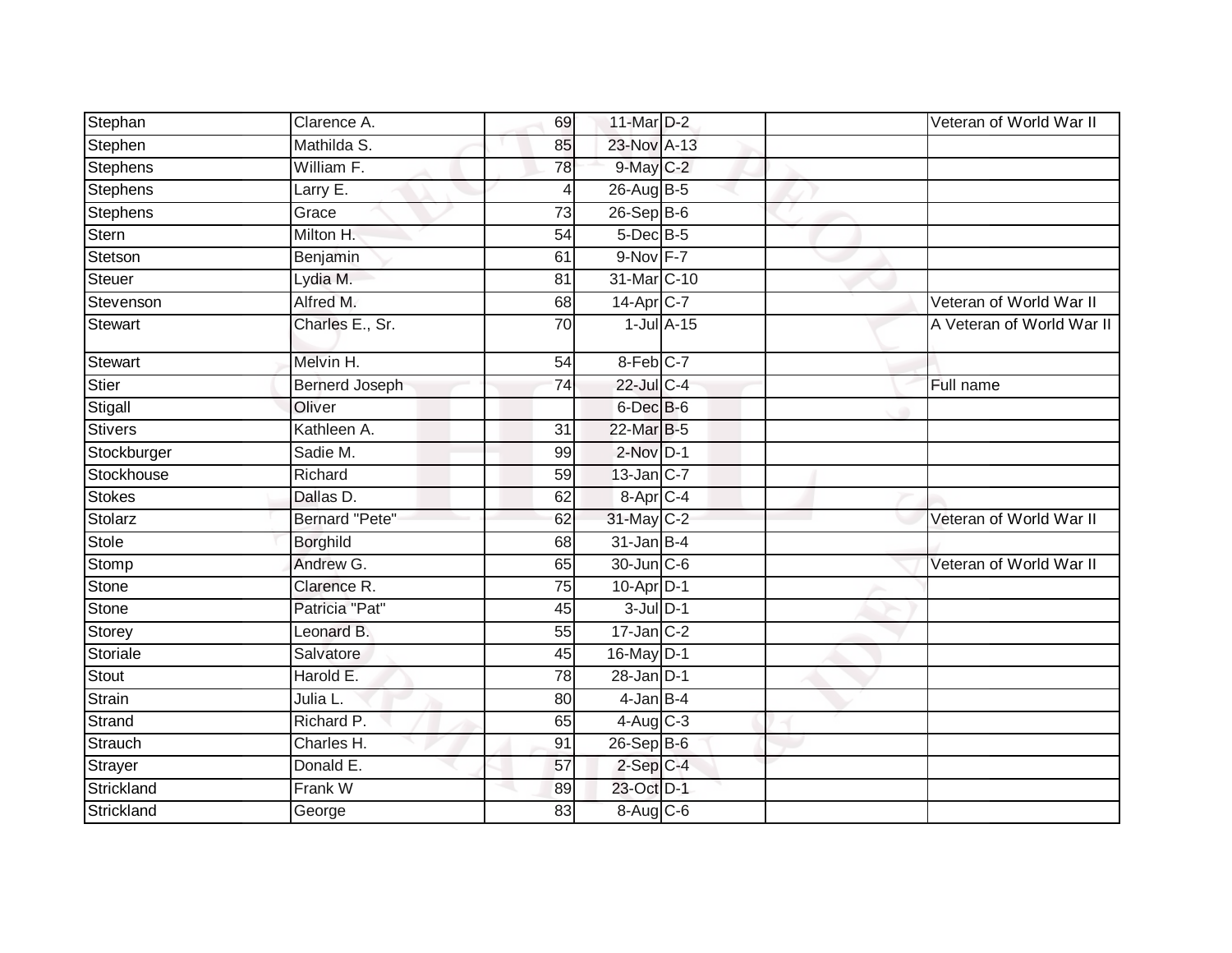| | | | | | | |
|---|---|---|---|---|---|---|
| Stephan | Clarence A. | 69 | 11-Mar | D-2 | | Veteran of World War II |
| Stephen | Mathilda S. | 85 | 23-Nov | A-13 | | |
| Stephens | William F. | 78 | 9-May | C-2 | | |
| Stephens | Larry E. | 4 | 26-Aug | B-5 | | |
| Stephens | Grace | 73 | 26-Sep | B-6 | | |
| Stern | Milton H. | 54 | 5-Dec | B-5 | | |
| Stetson | Benjamin | 61 | 9-Nov | F-7 | | |
| Steuer | Lydia M. | 81 | 31-Mar | C-10 | | |
| Stevenson | Alfred M. | 68 | 14-Apr | C-7 | | Veteran of World War II |
| Stewart | Charles E., Sr. | 70 | 1-Jul | A-15 | | A Veteran of World War II |
| Stewart | Melvin H. | 54 | 8-Feb | C-7 | | |
| Stier | Bernerd Joseph | 74 | 22-Jul | C-4 | | Full name |
| Stigall | Oliver | | 6-Dec | B-6 | | |
| Stivers | Kathleen A. | 31 | 22-Mar | B-5 | | |
| Stockburger | Sadie M. | 99 | 2-Nov | D-1 | | |
| Stockhouse | Richard | 59 | 13-Jan | C-7 | | |
| Stokes | Dallas D. | 62 | 8-Apr | C-4 | | |
| Stolarz | Bernard "Pete" | 62 | 31-May | C-2 | | Veteran of World War II |
| Stole | Borghild | 68 | 31-Jan | B-4 | | |
| Stomp | Andrew G. | 65 | 30-Jun | C-6 | | Veteran of World War II |
| Stone | Clarence R. | 75 | 10-Apr | D-1 | | |
| Stone | Patricia "Pat" | 45 | 3-Jul | D-1 | | |
| Storey | Leonard B. | 55 | 17-Jan | C-2 | | |
| Storiale | Salvatore | 45 | 16-May | D-1 | | |
| Stout | Harold E. | 78 | 28-Jan | D-1 | | |
| Strain | Julia L. | 80 | 4-Jan | B-4 | | |
| Strand | Richard P. | 65 | 4-Aug | C-3 | | |
| Strauch | Charles H. | 91 | 26-Sep | B-6 | | |
| Strayer | Donald E. | 57 | 2-Sep | C-4 | | |
| Strickland | Frank W | 89 | 23-Oct | D-1 | | |
| Strickland | George | 83 | 8-Aug | C-6 | | |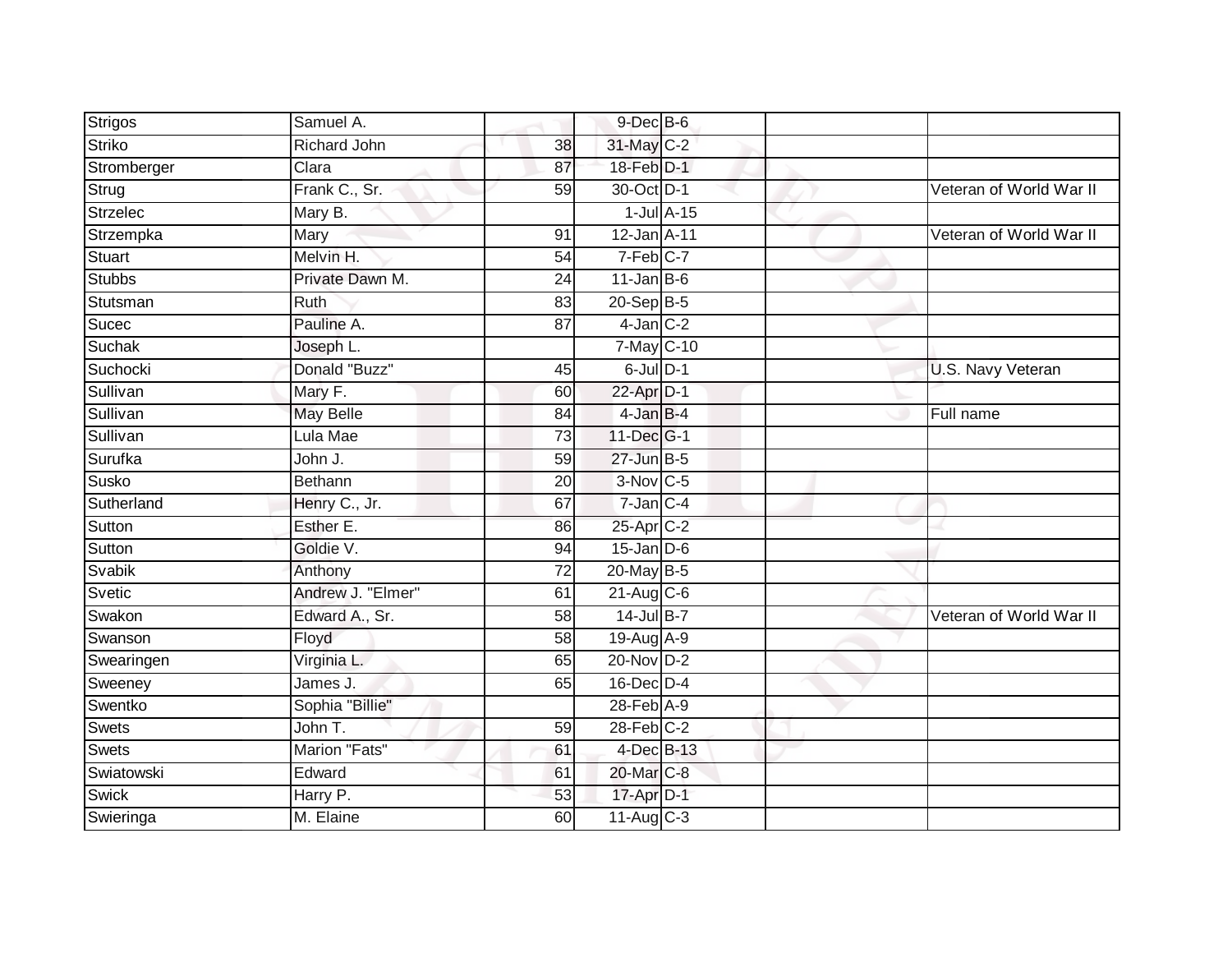| | | | | | | |
|---|---|---|---|---|---|---|
| Strigos | Samuel A. | | 9-Dec | B-6 | | |
| Striko | Richard John | 38 | 31-May | C-2 | | |
| Stromberger | Clara | 87 | 18-Feb | D-1 | | |
| Strug | Frank C., Sr. | 59 | 30-Oct | D-1 | | Veteran of World War II |
| Strzelec | Mary B. | | 1-Jul | A-15 | | |
| Strzempka | Mary | 91 | 12-Jan | A-11 | | Veteran of World War II |
| Stuart | Melvin H. | 54 | 7-Feb | C-7 | | |
| Stubbs | Private Dawn M. | 24 | 11-Jan | B-6 | | |
| Stutsman | Ruth | 83 | 20-Sep | B-5 | | |
| Sucec | Pauline A. | 87 | 4-Jan | C-2 | | |
| Suchak | Joseph L. | | 7-May | C-10 | | |
| Suchocki | Donald "Buzz" | 45 | 6-Jul | D-1 | | U.S. Navy Veteran |
| Sullivan | Mary F. | 60 | 22-Apr | D-1 | | |
| Sullivan | May Belle | 84 | 4-Jan | B-4 | | Full name |
| Sullivan | Lula Mae | 73 | 11-Dec | G-1 | | |
| Surufka | John J. | 59 | 27-Jun | B-5 | | |
| Susko | Bethann | 20 | 3-Nov | C-5 | | |
| Sutherland | Henry C., Jr. | 67 | 7-Jan | C-4 | | |
| Sutton | Esther E. | 86 | 25-Apr | C-2 | | |
| Sutton | Goldie V. | 94 | 15-Jan | D-6 | | |
| Svabik | Anthony | 72 | 20-May | B-5 | | |
| Svetic | Andrew J. "Elmer" | 61 | 21-Aug | C-6 | | |
| Swakon | Edward A., Sr. | 58 | 14-Jul | B-7 | | Veteran of World War II |
| Swanson | Floyd | 58 | 19-Aug | A-9 | | |
| Swearingen | Virginia L. | 65 | 20-Nov | D-2 | | |
| Sweeney | James J. | 65 | 16-Dec | D-4 | | |
| Swentko | Sophia "Billie" | | 28-Feb | A-9 | | |
| Swets | John T. | 59 | 28-Feb | C-2 | | |
| Swets | Marion "Fats" | 61 | 4-Dec | B-13 | | |
| Swiatowski | Edward | 61 | 20-Mar | C-8 | | |
| Swick | Harry P. | 53 | 17-Apr | D-1 | | |
| Swieringa | M. Elaine | 60 | 11-Aug | C-3 | | |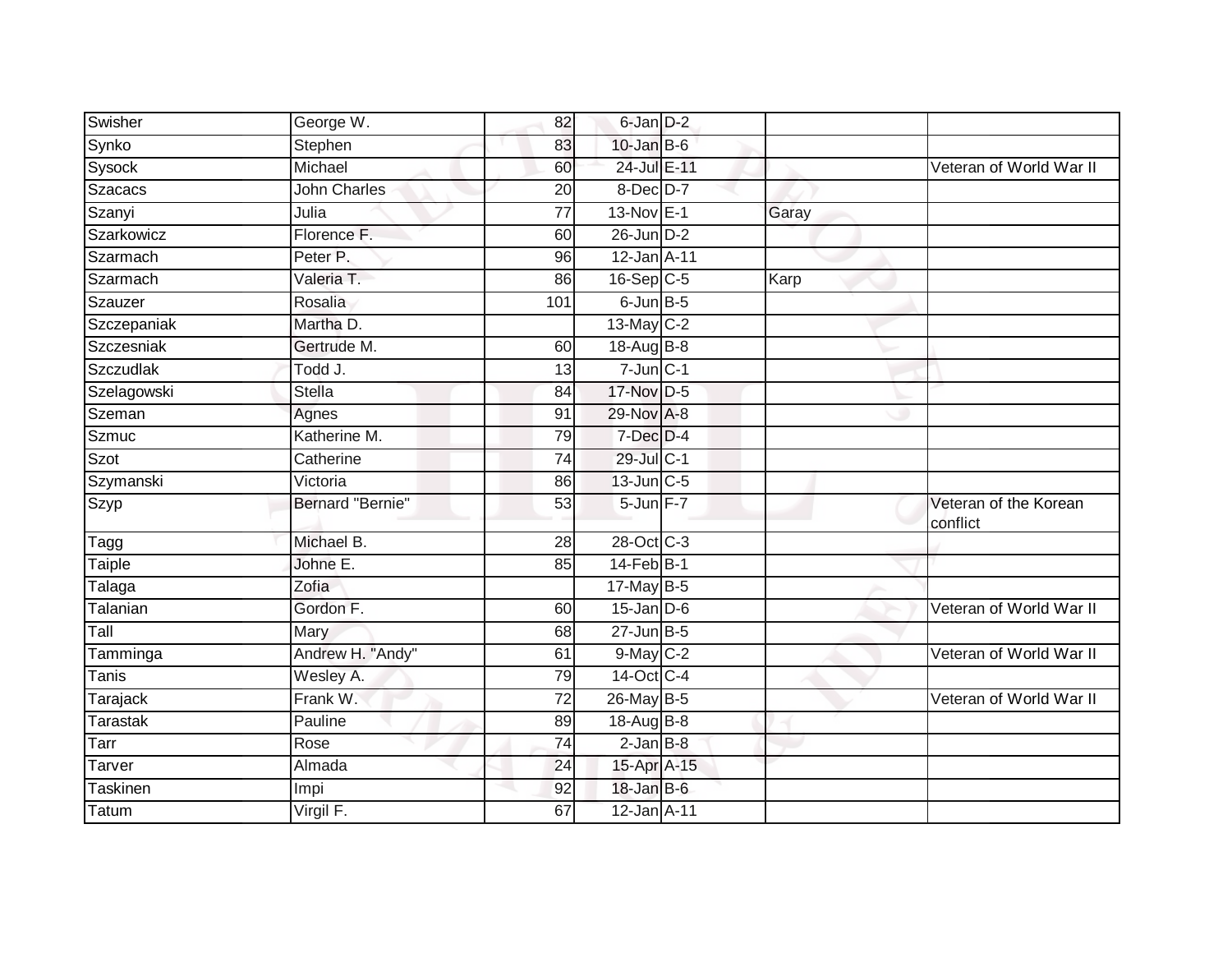| Swisher | George W. | 82 | 6-Jan | D-2 | | |
|---|---|---|---|---|---|---|
| Synko | Stephen | 83 | 10-Jan | B-6 | | |
| Sysock | Michael | 60 | 24-Jul | E-11 | | Veteran of World War II |
| Szacacs | John Charles | 20 | 8-Dec | D-7 | | |
| Szanyi | Julia | 77 | 13-Nov | E-1 | Garay | |
| Szarkowicz | Florence F. | 60 | 26-Jun | D-2 | | |
| Szarmach | Peter P. | 96 | 12-Jan | A-11 | | |
| Szarmach | Valeria T. | 86 | 16-Sep | C-5 | Karp | |
| Szauzer | Rosalia | 101 | 6-Jun | B-5 | | |
| Szczepaniak | Martha D. | | 13-May | C-2 | | |
| Szczesniak | Gertrude M. | 60 | 18-Aug | B-8 | | |
| Szczudlak | Todd J. | 13 | 7-Jun | C-1 | | |
| Szelagowski | Stella | 84 | 17-Nov | D-5 | | |
| Szeman | Agnes | 91 | 29-Nov | A-8 | | |
| Szmuc | Katherine M. | 79 | 7-Dec | D-4 | | |
| Szot | Catherine | 74 | 29-Jul | C-1 | | |
| Szymanski | Victoria | 86 | 13-Jun | C-5 | | |
| Szyp | Bernard "Bernie" | 53 | 5-Jun | F-7 | | Veteran of the Korean conflict |
| Tagg | Michael B. | 28 | 28-Oct | C-3 | | |
| Taiple | Johne E. | 85 | 14-Feb | B-1 | | |
| Talaga | Zofia | | 17-May | B-5 | | |
| Talanian | Gordon F. | 60 | 15-Jan | D-6 | | Veteran of World War II |
| Tall | Mary | 68 | 27-Jun | B-5 | | |
| Tamminga | Andrew H. "Andy" | 61 | 9-May | C-2 | | Veteran of World War II |
| Tanis | Wesley A. | 79 | 14-Oct | C-4 | | |
| Tarajack | Frank W. | 72 | 26-May | B-5 | | Veteran of World War II |
| Tarastak | Pauline | 89 | 18-Aug | B-8 | | |
| Tarr | Rose | 74 | 2-Jan | B-8 | | |
| Tarver | Almada | 24 | 15-Apr | A-15 | | |
| Taskinen | Impi | 92 | 18-Jan | B-6 | | |
| Tatum | Virgil F. | 67 | 12-Jan | A-11 | | |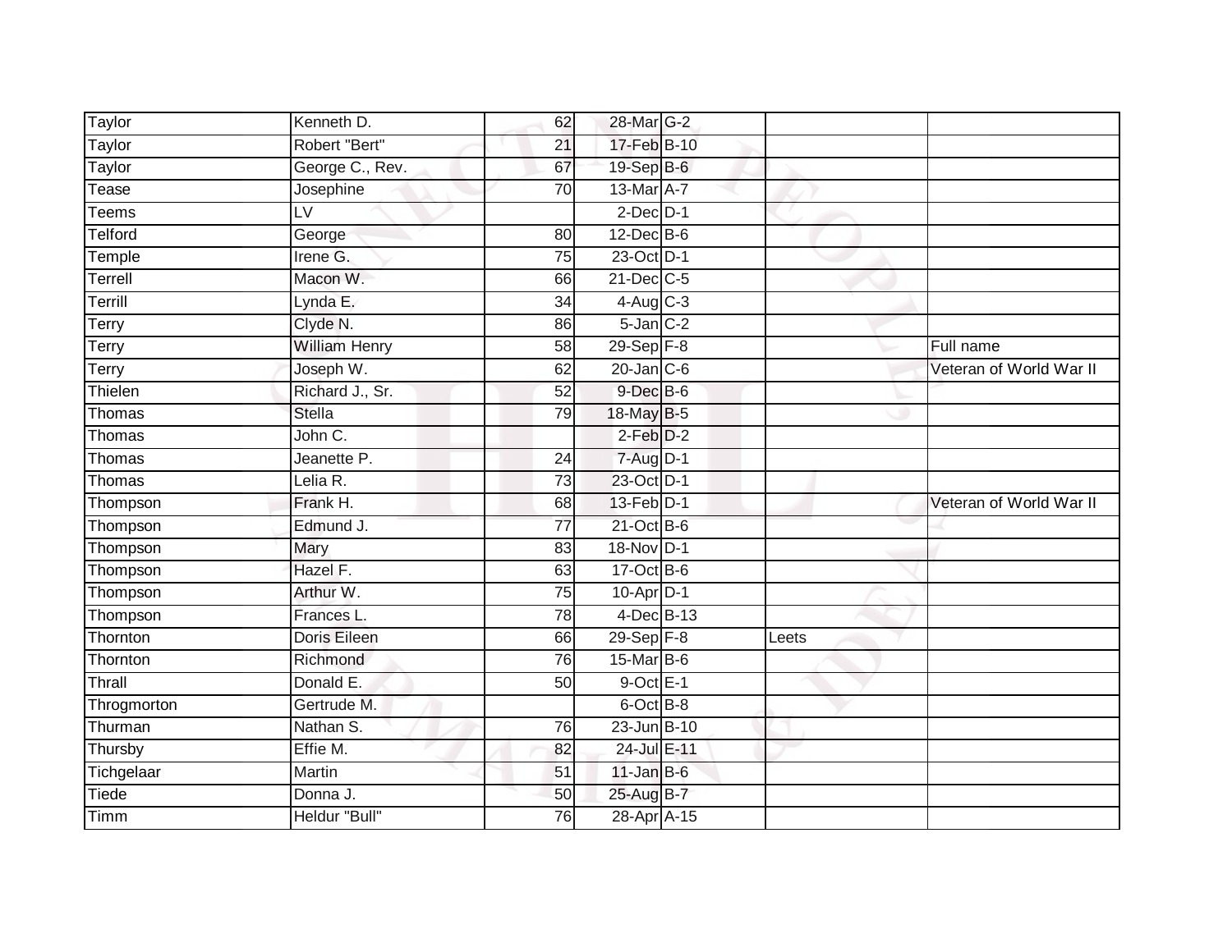| | | | | | | |
|---|---|---|---|---|---|---|
| Taylor | Kenneth D. | 62 | 28-Mar | G-2 | | |
| Taylor | Robert "Bert" | 21 | 17-Feb | B-10 | | |
| Taylor | George C., Rev. | 67 | 19-Sep | B-6 | | |
| Tease | Josephine | 70 | 13-Mar | A-7 | | |
| Teems | LV | | 2-Dec | D-1 | | |
| Telford | George | 80 | 12-Dec | B-6 | | |
| Temple | Irene G. | 75 | 23-Oct | D-1 | | |
| Terrell | Macon W. | 66 | 21-Dec | C-5 | | |
| Terrill | Lynda E. | 34 | 4-Aug | C-3 | | |
| Terry | Clyde N. | 86 | 5-Jan | C-2 | | |
| Terry | William Henry | 58 | 29-Sep | F-8 | | Full name |
| Terry | Joseph W. | 62 | 20-Jan | C-6 | | Veteran of World War II |
| Thielen | Richard J., Sr. | 52 | 9-Dec | B-6 | | |
| Thomas | Stella | 79 | 18-May | B-5 | | |
| Thomas | John C. | | 2-Feb | D-2 | | |
| Thomas | Jeanette P. | 24 | 7-Aug | D-1 | | |
| Thomas | Lelia R. | 73 | 23-Oct | D-1 | | |
| Thompson | Frank H. | 68 | 13-Feb | D-1 | | Veteran of World War II |
| Thompson | Edmund J. | 77 | 21-Oct | B-6 | | |
| Thompson | Mary | 83 | 18-Nov | D-1 | | |
| Thompson | Hazel F. | 63 | 17-Oct | B-6 | | |
| Thompson | Arthur W. | 75 | 10-Apr | D-1 | | |
| Thompson | Frances L. | 78 | 4-Dec | B-13 | | |
| Thornton | Doris Eileen | 66 | 29-Sep | F-8 | Leets | |
| Thornton | Richmond | 76 | 15-Mar | B-6 | | |
| Thrall | Donald E. | 50 | 9-Oct | E-1 | | |
| Throgmorton | Gertrude M. | | 6-Oct | B-8 | | |
| Thurman | Nathan S. | 76 | 23-Jun | B-10 | | |
| Thursby | Effie M. | 82 | 24-Jul | E-11 | | |
| Tichgelaar | Martin | 51 | 11-Jan | B-6 | | |
| Tiede | Donna J. | 50 | 25-Aug | B-7 | | |
| Timm | Heldur "Bull" | 76 | 28-Apr | A-15 | | |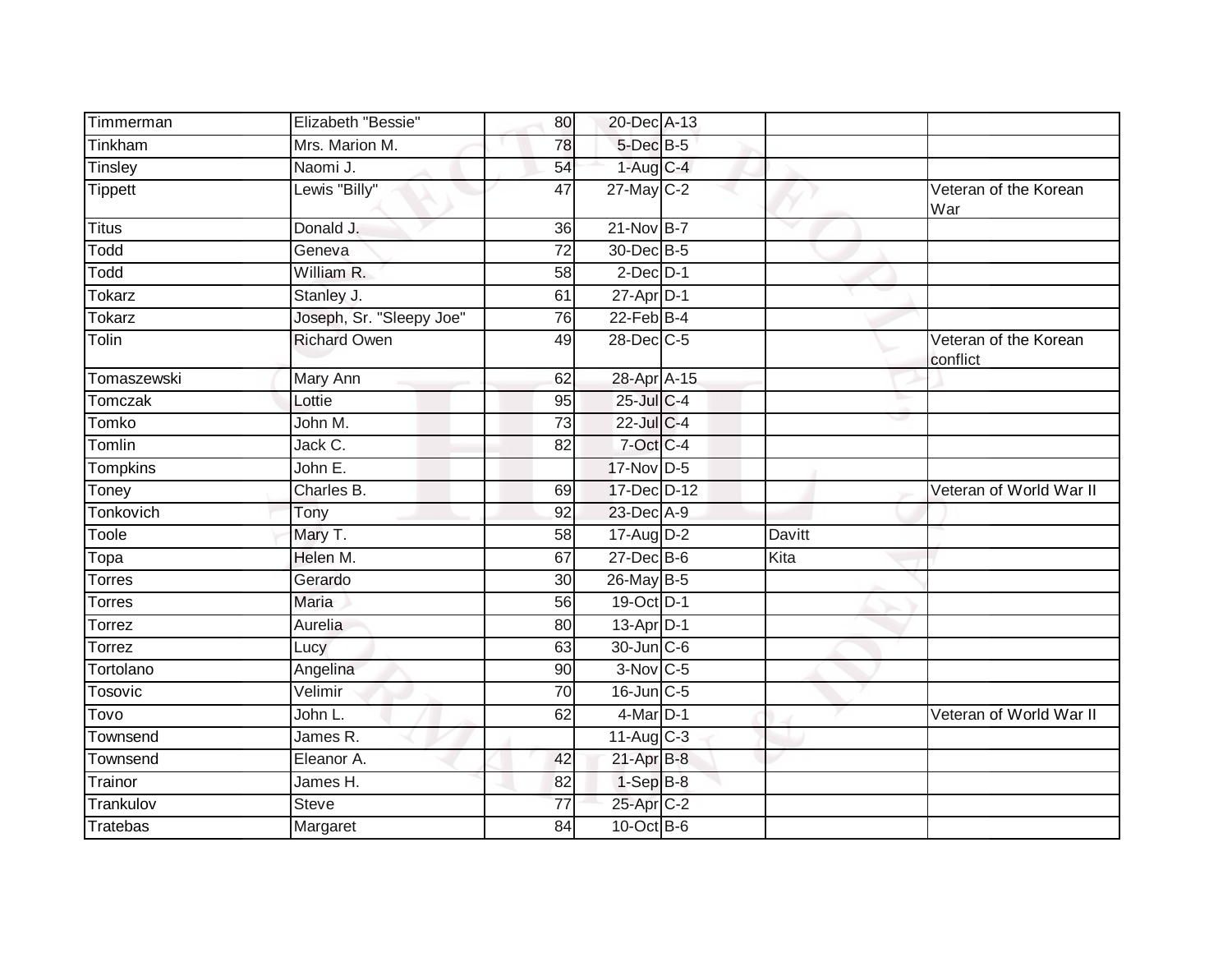| | | | | | | |
|---|---|---|---|---|---|---|
| Timmerman | Elizabeth "Bessie" | 80 | 20-Dec | A-13 | | |
| Tinkham | Mrs. Marion M. | 78 | 5-Dec | B-5 | | |
| Tinsley | Naomi J. | 54 | 1-Aug | C-4 | | |
| Tippett | Lewis "Billy" | 47 | 27-May | C-2 | | Veteran of the Korean War |
| Titus | Donald J. | 36 | 21-Nov | B-7 | | |
| Todd | Geneva | 72 | 30-Dec | B-5 | | |
| Todd | William R. | 58 | 2-Dec | D-1 | | |
| Tokarz | Stanley J. | 61 | 27-Apr | D-1 | | |
| Tokarz | Joseph, Sr. "Sleepy Joe" | 76 | 22-Feb | B-4 | | |
| Tolin | Richard Owen | 49 | 28-Dec | C-5 | | Veteran of the Korean conflict |
| Tomaszewski | Mary Ann | 62 | 28-Apr | A-15 | | |
| Tomczak | Lottie | 95 | 25-Jul | C-4 | | |
| Tomko | John M. | 73 | 22-Jul | C-4 | | |
| Tomlin | Jack C. | 82 | 7-Oct | C-4 | | |
| Tompkins | John E. | | 17-Nov | D-5 | | |
| Toney | Charles B. | 69 | 17-Dec | D-12 | | Veteran of World War II |
| Tonkovich | Tony | 92 | 23-Dec | A-9 | | |
| Toole | Mary T. | 58 | 17-Aug | D-2 | Davitt | |
| Topa | Helen M. | 67 | 27-Dec | B-6 | Kita | |
| Torres | Gerardo | 30 | 26-May | B-5 | | |
| Torres | Maria | 56 | 19-Oct | D-1 | | |
| Torrez | Aurelia | 80 | 13-Apr | D-1 | | |
| Torrez | Lucy | 63 | 30-Jun | C-6 | | |
| Tortolano | Angelina | 90 | 3-Nov | C-5 | | |
| Tosovic | Velimir | 70 | 16-Jun | C-5 | | |
| Tovo | John L. | 62 | 4-Mar | D-1 | | Veteran of World War II |
| Townsend | James R. | | 11-Aug | C-3 | | |
| Townsend | Eleanor A. | 42 | 21-Apr | B-8 | | |
| Trainor | James H. | 82 | 1-Sep | B-8 | | |
| Trankulov | Steve | 77 | 25-Apr | C-2 | | |
| Tratebas | Margaret | 84 | 10-Oct | B-6 | | |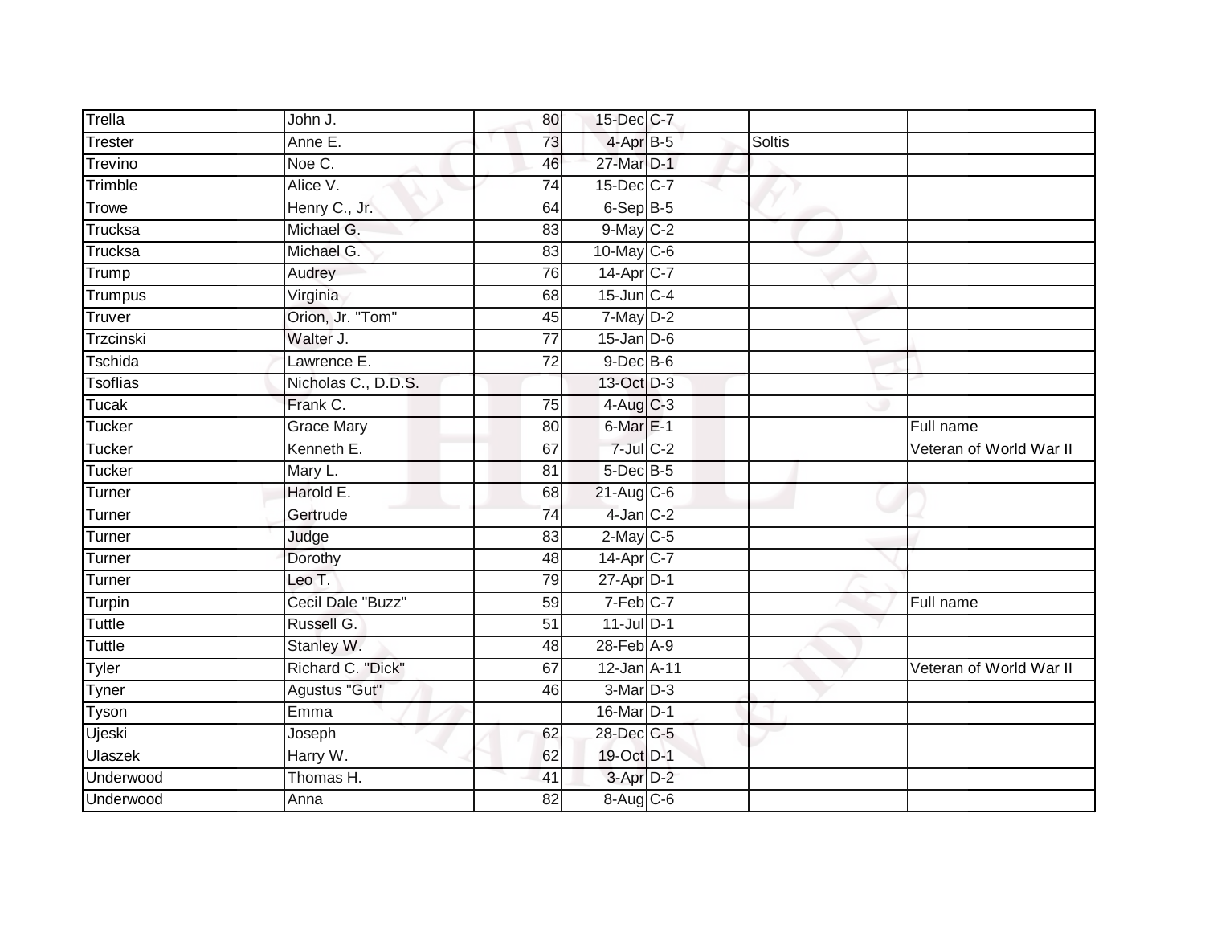| | | | | | | |
|---|---|---|---|---|---|---|
| Trella | John J. | 80 | 15-Dec | C-7 | | |
| Trester | Anne E. | 73 | 4-Apr | B-5 | Soltis | |
| Trevino | Noe C. | 46 | 27-Mar | D-1 | | |
| Trimble | Alice V. | 74 | 15-Dec | C-7 | | |
| Trowe | Henry C., Jr. | 64 | 6-Sep | B-5 | | |
| Trucksa | Michael G. | 83 | 9-May | C-2 | | |
| Trucksa | Michael G. | 83 | 10-May | C-6 | | |
| Trump | Audrey | 76 | 14-Apr | C-7 | | |
| Trumpus | Virginia | 68 | 15-Jun | C-4 | | |
| Truver | Orion, Jr. "Tom" | 45 | 7-May | D-2 | | |
| Trzcinski | Walter J. | 77 | 15-Jan | D-6 | | |
| Tschida | Lawrence E. | 72 | 9-Dec | B-6 | | |
| Tsoflias | Nicholas C., D.D.S. | | 13-Oct | D-3 | | |
| Tucak | Frank C. | 75 | 4-Aug | C-3 | | |
| Tucker | Grace Mary | 80 | 6-Mar | E-1 | | Full name |
| Tucker | Kenneth E. | 67 | 7-Jul | C-2 | | Veteran of World War II |
| Tucker | Mary L. | 81 | 5-Dec | B-5 | | |
| Turner | Harold E. | 68 | 21-Aug | C-6 | | |
| Turner | Gertrude | 74 | 4-Jan | C-2 | | |
| Turner | Judge | 83 | 2-May | C-5 | | |
| Turner | Dorothy | 48 | 14-Apr | C-7 | | |
| Turner | Leo T. | 79 | 27-Apr | D-1 | | |
| Turpin | Cecil Dale "Buzz" | 59 | 7-Feb | C-7 | | Full name |
| Tuttle | Russell G. | 51 | 11-Jul | D-1 | | |
| Tuttle | Stanley W. | 48 | 28-Feb | A-9 | | |
| Tyler | Richard C. "Dick" | 67 | 12-Jan | A-11 | | Veteran of World War II |
| Tyner | Agustus "Gut" | 46 | 3-Mar | D-3 | | |
| Tyson | Emma | | 16-Mar | D-1 | | |
| Ujeski | Joseph | 62 | 28-Dec | C-5 | | |
| Ulaszek | Harry W. | 62 | 19-Oct | D-1 | | |
| Underwood | Thomas H. | 41 | 3-Apr | D-2 | | |
| Underwood | Anna | 82 | 8-Aug | C-6 | | |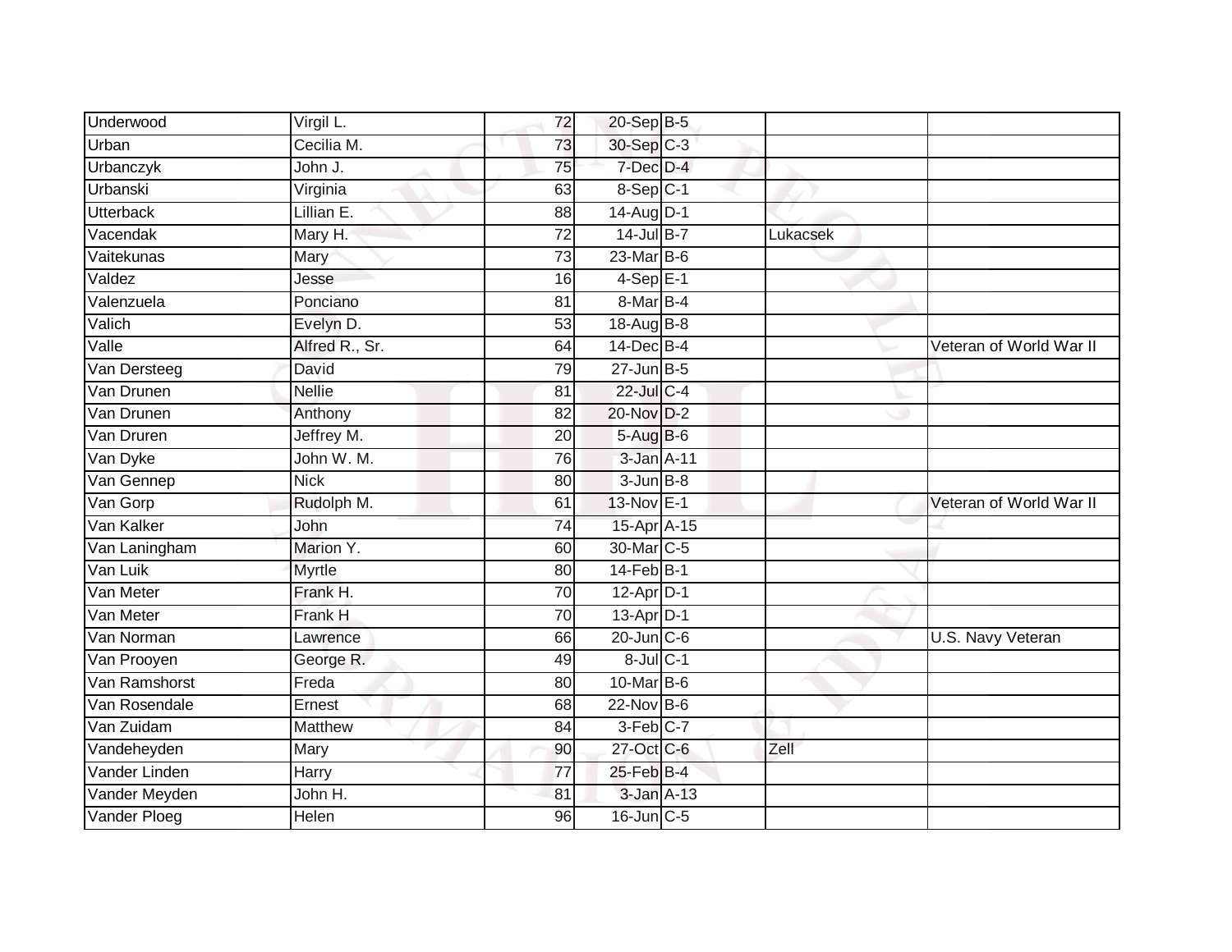| | | | | | | |
|---|---|---|---|---|---|---|
| Underwood | Virgil L. | 72 | 20-Sep | B-5 | | |
| Urban | Cecilia M. | 73 | 30-Sep | C-3 | | |
| Urbanczyk | John J. | 75 | 7-Dec | D-4 | | |
| Urbanski | Virginia | 63 | 8-Sep | C-1 | | |
| Utterback | Lillian E. | 88 | 14-Aug | D-1 | | |
| Vacendak | Mary H. | 72 | 14-Jul | B-7 | Lukacsek | |
| Vaitekunas | Mary | 73 | 23-Mar | B-6 | | |
| Valdez | Jesse | 16 | 4-Sep | E-1 | | |
| Valenzuela | Ponciano | 81 | 8-Mar | B-4 | | |
| Valich | Evelyn D. | 53 | 18-Aug | B-8 | | |
| Valle | Alfred R., Sr. | 64 | 14-Dec | B-4 | | Veteran of World War II |
| Van Dersteeg | David | 79 | 27-Jun | B-5 | | |
| Van Drunen | Nellie | 81 | 22-Jul | C-4 | | |
| Van Drunen | Anthony | 82 | 20-Nov | D-2 | | |
| Van Druren | Jeffrey M. | 20 | 5-Aug | B-6 | | |
| Van Dyke | John W. M. | 76 | 3-Jan | A-11 | | |
| Van Gennep | Nick | 80 | 3-Jun | B-8 | | |
| Van Gorp | Rudolph M. | 61 | 13-Nov | E-1 | | Veteran of World War II |
| Van Kalker | John | 74 | 15-Apr | A-15 | | |
| Van Laningham | Marion Y. | 60 | 30-Mar | C-5 | | |
| Van Luik | Myrtle | 80 | 14-Feb | B-1 | | |
| Van Meter | Frank H. | 70 | 12-Apr | D-1 | | |
| Van Meter | Frank H | 70 | 13-Apr | D-1 | | |
| Van Norman | Lawrence | 66 | 20-Jun | C-6 | | U.S. Navy Veteran |
| Van Prooyen | George R. | 49 | 8-Jul | C-1 | | |
| Van Ramshorst | Freda | 80 | 10-Mar | B-6 | | |
| Van Rosendale | Ernest | 68 | 22-Nov | B-6 | | |
| Van Zuidam | Matthew | 84 | 3-Feb | C-7 | | |
| Vandeheyden | Mary | 90 | 27-Oct | C-6 | Zell | |
| Vander Linden | Harry | 77 | 25-Feb | B-4 | | |
| Vander Meyden | John H. | 81 | 3-Jan | A-13 | | |
| Vander Ploeg | Helen | 96 | 16-Jun | C-5 | | |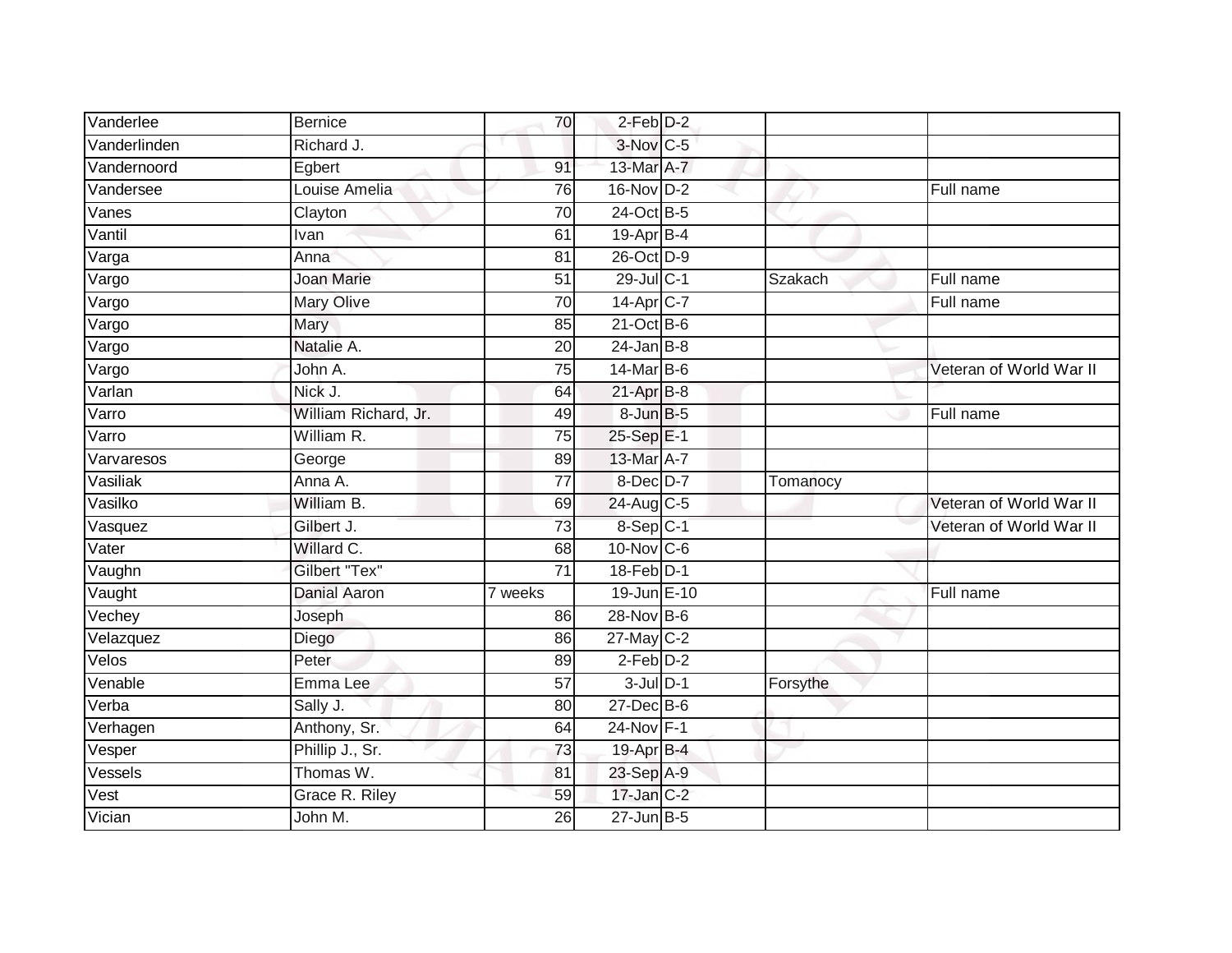| | | | | | | |
|---|---|---|---|---|---|---|
| Vanderlee | Bernice | 70 | 2-Feb | D-2 | | |
| Vanderlinden | Richard J. | | 3-Nov | C-5 | | |
| Vandernoord | Egbert | 91 | 13-Mar | A-7 | | |
| Vandersee | Louise Amelia | 76 | 16-Nov | D-2 | | Full name |
| Vanes | Clayton | 70 | 24-Oct | B-5 | | |
| Vantil | Ivan | 61 | 19-Apr | B-4 | | |
| Varga | Anna | 81 | 26-Oct | D-9 | | |
| Vargo | Joan Marie | 51 | 29-Jul | C-1 | Szakach | Full name |
| Vargo | Mary Olive | 70 | 14-Apr | C-7 | | Full name |
| Vargo | Mary | 85 | 21-Oct | B-6 | | |
| Vargo | Natalie A. | 20 | 24-Jan | B-8 | | |
| Vargo | John A. | 75 | 14-Mar | B-6 | | Veteran of World War II |
| Varlan | Nick J. | 64 | 21-Apr | B-8 | | |
| Varro | William Richard, Jr. | 49 | 8-Jun | B-5 | | Full name |
| Varro | William R. | 75 | 25-Sep | E-1 | | |
| Varvaresos | George | 89 | 13-Mar | A-7 | | |
| Vasiliak | Anna A. | 77 | 8-Dec | D-7 | Tomanocy | |
| Vasilko | William B. | 69 | 24-Aug | C-5 | | Veteran of World War II |
| Vasquez | Gilbert J. | 73 | 8-Sep | C-1 | | Veteran of World War II |
| Vater | Willard C. | 68 | 10-Nov | C-6 | | |
| Vaughn | Gilbert "Tex" | 71 | 18-Feb | D-1 | | |
| Vaught | Danial Aaron | 7 weeks | 19-Jun | E-10 | | Full name |
| Vechey | Joseph | 86 | 28-Nov | B-6 | | |
| Velazquez | Diego | 86 | 27-May | C-2 | | |
| Velos | Peter | 89 | 2-Feb | D-2 | | |
| Venable | Emma Lee | 57 | 3-Jul | D-1 | Forsythe | |
| Verba | Sally J. | 80 | 27-Dec | B-6 | | |
| Verhagen | Anthony, Sr. | 64 | 24-Nov | F-1 | | |
| Vesper | Phillip J., Sr. | 73 | 19-Apr | B-4 | | |
| Vessels | Thomas W. | 81 | 23-Sep | A-9 | | |
| Vest | Grace R. Riley | 59 | 17-Jan | C-2 | | |
| Vician | John M. | 26 | 27-Jun | B-5 | | |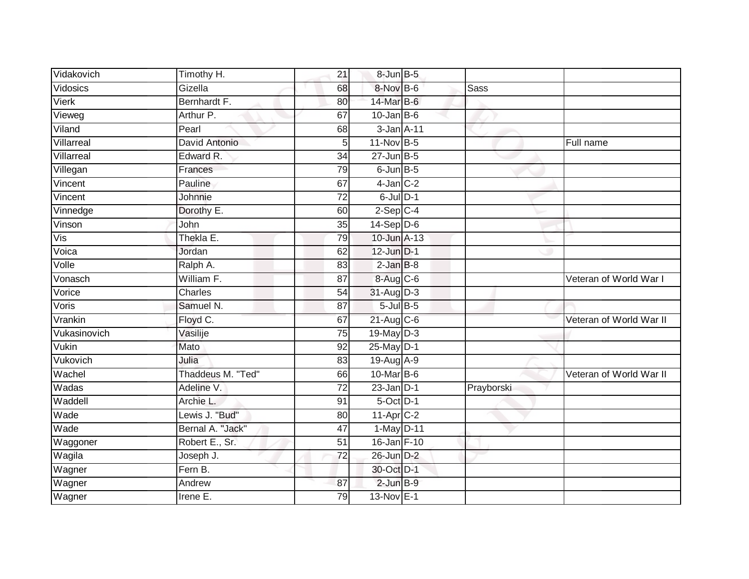| | | | | | | |
|---|---|---|---|---|---|---|
| Vidakovich | Timothy H. | 21 | 8-Jun | B-5 | | |
| Vidosics | Gizella | 68 | 8-Nov | B-6 | Sass | |
| Vierk | Bernhardt F. | 80 | 14-Mar | B-6 | | |
| Vieweg | Arthur P. | 67 | 10-Jan | B-6 | | |
| Viland | Pearl | 68 | 3-Jan | A-11 | | |
| Villarreal | David Antonio | 5 | 11-Nov | B-5 | | Full name |
| Villarreal | Edward R. | 34 | 27-Jun | B-5 | | |
| Villegan | Frances | 79 | 6-Jun | B-5 | | |
| Vincent | Pauline | 67 | 4-Jan | C-2 | | |
| Vincent | Johnnie | 72 | 6-Jul | D-1 | | |
| Vinnedge | Dorothy E. | 60 | 2-Sep | C-4 | | |
| Vinson | John | 35 | 14-Sep | D-6 | | |
| Vis | Thekla E. | 79 | 10-Jun | A-13 | | |
| Voica | Jordan | 62 | 12-Jun | D-1 | | |
| Volle | Ralph A. | 83 | 2-Jan | B-8 | | |
| Vonasch | William F. | 87 | 8-Aug | C-6 | | Veteran of World War I |
| Vorice | Charles | 54 | 31-Aug | D-3 | | |
| Voris | Samuel N. | 87 | 5-Jul | B-5 | | |
| Vrankin | Floyd C. | 67 | 21-Aug | C-6 | | Veteran of World War II |
| Vukasinovich | Vasilije | 75 | 19-May | D-3 | | |
| Vukin | Mato | 92 | 25-May | D-1 | | |
| Vukovich | Julia | 83 | 19-Aug | A-9 | | |
| Wachel | Thaddeus M. "Ted" | 66 | 10-Mar | B-6 | | Veteran of World War II |
| Wadas | Adeline V. | 72 | 23-Jan | D-1 | Prayborski | |
| Waddell | Archie L. | 91 | 5-Oct | D-1 | | |
| Wade | Lewis J. "Bud" | 80 | 11-Apr | C-2 | | |
| Wade | Bernal A. "Jack" | 47 | 1-May | D-11 | | |
| Waggoner | Robert E., Sr. | 51 | 16-Jan | F-10 | | |
| Wagila | Joseph J. | 72 | 26-Jun | D-2 | | |
| Wagner | Fern B. | | 30-Oct | D-1 | | |
| Wagner | Andrew | 87 | 2-Jun | B-9 | | |
| Wagner | Irene E. | 79 | 13-Nov | E-1 | | |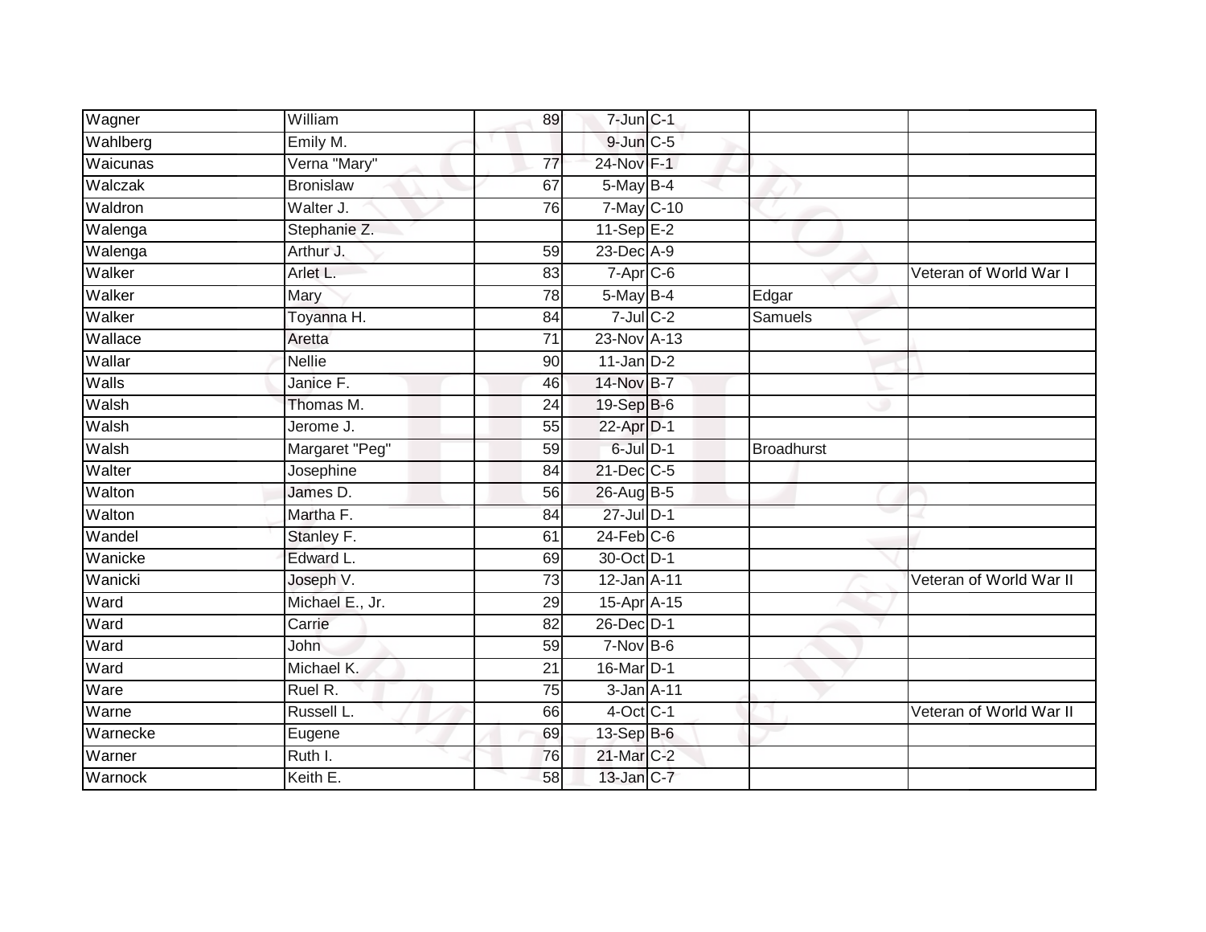| | | | | | | |
|---|---|---|---|---|---|---|
| Wagner | William | 89 | 7-Jun | C-1 | | |
| Wahlberg | Emily M. | | 9-Jun | C-5 | | |
| Waicunas | Verna "Mary" | 77 | 24-Nov | F-1 | | |
| Walczak | Bronislaw | 67 | 5-May | B-4 | | |
| Waldron | Walter J. | 76 | 7-May | C-10 | | |
| Walenga | Stephanie Z. | | 11-Sep | E-2 | | |
| Walenga | Arthur J. | 59 | 23-Dec | A-9 | | |
| Walker | Arlet L. | 83 | 7-Apr | C-6 | | Veteran of World War I |
| Walker | Mary | 78 | 5-May | B-4 | Edgar | |
| Walker | Toyanna H. | 84 | 7-Jul | C-2 | Samuels | |
| Wallace | Aretta | 71 | 23-Nov | A-13 | | |
| Wallar | Nellie | 90 | 11-Jan | D-2 | | |
| Walls | Janice F. | 46 | 14-Nov | B-7 | | |
| Walsh | Thomas M. | 24 | 19-Sep | B-6 | | |
| Walsh | Jerome J. | 55 | 22-Apr | D-1 | | |
| Walsh | Margaret "Peg" | 59 | 6-Jul | D-1 | Broadhurst | |
| Walter | Josephine | 84 | 21-Dec | C-5 | | |
| Walton | James D. | 56 | 26-Aug | B-5 | | |
| Walton | Martha F. | 84 | 27-Jul | D-1 | | |
| Wandel | Stanley F. | 61 | 24-Feb | C-6 | | |
| Wanicke | Edward L. | 69 | 30-Oct | D-1 | | |
| Wanicki | Joseph V. | 73 | 12-Jan | A-11 | | Veteran of World War II |
| Ward | Michael E., Jr. | 29 | 15-Apr | A-15 | | |
| Ward | Carrie | 82 | 26-Dec | D-1 | | |
| Ward | John | 59 | 7-Nov | B-6 | | |
| Ward | Michael K. | 21 | 16-Mar | D-1 | | |
| Ware | Ruel R. | 75 | 3-Jan | A-11 | | |
| Warne | Russell L. | 66 | 4-Oct | C-1 | | Veteran of World War II |
| Warnecke | Eugene | 69 | 13-Sep | B-6 | | |
| Warner | Ruth I. | 76 | 21-Mar | C-2 | | |
| Warnock | Keith E. | 58 | 13-Jan | C-7 | | |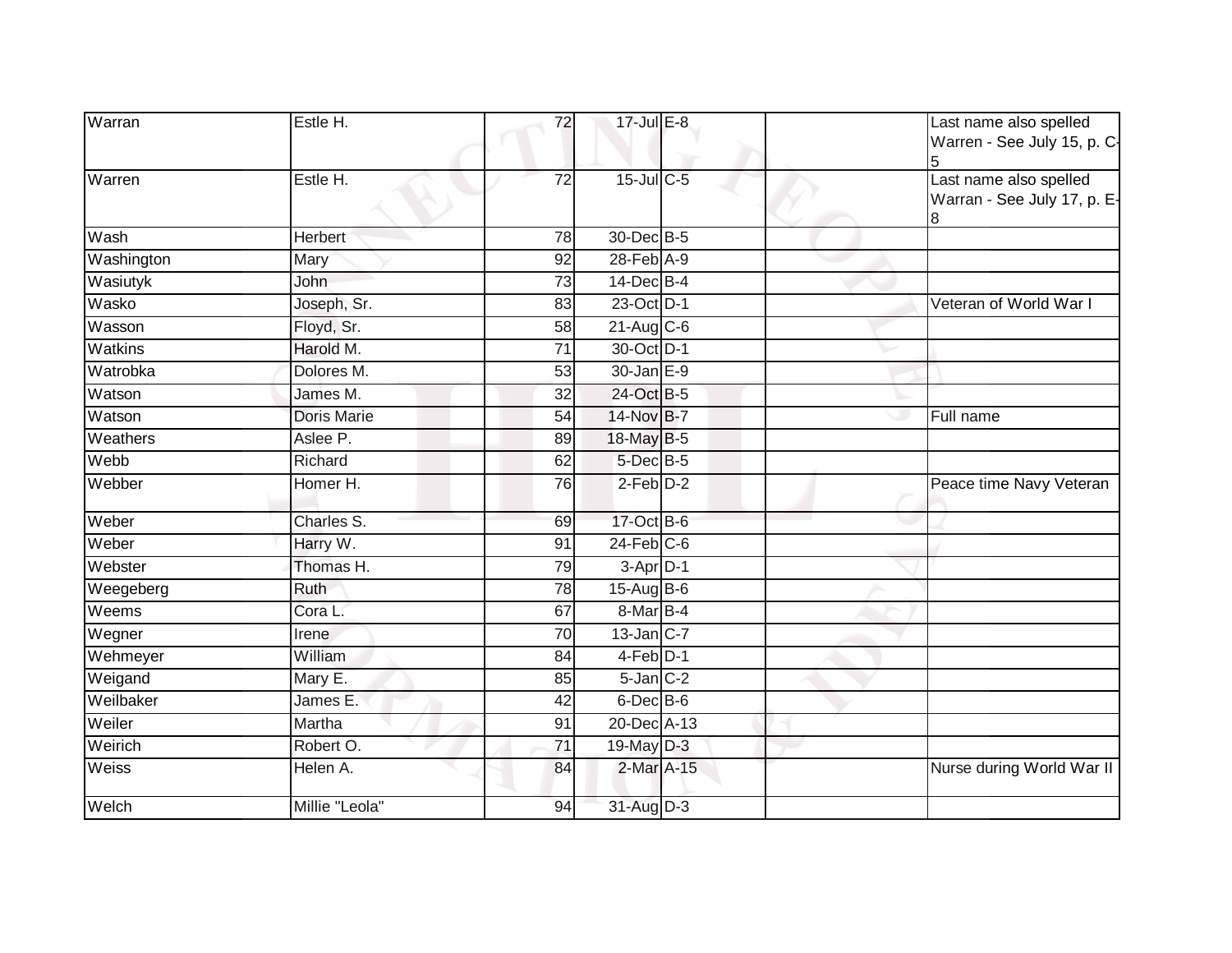| Warran | Estle H. | 72 | 17-Jul | E-8 | | Last name also spelled Warren - See July 15, p. C-5 |
|---|---|---|---|---|---|---|
| Warren | Estle H. | 72 | 15-Jul | C-5 | | Last name also spelled Warran - See July 17, p. E-8 |
| Wash | Herbert | 78 | 30-Dec | B-5 | | |
| Washington | Mary | 92 | 28-Feb | A-9 | | |
| Wasiutyk | John | 73 | 14-Dec | B-4 | | |
| Wasko | Joseph, Sr. | 83 | 23-Oct | D-1 | | Veteran of World War I |
| Wasson | Floyd, Sr. | 58 | 21-Aug | C-6 | | |
| Watkins | Harold M. | 71 | 30-Oct | D-1 | | |
| Watrobka | Dolores M. | 53 | 30-Jan | E-9 | | |
| Watson | James M. | 32 | 24-Oct | B-5 | | |
| Watson | Doris Marie | 54 | 14-Nov | B-7 | | Full name |
| Weathers | Aslee P. | 89 | 18-May | B-5 | | |
| Webb | Richard | 62 | 5-Dec | B-5 | | |
| Webber | Homer H. | 76 | 2-Feb | D-2 | | Peace time Navy Veteran |
| Weber | Charles S. | 69 | 17-Oct | B-6 | | |
| Weber | Harry W. | 91 | 24-Feb | C-6 | | |
| Webster | Thomas H. | 79 | 3-Apr | D-1 | | |
| Weegeberg | Ruth | 78 | 15-Aug | B-6 | | |
| Weems | Cora L. | 67 | 8-Mar | B-4 | | |
| Wegner | Irene | 70 | 13-Jan | C-7 | | |
| Wehmeyer | William | 84 | 4-Feb | D-1 | | |
| Weigand | Mary E. | 85 | 5-Jan | C-2 | | |
| Weilbaker | James E. | 42 | 6-Dec | B-6 | | |
| Weiler | Martha | 91 | 20-Dec | A-13 | | |
| Weirich | Robert O. | 71 | 19-May | D-3 | | |
| Weiss | Helen A. | 84 | 2-Mar | A-15 | | Nurse during World War II |
| Welch | Millie "Leola" | 94 | 31-Aug | D-3 | | |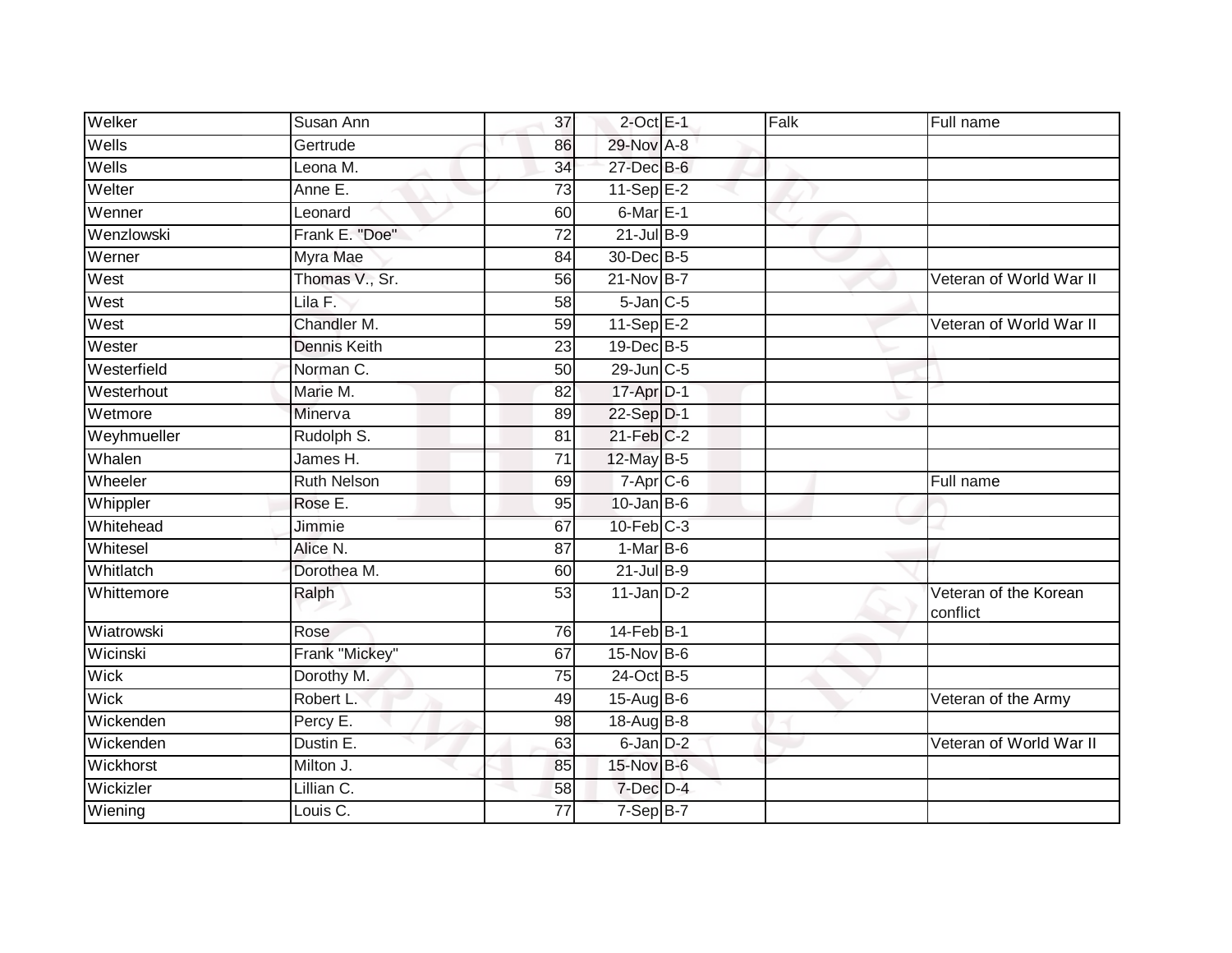| | | | | | | |
|---|---|---|---|---|---|---|
| Welker | Susan Ann | 37 | 2-Oct | E-1 | Falk | Full name |
| Wells | Gertrude | 86 | 29-Nov | A-8 | | |
| Wells | Leona M. | 34 | 27-Dec | B-6 | | |
| Welter | Anne E. | 73 | 11-Sep | E-2 | | |
| Wenner | Leonard | 60 | 6-Mar | E-1 | | |
| Wenzlowski | Frank E. "Doe" | 72 | 21-Jul | B-9 | | |
| Werner | Myra Mae | 84 | 30-Dec | B-5 | | |
| West | Thomas V., Sr. | 56 | 21-Nov | B-7 | | Veteran of World War II |
| West | Lila F. | 58 | 5-Jan | C-5 | | |
| West | Chandler M. | 59 | 11-Sep | E-2 | | Veteran of World War II |
| Wester | Dennis Keith | 23 | 19-Dec | B-5 | | |
| Westerfield | Norman C. | 50 | 29-Jun | C-5 | | |
| Westerhout | Marie M. | 82 | 17-Apr | D-1 | | |
| Wetmore | Minerva | 89 | 22-Sep | D-1 | | |
| Weyhmueller | Rudolph S. | 81 | 21-Feb | C-2 | | |
| Whalen | James H. | 71 | 12-May | B-5 | | |
| Wheeler | Ruth Nelson | 69 | 7-Apr | C-6 | | Full name |
| Whippler | Rose E. | 95 | 10-Jan | B-6 | | |
| Whitehead | Jimmie | 67 | 10-Feb | C-3 | | |
| Whitesel | Alice N. | 87 | 1-Mar | B-6 | | |
| Whitlatch | Dorothea M. | 60 | 21-Jul | B-9 | | |
| Whittemore | Ralph | 53 | 11-Jan | D-2 | | Veteran of the Korean conflict |
| Wiatrowski | Rose | 76 | 14-Feb | B-1 | | |
| Wicinski | Frank "Mickey" | 67 | 15-Nov | B-6 | | |
| Wick | Dorothy M. | 75 | 24-Oct | B-5 | | |
| Wick | Robert L. | 49 | 15-Aug | B-6 | | Veteran of the Army |
| Wickenden | Percy E. | 98 | 18-Aug | B-8 | | |
| Wickenden | Dustin E. | 63 | 6-Jan | D-2 | | Veteran of World War II |
| Wickhorst | Milton J. | 85 | 15-Nov | B-6 | | |
| Wickizler | Lillian C. | 58 | 7-Dec | D-4 | | |
| Wiening | Louis C. | 77 | 7-Sep | B-7 | | |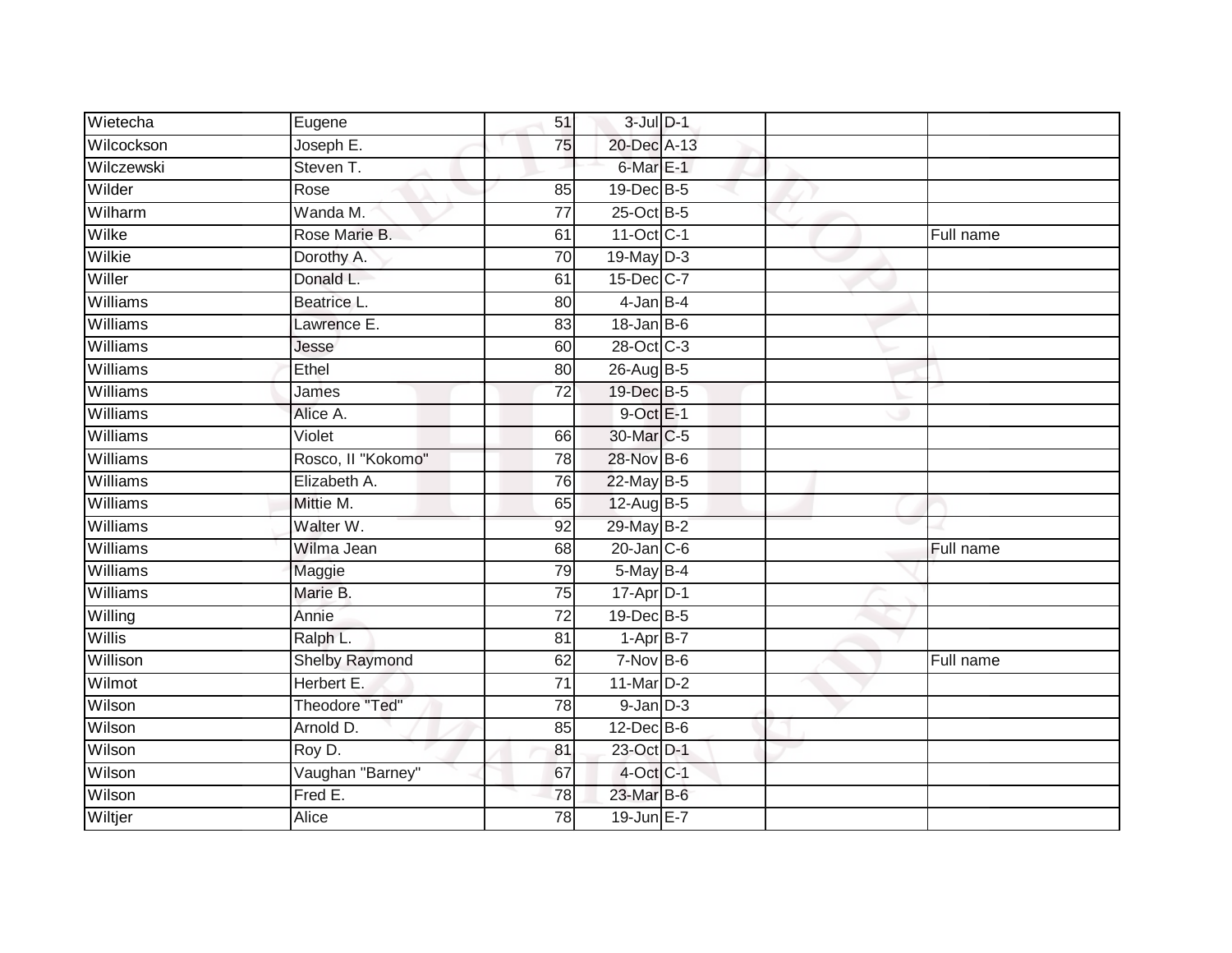| | | | | | | |
|---|---|---|---|---|---|---|
| Wietecha | Eugene | 51 | 3-Jul | D-1 | | |
| Wilcockson | Joseph E. | 75 | 20-Dec | A-13 | | |
| Wilczewski | Steven T. | | 6-Mar | E-1 | | |
| Wilder | Rose | 85 | 19-Dec | B-5 | | |
| Wilharm | Wanda M. | 77 | 25-Oct | B-5 | | |
| Wilke | Rose Marie B. | 61 | 11-Oct | C-1 | | Full name |
| Wilkie | Dorothy A. | 70 | 19-May | D-3 | | |
| Willer | Donald L. | 61 | 15-Dec | C-7 | | |
| Williams | Beatrice L. | 80 | 4-Jan | B-4 | | |
| Williams | Lawrence E. | 83 | 18-Jan | B-6 | | |
| Williams | Jesse | 60 | 28-Oct | C-3 | | |
| Williams | Ethel | 80 | 26-Aug | B-5 | | |
| Williams | James | 72 | 19-Dec | B-5 | | |
| Williams | Alice A. | | 9-Oct | E-1 | | |
| Williams | Violet | 66 | 30-Mar | C-5 | | |
| Williams | Rosco, II "Kokomo" | 78 | 28-Nov | B-6 | | |
| Williams | Elizabeth A. | 76 | 22-May | B-5 | | |
| Williams | Mittie M. | 65 | 12-Aug | B-5 | | |
| Williams | Walter W. | 92 | 29-May | B-2 | | |
| Williams | Wilma Jean | 68 | 20-Jan | C-6 | | Full name |
| Williams | Maggie | 79 | 5-May | B-4 | | |
| Williams | Marie B. | 75 | 17-Apr | D-1 | | |
| Willing | Annie | 72 | 19-Dec | B-5 | | |
| Willis | Ralph L. | 81 | 1-Apr | B-7 | | |
| Willison | Shelby Raymond | 62 | 7-Nov | B-6 | | Full name |
| Wilmot | Herbert E. | 71 | 11-Mar | D-2 | | |
| Wilson | Theodore "Ted" | 78 | 9-Jan | D-3 | | |
| Wilson | Arnold D. | 85 | 12-Dec | B-6 | | |
| Wilson | Roy D. | 81 | 23-Oct | D-1 | | |
| Wilson | Vaughan "Barney" | 67 | 4-Oct | C-1 | | |
| Wilson | Fred E. | 78 | 23-Mar | B-6 | | |
| Wiltjer | Alice | 78 | 19-Jun | E-7 | | |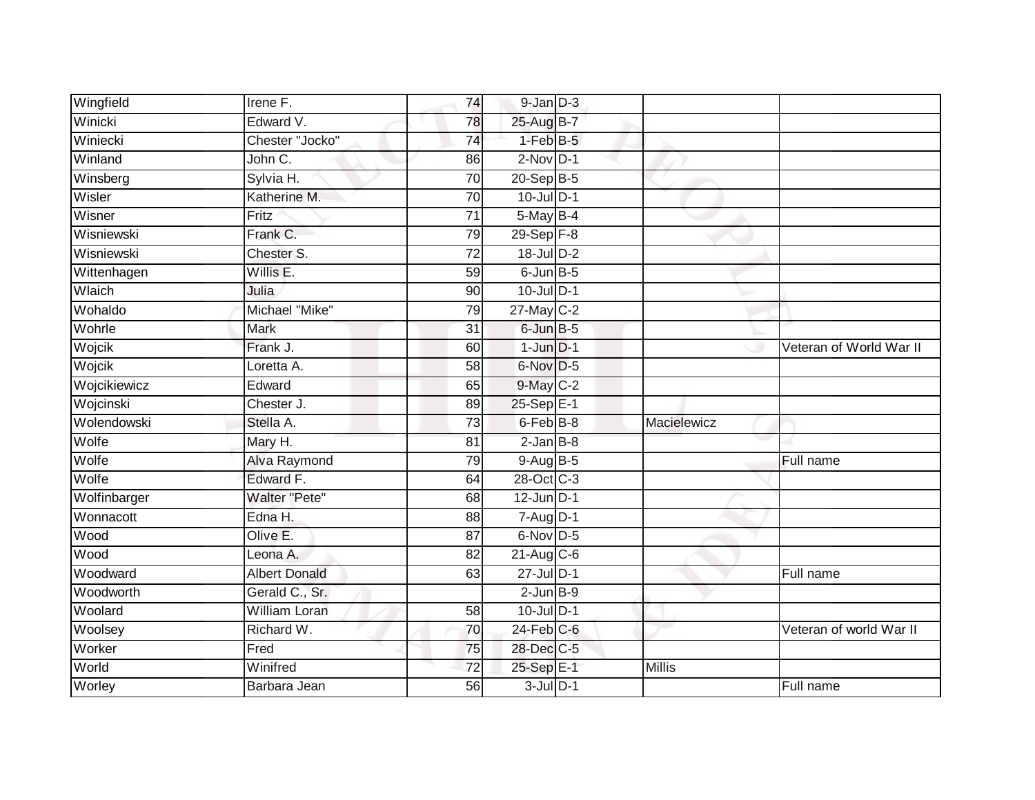| | | | | | | |
|---|---|---|---|---|---|---|
| Wingfield | Irene F. | 74 | 9-Jan | D-3 | | |
| Winicki | Edward V. | 78 | 25-Aug | B-7 | | |
| Winiecki | Chester "Jocko" | 74 | 1-Feb | B-5 | | |
| Winland | John C. | 86 | 2-Nov | D-1 | | |
| Winsberg | Sylvia H. | 70 | 20-Sep | B-5 | | |
| Wisler | Katherine M. | 70 | 10-Jul | D-1 | | |
| Wisner | Fritz | 71 | 5-May | B-4 | | |
| Wisniewski | Frank C. | 79 | 29-Sep | F-8 | | |
| Wisniewski | Chester S. | 72 | 18-Jul | D-2 | | |
| Wittenhagen | Willis E. | 59 | 6-Jun | B-5 | | |
| Wlaich | Julia | 90 | 10-Jul | D-1 | | |
| Wohaldo | Michael "Mike" | 79 | 27-May | C-2 | | |
| Wohrle | Mark | 31 | 6-Jun | B-5 | | |
| Wojcik | Frank J. | 60 | 1-Jun | D-1 | | Veteran of World War II |
| Wojcik | Loretta A. | 58 | 6-Nov | D-5 | | |
| Wojcikiewicz | Edward | 65 | 9-May | C-2 | | |
| Wojcinski | Chester J. | 89 | 25-Sep | E-1 | | |
| Wolendowski | Stella A. | 73 | 6-Feb | B-8 | Macielewicz | |
| Wolfe | Mary H. | 81 | 2-Jan | B-8 | | |
| Wolfe | Alva Raymond | 79 | 9-Aug | B-5 | | Full name |
| Wolfe | Edward F. | 64 | 28-Oct | C-3 | | |
| Wolfinbarger | Walter "Pete" | 68 | 12-Jun | D-1 | | |
| Wonnacott | Edna H. | 88 | 7-Aug | D-1 | | |
| Wood | Olive E. | 87 | 6-Nov | D-5 | | |
| Wood | Leona A. | 82 | 21-Aug | C-6 | | |
| Woodward | Albert Donald | 63 | 27-Jul | D-1 | | Full name |
| Woodworth | Gerald C., Sr. | | 2-Jun | B-9 | | |
| Woolard | William Loran | 58 | 10-Jul | D-1 | | |
| Woolsey | Richard W. | 70 | 24-Feb | C-6 | | Veteran of world War II |
| Worker | Fred | 75 | 28-Dec | C-5 | | |
| World | Winifred | 72 | 25-Sep | E-1 | Millis | |
| Worley | Barbara Jean | 56 | 3-Jul | D-1 | | Full name |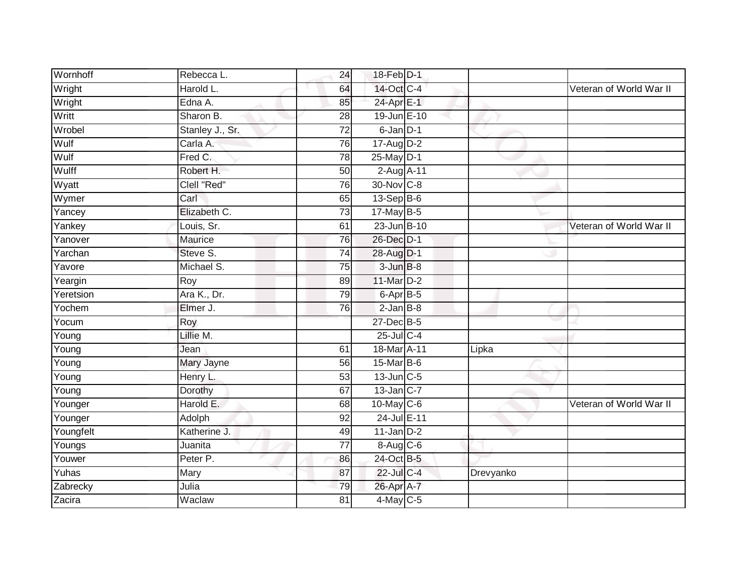| Wornhoff | Rebecca L. | 24 | 18-Feb | D-1 | | |
|---|---|---|---|---|---|---|
| Wright | Harold L. | 64 | 14-Oct | C-4 | | Veteran of World War II |
| Wright | Edna A. | 85 | 24-Apr | E-1 | | |
| Writt | Sharon B. | 28 | 19-Jun | E-10 | | |
| Wrobel | Stanley J., Sr. | 72 | 6-Jan | D-1 | | |
| Wulf | Carla A. | 76 | 17-Aug | D-2 | | |
| Wulf | Fred C. | 78 | 25-May | D-1 | | |
| Wulff | Robert H. | 50 | 2-Aug | A-11 | | |
| Wyatt | Clell "Red" | 76 | 30-Nov | C-8 | | |
| Wymer | Carl | 65 | 13-Sep | B-6 | | |
| Yancey | Elizabeth C. | 73 | 17-May | B-5 | | |
| Yankey | Louis, Sr. | 61 | 23-Jun | B-10 | | Veteran of World War II |
| Yanover | Maurice | 76 | 26-Dec | D-1 | | |
| Yarchan | Steve S. | 74 | 28-Aug | D-1 | | |
| Yavore | Michael S. | 75 | 3-Jun | B-8 | | |
| Yeargin | Roy | 89 | 11-Mar | D-2 | | |
| Yeretsion | Ara K., Dr. | 79 | 6-Apr | B-5 | | |
| Yochem | Elmer J. | 76 | 2-Jan | B-8 | | |
| Yocum | Roy | | 27-Dec | B-5 | | |
| Young | Lillie M. | | 25-Jul | C-4 | | |
| Young | Jean | 61 | 18-Mar | A-11 | Lipka | |
| Young | Mary Jayne | 56 | 15-Mar | B-6 | | |
| Young | Henry L. | 53 | 13-Jun | C-5 | | |
| Young | Dorothy | 67 | 13-Jan | C-7 | | |
| Younger | Harold E. | 68 | 10-May | C-6 | | Veteran of World War II |
| Younger | Adolph | 92 | 24-Jul | E-11 | | |
| Youngfelt | Katherine J. | 49 | 11-Jan | D-2 | | |
| Youngs | Juanita | 77 | 8-Aug | C-6 | | |
| Youwer | Peter P. | 86 | 24-Oct | B-5 | | |
| Yuhas | Mary | 87 | 22-Jul | C-4 | Drevyanko | |
| Zabrecky | Julia | 79 | 26-Apr | A-7 | | |
| Zacira | Waclaw | 81 | 4-May | C-5 | | |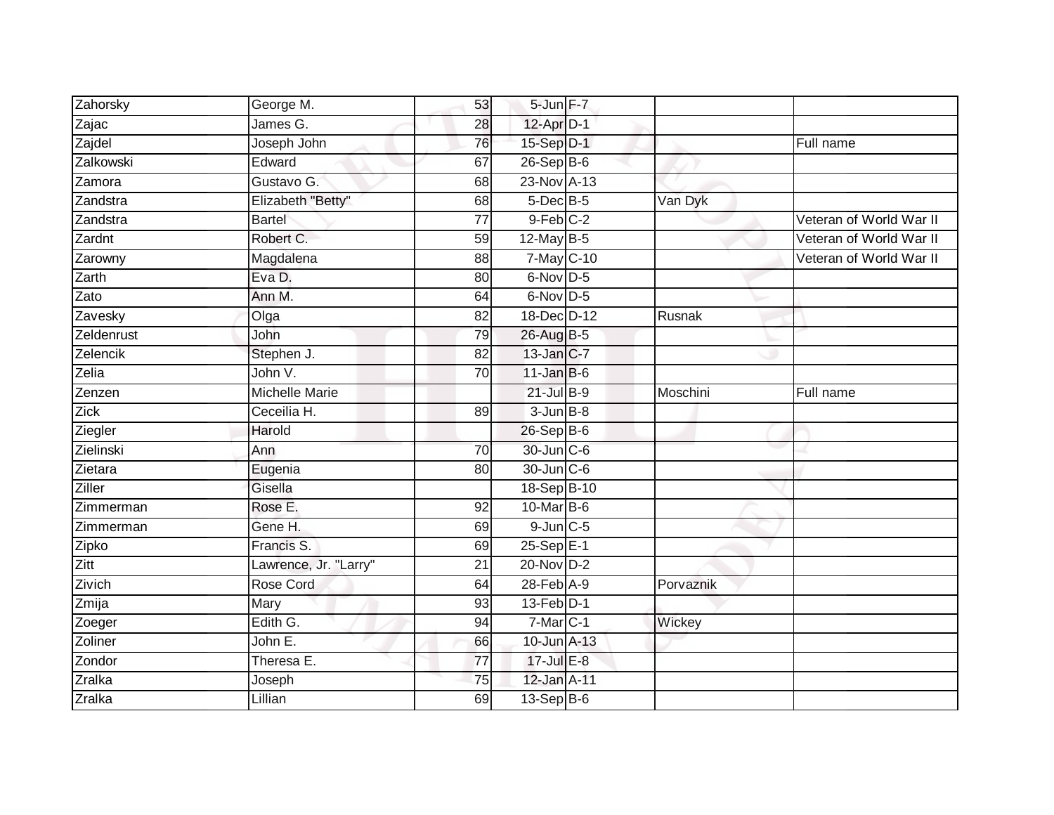| | | | | | | |
|---|---|---|---|---|---|---|
| Zahorsky | George M. | 53 | 5-Jun | F-7 | | |
| Zajac | James G. | 28 | 12-Apr | D-1 | | |
| Zajdel | Joseph John | 76 | 15-Sep | D-1 | | Full name |
| Zalkowski | Edward | 67 | 26-Sep | B-6 | | |
| Zamora | Gustavo G. | 68 | 23-Nov | A-13 | | |
| Zandstra | Elizabeth "Betty" | 68 | 5-Dec | B-5 | Van Dyk | |
| Zandstra | Bartel | 77 | 9-Feb | C-2 | | Veteran of World War II |
| Zardnt | Robert C. | 59 | 12-May | B-5 | | Veteran of World War II |
| Zarowny | Magdalena | 88 | 7-May | C-10 | | Veteran of World War II |
| Zarth | Eva D. | 80 | 6-Nov | D-5 | | |
| Zato | Ann M. | 64 | 6-Nov | D-5 | | |
| Zavesky | Olga | 82 | 18-Dec | D-12 | Rusnak | |
| Zeldenrust | John | 79 | 26-Aug | B-5 | | |
| Zelencik | Stephen J. | 82 | 13-Jan | C-7 | | |
| Zelia | John V. | 70 | 11-Jan | B-6 | | |
| Zenzen | Michelle Marie | | 21-Jul | B-9 | Moschini | Full name |
| Zick | Ceceilia H. | 89 | 3-Jun | B-8 | | |
| Ziegler | Harold | | 26-Sep | B-6 | | |
| Zielinski | Ann | 70 | 30-Jun | C-6 | | |
| Zietara | Eugenia | 80 | 30-Jun | C-6 | | |
| Ziller | Gisella | | 18-Sep | B-10 | | |
| Zimmerman | Rose E. | 92 | 10-Mar | B-6 | | |
| Zimmerman | Gene H. | 69 | 9-Jun | C-5 | | |
| Zipko | Francis S. | 69 | 25-Sep | E-1 | | |
| Zitt | Lawrence, Jr. "Larry" | 21 | 20-Nov | D-2 | | |
| Zivich | Rose Cord | 64 | 28-Feb | A-9 | Porvaznik | |
| Zmija | Mary | 93 | 13-Feb | D-1 | | |
| Zoeger | Edith G. | 94 | 7-Mar | C-1 | Wickey | |
| Zoliner | John E. | 66 | 10-Jun | A-13 | | |
| Zondor | Theresa E. | 77 | 17-Jul | E-8 | | |
| Zralka | Joseph | 75 | 12-Jan | A-11 | | |
| Zralka | Lillian | 69 | 13-Sep | B-6 | | |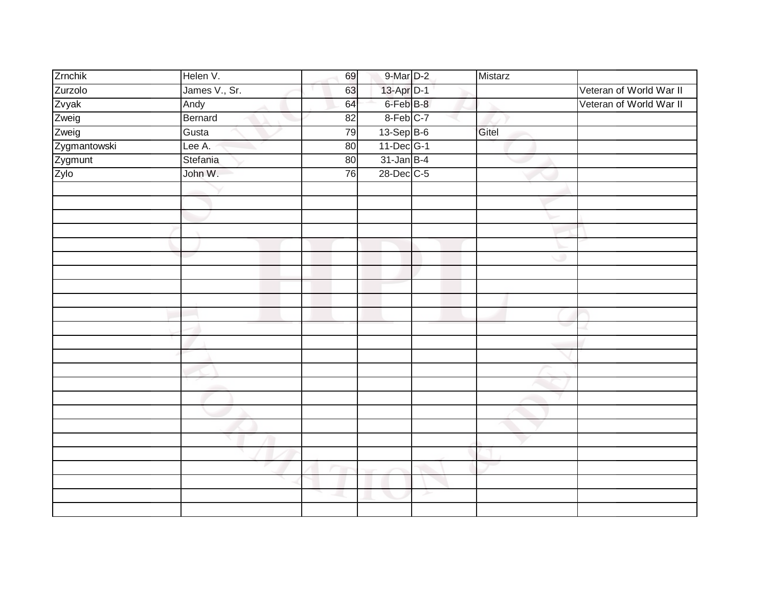| | | | | | | |
|---|---|---|---|---|---|---|
| Zrnchik | Helen V. | 69 | 9-Mar | D-2 | Mistarz | |
| Zurzolo | James V., Sr. | 63 | 13-Apr | D-1 | | Veteran of World War II |
| Zvyak | Andy | 64 | 6-Feb | B-8 | | Veteran of World War II |
| Zweig | Bernard | 82 | 8-Feb | C-7 | | |
| Zweig | Gusta | 79 | 13-Sep | B-6 | Gitel | |
| Zygmantowski | Lee A. | 80 | 11-Dec | G-1 | | |
| Zygmunt | Stefania | 80 | 31-Jan | B-4 | | |
| Zylo | John W. | 76 | 28-Dec | C-5 | | |